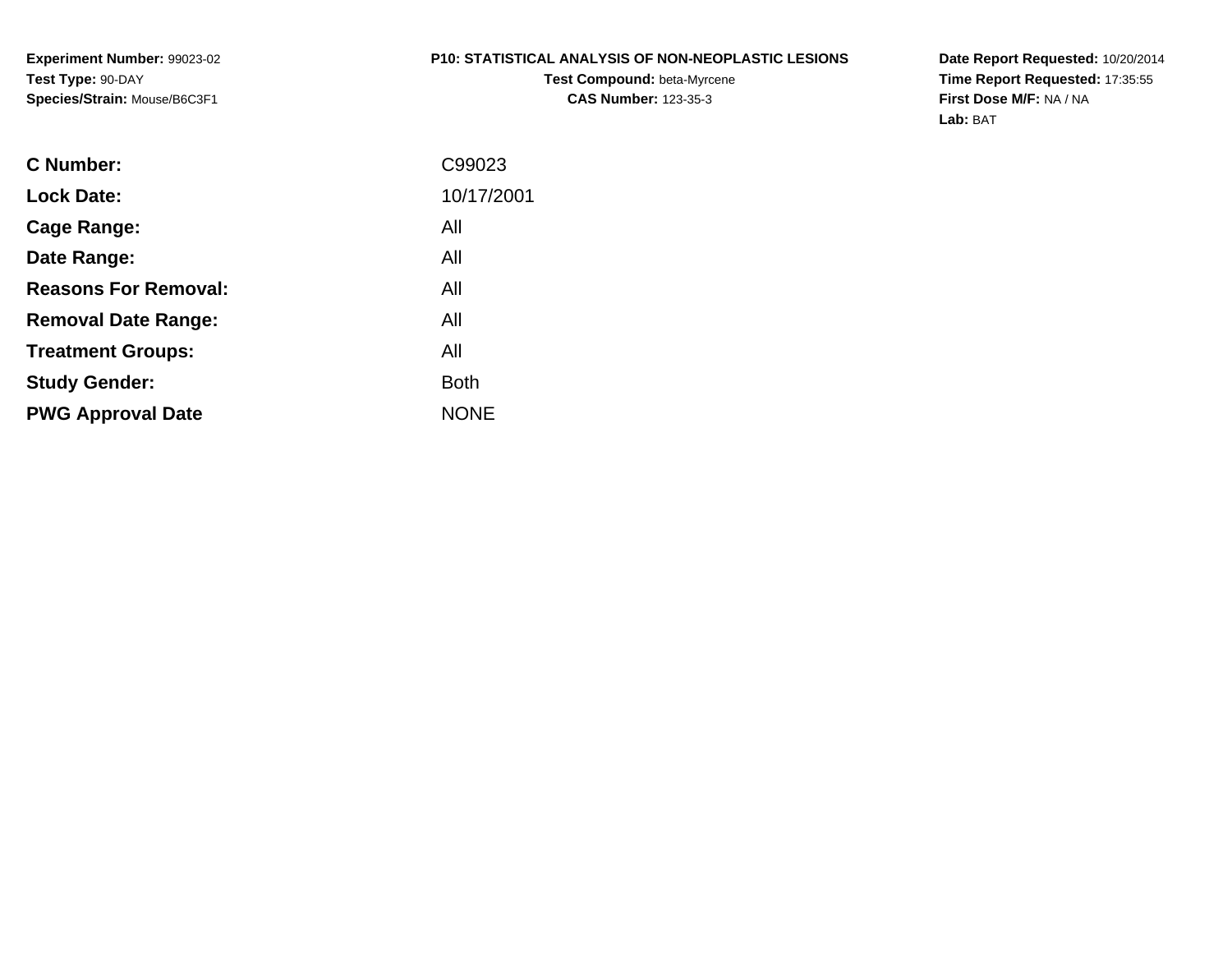**Experiment Number:** 99023-02
**Test Type:** 90-DAY
**Species/Strain:** Mouse/B6C3F1

**P10: STATISTICAL ANALYSIS OF NON-NEOPLASTIC LESIONS**
**Test Compound:** beta-Myrcene
**CAS Number:** 123-35-3

**Date Report Requested:** 10/20/2014
**Time Report Requested:** 17:35:55
**First Dose M/F:** NA / NA
**Lab:** BAT

| | |
|---|---|
| **C Number:** | C99023 |
| **Lock Date:** | 10/17/2001 |
| **Cage Range:** | All |
| **Date Range:** | All |
| **Reasons For Removal:** | All |
| **Removal Date Range:** | All |
| **Treatment Groups:** | All |
| **Study Gender:** | Both |
| **PWG Approval Date** | NONE |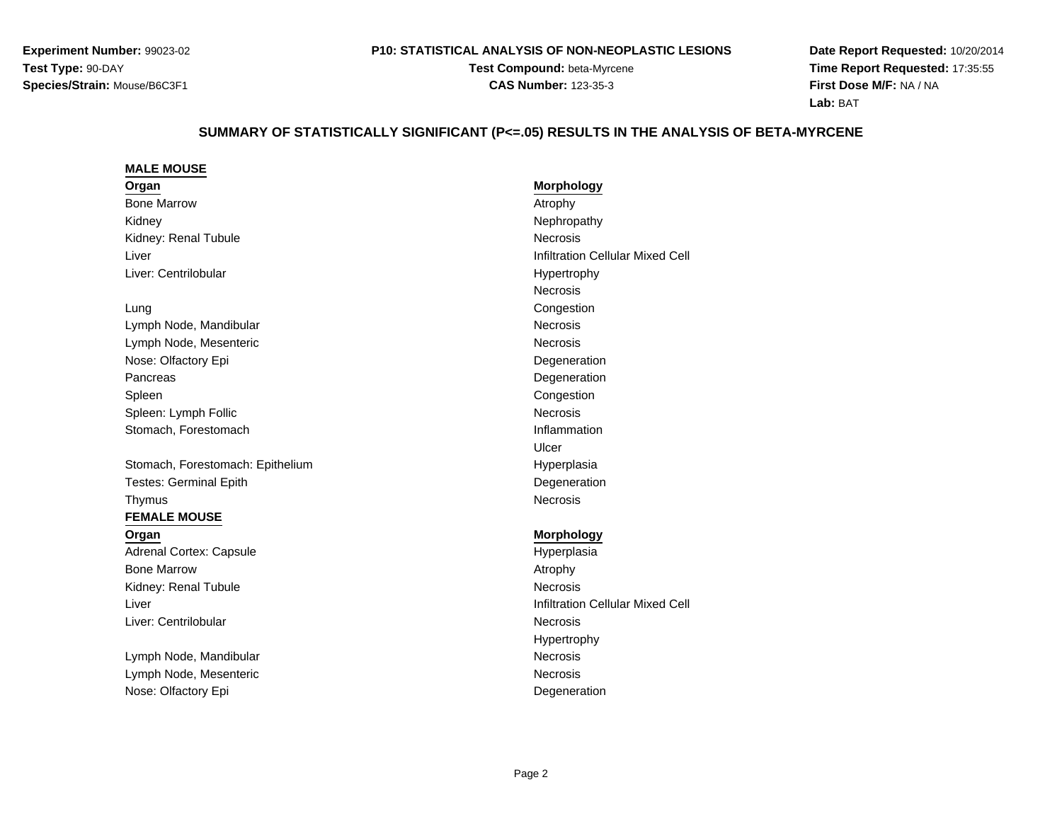**Experiment Number:** 99023-02
**Test Type:** 90-DAY
**Species/Strain:** Mouse/B6C3F1

**P10: STATISTICAL ANALYSIS OF NON-NEOPLASTIC LESIONS**
**Test Compound:** beta-Myrcene
**CAS Number:** 123-35-3

**Date Report Requested:** 10/20/2014
**Time Report Requested:** 17:35:55
**First Dose M/F:** NA / NA
**Lab:** BAT

## SUMMARY OF STATISTICALLY SIGNIFICANT (P<=.05) RESULTS IN THE ANALYSIS OF BETA-MYRCENE

### MALE MOUSE

| Organ | Morphology |
| --- | --- |
| Bone Marrow | Atrophy |
| Kidney | Nephropathy |
| Kidney: Renal Tubule | Necrosis |
| Liver | Infiltration Cellular Mixed Cell |
| Liver: Centrilobular | Hypertrophy |
| | Necrosis |
| Lung | Congestion |
| Lymph Node, Mandibular | Necrosis |
| Lymph Node, Mesenteric | Necrosis |
| Nose: Olfactory Epi | Degeneration |
| Pancreas | Degeneration |
| Spleen | Congestion |
| Spleen: Lymph Follic | Necrosis |
| Stomach, Forestomach | Inflammation |
| | Ulcer |
| Stomach, Forestomach: Epithelium | Hyperplasia |
| Testes: Germinal Epith | Degeneration |
| Thymus | Necrosis |

### FEMALE MOUSE

| Organ | Morphology |
| --- | --- |
| Adrenal Cortex: Capsule | Hyperplasia |
| Bone Marrow | Atrophy |
| Kidney: Renal Tubule | Necrosis |
| Liver | Infiltration Cellular Mixed Cell |
| Liver: Centrilobular | Necrosis |
| | Hypertrophy |
| Lymph Node, Mandibular | Necrosis |
| Lymph Node, Mesenteric | Necrosis |
| Nose: Olfactory Epi | Degeneration |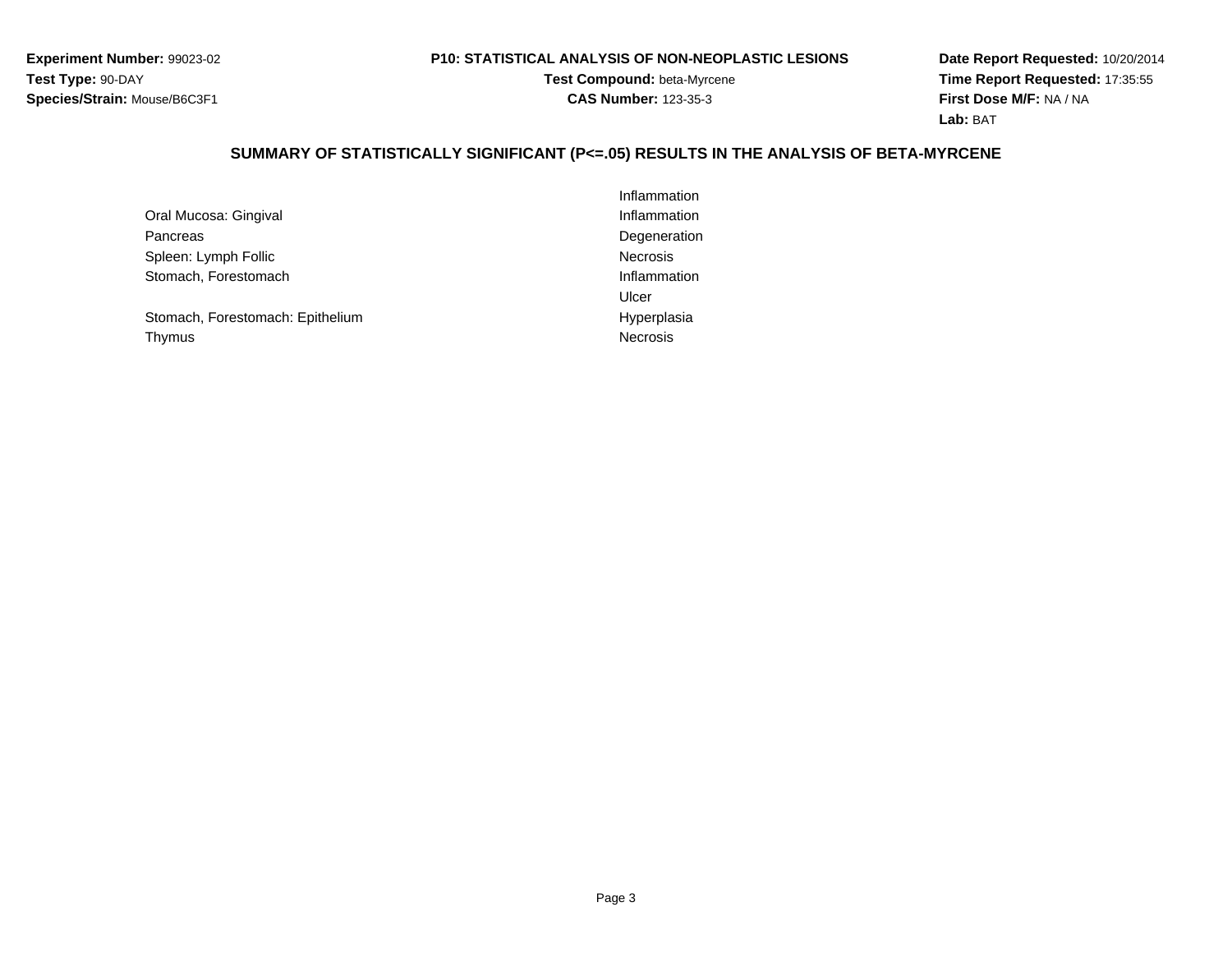**Experiment Number:** 99023-02
**Test Type:** 90-DAY
**Species/Strain:** Mouse/B6C3F1

**P10: STATISTICAL ANALYSIS OF NON-NEOPLASTIC LESIONS**
**Test Compound:** beta-Myrcene
**CAS Number:** 123-35-3

**Date Report Requested:** 10/20/2014
**Time Report Requested:** 17:35:55
**First Dose M/F:** NA / NA
**Lab:** BAT

## SUMMARY OF STATISTICALLY SIGNIFICANT (P<=.05) RESULTS IN THE ANALYSIS OF BETA-MYRCENE

| Organ | Lesion |
|---|---|
| | Inflammation |
| Oral Mucosa: Gingival | Inflammation |
| Pancreas | Degeneration |
| Spleen: Lymph Follic | Necrosis |
| Stomach, Forestomach | Inflammation |
| | Ulcer |
| Stomach, Forestomach: Epithelium | Hyperplasia |
| Thymus | Necrosis |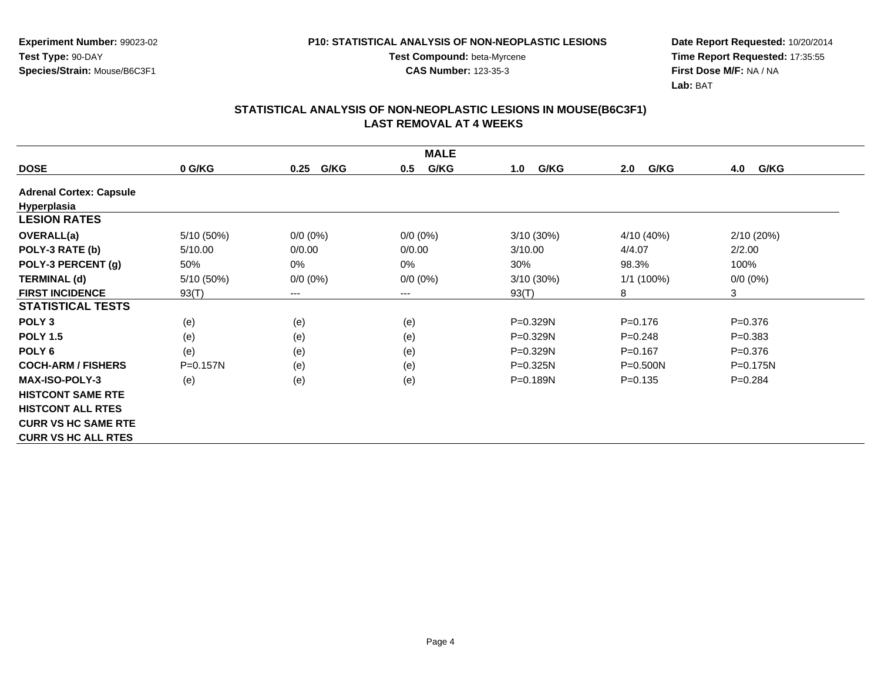**Experiment Number:** 99023-02
**Test Type:** 90-DAY
**Species/Strain:** Mouse/B6C3F1

**P10: STATISTICAL ANALYSIS OF NON-NEOPLASTIC LESIONS**
**Test Compound:** beta-Myrcene
**CAS Number:** 123-35-3

**Date Report Requested:** 10/20/2014
**Time Report Requested:** 17:35:55
**First Dose M/F:** NA / NA
**Lab:** BAT

## STATISTICAL ANALYSIS OF NON-NEOPLASTIC LESIONS IN MOUSE(B6C3F1)
## LAST REMOVAL AT 4 WEEKS

| MALE | | | | | | |
|---|---|---|---|---|---|---|
| **DOSE** | **0 G/KG** | **0.25 G/KG** | **0.5 G/KG** | **1.0 G/KG** | **2.0 G/KG** | **4.0 G/KG** |
| **Adrenal Cortex: Capsule** | | | | | | |
| **Hyperplasia** | | | | | | |
| **LESION RATES** | | | | | | |
| **OVERALL(a)** | 5/10 (50%) | 0/0 (0%) | 0/0 (0%) | 3/10 (30%) | 4/10 (40%) | 2/10 (20%) |
| **POLY-3 RATE (b)** | 5/10.00 | 0/0.00 | 0/0.00 | 3/10.00 | 4/4.07 | 2/2.00 |
| **POLY-3 PERCENT (g)** | 50% | 0% | 0% | 30% | 98.3% | 100% |
| **TERMINAL (d)** | 5/10 (50%) | 0/0 (0%) | 0/0 (0%) | 3/10 (30%) | 1/1 (100%) | 0/0 (0%) |
| **FIRST INCIDENCE** | 93(T) | --- | --- | 93(T) | 8 | 3 |
| **STATISTICAL TESTS** | | | | | | |
| **POLY 3** | (e) | (e) | (e) | P=0.329N | P=0.176 | P=0.376 |
| **POLY 1.5** | (e) | (e) | (e) | P=0.329N | P=0.248 | P=0.383 |
| **POLY 6** | (e) | (e) | (e) | P=0.329N | P=0.167 | P=0.376 |
| **COCH-ARM / FISHERS** | P=0.157N | (e) | (e) | P=0.325N | P=0.500N | P=0.175N |
| **MAX-ISO-POLY-3** | (e) | (e) | (e) | P=0.189N | P=0.135 | P=0.284 |
| **HISTCONT SAME RTE** | | | | | | |
| **HISTCONT ALL RTES** | | | | | | |
| **CURR VS HC SAME RTE** | | | | | | |
| **CURR VS HC ALL RTES** | | | | | | |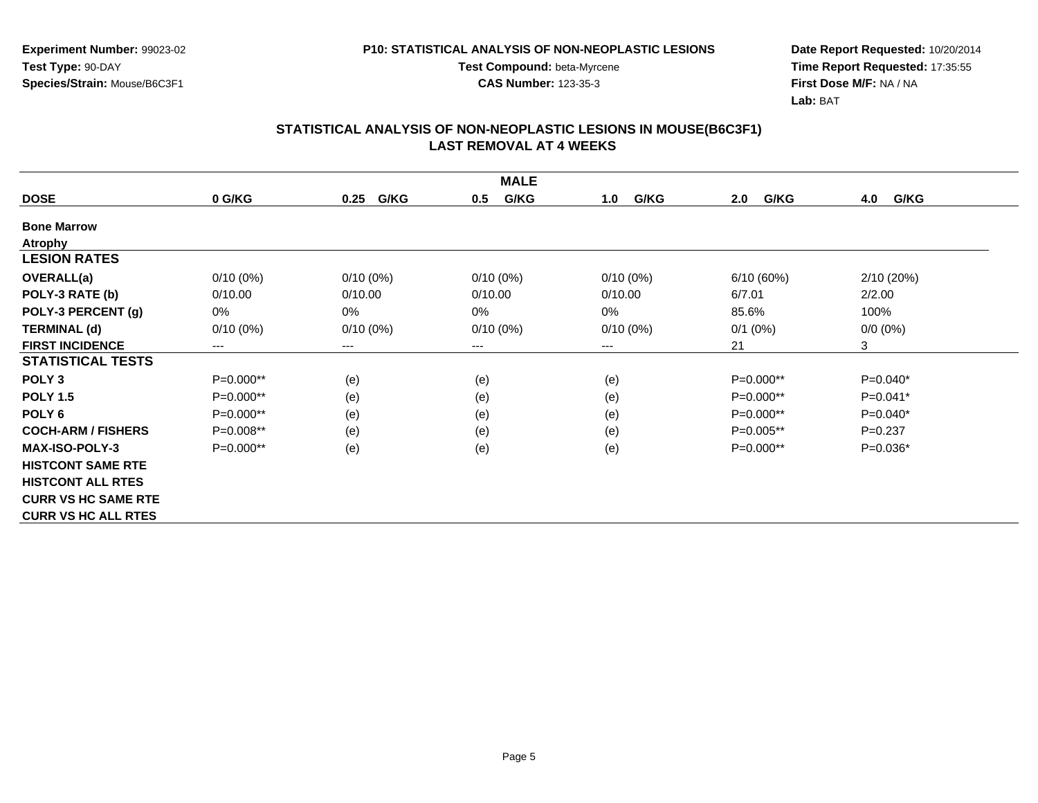**Experiment Number:** 99023-02
**Test Type:** 90-DAY
**Species/Strain:** Mouse/B6C3F1

**P10: STATISTICAL ANALYSIS OF NON-NEOPLASTIC LESIONS**
**Test Compound:** beta-Myrcene
**CAS Number:** 123-35-3

**Date Report Requested:** 10/20/2014
**Time Report Requested:** 17:35:55
**First Dose M/F:** NA / NA
**Lab:** BAT

## STATISTICAL ANALYSIS OF NON-NEOPLASTIC LESIONS IN MOUSE(B6C3F1)
## LAST REMOVAL AT 4 WEEKS

| | | | MALE | | | |
|---|---|---|---|---|---|---|
| **DOSE** | **0 G/KG** | **0.25 G/KG** | **0.5 G/KG** | **1.0 G/KG** | **2.0 G/KG** | **4.0 G/KG** |
| **Bone Marrow** | | | | | | |
| **Atrophy** | | | | | | |
| **LESION RATES** | | | | | | |
| **OVERALL(a)** | 0/10 (0%) | 0/10 (0%) | 0/10 (0%) | 0/10 (0%) | 6/10 (60%) | 2/10 (20%) |
| **POLY-3 RATE (b)** | 0/10.00 | 0/10.00 | 0/10.00 | 0/10.00 | 6/7.01 | 2/2.00 |
| **POLY-3 PERCENT (g)** | 0% | 0% | 0% | 0% | 85.6% | 100% |
| **TERMINAL (d)** | 0/10 (0%) | 0/10 (0%) | 0/10 (0%) | 0/10 (0%) | 0/1 (0%) | 0/0 (0%) |
| **FIRST INCIDENCE** | --- | --- | --- | --- | 21 | 3 |
| **STATISTICAL TESTS** | | | | | | |
| **POLY 3** | P=0.000** | (e) | (e) | (e) | P=0.000** | P=0.040* |
| **POLY 1.5** | P=0.000** | (e) | (e) | (e) | P=0.000** | P=0.041* |
| **POLY 6** | P=0.000** | (e) | (e) | (e) | P=0.000** | P=0.040* |
| **COCH-ARM / FISHERS** | P=0.008** | (e) | (e) | (e) | P=0.005** | P=0.237 |
| **MAX-ISO-POLY-3** | P=0.000** | (e) | (e) | (e) | P=0.000** | P=0.036* |
| **HISTCONT SAME RTE** | | | | | | |
| **HISTCONT ALL RTES** | | | | | | |
| **CURR VS HC SAME RTE** | | | | | | |
| **CURR VS HC ALL RTES** | | | | | | |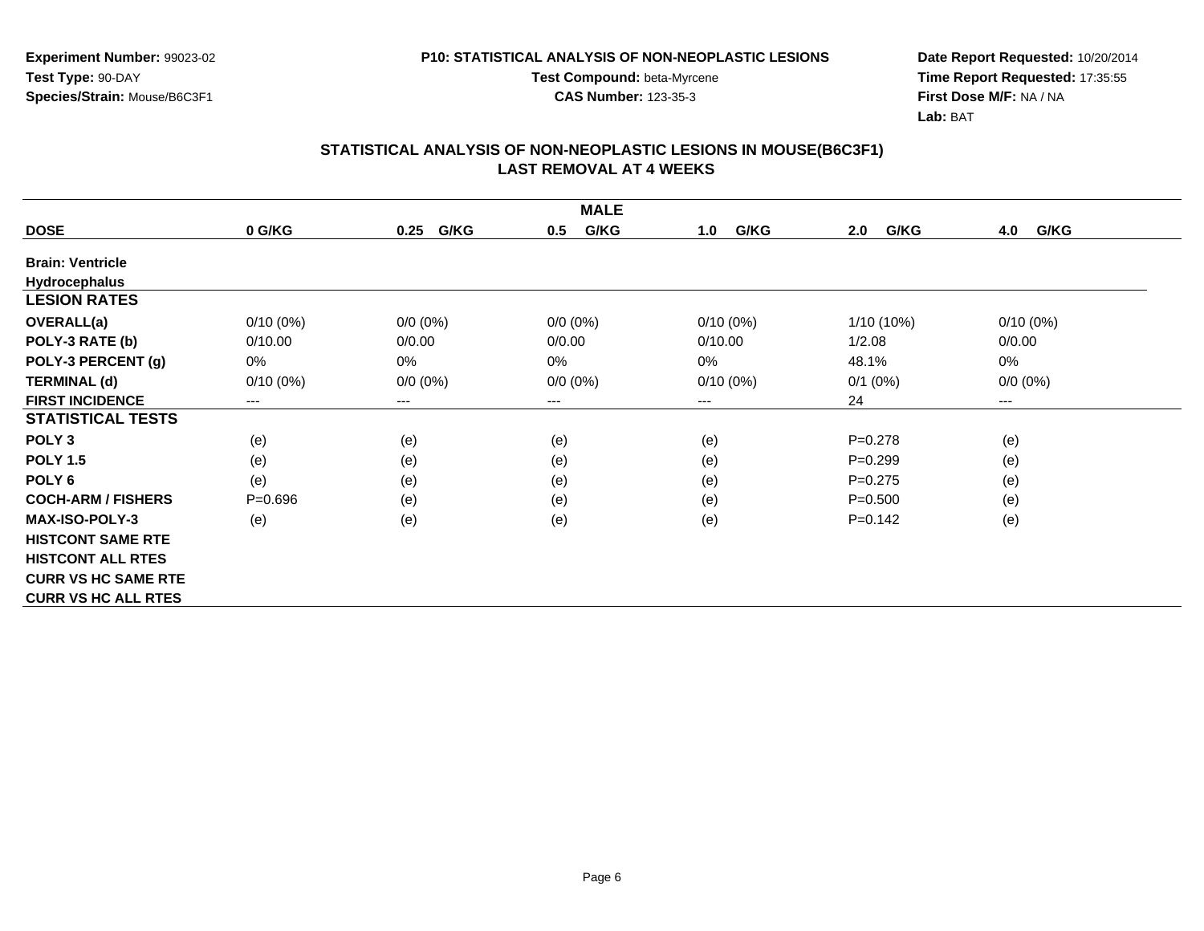**Experiment Number:** 99023-02
**Test Type:** 90-DAY
**Species/Strain:** Mouse/B6C3F1

**P10: STATISTICAL ANALYSIS OF NON-NEOPLASTIC LESIONS**
**Test Compound:** beta-Myrcene
**CAS Number:** 123-35-3

**Date Report Requested:** 10/20/2014
**Time Report Requested:** 17:35:55
**First Dose M/F:** NA / NA
**Lab:** BAT

## STATISTICAL ANALYSIS OF NON-NEOPLASTIC LESIONS IN MOUSE(B6C3F1)
## LAST REMOVAL AT 4 WEEKS

| MALE | | | | | | |
|---|---|---|---|---|---|---|
| **DOSE** | **0 G/KG** | **0.25 G/KG** | **0.5 G/KG** | **1.0 G/KG** | **2.0 G/KG** | **4.0 G/KG** |
| **Brain: Ventricle** | | | | | | |
| **Hydrocephalus** | | | | | | |
| **LESION RATES** | | | | | | |
| **OVERALL(a)** | 0/10 (0%) | 0/0 (0%) | 0/0 (0%) | 0/10 (0%) | 1/10 (10%) | 0/10 (0%) |
| **POLY-3 RATE (b)** | 0/10.00 | 0/0.00 | 0/0.00 | 0/10.00 | 1/2.08 | 0/0.00 |
| **POLY-3 PERCENT (g)** | 0% | 0% | 0% | 0% | 48.1% | 0% |
| **TERMINAL (d)** | 0/10 (0%) | 0/0 (0%) | 0/0 (0%) | 0/10 (0%) | 0/1 (0%) | 0/0 (0%) |
| **FIRST INCIDENCE** | --- | --- | --- | --- | 24 | --- |
| **STATISTICAL TESTS** | | | | | | |
| **POLY 3** | (e) | (e) | (e) | (e) | P=0.278 | (e) |
| **POLY 1.5** | (e) | (e) | (e) | (e) | P=0.299 | (e) |
| **POLY 6** | (e) | (e) | (e) | (e) | P=0.275 | (e) |
| **COCH-ARM / FISHERS** | P=0.696 | (e) | (e) | (e) | P=0.500 | (e) |
| **MAX-ISO-POLY-3** | (e) | (e) | (e) | (e) | P=0.142 | (e) |
| **HISTCONT SAME RTE** | | | | | | |
| **HISTCONT ALL RTES** | | | | | | |
| **CURR VS HC SAME RTE** | | | | | | |
| **CURR VS HC ALL RTES** | | | | | | |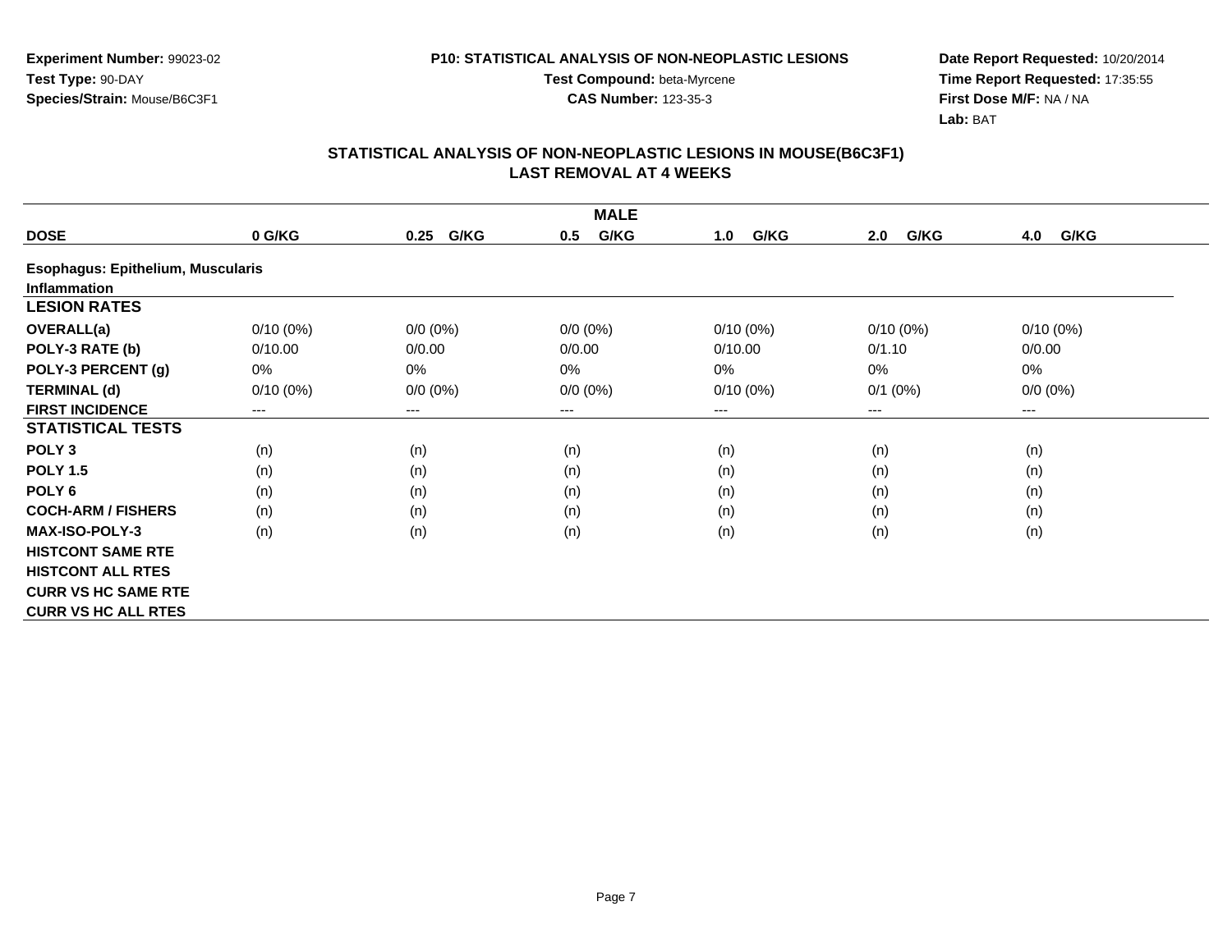Experiment Number: 99023-02
Test Type: 90-DAY
Species/Strain: Mouse/B6C3F1

P10: STATISTICAL ANALYSIS OF NON-NEOPLASTIC LESIONS
Test Compound: beta-Myrcene
CAS Number: 123-35-3

Date Report Requested: 10/20/2014
Time Report Requested: 17:35:55
First Dose M/F: NA / NA
Lab: BAT

## STATISTICAL ANALYSIS OF NON-NEOPLASTIC LESIONS IN MOUSE(B6C3F1)
## LAST REMOVAL AT 4 WEEKS

| MALE | | | | | | |
|---|---|---|---|---|---|---|
| **DOSE** | **0 G/KG** | **0.25 G/KG** | **0.5 G/KG** | **1.0 G/KG** | **2.0 G/KG** | **4.0 G/KG** |
| **Esophagus: Epithelium, Muscularis** | | | | | | |
| **Inflammation** | | | | | | |
| **LESION RATES** | | | | | | |
| **OVERALL(a)** | 0/10 (0%) | 0/0 (0%) | 0/0 (0%) | 0/10 (0%) | 0/10 (0%) | 0/10 (0%) |
| **POLY-3 RATE (b)** | 0/10.00 | 0/0.00 | 0/0.00 | 0/10.00 | 0/1.10 | 0/0.00 |
| **POLY-3 PERCENT (g)** | 0% | 0% | 0% | 0% | 0% | 0% |
| **TERMINAL (d)** | 0/10 (0%) | 0/0 (0%) | 0/0 (0%) | 0/10 (0%) | 0/1 (0%) | 0/0 (0%) |
| **FIRST INCIDENCE** | --- | --- | --- | --- | --- | --- |
| **STATISTICAL TESTS** | | | | | | |
| **POLY 3** | (n) | (n) | (n) | (n) | (n) | (n) |
| **POLY 1.5** | (n) | (n) | (n) | (n) | (n) | (n) |
| **POLY 6** | (n) | (n) | (n) | (n) | (n) | (n) |
| **COCH-ARM / FISHERS** | (n) | (n) | (n) | (n) | (n) | (n) |
| **MAX-ISO-POLY-3** | (n) | (n) | (n) | (n) | (n) | (n) |
| **HISTCONT SAME RTE** | | | | | | |
| **HISTCONT ALL RTES** | | | | | | |
| **CURR VS HC SAME RTE** | | | | | | |
| **CURR VS HC ALL RTES** | | | | | | |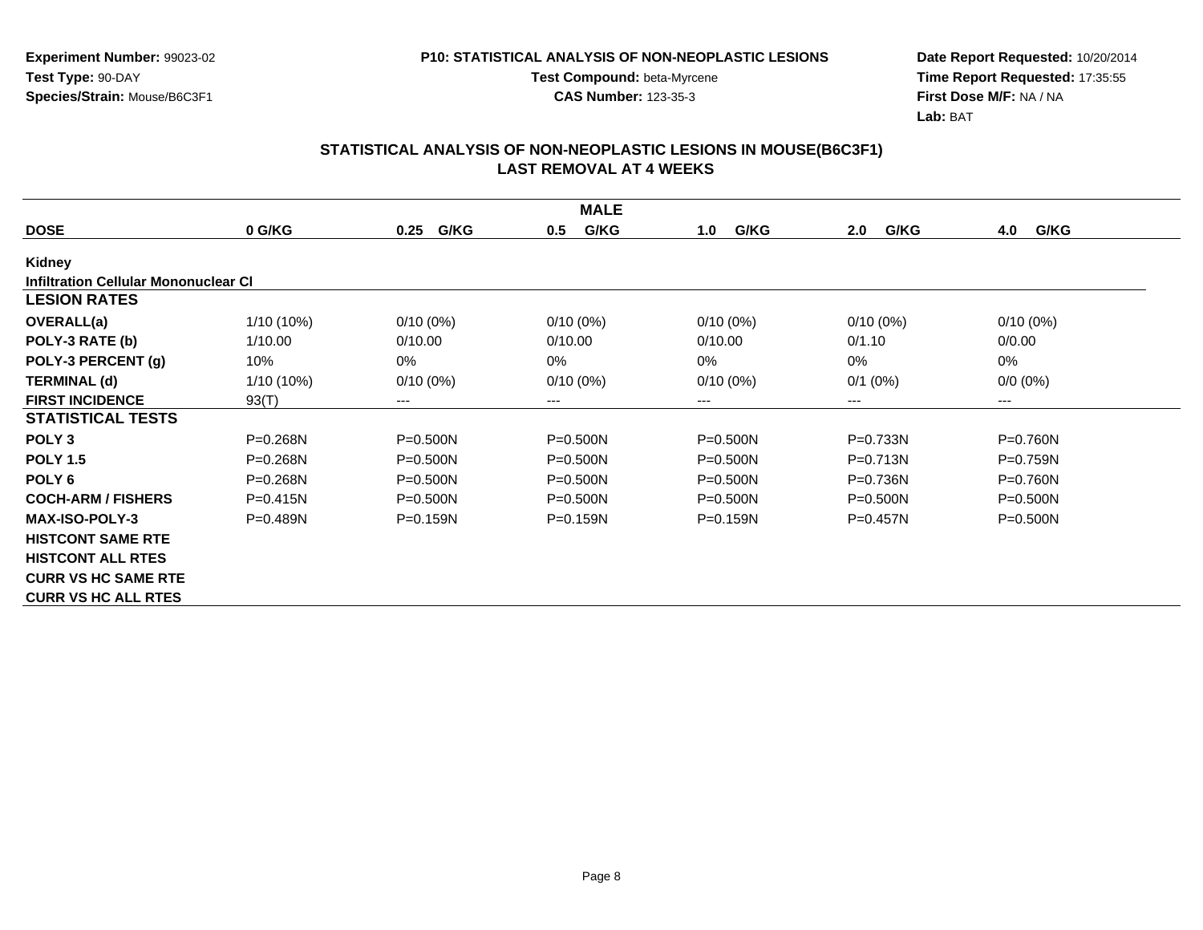Experiment Number: 99023-02
Test Type: 90-DAY
Species/Strain: Mouse/B6C3F1

P10: STATISTICAL ANALYSIS OF NON-NEOPLASTIC LESIONS
Test Compound: beta-Myrcene
CAS Number: 123-35-3

Date Report Requested: 10/20/2014
Time Report Requested: 17:35:55
First Dose M/F: NA / NA
Lab: BAT

## STATISTICAL ANALYSIS OF NON-NEOPLASTIC LESIONS IN MOUSE(B6C3F1) LAST REMOVAL AT 4 WEEKS

| MALE | | | | | | |
|---|---|---|---|---|---|---|
| **DOSE** | **0 G/KG** | **0.25 G/KG** | **0.5 G/KG** | **1.0 G/KG** | **2.0 G/KG** | **4.0 G/KG** |
| **Kidney** | | | | | | |
| **Infiltration Cellular Mononuclear Cl** | | | | | | |
| **LESION RATES** | | | | | | |
| **OVERALL(a)** | 1/10 (10%) | 0/10 (0%) | 0/10 (0%) | 0/10 (0%) | 0/10 (0%) | 0/10 (0%) |
| **POLY-3 RATE (b)** | 1/10.00 | 0/10.00 | 0/10.00 | 0/10.00 | 0/1.10 | 0/0.00 |
| **POLY-3 PERCENT (g)** | 10% | 0% | 0% | 0% | 0% | 0% |
| **TERMINAL (d)** | 1/10 (10%) | 0/10 (0%) | 0/10 (0%) | 0/10 (0%) | 0/1 (0%) | 0/0 (0%) |
| **FIRST INCIDENCE** | 93(T) | --- | --- | --- | --- | --- |
| **STATISTICAL TESTS** | | | | | | |
| **POLY 3** | P=0.268N | P=0.500N | P=0.500N | P=0.500N | P=0.733N | P=0.760N |
| **POLY 1.5** | P=0.268N | P=0.500N | P=0.500N | P=0.500N | P=0.713N | P=0.759N |
| **POLY 6** | P=0.268N | P=0.500N | P=0.500N | P=0.500N | P=0.736N | P=0.760N |
| **COCH-ARM / FISHERS** | P=0.415N | P=0.500N | P=0.500N | P=0.500N | P=0.500N | P=0.500N |
| **MAX-ISO-POLY-3** | P=0.489N | P=0.159N | P=0.159N | P=0.159N | P=0.457N | P=0.500N |
| **HISTCONT SAME RTE** | | | | | | |
| **HISTCONT ALL RTES** | | | | | | |
| **CURR VS HC SAME RTE** | | | | | | |
| **CURR VS HC ALL RTES** | | | | | | |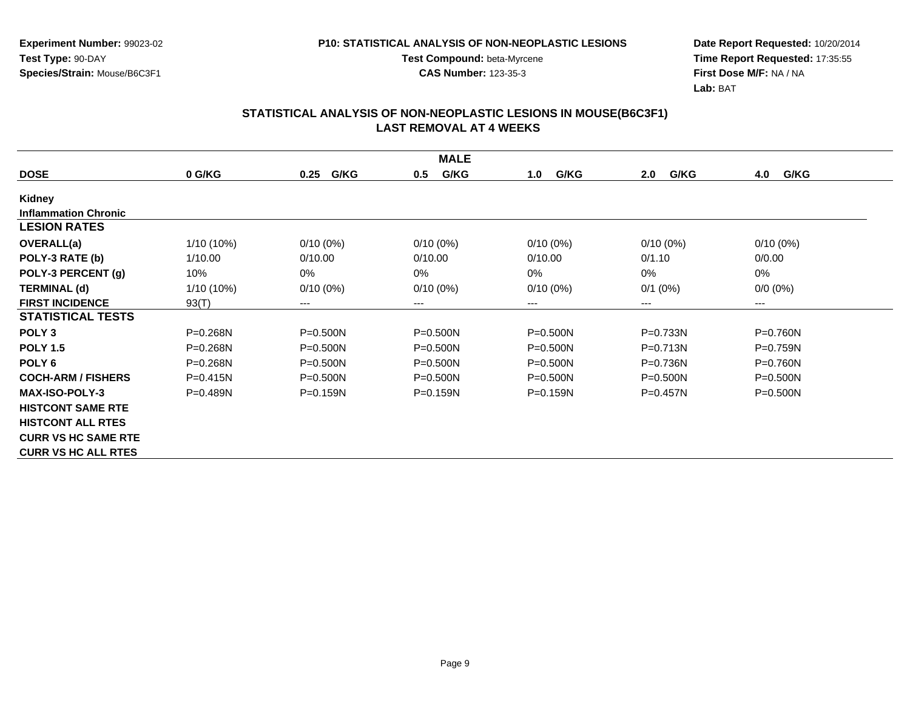**Experiment Number:** 99023-02
**Test Type:** 90-DAY
**Species/Strain:** Mouse/B6C3F1

**P10: STATISTICAL ANALYSIS OF NON-NEOPLASTIC LESIONS**
**Test Compound:** beta-Myrcene
**CAS Number:** 123-35-3

**Date Report Requested:** 10/20/2014
**Time Report Requested:** 17:35:55
**First Dose M/F:** NA / NA
**Lab:** BAT

## STATISTICAL ANALYSIS OF NON-NEOPLASTIC LESIONS IN MOUSE(B6C3F1)
## LAST REMOVAL AT 4 WEEKS

| MALE | | | | | | |
|---|---|---|---|---|---|---|
| **DOSE** | **0 G/KG** | **0.25 G/KG** | **0.5 G/KG** | **1.0 G/KG** | **2.0 G/KG** | **4.0 G/KG** |
| **Kidney** | | | | | | |
| **Inflammation Chronic** | | | | | | |
| **LESION RATES** | | | | | | |
| **OVERALL(a)** | 1/10 (10%) | 0/10 (0%) | 0/10 (0%) | 0/10 (0%) | 0/10 (0%) | 0/10 (0%) |
| **POLY-3 RATE (b)** | 1/10.00 | 0/10.00 | 0/10.00 | 0/10.00 | 0/1.10 | 0/0.00 |
| **POLY-3 PERCENT (g)** | 10% | 0% | 0% | 0% | 0% | 0% |
| **TERMINAL (d)** | 1/10 (10%) | 0/10 (0%) | 0/10 (0%) | 0/10 (0%) | 0/1 (0%) | 0/0 (0%) |
| **FIRST INCIDENCE** | 93(T) | --- | --- | --- | --- | --- |
| **STATISTICAL TESTS** | | | | | | |
| **POLY 3** | P=0.268N | P=0.500N | P=0.500N | P=0.500N | P=0.733N | P=0.760N |
| **POLY 1.5** | P=0.268N | P=0.500N | P=0.500N | P=0.500N | P=0.713N | P=0.759N |
| **POLY 6** | P=0.268N | P=0.500N | P=0.500N | P=0.500N | P=0.736N | P=0.760N |
| **COCH-ARM / FISHERS** | P=0.415N | P=0.500N | P=0.500N | P=0.500N | P=0.500N | P=0.500N |
| **MAX-ISO-POLY-3** | P=0.489N | P=0.159N | P=0.159N | P=0.159N | P=0.457N | P=0.500N |
| **HISTCONT SAME RTE** | | | | | | |
| **HISTCONT ALL RTES** | | | | | | |
| **CURR VS HC SAME RTE** | | | | | | |
| **CURR VS HC ALL RTES** | | | | | | |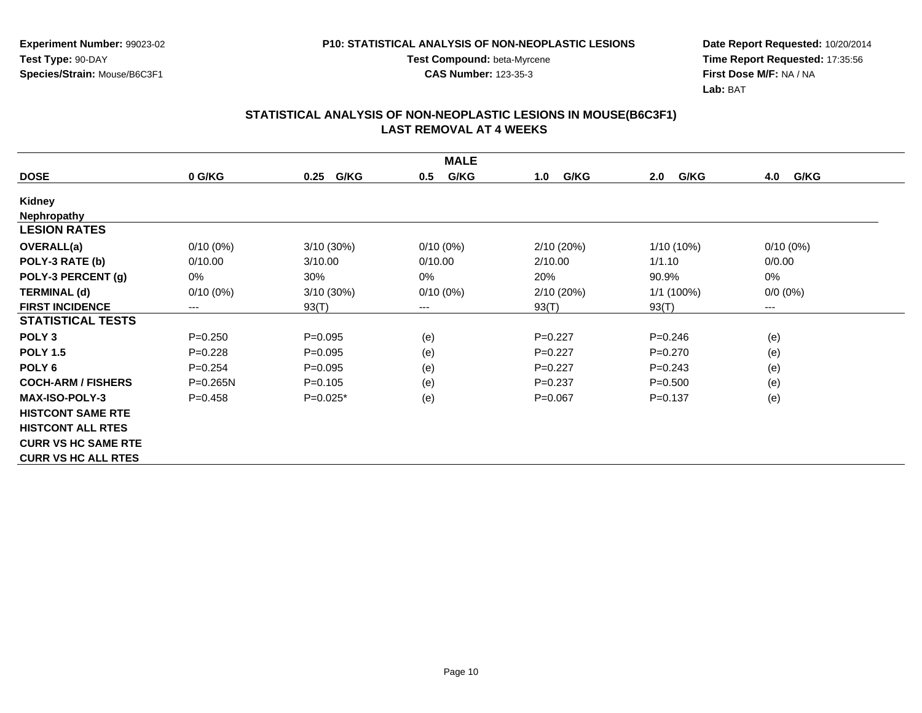**Experiment Number:** 99023-02
**Test Type:** 90-DAY
**Species/Strain:** Mouse/B6C3F1

**P10: STATISTICAL ANALYSIS OF NON-NEOPLASTIC LESIONS**
**Test Compound:** beta-Myrcene
**CAS Number:** 123-35-3

**Date Report Requested:** 10/20/2014
**Time Report Requested:** 17:35:56
**First Dose M/F:** NA / NA
**Lab:** BAT

## STATISTICAL ANALYSIS OF NON-NEOPLASTIC LESIONS IN MOUSE(B6C3F1)
## LAST REMOVAL AT 4 WEEKS

| MALE | | | | | | |
|---|---|---|---|---|---|---|
| **DOSE** | **0 G/KG** | **0.25 G/KG** | **0.5 G/KG** | **1.0 G/KG** | **2.0 G/KG** | **4.0 G/KG** |
| **Kidney** | | | | | | |
| **Nephropathy** | | | | | | |
| **LESION RATES** | | | | | | |
| **OVERALL(a)** | 0/10 (0%) | 3/10 (30%) | 0/10 (0%) | 2/10 (20%) | 1/10 (10%) | 0/10 (0%) |
| **POLY-3 RATE (b)** | 0/10.00 | 3/10.00 | 0/10.00 | 2/10.00 | 1/1.10 | 0/0.00 |
| **POLY-3 PERCENT (g)** | 0% | 30% | 0% | 20% | 90.9% | 0% |
| **TERMINAL (d)** | 0/10 (0%) | 3/10 (30%) | 0/10 (0%) | 2/10 (20%) | 1/1 (100%) | 0/0 (0%) |
| **FIRST INCIDENCE** | --- | 93(T) | --- | 93(T) | 93(T) | --- |
| **STATISTICAL TESTS** | | | | | | |
| **POLY 3** | P=0.250 | P=0.095 | (e) | P=0.227 | P=0.246 | (e) |
| **POLY 1.5** | P=0.228 | P=0.095 | (e) | P=0.227 | P=0.270 | (e) |
| **POLY 6** | P=0.254 | P=0.095 | (e) | P=0.227 | P=0.243 | (e) |
| **COCH-ARM / FISHERS** | P=0.265N | P=0.105 | (e) | P=0.237 | P=0.500 | (e) |
| **MAX-ISO-POLY-3** | P=0.458 | P=0.025* | (e) | P=0.067 | P=0.137 | (e) |
| **HISTCONT SAME RTE** | | | | | | |
| **HISTCONT ALL RTES** | | | | | | |
| **CURR VS HC SAME RTE** | | | | | | |
| **CURR VS HC ALL RTES** | | | | | | |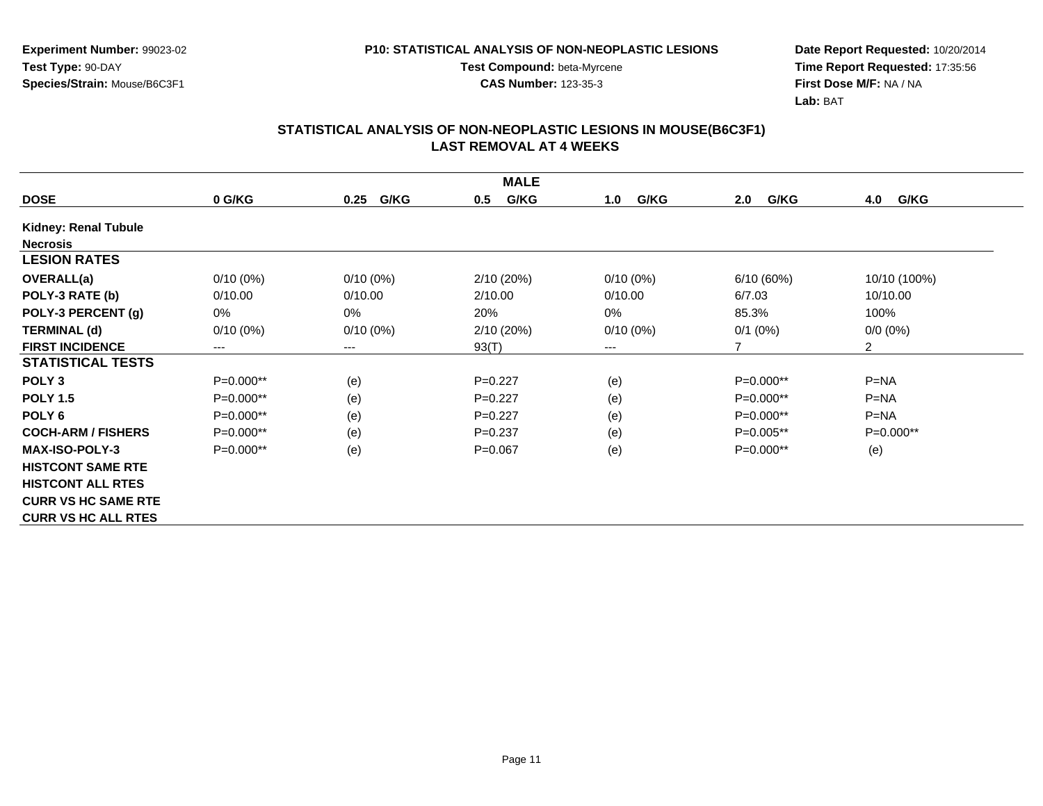**Experiment Number:** 99023-02
**Test Type:** 90-DAY
**Species/Strain:** Mouse/B6C3F1

**P10: STATISTICAL ANALYSIS OF NON-NEOPLASTIC LESIONS**
**Test Compound:** beta-Myrcene
**CAS Number:** 123-35-3

**Date Report Requested:** 10/20/2014
**Time Report Requested:** 17:35:56
**First Dose M/F:** NA / NA
**Lab:** BAT

## STATISTICAL ANALYSIS OF NON-NEOPLASTIC LESIONS IN MOUSE(B6C3F1)
## LAST REMOVAL AT 4 WEEKS

| | MALE | | | | | |
|---|---|---|---|---|---|---|
| **DOSE** | **0 G/KG** | **0.25 G/KG** | **0.5 G/KG** | **1.0 G/KG** | **2.0 G/KG** | **4.0 G/KG** |
| **Kidney: Renal Tubule** | | | | | | |
| **Necrosis** | | | | | | |
| **LESION RATES** | | | | | | |
| **OVERALL(a)** | 0/10 (0%) | 0/10 (0%) | 2/10 (20%) | 0/10 (0%) | 6/10 (60%) | 10/10 (100%) |
| **POLY-3 RATE (b)** | 0/10.00 | 0/10.00 | 2/10.00 | 0/10.00 | 6/7.03 | 10/10.00 |
| **POLY-3 PERCENT (g)** | 0% | 0% | 20% | 0% | 85.3% | 100% |
| **TERMINAL (d)** | 0/10 (0%) | 0/10 (0%) | 2/10 (20%) | 0/10 (0%) | 0/1 (0%) | 0/0 (0%) |
| **FIRST INCIDENCE** | --- | --- | 93(T) | --- | 7 | 2 |
| **STATISTICAL TESTS** | | | | | | |
| **POLY 3** | P=0.000** | (e) | P=0.227 | (e) | P=0.000** | P=NA |
| **POLY 1.5** | P=0.000** | (e) | P=0.227 | (e) | P=0.000** | P=NA |
| **POLY 6** | P=0.000** | (e) | P=0.227 | (e) | P=0.000** | P=NA |
| **COCH-ARM / FISHERS** | P=0.000** | (e) | P=0.237 | (e) | P=0.005** | P=0.000** |
| **MAX-ISO-POLY-3** | P=0.000** | (e) | P=0.067 | (e) | P=0.000** | (e) |
| **HISTCONT SAME RTE** | | | | | | |
| **HISTCONT ALL RTES** | | | | | | |
| **CURR VS HC SAME RTE** | | | | | | |
| **CURR VS HC ALL RTES** | | | | | | |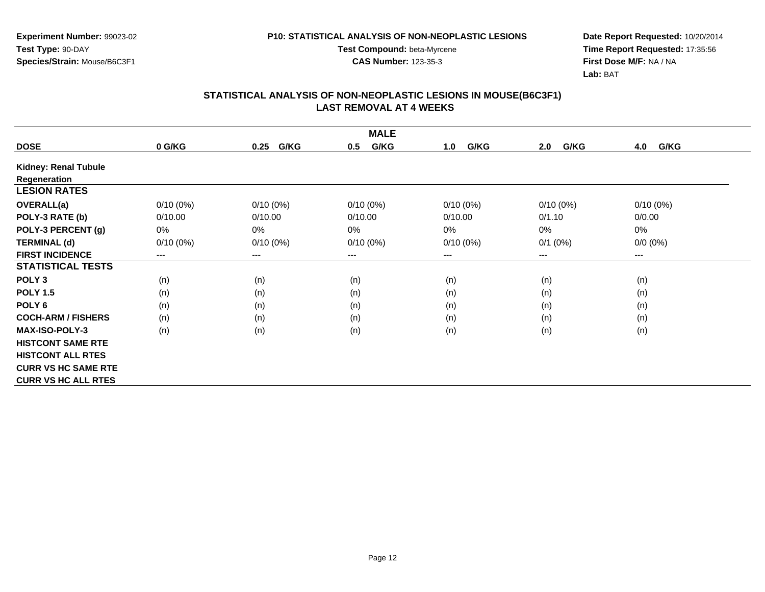**Experiment Number:** 99023-02
**Test Type:** 90-DAY
**Species/Strain:** Mouse/B6C3F1

**P10: STATISTICAL ANALYSIS OF NON-NEOPLASTIC LESIONS**
**Test Compound:** beta-Myrcene
**CAS Number:** 123-35-3

**Date Report Requested:** 10/20/2014
**Time Report Requested:** 17:35:56
**First Dose M/F:** NA / NA
**Lab:** BAT

## STATISTICAL ANALYSIS OF NON-NEOPLASTIC LESIONS IN MOUSE(B6C3F1) LAST REMOVAL AT 4 WEEKS

| | MALE | | | | | |
|---|---|---|---|---|---|---|
| **DOSE** | **0 G/KG** | **0.25 G/KG** | **0.5 G/KG** | **1.0 G/KG** | **2.0 G/KG** | **4.0 G/KG** |
| **Kidney: Renal Tubule Regeneration** | | | | | | |
| **LESION RATES** | | | | | | |
| **OVERALL(a)** | 0/10 (0%) | 0/10 (0%) | 0/10 (0%) | 0/10 (0%) | 0/10 (0%) | 0/10 (0%) |
| **POLY-3 RATE (b)** | 0/10.00 | 0/10.00 | 0/10.00 | 0/10.00 | 0/1.10 | 0/0.00 |
| **POLY-3 PERCENT (g)** | 0% | 0% | 0% | 0% | 0% | 0% |
| **TERMINAL (d)** | 0/10 (0%) | 0/10 (0%) | 0/10 (0%) | 0/10 (0%) | 0/1 (0%) | 0/0 (0%) |
| **FIRST INCIDENCE** | --- | --- | --- | --- | --- | --- |
| **STATISTICAL TESTS** | | | | | | |
| **POLY 3** | (n) | (n) | (n) | (n) | (n) | (n) |
| **POLY 1.5** | (n) | (n) | (n) | (n) | (n) | (n) |
| **POLY 6** | (n) | (n) | (n) | (n) | (n) | (n) |
| **COCH-ARM / FISHERS** | (n) | (n) | (n) | (n) | (n) | (n) |
| **MAX-ISO-POLY-3** | (n) | (n) | (n) | (n) | (n) | (n) |
| **HISTCONT SAME RTE** | | | | | | |
| **HISTCONT ALL RTES** | | | | | | |
| **CURR VS HC SAME RTE** | | | | | | |
| **CURR VS HC ALL RTES** | | | | | | |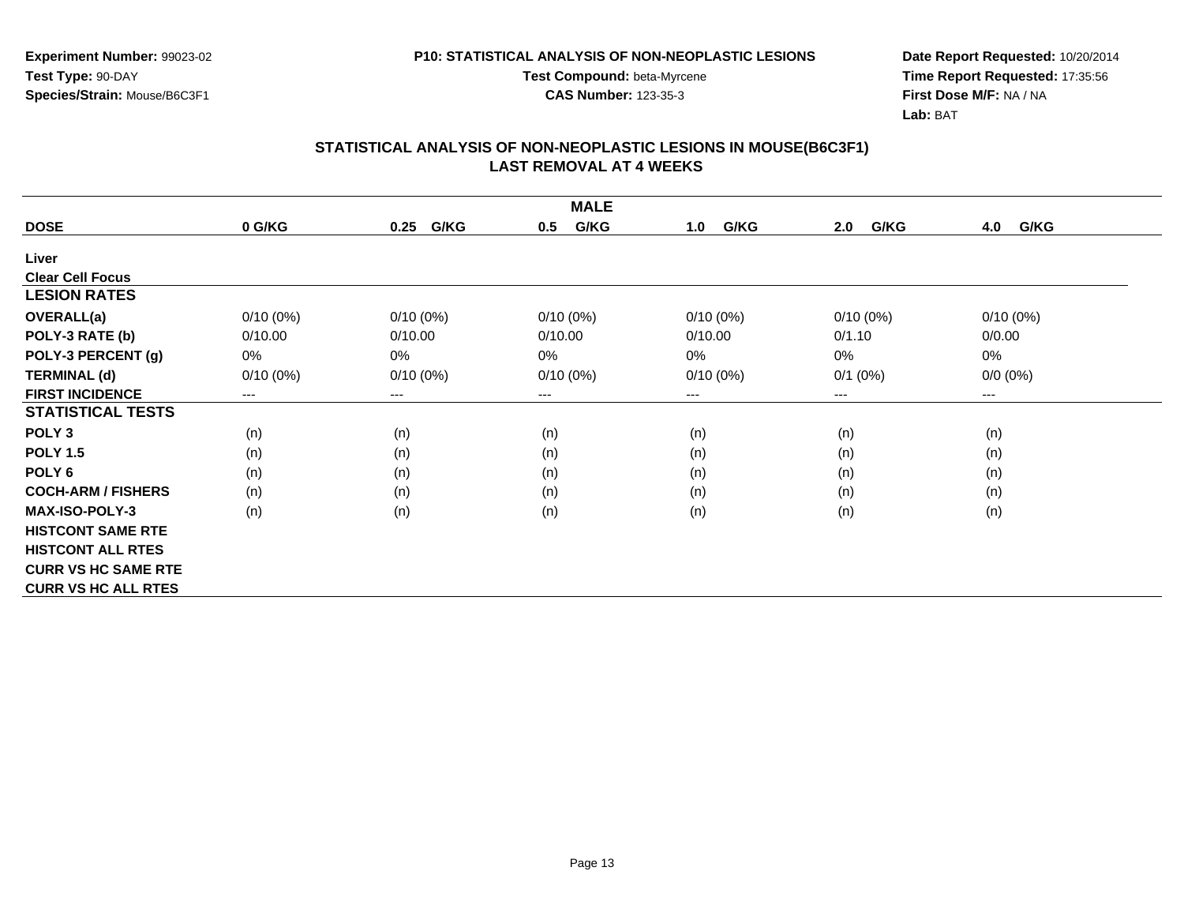**Experiment Number:** 99023-02
**Test Type:** 90-DAY
**Species/Strain:** Mouse/B6C3F1

**P10: STATISTICAL ANALYSIS OF NON-NEOPLASTIC LESIONS**
**Test Compound:** beta-Myrcene
**CAS Number:** 123-35-3

**Date Report Requested:** 10/20/2014
**Time Report Requested:** 17:35:56
**First Dose M/F:** NA / NA
**Lab:** BAT

## STATISTICAL ANALYSIS OF NON-NEOPLASTIC LESIONS IN MOUSE(B6C3F1)
## LAST REMOVAL AT 4 WEEKS

| MALE | | | | | | |
|---|---|---|---|---|---|---|
| **DOSE** | **0 G/KG** | **0.25 G/KG** | **0.5 G/KG** | **1.0 G/KG** | **2.0 G/KG** | **4.0 G/KG** |
| **Liver** | | | | | | |
| **Clear Cell Focus** | | | | | | |
| **LESION RATES** | | | | | | |
| **OVERALL(a)** | 0/10 (0%) | 0/10 (0%) | 0/10 (0%) | 0/10 (0%) | 0/10 (0%) | 0/10 (0%) |
| **POLY-3 RATE (b)** | 0/10.00 | 0/10.00 | 0/10.00 | 0/10.00 | 0/1.10 | 0/0.00 |
| **POLY-3 PERCENT (g)** | 0% | 0% | 0% | 0% | 0% | 0% |
| **TERMINAL (d)** | 0/10 (0%) | 0/10 (0%) | 0/10 (0%) | 0/10 (0%) | 0/1 (0%) | 0/0 (0%) |
| **FIRST INCIDENCE** | --- | --- | --- | --- | --- | --- |
| **STATISTICAL TESTS** | | | | | | |
| **POLY 3** | (n) | (n) | (n) | (n) | (n) | (n) |
| **POLY 1.5** | (n) | (n) | (n) | (n) | (n) | (n) |
| **POLY 6** | (n) | (n) | (n) | (n) | (n) | (n) |
| **COCH-ARM / FISHERS** | (n) | (n) | (n) | (n) | (n) | (n) |
| **MAX-ISO-POLY-3** | (n) | (n) | (n) | (n) | (n) | (n) |
| **HISTCONT SAME RTE** | | | | | | |
| **HISTCONT ALL RTES** | | | | | | |
| **CURR VS HC SAME RTE** | | | | | | |
| **CURR VS HC ALL RTES** | | | | | | |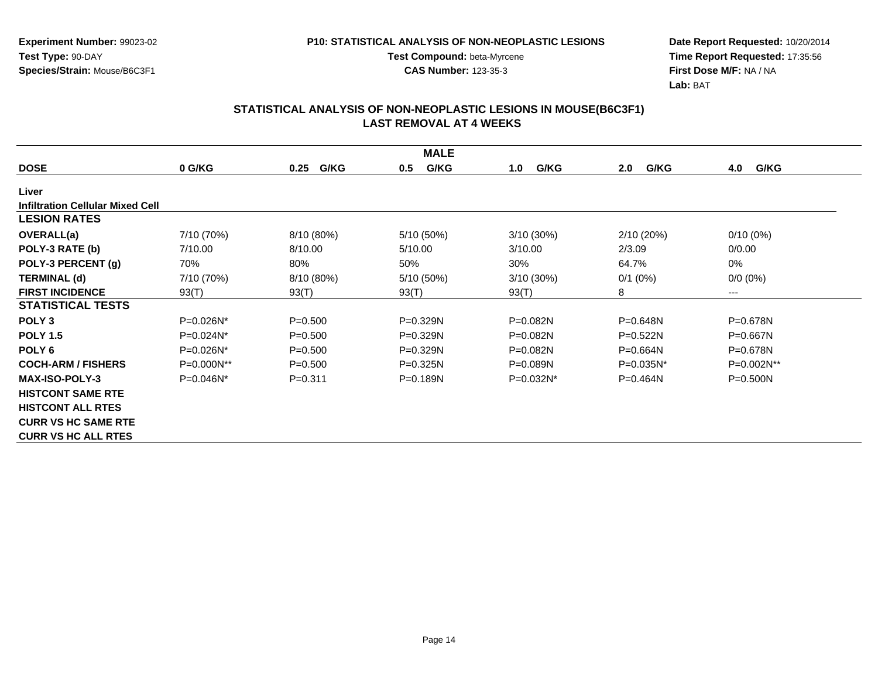**Experiment Number:** 99023-02
**Test Type:** 90-DAY
**Species/Strain:** Mouse/B6C3F1

**P10: STATISTICAL ANALYSIS OF NON-NEOPLASTIC LESIONS**
**Test Compound:** beta-Myrcene
**CAS Number:** 123-35-3

**Date Report Requested:** 10/20/2014
**Time Report Requested:** 17:35:56
**First Dose M/F:** NA / NA
**Lab:** BAT

## STATISTICAL ANALYSIS OF NON-NEOPLASTIC LESIONS IN MOUSE(B6C3F1)
## LAST REMOVAL AT 4 WEEKS

| | MALE | | | | | |
|---|---|---|---|---|---|---|
| **DOSE** | **0 G/KG** | **0.25 G/KG** | **0.5 G/KG** | **1.0 G/KG** | **2.0 G/KG** | **4.0 G/KG** |
| **Liver** | | | | | | |
| **Infiltration Cellular Mixed Cell** | | | | | | |
| **LESION RATES** | | | | | | |
| **OVERALL(a)** | 7/10 (70%) | 8/10 (80%) | 5/10 (50%) | 3/10 (30%) | 2/10 (20%) | 0/10 (0%) |
| **POLY-3 RATE (b)** | 7/10.00 | 8/10.00 | 5/10.00 | 3/10.00 | 2/3.09 | 0/0.00 |
| **POLY-3 PERCENT (g)** | 70% | 80% | 50% | 30% | 64.7% | 0% |
| **TERMINAL (d)** | 7/10 (70%) | 8/10 (80%) | 5/10 (50%) | 3/10 (30%) | 0/1 (0%) | 0/0 (0%) |
| **FIRST INCIDENCE** | 93(T) | 93(T) | 93(T) | 93(T) | 8 | --- |
| **STATISTICAL TESTS** | | | | | | |
| **POLY 3** | P=0.026N* | P=0.500 | P=0.329N | P=0.082N | P=0.648N | P=0.678N |
| **POLY 1.5** | P=0.024N* | P=0.500 | P=0.329N | P=0.082N | P=0.522N | P=0.667N |
| **POLY 6** | P=0.026N* | P=0.500 | P=0.329N | P=0.082N | P=0.664N | P=0.678N |
| **COCH-ARM / FISHERS** | P=0.000N** | P=0.500 | P=0.325N | P=0.089N | P=0.035N* | P=0.002N** |
| **MAX-ISO-POLY-3** | P=0.046N* | P=0.311 | P=0.189N | P=0.032N* | P=0.464N | P=0.500N |
| **HISTCONT SAME RTE** | | | | | | |
| **HISTCONT ALL RTES** | | | | | | |
| **CURR VS HC SAME RTE** | | | | | | |
| **CURR VS HC ALL RTES** | | | | | | |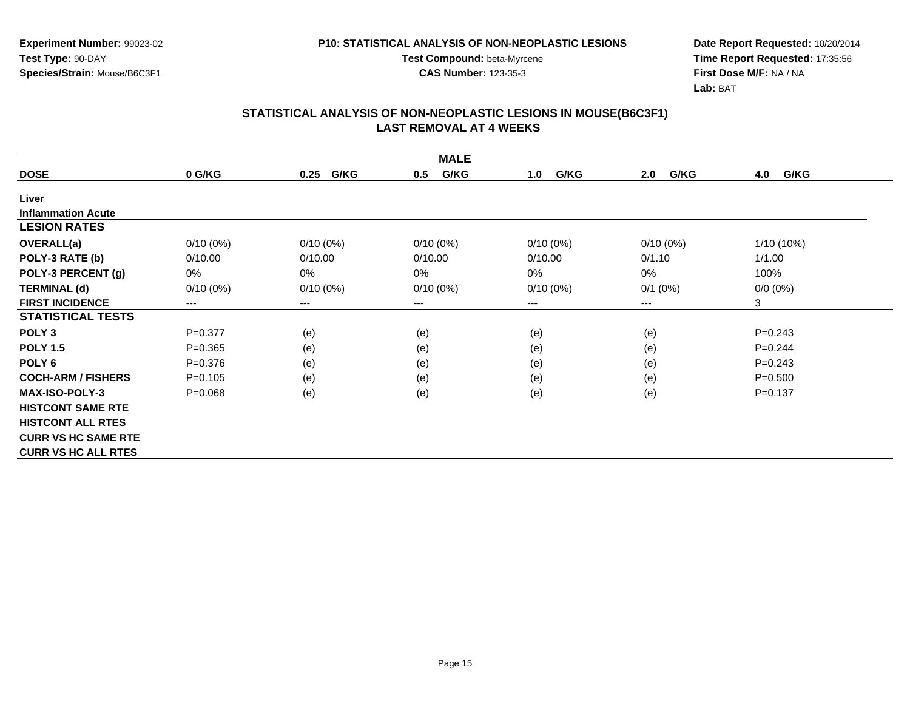**Experiment Number:** 99023-02
**Test Type:** 90-DAY
**Species/Strain:** Mouse/B6C3F1

**P10: STATISTICAL ANALYSIS OF NON-NEOPLASTIC LESIONS**
**Test Compound:** beta-Myrcene
**CAS Number:** 123-35-3

**Date Report Requested:** 10/20/2014
**Time Report Requested:** 17:35:56
**First Dose M/F:** NA / NA
**Lab:** BAT

## STATISTICAL ANALYSIS OF NON-NEOPLASTIC LESIONS IN MOUSE(B6C3F1)
## LAST REMOVAL AT 4 WEEKS

| MALE | | | | | | |
|---|---|---|---|---|---|---|
| **DOSE** | **0 G/KG** | **0.25 G/KG** | **0.5 G/KG** | **1.0 G/KG** | **2.0 G/KG** | **4.0 G/KG** |
| **Liver** | | | | | | |
| **Inflammation Acute** | | | | | | |
| **LESION RATES** | | | | | | |
| **OVERALL(a)** | 0/10 (0%) | 0/10 (0%) | 0/10 (0%) | 0/10 (0%) | 0/10 (0%) | 1/10 (10%) |
| **POLY-3 RATE (b)** | 0/10.00 | 0/10.00 | 0/10.00 | 0/10.00 | 0/1.10 | 1/1.00 |
| **POLY-3 PERCENT (g)** | 0% | 0% | 0% | 0% | 0% | 100% |
| **TERMINAL (d)** | 0/10 (0%) | 0/10 (0%) | 0/10 (0%) | 0/10 (0%) | 0/1 (0%) | 0/0 (0%) |
| **FIRST INCIDENCE** | --- | --- | --- | --- | --- | 3 |
| **STATISTICAL TESTS** | | | | | | |
| **POLY 3** | P=0.377 | (e) | (e) | (e) | (e) | P=0.243 |
| **POLY 1.5** | P=0.365 | (e) | (e) | (e) | (e) | P=0.244 |
| **POLY 6** | P=0.376 | (e) | (e) | (e) | (e) | P=0.243 |
| **COCH-ARM / FISHERS** | P=0.105 | (e) | (e) | (e) | (e) | P=0.500 |
| **MAX-ISO-POLY-3** | P=0.068 | (e) | (e) | (e) | (e) | P=0.137 |
| **HISTCONT SAME RTE** | | | | | | |
| **HISTCONT ALL RTES** | | | | | | |
| **CURR VS HC SAME RTE** | | | | | | |
| **CURR VS HC ALL RTES** | | | | | | |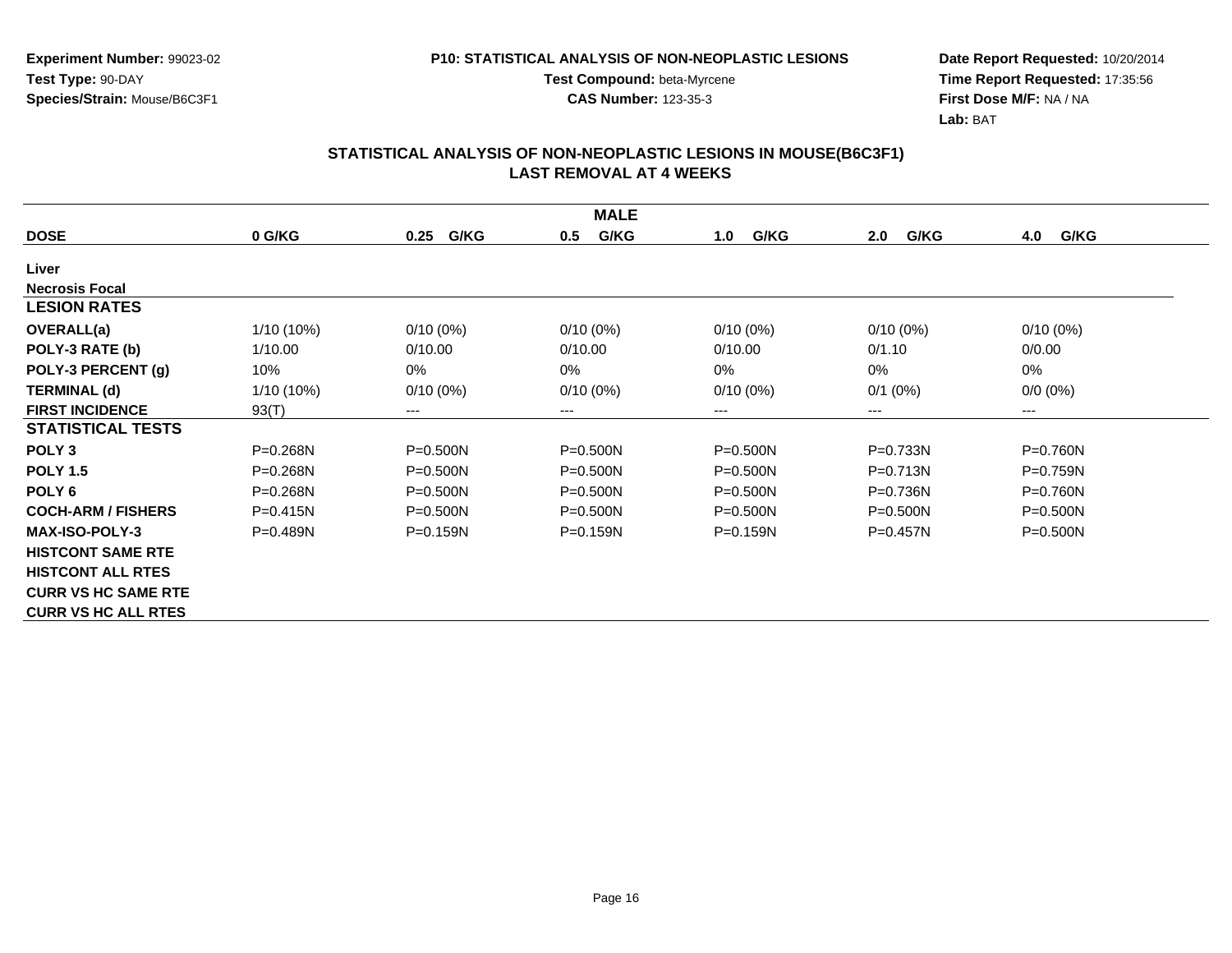**Experiment Number:** 99023-02
**Test Type:** 90-DAY
**Species/Strain:** Mouse/B6C3F1

**P10: STATISTICAL ANALYSIS OF NON-NEOPLASTIC LESIONS**
**Test Compound:** beta-Myrcene
**CAS Number:** 123-35-3

**Date Report Requested:** 10/20/2014
**Time Report Requested:** 17:35:56
**First Dose M/F:** NA / NA
**Lab:** BAT

## STATISTICAL ANALYSIS OF NON-NEOPLASTIC LESIONS IN MOUSE(B6C3F1) LAST REMOVAL AT 4 WEEKS

| | MALE | | | | | |
|---|---|---|---|---|---|---|
| **DOSE** | **0 G/KG** | **0.25 G/KG** | **0.5 G/KG** | **1.0 G/KG** | **2.0 G/KG** | **4.0 G/KG** |
| **Liver** | | | | | | |
| **Necrosis Focal** | | | | | | |
| **LESION RATES** | | | | | | |
| **OVERALL(a)** | 1/10 (10%) | 0/10 (0%) | 0/10 (0%) | 0/10 (0%) | 0/10 (0%) | 0/10 (0%) |
| **POLY-3 RATE (b)** | 1/10.00 | 0/10.00 | 0/10.00 | 0/10.00 | 0/1.10 | 0/0.00 |
| **POLY-3 PERCENT (g)** | 10% | 0% | 0% | 0% | 0% | 0% |
| **TERMINAL (d)** | 1/10 (10%) | 0/10 (0%) | 0/10 (0%) | 0/10 (0%) | 0/1 (0%) | 0/0 (0%) |
| **FIRST INCIDENCE** | 93(T) | --- | --- | --- | --- | --- |
| **STATISTICAL TESTS** | | | | | | |
| **POLY 3** | P=0.268N | P=0.500N | P=0.500N | P=0.500N | P=0.733N | P=0.760N |
| **POLY 1.5** | P=0.268N | P=0.500N | P=0.500N | P=0.500N | P=0.713N | P=0.759N |
| **POLY 6** | P=0.268N | P=0.500N | P=0.500N | P=0.500N | P=0.736N | P=0.760N |
| **COCH-ARM / FISHERS** | P=0.415N | P=0.500N | P=0.500N | P=0.500N | P=0.500N | P=0.500N |
| **MAX-ISO-POLY-3** | P=0.489N | P=0.159N | P=0.159N | P=0.159N | P=0.457N | P=0.500N |
| **HISTCONT SAME RTE** | | | | | | |
| **HISTCONT ALL RTES** | | | | | | |
| **CURR VS HC SAME RTE** | | | | | | |
| **CURR VS HC ALL RTES** | | | | | | |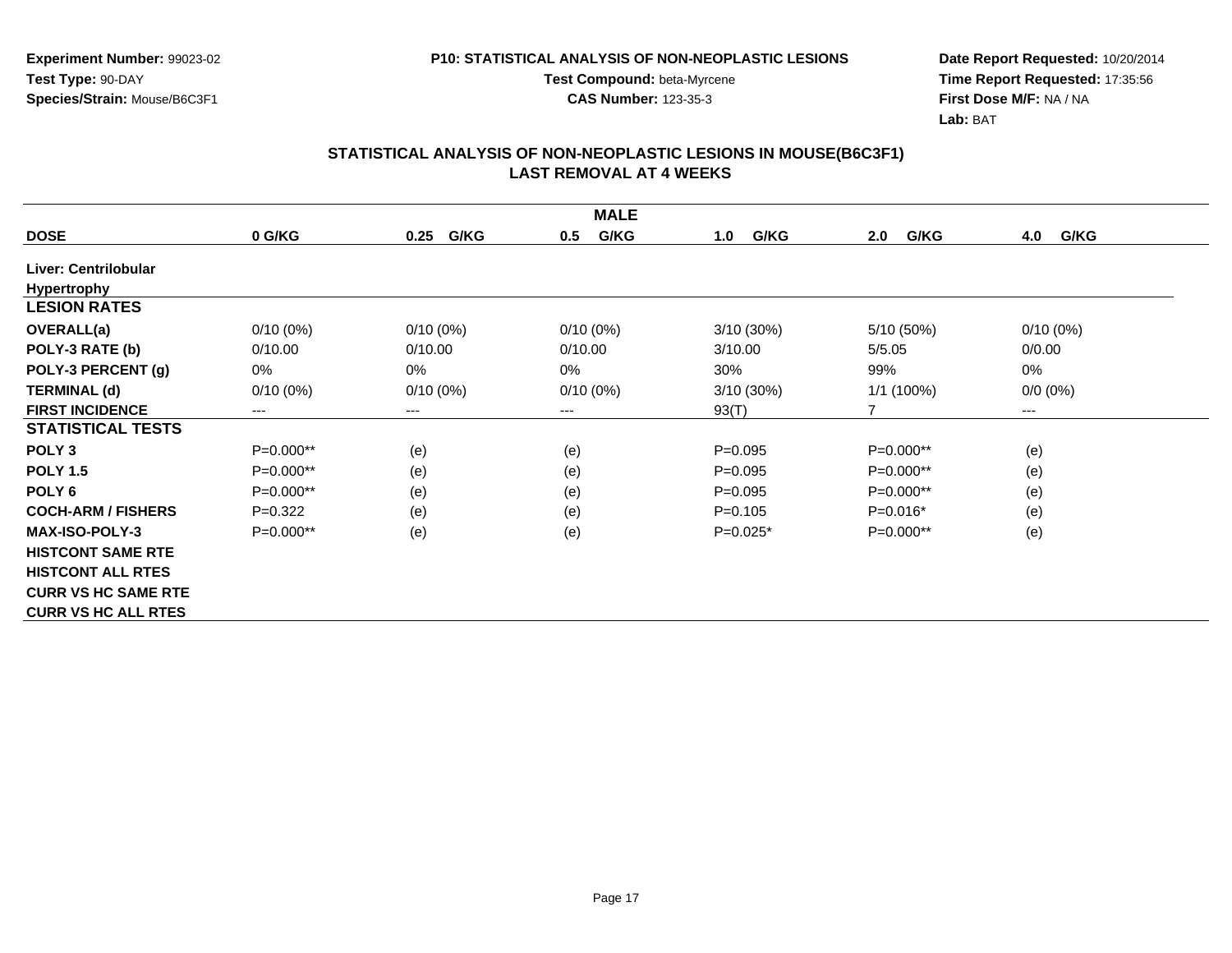**Experiment Number:** 99023-02
**Test Type:** 90-DAY
**Species/Strain:** Mouse/B6C3F1

**P10: STATISTICAL ANALYSIS OF NON-NEOPLASTIC LESIONS**
**Test Compound:** beta-Myrcene
**CAS Number:** 123-35-3

**Date Report Requested:** 10/20/2014
**Time Report Requested:** 17:35:56
**First Dose M/F:** NA / NA
**Lab:** BAT

## STATISTICAL ANALYSIS OF NON-NEOPLASTIC LESIONS IN MOUSE(B6C3F1)
## LAST REMOVAL AT 4 WEEKS

| MALE | | | | | | |
|---|---|---|---|---|---|---|
| **DOSE** | **0 G/KG** | **0.25 G/KG** | **0.5 G/KG** | **1.0 G/KG** | **2.0 G/KG** | **4.0 G/KG** |
| **Liver: Centrilobular Hypertrophy** | | | | | | |
| **LESION RATES** | | | | | | |
| **OVERALL(a)** | 0/10 (0%) | 0/10 (0%) | 0/10 (0%) | 3/10 (30%) | 5/10 (50%) | 0/10 (0%) |
| **POLY-3 RATE (b)** | 0/10.00 | 0/10.00 | 0/10.00 | 3/10.00 | 5/5.05 | 0/0.00 |
| **POLY-3 PERCENT (g)** | 0% | 0% | 0% | 30% | 99% | 0% |
| **TERMINAL (d)** | 0/10 (0%) | 0/10 (0%) | 0/10 (0%) | 3/10 (30%) | 1/1 (100%) | 0/0 (0%) |
| **FIRST INCIDENCE** | --- | --- | --- | 93(T) | 7 | --- |
| **STATISTICAL TESTS** | | | | | | |
| **POLY 3** | P=0.000** | (e) | (e) | P=0.095 | P=0.000** | (e) |
| **POLY 1.5** | P=0.000** | (e) | (e) | P=0.095 | P=0.000** | (e) |
| **POLY 6** | P=0.000** | (e) | (e) | P=0.095 | P=0.000** | (e) |
| **COCH-ARM / FISHERS** | P=0.322 | (e) | (e) | P=0.105 | P=0.016* | (e) |
| **MAX-ISO-POLY-3** | P=0.000** | (e) | (e) | P=0.025* | P=0.000** | (e) |
| **HISTCONT SAME RTE** | | | | | | |
| **HISTCONT ALL RTES** | | | | | | |
| **CURR VS HC SAME RTE** | | | | | | |
| **CURR VS HC ALL RTES** | | | | | | |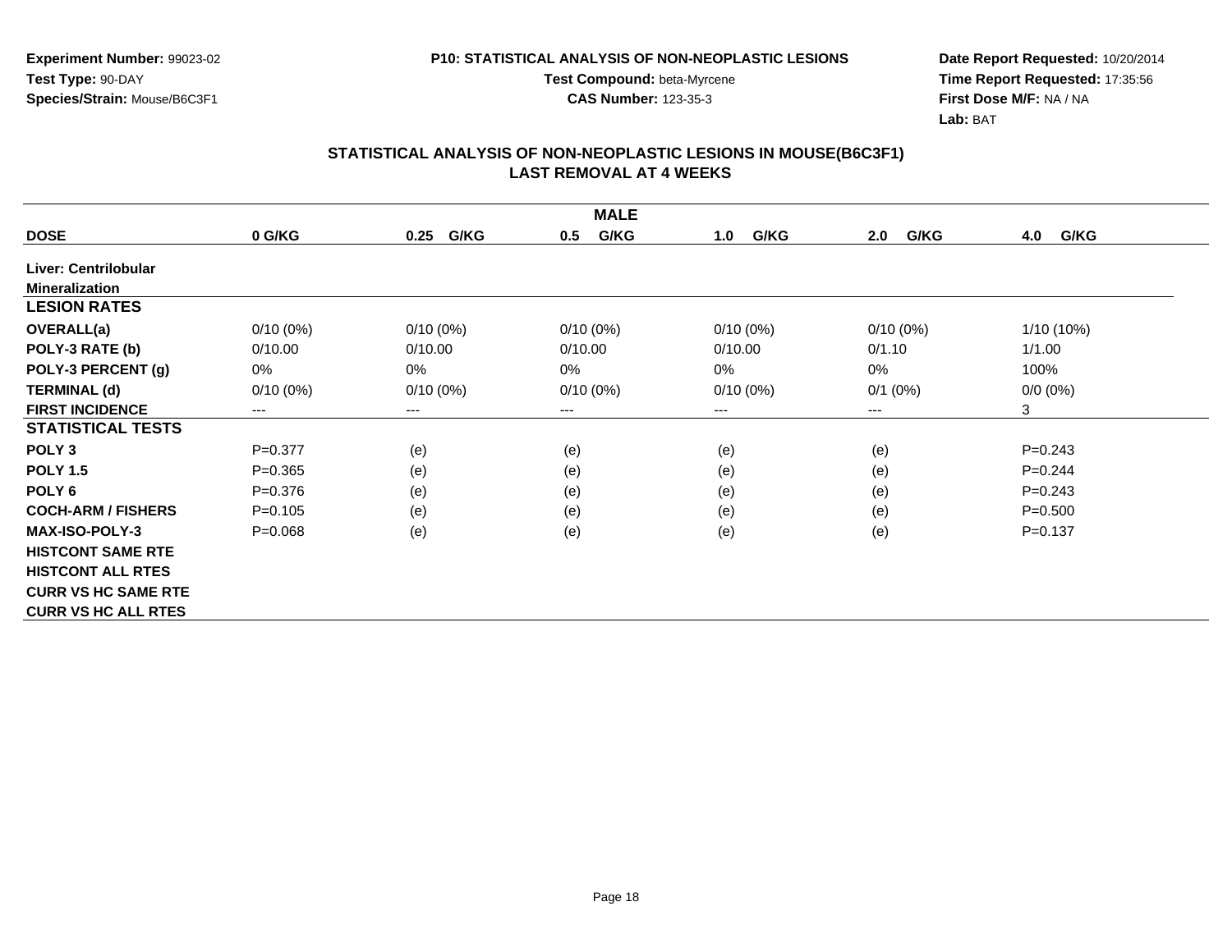**Experiment Number:** 99023-02
**Test Type:** 90-DAY
**Species/Strain:** Mouse/B6C3F1

**P10: STATISTICAL ANALYSIS OF NON-NEOPLASTIC LESIONS**
**Test Compound:** beta-Myrcene
**CAS Number:** 123-35-3

**Date Report Requested:** 10/20/2014
**Time Report Requested:** 17:35:56
**First Dose M/F:** NA / NA
**Lab:** BAT

## STATISTICAL ANALYSIS OF NON-NEOPLASTIC LESIONS IN MOUSE(B6C3F1)
## LAST REMOVAL AT 4 WEEKS

| | | | MALE | | | |
|---|---|---|---|---|---|---|
| **DOSE** | **0 G/KG** | **0.25 G/KG** | **0.5 G/KG** | **1.0 G/KG** | **2.0 G/KG** | **4.0 G/KG** |
| **Liver: Centrilobular Mineralization** | | | | | | |
| **LESION RATES** | | | | | | |
| **OVERALL(a)** | 0/10 (0%) | 0/10 (0%) | 0/10 (0%) | 0/10 (0%) | 0/10 (0%) | 1/10 (10%) |
| **POLY-3 RATE (b)** | 0/10.00 | 0/10.00 | 0/10.00 | 0/10.00 | 0/1.10 | 1/1.00 |
| **POLY-3 PERCENT (g)** | 0% | 0% | 0% | 0% | 0% | 100% |
| **TERMINAL (d)** | 0/10 (0%) | 0/10 (0%) | 0/10 (0%) | 0/10 (0%) | 0/1 (0%) | 0/0 (0%) |
| **FIRST INCIDENCE** | --- | --- | --- | --- | --- | 3 |
| **STATISTICAL TESTS** | | | | | | |
| **POLY 3** | P=0.377 | (e) | (e) | (e) | (e) | P=0.243 |
| **POLY 1.5** | P=0.365 | (e) | (e) | (e) | (e) | P=0.244 |
| **POLY 6** | P=0.376 | (e) | (e) | (e) | (e) | P=0.243 |
| **COCH-ARM / FISHERS** | P=0.105 | (e) | (e) | (e) | (e) | P=0.500 |
| **MAX-ISO-POLY-3** | P=0.068 | (e) | (e) | (e) | (e) | P=0.137 |
| **HISTCONT SAME RTE** | | | | | | |
| **HISTCONT ALL RTES** | | | | | | |
| **CURR VS HC SAME RTE** | | | | | | |
| **CURR VS HC ALL RTES** | | | | | | |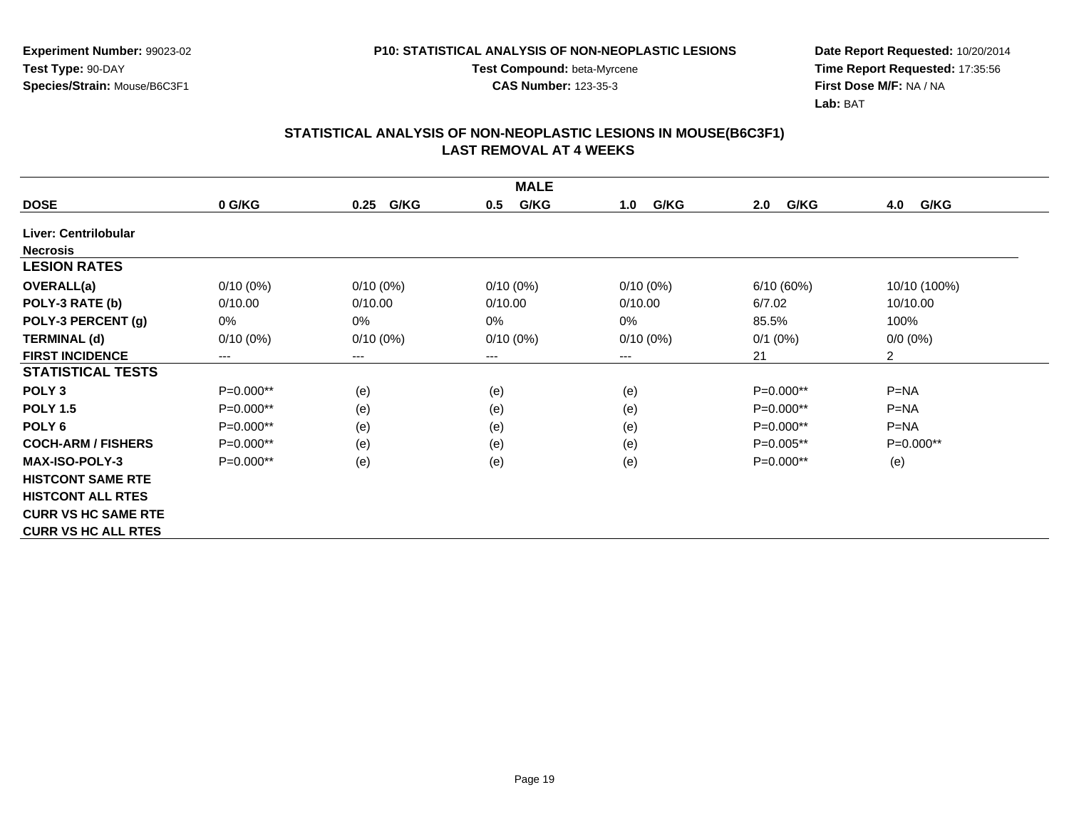**Experiment Number:** 99023-02
**Test Type:** 90-DAY
**Species/Strain:** Mouse/B6C3F1

**P10: STATISTICAL ANALYSIS OF NON-NEOPLASTIC LESIONS**
**Test Compound:** beta-Myrcene
**CAS Number:** 123-35-3

**Date Report Requested:** 10/20/2014
**Time Report Requested:** 17:35:56
**First Dose M/F:** NA / NA
**Lab:** BAT

## STATISTICAL ANALYSIS OF NON-NEOPLASTIC LESIONS IN MOUSE(B6C3F1)
## LAST REMOVAL AT 4 WEEKS

| MALE | | | | | | |
|---|---|---|---|---|---|---|
| **DOSE** | **0 G/KG** | **0.25 G/KG** | **0.5 G/KG** | **1.0 G/KG** | **2.0 G/KG** | **4.0 G/KG** |
| **Liver: Centrilobular Necrosis** | | | | | | |
| **LESION RATES** | | | | | | |
| **OVERALL(a)** | 0/10 (0%) | 0/10 (0%) | 0/10 (0%) | 0/10 (0%) | 6/10 (60%) | 10/10 (100%) |
| **POLY-3 RATE (b)** | 0/10.00 | 0/10.00 | 0/10.00 | 0/10.00 | 6/7.02 | 10/10.00 |
| **POLY-3 PERCENT (g)** | 0% | 0% | 0% | 0% | 85.5% | 100% |
| **TERMINAL (d)** | 0/10 (0%) | 0/10 (0%) | 0/10 (0%) | 0/10 (0%) | 0/1 (0%) | 0/0 (0%) |
| **FIRST INCIDENCE** | --- | --- | --- | --- | 21 | 2 |
| **STATISTICAL TESTS** | | | | | | |
| **POLY 3** | P=0.000** | (e) | (e) | (e) | P=0.000** | P=NA |
| **POLY 1.5** | P=0.000** | (e) | (e) | (e) | P=0.000** | P=NA |
| **POLY 6** | P=0.000** | (e) | (e) | (e) | P=0.000** | P=NA |
| **COCH-ARM / FISHERS** | P=0.000** | (e) | (e) | (e) | P=0.005** | P=0.000** |
| **MAX-ISO-POLY-3** | P=0.000** | (e) | (e) | (e) | P=0.000** | (e) |
| **HISTCONT SAME RTE** | | | | | | |
| **HISTCONT ALL RTES** | | | | | | |
| **CURR VS HC SAME RTE** | | | | | | |
| **CURR VS HC ALL RTES** | | | | | | |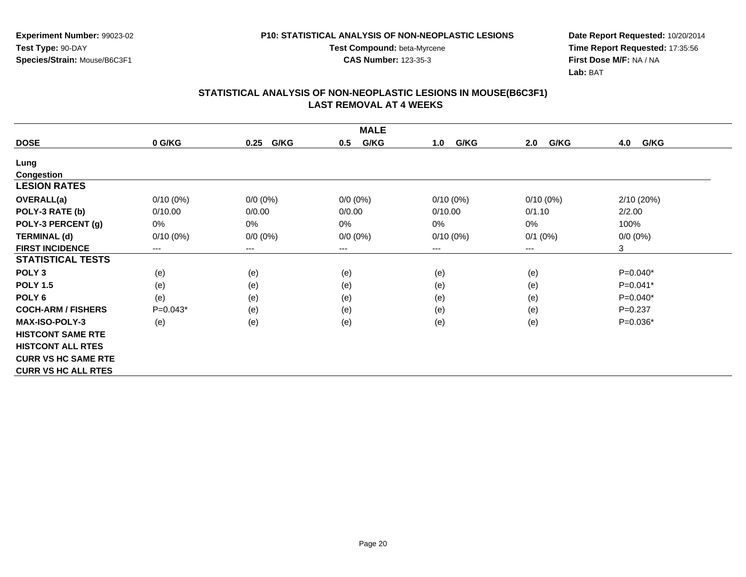**Experiment Number:** 99023-02
**Test Type:** 90-DAY
**Species/Strain:** Mouse/B6C3F1

**P10: STATISTICAL ANALYSIS OF NON-NEOPLASTIC LESIONS**
**Test Compound:** beta-Myrcene
**CAS Number:** 123-35-3

**Date Report Requested:** 10/20/2014
**Time Report Requested:** 17:35:56
**First Dose M/F:** NA / NA
**Lab:** BAT

## STATISTICAL ANALYSIS OF NON-NEOPLASTIC LESIONS IN MOUSE(B6C3F1)
## LAST REMOVAL AT 4 WEEKS

| MALE | | | | | | |
|---|---|---|---|---|---|---|
| **DOSE** | **0 G/KG** | **0.25 G/KG** | **0.5 G/KG** | **1.0 G/KG** | **2.0 G/KG** | **4.0 G/KG** |
| **Lung** | | | | | | |
| **Congestion** | | | | | | |
| **LESION RATES** | | | | | | |
| **OVERALL(a)** | 0/10 (0%) | 0/0 (0%) | 0/0 (0%) | 0/10 (0%) | 0/10 (0%) | 2/10 (20%) |
| **POLY-3 RATE (b)** | 0/10.00 | 0/0.00 | 0/0.00 | 0/10.00 | 0/1.10 | 2/2.00 |
| **POLY-3 PERCENT (g)** | 0% | 0% | 0% | 0% | 0% | 100% |
| **TERMINAL (d)** | 0/10 (0%) | 0/0 (0%) | 0/0 (0%) | 0/10 (0%) | 0/1 (0%) | 0/0 (0%) |
| **FIRST INCIDENCE** | --- | --- | --- | --- | --- | 3 |
| **STATISTICAL TESTS** | | | | | | |
| **POLY 3** | (e) | (e) | (e) | (e) | (e) | P=0.040* |
| **POLY 1.5** | (e) | (e) | (e) | (e) | (e) | P=0.041* |
| **POLY 6** | (e) | (e) | (e) | (e) | (e) | P=0.040* |
| **COCH-ARM / FISHERS** | P=0.043* | (e) | (e) | (e) | (e) | P=0.237 |
| **MAX-ISO-POLY-3** | (e) | (e) | (e) | (e) | (e) | P=0.036* |
| **HISTCONT SAME RTE** | | | | | | |
| **HISTCONT ALL RTES** | | | | | | |
| **CURR VS HC SAME RTE** | | | | | | |
| **CURR VS HC ALL RTES** | | | | | | |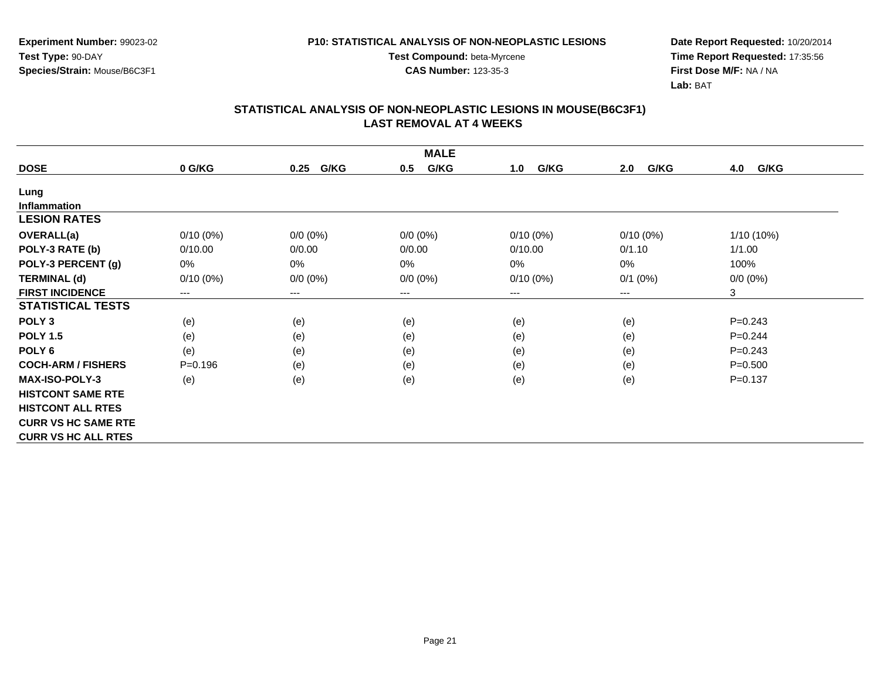**Experiment Number:** 99023-02
**Test Type:** 90-DAY
**Species/Strain:** Mouse/B6C3F1

**P10: STATISTICAL ANALYSIS OF NON-NEOPLASTIC LESIONS**
**Test Compound:** beta-Myrcene
**CAS Number:** 123-35-3

**Date Report Requested:** 10/20/2014
**Time Report Requested:** 17:35:56
**First Dose M/F:** NA / NA
**Lab:** BAT

## STATISTICAL ANALYSIS OF NON-NEOPLASTIC LESIONS IN MOUSE(B6C3F1)
## LAST REMOVAL AT 4 WEEKS

| | MALE | | | | | |
|---|---|---|---|---|---|---|
| **DOSE** | **0 G/KG** | **0.25 G/KG** | **0.5 G/KG** | **1.0 G/KG** | **2.0 G/KG** | **4.0 G/KG** |
| **Lung** | | | | | | |
| **Inflammation** | | | | | | |
| **LESION RATES** | | | | | | |
| **OVERALL(a)** | 0/10 (0%) | 0/0 (0%) | 0/0 (0%) | 0/10 (0%) | 0/10 (0%) | 1/10 (10%) |
| **POLY-3 RATE (b)** | 0/10.00 | 0/0.00 | 0/0.00 | 0/10.00 | 0/1.10 | 1/1.00 |
| **POLY-3 PERCENT (g)** | 0% | 0% | 0% | 0% | 0% | 100% |
| **TERMINAL (d)** | 0/10 (0%) | 0/0 (0%) | 0/0 (0%) | 0/10 (0%) | 0/1 (0%) | 0/0 (0%) |
| **FIRST INCIDENCE** | --- | --- | --- | --- | --- | 3 |
| **STATISTICAL TESTS** | | | | | | |
| **POLY 3** | (e) | (e) | (e) | (e) | (e) | P=0.243 |
| **POLY 1.5** | (e) | (e) | (e) | (e) | (e) | P=0.244 |
| **POLY 6** | (e) | (e) | (e) | (e) | (e) | P=0.243 |
| **COCH-ARM / FISHERS** | P=0.196 | (e) | (e) | (e) | (e) | P=0.500 |
| **MAX-ISO-POLY-3** | (e) | (e) | (e) | (e) | (e) | P=0.137 |
| **HISTCONT SAME RTE** | | | | | | |
| **HISTCONT ALL RTES** | | | | | | |
| **CURR VS HC SAME RTE** | | | | | | |
| **CURR VS HC ALL RTES** | | | | | | |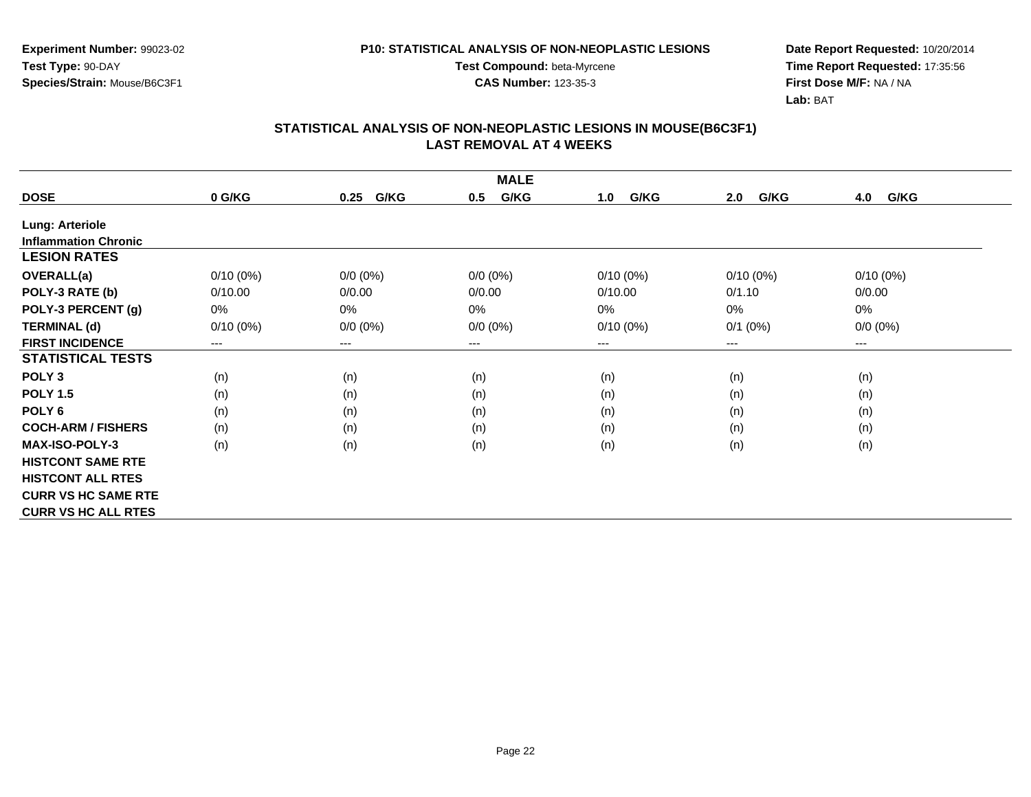**Experiment Number:** 99023-02
**Test Type:** 90-DAY
**Species/Strain:** Mouse/B6C3F1

**P10: STATISTICAL ANALYSIS OF NON-NEOPLASTIC LESIONS**
**Test Compound:** beta-Myrcene
**CAS Number:** 123-35-3

**Date Report Requested:** 10/20/2014
**Time Report Requested:** 17:35:56
**First Dose M/F:** NA / NA
**Lab:** BAT

## STATISTICAL ANALYSIS OF NON-NEOPLASTIC LESIONS IN MOUSE(B6C3F1)
## LAST REMOVAL AT 4 WEEKS

| MALE | | | | | | |
|---|---|---|---|---|---|---|
| **DOSE** | **0 G/KG** | **0.25 G/KG** | **0.5 G/KG** | **1.0 G/KG** | **2.0 G/KG** | **4.0 G/KG** |
| **Lung: Arteriole** | | | | | | |
| **Inflammation Chronic** | | | | | | |
| **LESION RATES** | | | | | | |
| **OVERALL(a)** | 0/10 (0%) | 0/0 (0%) | 0/0 (0%) | 0/10 (0%) | 0/10 (0%) | 0/10 (0%) |
| **POLY-3 RATE (b)** | 0/10.00 | 0/0.00 | 0/0.00 | 0/10.00 | 0/1.10 | 0/0.00 |
| **POLY-3 PERCENT (g)** | 0% | 0% | 0% | 0% | 0% | 0% |
| **TERMINAL (d)** | 0/10 (0%) | 0/0 (0%) | 0/0 (0%) | 0/10 (0%) | 0/1 (0%) | 0/0 (0%) |
| **FIRST INCIDENCE** | --- | --- | --- | --- | --- | --- |
| **STATISTICAL TESTS** | | | | | | |
| **POLY 3** | (n) | (n) | (n) | (n) | (n) | (n) |
| **POLY 1.5** | (n) | (n) | (n) | (n) | (n) | (n) |
| **POLY 6** | (n) | (n) | (n) | (n) | (n) | (n) |
| **COCH-ARM / FISHERS** | (n) | (n) | (n) | (n) | (n) | (n) |
| **MAX-ISO-POLY-3** | (n) | (n) | (n) | (n) | (n) | (n) |
| **HISTCONT SAME RTE** | | | | | | |
| **HISTCONT ALL RTES** | | | | | | |
| **CURR VS HC SAME RTE** | | | | | | |
| **CURR VS HC ALL RTES** | | | | | | |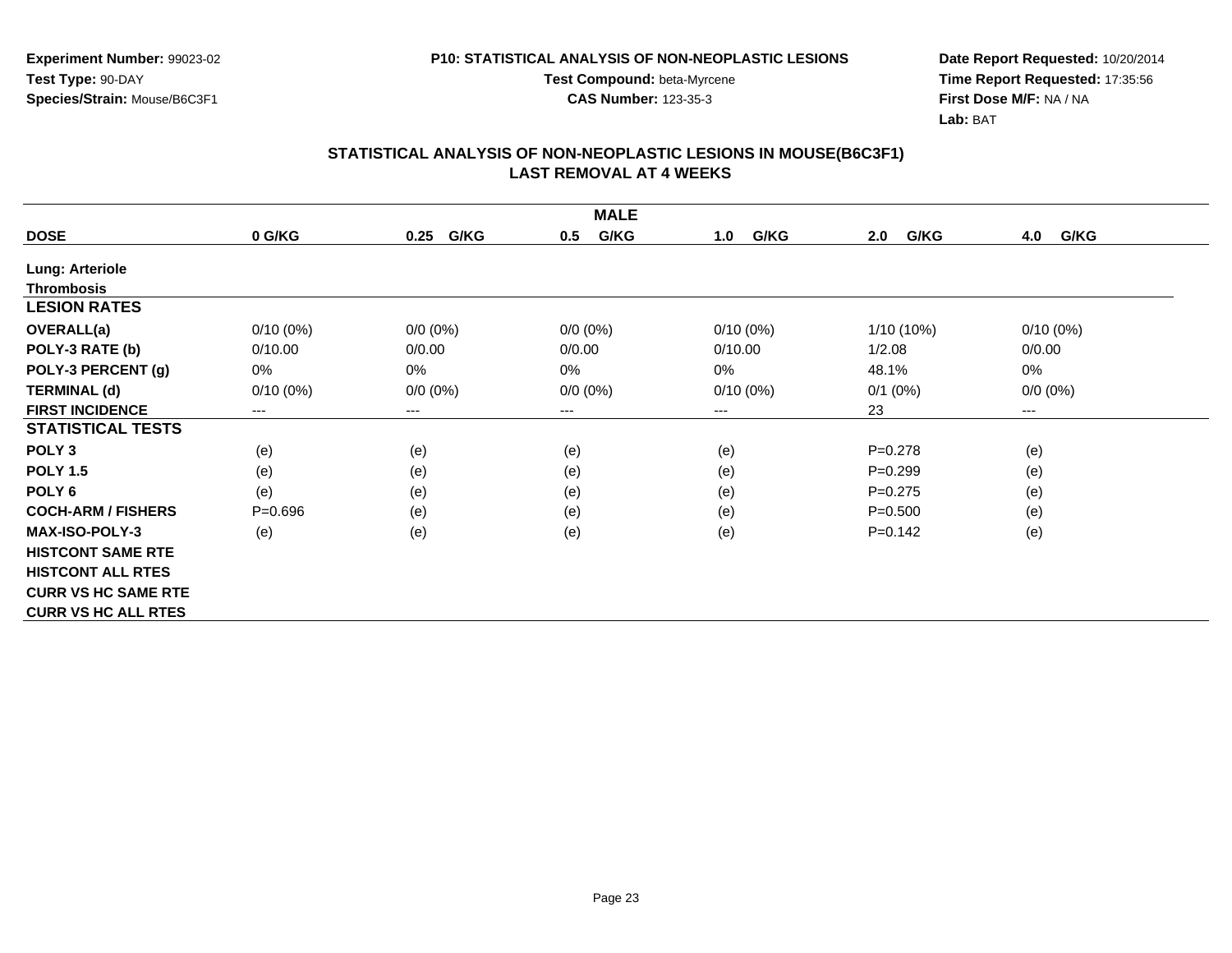**Experiment Number:** 99023-02
**Test Type:** 90-DAY
**Species/Strain:** Mouse/B6C3F1

**P10: STATISTICAL ANALYSIS OF NON-NEOPLASTIC LESIONS**
**Test Compound:** beta-Myrcene
**CAS Number:** 123-35-3

**Date Report Requested:** 10/20/2014
**Time Report Requested:** 17:35:56
**First Dose M/F:** NA / NA
**Lab:** BAT

## STATISTICAL ANALYSIS OF NON-NEOPLASTIC LESIONS IN MOUSE(B6C3F1)
## LAST REMOVAL AT 4 WEEKS

| | MALE | | | | | |
|---|---|---|---|---|---|---|
| **DOSE** | **0 G/KG** | **0.25 G/KG** | **0.5 G/KG** | **1.0 G/KG** | **2.0 G/KG** | **4.0 G/KG** |
| **Lung: Arteriole** | | | | | | |
| **Thrombosis** | | | | | | |
| **LESION RATES** | | | | | | |
| **OVERALL(a)** | 0/10 (0%) | 0/0 (0%) | 0/0 (0%) | 0/10 (0%) | 1/10 (10%) | 0/10 (0%) |
| **POLY-3 RATE (b)** | 0/10.00 | 0/0.00 | 0/0.00 | 0/10.00 | 1/2.08 | 0/0.00 |
| **POLY-3 PERCENT (g)** | 0% | 0% | 0% | 0% | 48.1% | 0% |
| **TERMINAL (d)** | 0/10 (0%) | 0/0 (0%) | 0/0 (0%) | 0/10 (0%) | 0/1 (0%) | 0/0 (0%) |
| **FIRST INCIDENCE** | --- | --- | --- | --- | 23 | --- |
| **STATISTICAL TESTS** | | | | | | |
| **POLY 3** | (e) | (e) | (e) | (e) | P=0.278 | (e) |
| **POLY 1.5** | (e) | (e) | (e) | (e) | P=0.299 | (e) |
| **POLY 6** | (e) | (e) | (e) | (e) | P=0.275 | (e) |
| **COCH-ARM / FISHERS** | P=0.696 | (e) | (e) | (e) | P=0.500 | (e) |
| **MAX-ISO-POLY-3** | (e) | (e) | (e) | (e) | P=0.142 | (e) |
| **HISTCONT SAME RTE** | | | | | | |
| **HISTCONT ALL RTES** | | | | | | |
| **CURR VS HC SAME RTE** | | | | | | |
| **CURR VS HC ALL RTES** | | | | | | |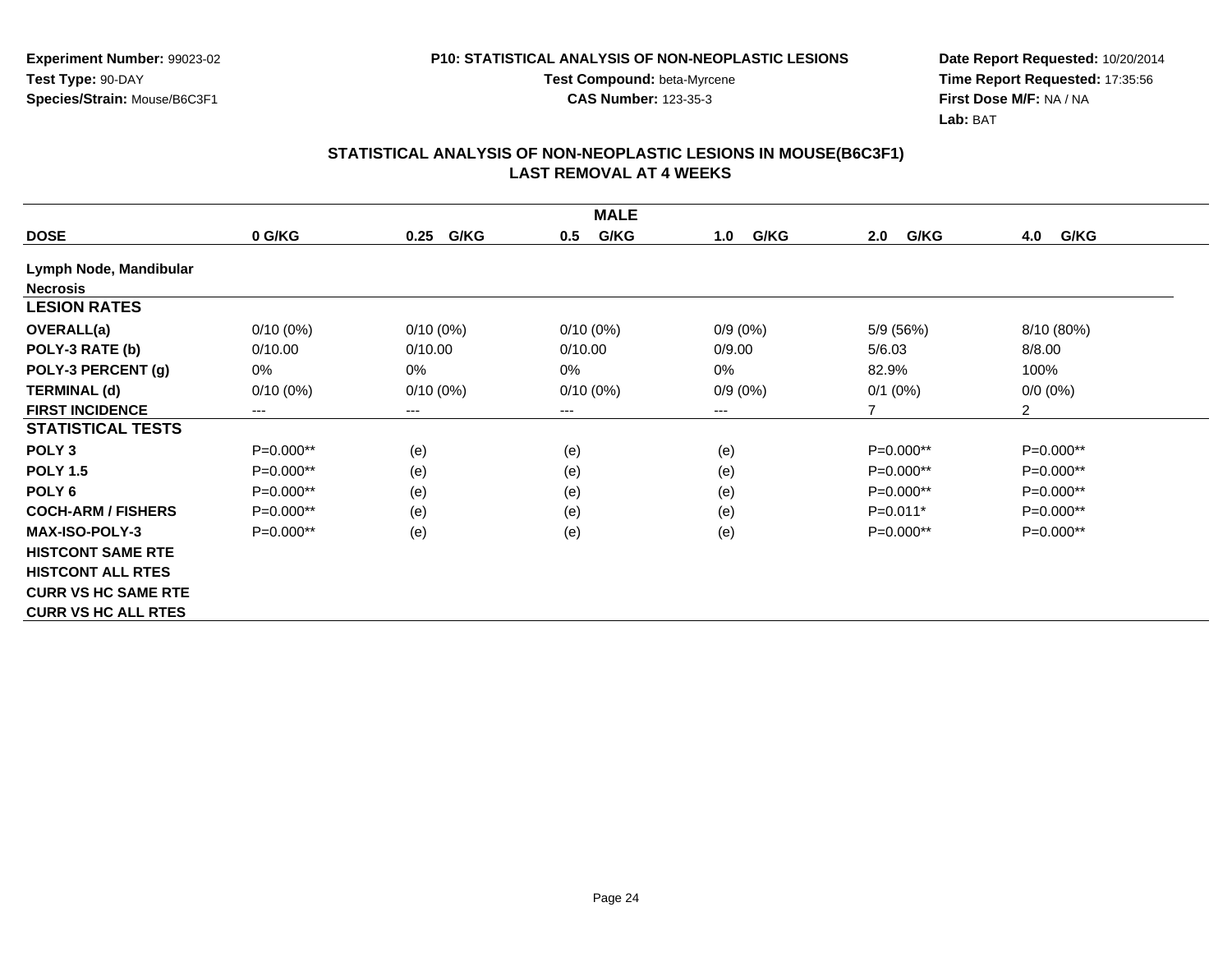**Experiment Number:** 99023-02
**Test Type:** 90-DAY
**Species/Strain:** Mouse/B6C3F1

**P10: STATISTICAL ANALYSIS OF NON-NEOPLASTIC LESIONS**
**Test Compound:** beta-Myrcene
**CAS Number:** 123-35-3

**Date Report Requested:** 10/20/2014
**Time Report Requested:** 17:35:56
**First Dose M/F:** NA / NA
**Lab:** BAT

## STATISTICAL ANALYSIS OF NON-NEOPLASTIC LESIONS IN MOUSE(B6C3F1)
## LAST REMOVAL AT 4 WEEKS

| MALE | | | | | | |
|---|---|---|---|---|---|---|
| **DOSE** | **0 G/KG** | **0.25 G/KG** | **0.5 G/KG** | **1.0 G/KG** | **2.0 G/KG** | **4.0 G/KG** |
| **Lymph Node, Mandibular** | | | | | | |
| **Necrosis** | | | | | | |
| **LESION RATES** | | | | | | |
| **OVERALL(a)** | 0/10 (0%) | 0/10 (0%) | 0/10 (0%) | 0/9 (0%) | 5/9 (56%) | 8/10 (80%) |
| **POLY-3 RATE (b)** | 0/10.00 | 0/10.00 | 0/10.00 | 0/9.00 | 5/6.03 | 8/8.00 |
| **POLY-3 PERCENT (g)** | 0% | 0% | 0% | 0% | 82.9% | 100% |
| **TERMINAL (d)** | 0/10 (0%) | 0/10 (0%) | 0/10 (0%) | 0/9 (0%) | 0/1 (0%) | 0/0 (0%) |
| **FIRST INCIDENCE** | --- | --- | --- | --- | 7 | 2 |
| **STATISTICAL TESTS** | | | | | | |
| **POLY 3** | P=0.000** | (e) | (e) | (e) | P=0.000** | P=0.000** |
| **POLY 1.5** | P=0.000** | (e) | (e) | (e) | P=0.000** | P=0.000** |
| **POLY 6** | P=0.000** | (e) | (e) | (e) | P=0.000** | P=0.000** |
| **COCH-ARM / FISHERS** | P=0.000** | (e) | (e) | (e) | P=0.011* | P=0.000** |
| **MAX-ISO-POLY-3** | P=0.000** | (e) | (e) | (e) | P=0.000** | P=0.000** |
| **HISTCONT SAME RTE** | | | | | | |
| **HISTCONT ALL RTES** | | | | | | |
| **CURR VS HC SAME RTE** | | | | | | |
| **CURR VS HC ALL RTES** | | | | | | |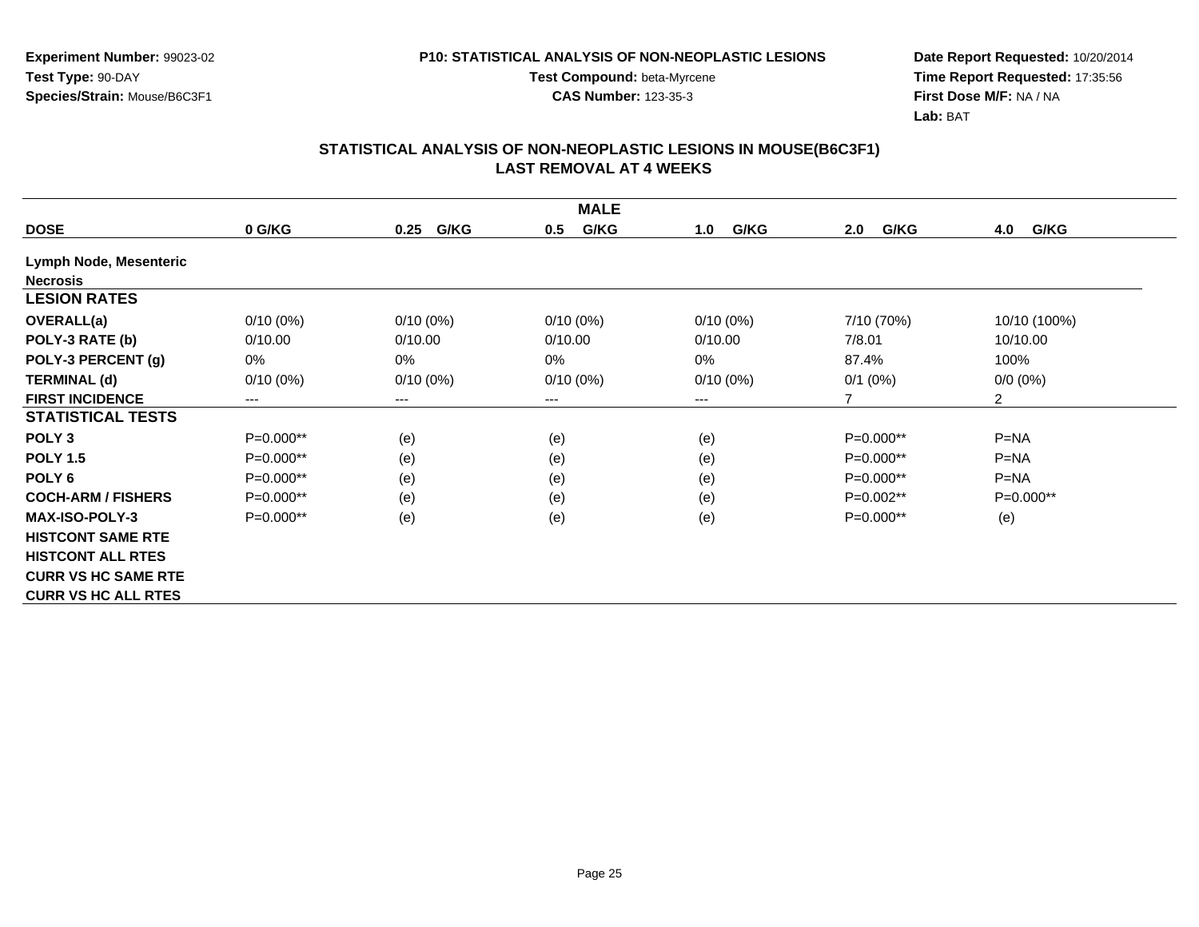**Experiment Number:** 99023-02
**Test Type:** 90-DAY
**Species/Strain:** Mouse/B6C3F1

**P10: STATISTICAL ANALYSIS OF NON-NEOPLASTIC LESIONS**
**Test Compound:** beta-Myrcene
**CAS Number:** 123-35-3

**Date Report Requested:** 10/20/2014
**Time Report Requested:** 17:35:56
**First Dose M/F:** NA / NA
**Lab:** BAT

## STATISTICAL ANALYSIS OF NON-NEOPLASTIC LESIONS IN MOUSE(B6C3F1)
## LAST REMOVAL AT 4 WEEKS

| MALE | | | | | | |
|---|---|---|---|---|---|---|
| **DOSE** | **0 G/KG** | **0.25 G/KG** | **0.5 G/KG** | **1.0 G/KG** | **2.0 G/KG** | **4.0 G/KG** |
| **Lymph Node, Mesenteric** | | | | | | |
| **Necrosis** | | | | | | |
| **LESION RATES** | | | | | | |
| **OVERALL(a)** | 0/10 (0%) | 0/10 (0%) | 0/10 (0%) | 0/10 (0%) | 7/10 (70%) | 10/10 (100%) |
| **POLY-3 RATE (b)** | 0/10.00 | 0/10.00 | 0/10.00 | 0/10.00 | 7/8.01 | 10/10.00 |
| **POLY-3 PERCENT (g)** | 0% | 0% | 0% | 0% | 87.4% | 100% |
| **TERMINAL (d)** | 0/10 (0%) | 0/10 (0%) | 0/10 (0%) | 0/10 (0%) | 0/1 (0%) | 0/0 (0%) |
| **FIRST INCIDENCE** | --- | --- | --- | --- | 7 | 2 |
| **STATISTICAL TESTS** | | | | | | |
| **POLY 3** | P=0.000** | (e) | (e) | (e) | P=0.000** | P=NA |
| **POLY 1.5** | P=0.000** | (e) | (e) | (e) | P=0.000** | P=NA |
| **POLY 6** | P=0.000** | (e) | (e) | (e) | P=0.000** | P=NA |
| **COCH-ARM / FISHERS** | P=0.000** | (e) | (e) | (e) | P=0.002** | P=0.000** |
| **MAX-ISO-POLY-3** | P=0.000** | (e) | (e) | (e) | P=0.000** | (e) |
| **HISTCONT SAME RTE** | | | | | | |
| **HISTCONT ALL RTES** | | | | | | |
| **CURR VS HC SAME RTE** | | | | | | |
| **CURR VS HC ALL RTES** | | | | | | |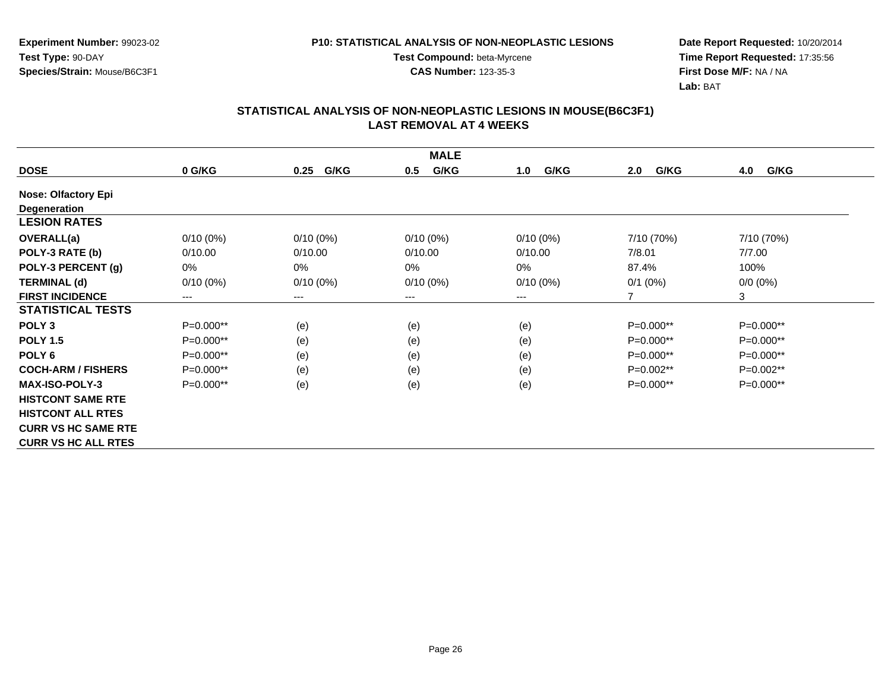**Experiment Number:** 99023-02
**Test Type:** 90-DAY
**Species/Strain:** Mouse/B6C3F1

**P10: STATISTICAL ANALYSIS OF NON-NEOPLASTIC LESIONS**
**Test Compound:** beta-Myrcene
**CAS Number:** 123-35-3

**Date Report Requested:** 10/20/2014
**Time Report Requested:** 17:35:56
**First Dose M/F:** NA / NA
**Lab:** BAT

## STATISTICAL ANALYSIS OF NON-NEOPLASTIC LESIONS IN MOUSE(B6C3F1)
## LAST REMOVAL AT 4 WEEKS

| MALE | | | | | | |
|---|---|---|---|---|---|---|
| **DOSE** | **0 G/KG** | **0.25 G/KG** | **0.5 G/KG** | **1.0 G/KG** | **2.0 G/KG** | **4.0 G/KG** |
| **Nose: Olfactory Epi** | | | | | | |
| **Degeneration** | | | | | | |
| **LESION RATES** | | | | | | |
| **OVERALL(a)** | 0/10 (0%) | 0/10 (0%) | 0/10 (0%) | 0/10 (0%) | 7/10 (70%) | 7/10 (70%) |
| **POLY-3 RATE (b)** | 0/10.00 | 0/10.00 | 0/10.00 | 0/10.00 | 7/8.01 | 7/7.00 |
| **POLY-3 PERCENT (g)** | 0% | 0% | 0% | 0% | 87.4% | 100% |
| **TERMINAL (d)** | 0/10 (0%) | 0/10 (0%) | 0/10 (0%) | 0/10 (0%) | 0/1 (0%) | 0/0 (0%) |
| **FIRST INCIDENCE** | --- | --- | --- | --- | 7 | 3 |
| **STATISTICAL TESTS** | | | | | | |
| **POLY 3** | P=0.000** | (e) | (e) | (e) | P=0.000** | P=0.000** |
| **POLY 1.5** | P=0.000** | (e) | (e) | (e) | P=0.000** | P=0.000** |
| **POLY 6** | P=0.000** | (e) | (e) | (e) | P=0.000** | P=0.000** |
| **COCH-ARM / FISHERS** | P=0.000** | (e) | (e) | (e) | P=0.002** | P=0.002** |
| **MAX-ISO-POLY-3** | P=0.000** | (e) | (e) | (e) | P=0.000** | P=0.000** |
| **HISTCONT SAME RTE** | | | | | | |
| **HISTCONT ALL RTES** | | | | | | |
| **CURR VS HC SAME RTE** | | | | | | |
| **CURR VS HC ALL RTES** | | | | | | |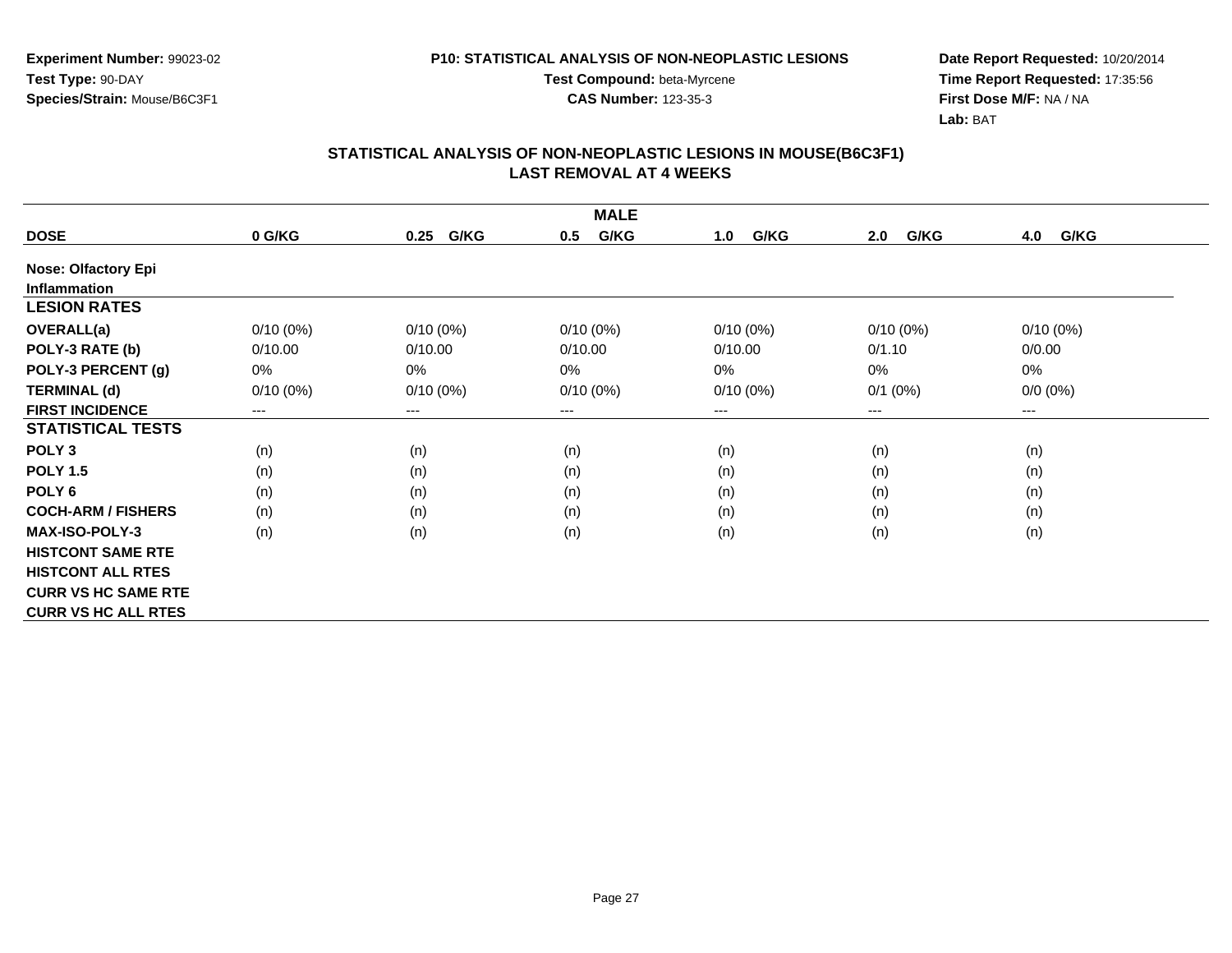Experiment Number: 99023-02
Test Type: 90-DAY
Species/Strain: Mouse/B6C3F1

**P10: STATISTICAL ANALYSIS OF NON-NEOPLASTIC LESIONS**
**Test Compound:** beta-Myrcene
**CAS Number:** 123-35-3

**Date Report Requested:** 10/20/2014
**Time Report Requested:** 17:35:56
**First Dose M/F:** NA / NA
**Lab:** BAT

## STATISTICAL ANALYSIS OF NON-NEOPLASTIC LESIONS IN MOUSE(B6C3F1) LAST REMOVAL AT 4 WEEKS

| MALE | | | | | | |
|---|---|---|---|---|---|---|
| **DOSE** | **0 G/KG** | **0.25 G/KG** | **0.5 G/KG** | **1.0 G/KG** | **2.0 G/KG** | **4.0 G/KG** |
| **Nose: Olfactory Epi Inflammation** | | | | | | |
| **LESION RATES** | | | | | | |
| **OVERALL(a)** | 0/10 (0%) | 0/10 (0%) | 0/10 (0%) | 0/10 (0%) | 0/10 (0%) | 0/10 (0%) |
| **POLY-3 RATE (b)** | 0/10.00 | 0/10.00 | 0/10.00 | 0/10.00 | 0/1.10 | 0/0.00 |
| **POLY-3 PERCENT (g)** | 0% | 0% | 0% | 0% | 0% | 0% |
| **TERMINAL (d)** | 0/10 (0%) | 0/10 (0%) | 0/10 (0%) | 0/10 (0%) | 0/1 (0%) | 0/0 (0%) |
| **FIRST INCIDENCE** | --- | --- | --- | --- | --- | --- |
| **STATISTICAL TESTS** | | | | | | |
| **POLY 3** | (n) | (n) | (n) | (n) | (n) | (n) |
| **POLY 1.5** | (n) | (n) | (n) | (n) | (n) | (n) |
| **POLY 6** | (n) | (n) | (n) | (n) | (n) | (n) |
| **COCH-ARM / FISHERS** | (n) | (n) | (n) | (n) | (n) | (n) |
| **MAX-ISO-POLY-3** | (n) | (n) | (n) | (n) | (n) | (n) |
| **HISTCONT SAME RTE** | | | | | | |
| **HISTCONT ALL RTES** | | | | | | |
| **CURR VS HC SAME RTE** | | | | | | |
| **CURR VS HC ALL RTES** | | | | | | |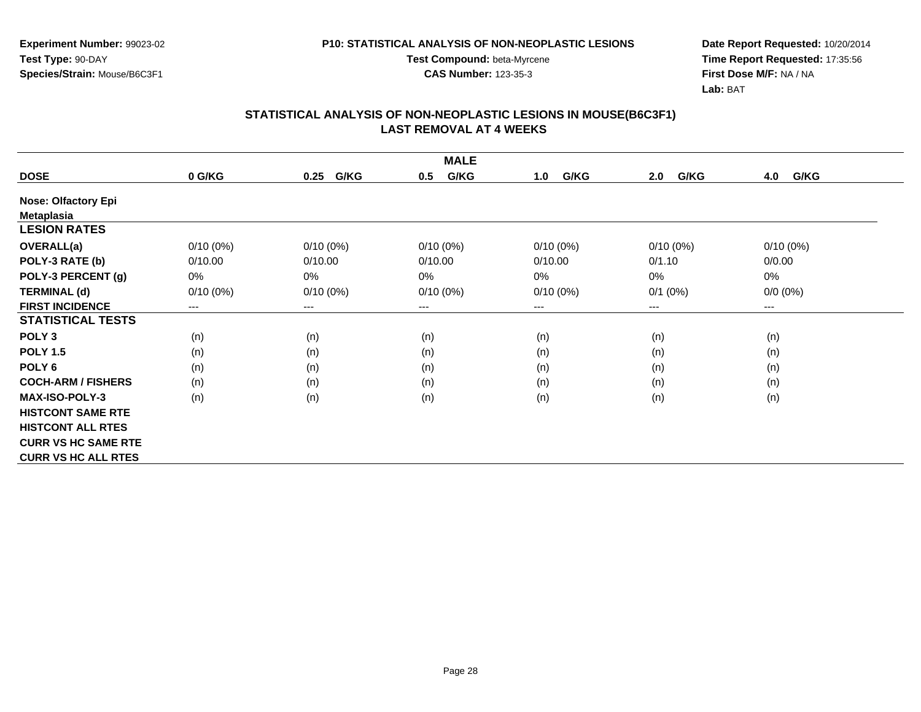**Experiment Number:** 99023-02
**Test Type:** 90-DAY
**Species/Strain:** Mouse/B6C3F1

**P10: STATISTICAL ANALYSIS OF NON-NEOPLASTIC LESIONS**
**Test Compound:** beta-Myrcene
**CAS Number:** 123-35-3

**Date Report Requested:** 10/20/2014
**Time Report Requested:** 17:35:56
**First Dose M/F:** NA / NA
**Lab:** BAT

## STATISTICAL ANALYSIS OF NON-NEOPLASTIC LESIONS IN MOUSE(B6C3F1)
## LAST REMOVAL AT 4 WEEKS

| MALE | | | | | | |
|---|---|---|---|---|---|---|
| **DOSE** | **0 G/KG** | **0.25 G/KG** | **0.5 G/KG** | **1.0 G/KG** | **2.0 G/KG** | **4.0 G/KG** |
| **Nose: Olfactory Epi Metaplasia** | | | | | | |
| **LESION RATES** | | | | | | |
| **OVERALL(a)** | 0/10 (0%) | 0/10 (0%) | 0/10 (0%) | 0/10 (0%) | 0/10 (0%) | 0/10 (0%) |
| **POLY-3 RATE (b)** | 0/10.00 | 0/10.00 | 0/10.00 | 0/10.00 | 0/1.10 | 0/0.00 |
| **POLY-3 PERCENT (g)** | 0% | 0% | 0% | 0% | 0% | 0% |
| **TERMINAL (d)** | 0/10 (0%) | 0/10 (0%) | 0/10 (0%) | 0/10 (0%) | 0/1 (0%) | 0/0 (0%) |
| **FIRST INCIDENCE** | --- | --- | --- | --- | --- | --- |
| **STATISTICAL TESTS** | | | | | | |
| **POLY 3** | (n) | (n) | (n) | (n) | (n) | (n) |
| **POLY 1.5** | (n) | (n) | (n) | (n) | (n) | (n) |
| **POLY 6** | (n) | (n) | (n) | (n) | (n) | (n) |
| **COCH-ARM / FISHERS** | (n) | (n) | (n) | (n) | (n) | (n) |
| **MAX-ISO-POLY-3** | (n) | (n) | (n) | (n) | (n) | (n) |
| **HISTCONT SAME RTE** | | | | | | |
| **HISTCONT ALL RTES** | | | | | | |
| **CURR VS HC SAME RTE** | | | | | | |
| **CURR VS HC ALL RTES** | | | | | | |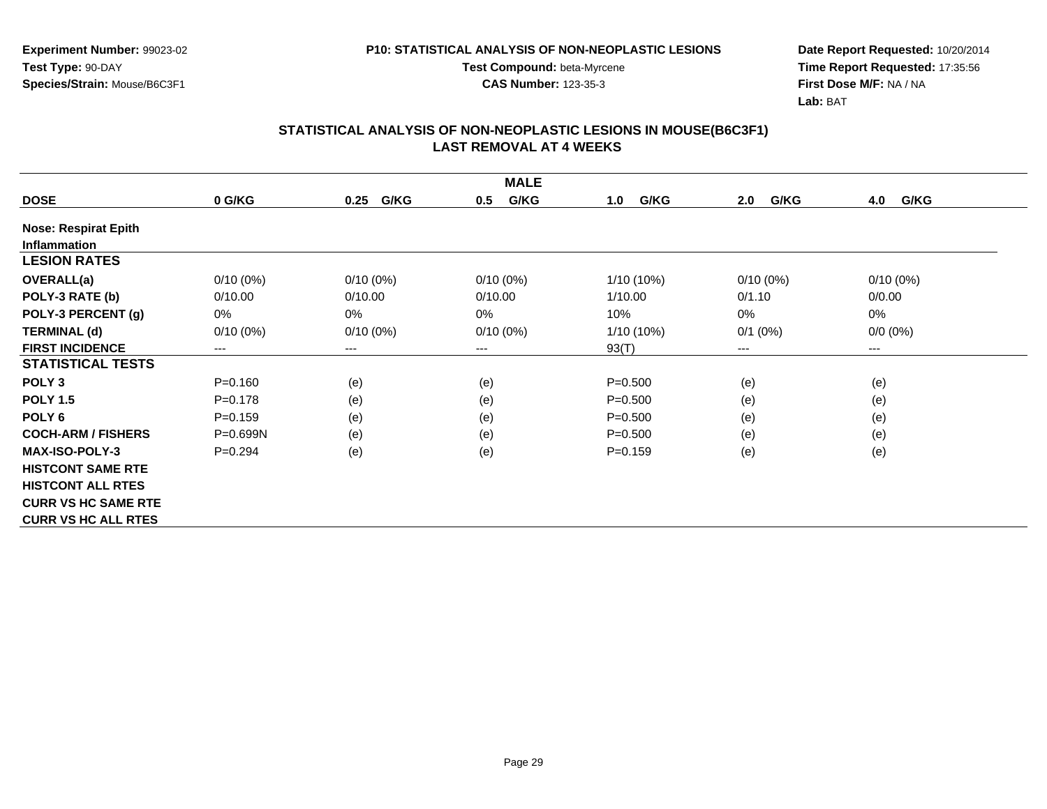**Experiment Number:** 99023-02
**Test Type:** 90-DAY
**Species/Strain:** Mouse/B6C3F1

**P10: STATISTICAL ANALYSIS OF NON-NEOPLASTIC LESIONS**
**Test Compound:** beta-Myrcene
**CAS Number:** 123-35-3

**Date Report Requested:** 10/20/2014
**Time Report Requested:** 17:35:56
**First Dose M/F:** NA / NA
**Lab:** BAT

## STATISTICAL ANALYSIS OF NON-NEOPLASTIC LESIONS IN MOUSE(B6C3F1)
## LAST REMOVAL AT 4 WEEKS

| MALE | | | | | | |
|---|---|---|---|---|---|---|
| **DOSE** | **0 G/KG** | **0.25 G/KG** | **0.5 G/KG** | **1.0 G/KG** | **2.0 G/KG** | **4.0 G/KG** |
| **Nose: Respirat Epith** | | | | | | |
| **Inflammation** | | | | | | |
| **LESION RATES** | | | | | | |
| **OVERALL(a)** | 0/10 (0%) | 0/10 (0%) | 0/10 (0%) | 1/10 (10%) | 0/10 (0%) | 0/10 (0%) |
| **POLY-3 RATE (b)** | 0/10.00 | 0/10.00 | 0/10.00 | 1/10.00 | 0/1.10 | 0/0.00 |
| **POLY-3 PERCENT (g)** | 0% | 0% | 0% | 10% | 0% | 0% |
| **TERMINAL (d)** | 0/10 (0%) | 0/10 (0%) | 0/10 (0%) | 1/10 (10%) | 0/1 (0%) | 0/0 (0%) |
| **FIRST INCIDENCE** | --- | --- | --- | 93(T) | --- | --- |
| **STATISTICAL TESTS** | | | | | | |
| **POLY 3** | P=0.160 | (e) | (e) | P=0.500 | (e) | (e) |
| **POLY 1.5** | P=0.178 | (e) | (e) | P=0.500 | (e) | (e) |
| **POLY 6** | P=0.159 | (e) | (e) | P=0.500 | (e) | (e) |
| **COCH-ARM / FISHERS** | P=0.699N | (e) | (e) | P=0.500 | (e) | (e) |
| **MAX-ISO-POLY-3** | P=0.294 | (e) | (e) | P=0.159 | (e) | (e) |
| **HISTCONT SAME RTE** | | | | | | |
| **HISTCONT ALL RTES** | | | | | | |
| **CURR VS HC SAME RTE** | | | | | | |
| **CURR VS HC ALL RTES** | | | | | | |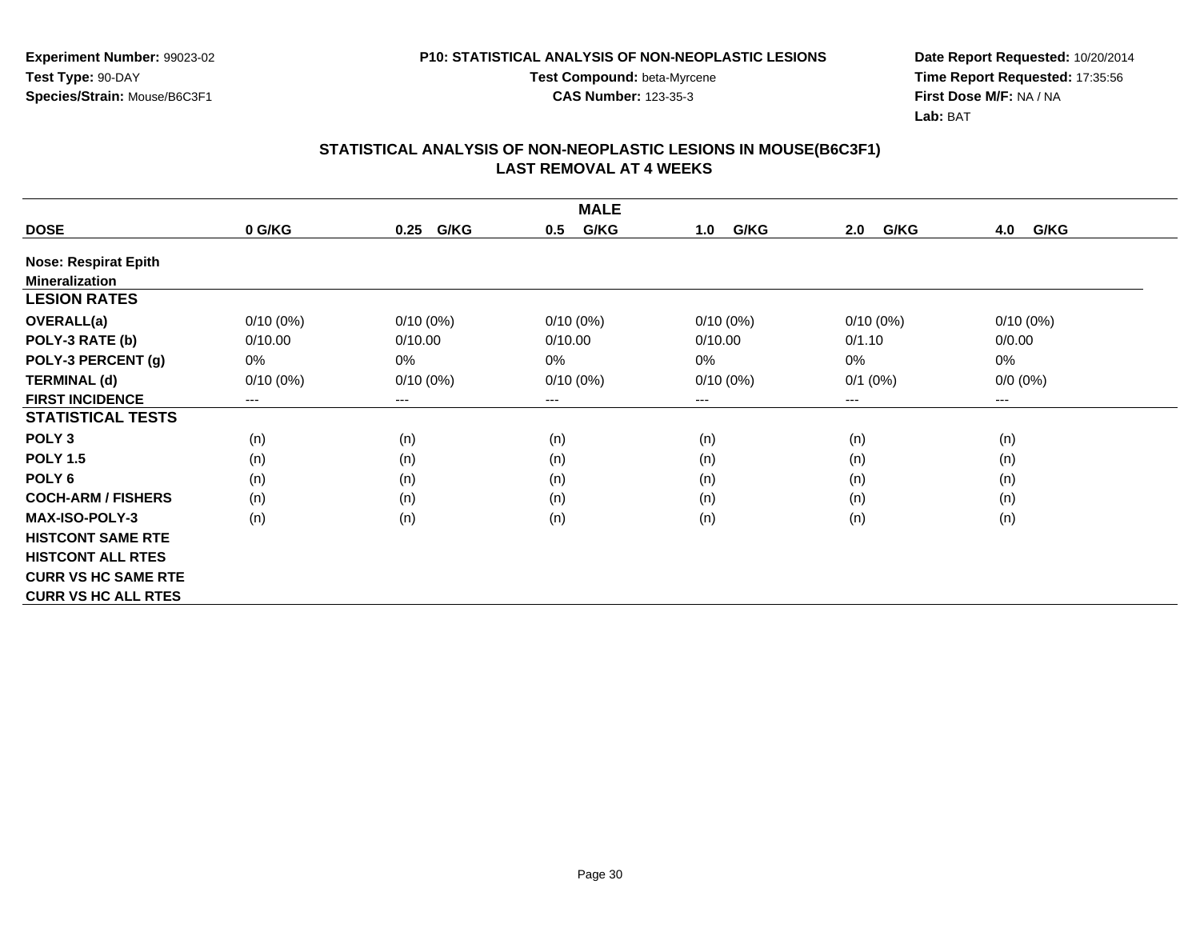**Experiment Number:** 99023-02
**Test Type:** 90-DAY
**Species/Strain:** Mouse/B6C3F1

**P10: STATISTICAL ANALYSIS OF NON-NEOPLASTIC LESIONS**
**Test Compound:** beta-Myrcene
**CAS Number:** 123-35-3

**Date Report Requested:** 10/20/2014
**Time Report Requested:** 17:35:56
**First Dose M/F:** NA / NA
**Lab:** BAT

## STATISTICAL ANALYSIS OF NON-NEOPLASTIC LESIONS IN MOUSE(B6C3F1)
## LAST REMOVAL AT 4 WEEKS

| MALE | | | | | | |
|---|---|---|---|---|---|---|
| **DOSE** | **0 G/KG** | **0.25 G/KG** | **0.5 G/KG** | **1.0 G/KG** | **2.0 G/KG** | **4.0 G/KG** |
| **Nose: Respirat Epith** | | | | | | |
| **Mineralization** | | | | | | |
| **LESION RATES** | | | | | | |
| **OVERALL(a)** | 0/10 (0%) | 0/10 (0%) | 0/10 (0%) | 0/10 (0%) | 0/10 (0%) | 0/10 (0%) |
| **POLY-3 RATE (b)** | 0/10.00 | 0/10.00 | 0/10.00 | 0/10.00 | 0/1.10 | 0/0.00 |
| **POLY-3 PERCENT (g)** | 0% | 0% | 0% | 0% | 0% | 0% |
| **TERMINAL (d)** | 0/10 (0%) | 0/10 (0%) | 0/10 (0%) | 0/10 (0%) | 0/1 (0%) | 0/0 (0%) |
| **FIRST INCIDENCE** | --- | --- | --- | --- | --- | --- |
| **STATISTICAL TESTS** | | | | | | |
| **POLY 3** | (n) | (n) | (n) | (n) | (n) | (n) |
| **POLY 1.5** | (n) | (n) | (n) | (n) | (n) | (n) |
| **POLY 6** | (n) | (n) | (n) | (n) | (n) | (n) |
| **COCH-ARM / FISHERS** | (n) | (n) | (n) | (n) | (n) | (n) |
| **MAX-ISO-POLY-3** | (n) | (n) | (n) | (n) | (n) | (n) |
| **HISTCONT SAME RTE** | | | | | | |
| **HISTCONT ALL RTES** | | | | | | |
| **CURR VS HC SAME RTE** | | | | | | |
| **CURR VS HC ALL RTES** | | | | | | |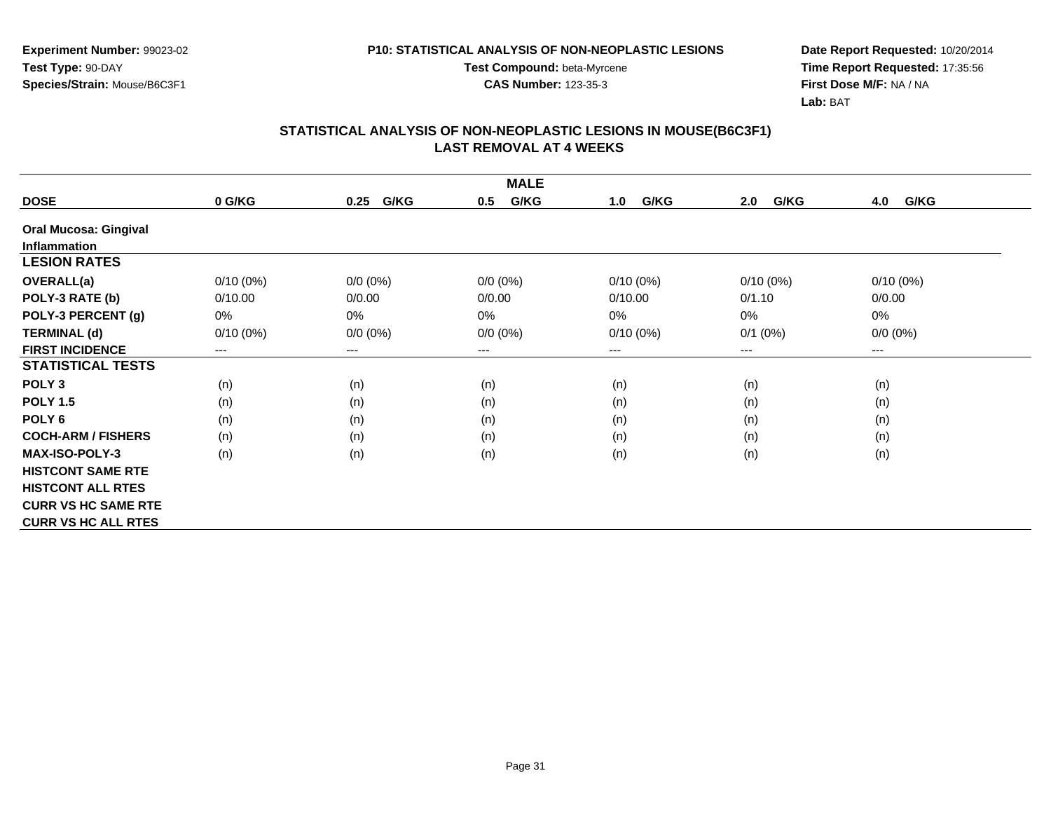**Experiment Number:** 99023-02
**Test Type:** 90-DAY
**Species/Strain:** Mouse/B6C3F1

**P10: STATISTICAL ANALYSIS OF NON-NEOPLASTIC LESIONS**
**Test Compound:** beta-Myrcene
**CAS Number:** 123-35-3

**Date Report Requested:** 10/20/2014
**Time Report Requested:** 17:35:56
**First Dose M/F:** NA / NA
**Lab:** BAT

## STATISTICAL ANALYSIS OF NON-NEOPLASTIC LESIONS IN MOUSE(B6C3F1)
## LAST REMOVAL AT 4 WEEKS

| MALE | | | | | | |
|---|---|---|---|---|---|---|
| **DOSE** | **0 G/KG** | **0.25 G/KG** | **0.5 G/KG** | **1.0 G/KG** | **2.0 G/KG** | **4.0 G/KG** |
| **Oral Mucosa: Gingival Inflammation** | | | | | | |
| **LESION RATES** | | | | | | |
| **OVERALL(a)** | 0/10 (0%) | 0/0 (0%) | 0/0 (0%) | 0/10 (0%) | 0/10 (0%) | 0/10 (0%) |
| **POLY-3 RATE (b)** | 0/10.00 | 0/0.00 | 0/0.00 | 0/10.00 | 0/1.10 | 0/0.00 |
| **POLY-3 PERCENT (g)** | 0% | 0% | 0% | 0% | 0% | 0% |
| **TERMINAL (d)** | 0/10 (0%) | 0/0 (0%) | 0/0 (0%) | 0/10 (0%) | 0/1 (0%) | 0/0 (0%) |
| **FIRST INCIDENCE** | --- | --- | --- | --- | --- | --- |
| **STATISTICAL TESTS** | | | | | | |
| **POLY 3** | (n) | (n) | (n) | (n) | (n) | (n) |
| **POLY 1.5** | (n) | (n) | (n) | (n) | (n) | (n) |
| **POLY 6** | (n) | (n) | (n) | (n) | (n) | (n) |
| **COCH-ARM / FISHERS** | (n) | (n) | (n) | (n) | (n) | (n) |
| **MAX-ISO-POLY-3** | (n) | (n) | (n) | (n) | (n) | (n) |
| **HISTCONT SAME RTE** | | | | | | |
| **HISTCONT ALL RTES** | | | | | | |
| **CURR VS HC SAME RTE** | | | | | | |
| **CURR VS HC ALL RTES** | | | | | | |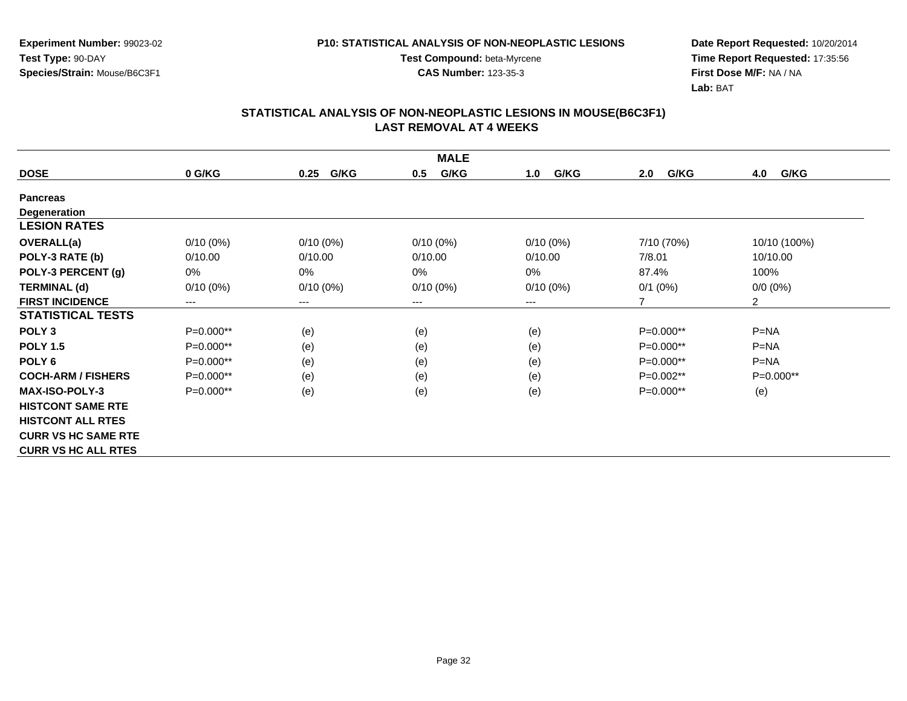**Experiment Number:** 99023-02
**Test Type:** 90-DAY
**Species/Strain:** Mouse/B6C3F1

**P10: STATISTICAL ANALYSIS OF NON-NEOPLASTIC LESIONS**
**Test Compound:** beta-Myrcene
**CAS Number:** 123-35-3

**Date Report Requested:** 10/20/2014
**Time Report Requested:** 17:35:56
**First Dose M/F:** NA / NA
**Lab:** BAT

## STATISTICAL ANALYSIS OF NON-NEOPLASTIC LESIONS IN MOUSE(B6C3F1)
## LAST REMOVAL AT 4 WEEKS

| MALE | | | | | | |
|---|---|---|---|---|---|---|
| **DOSE** | **0 G/KG** | **0.25 G/KG** | **0.5 G/KG** | **1.0 G/KG** | **2.0 G/KG** | **4.0 G/KG** |
| **Pancreas** | | | | | | |
| **Degeneration** | | | | | | |
| **LESION RATES** | | | | | | |
| **OVERALL(a)** | 0/10 (0%) | 0/10 (0%) | 0/10 (0%) | 0/10 (0%) | 7/10 (70%) | 10/10 (100%) |
| **POLY-3 RATE (b)** | 0/10.00 | 0/10.00 | 0/10.00 | 0/10.00 | 7/8.01 | 10/10.00 |
| **POLY-3 PERCENT (g)** | 0% | 0% | 0% | 0% | 87.4% | 100% |
| **TERMINAL (d)** | 0/10 (0%) | 0/10 (0%) | 0/10 (0%) | 0/10 (0%) | 0/1 (0%) | 0/0 (0%) |
| **FIRST INCIDENCE** | --- | --- | --- | --- | 7 | 2 |
| **STATISTICAL TESTS** | | | | | | |
| **POLY 3** | P=0.000** | (e) | (e) | (e) | P=0.000** | P=NA |
| **POLY 1.5** | P=0.000** | (e) | (e) | (e) | P=0.000** | P=NA |
| **POLY 6** | P=0.000** | (e) | (e) | (e) | P=0.000** | P=NA |
| **COCH-ARM / FISHERS** | P=0.000** | (e) | (e) | (e) | P=0.002** | P=0.000** |
| **MAX-ISO-POLY-3** | P=0.000** | (e) | (e) | (e) | P=0.000** | (e) |
| **HISTCONT SAME RTE** | | | | | | |
| **HISTCONT ALL RTES** | | | | | | |
| **CURR VS HC SAME RTE** | | | | | | |
| **CURR VS HC ALL RTES** | | | | | | |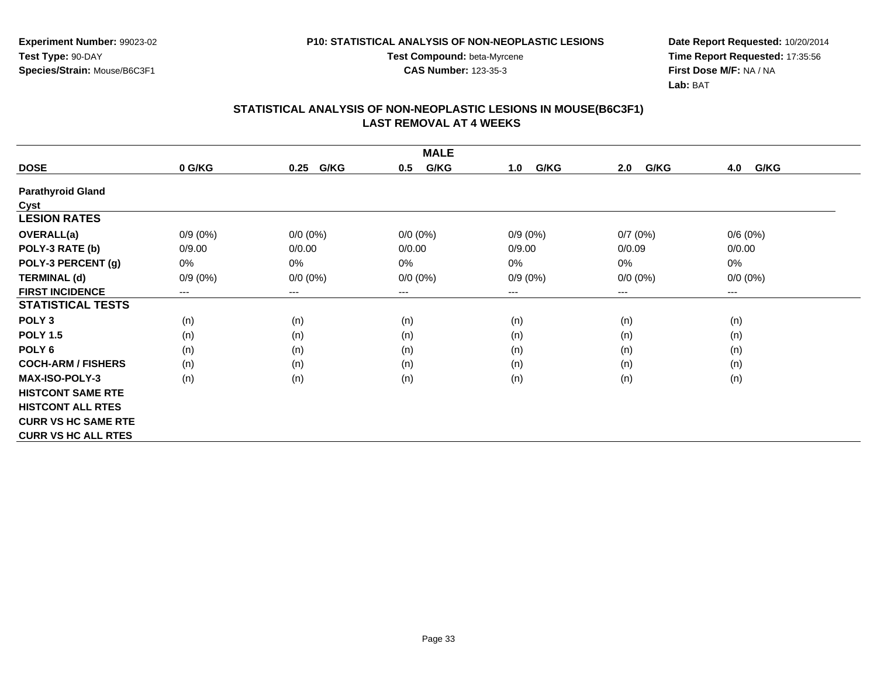**Experiment Number:** 99023-02
**Test Type:** 90-DAY
**Species/Strain:** Mouse/B6C3F1

**P10: STATISTICAL ANALYSIS OF NON-NEOPLASTIC LESIONS**
**Test Compound:** beta-Myrcene
**CAS Number:** 123-35-3

**Date Report Requested:** 10/20/2014
**Time Report Requested:** 17:35:56
**First Dose M/F:** NA / NA
**Lab:** BAT

## STATISTICAL ANALYSIS OF NON-NEOPLASTIC LESIONS IN MOUSE(B6C3F1)
## LAST REMOVAL AT 4 WEEKS

| MALE | | | | | | |
|---|---|---|---|---|---|---|
| **DOSE** | **0 G/KG** | **0.25 G/KG** | **0.5 G/KG** | **1.0 G/KG** | **2.0 G/KG** | **4.0 G/KG** |
| **Parathyroid Gland** | | | | | | |
| **Cyst** | | | | | | |
| **LESION RATES** | | | | | | |
| **OVERALL(a)** | 0/9 (0%) | 0/0 (0%) | 0/0 (0%) | 0/9 (0%) | 0/7 (0%) | 0/6 (0%) |
| **POLY-3 RATE (b)** | 0/9.00 | 0/0.00 | 0/0.00 | 0/9.00 | 0/0.09 | 0/0.00 |
| **POLY-3 PERCENT (g)** | 0% | 0% | 0% | 0% | 0% | 0% |
| **TERMINAL (d)** | 0/9 (0%) | 0/0 (0%) | 0/0 (0%) | 0/9 (0%) | 0/0 (0%) | 0/0 (0%) |
| **FIRST INCIDENCE** | --- | --- | --- | --- | --- | --- |
| **STATISTICAL TESTS** | | | | | | |
| **POLY 3** | (n) | (n) | (n) | (n) | (n) | (n) |
| **POLY 1.5** | (n) | (n) | (n) | (n) | (n) | (n) |
| **POLY 6** | (n) | (n) | (n) | (n) | (n) | (n) |
| **COCH-ARM / FISHERS** | (n) | (n) | (n) | (n) | (n) | (n) |
| **MAX-ISO-POLY-3** | (n) | (n) | (n) | (n) | (n) | (n) |
| **HISTCONT SAME RTE** | | | | | | |
| **HISTCONT ALL RTES** | | | | | | |
| **CURR VS HC SAME RTE** | | | | | | |
| **CURR VS HC ALL RTES** | | | | | | |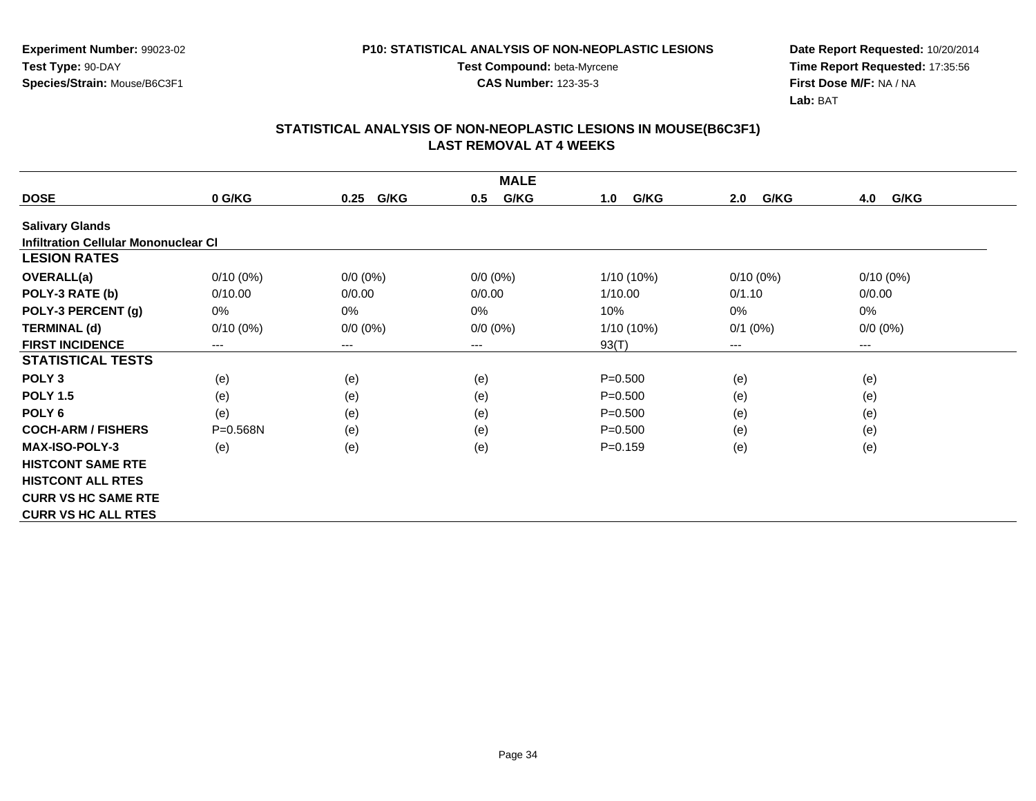**Experiment Number:** 99023-02
**Test Type:** 90-DAY
**Species/Strain:** Mouse/B6C3F1

**P10: STATISTICAL ANALYSIS OF NON-NEOPLASTIC LESIONS**
**Test Compound:** beta-Myrcene
**CAS Number:** 123-35-3

**Date Report Requested:** 10/20/2014
**Time Report Requested:** 17:35:56
**First Dose M/F:** NA / NA
**Lab:** BAT

## STATISTICAL ANALYSIS OF NON-NEOPLASTIC LESIONS IN MOUSE(B6C3F1)
## LAST REMOVAL AT 4 WEEKS

| | MALE | | | | | |
|---|---|---|---|---|---|---|
| **DOSE** | **0 G/KG** | **0.25 G/KG** | **0.5 G/KG** | **1.0 G/KG** | **2.0 G/KG** | **4.0 G/KG** |
| **Salivary Glands** | | | | | | |
| **Infiltration Cellular Mononuclear Cl** | | | | | | |
| **LESION RATES** | | | | | | |
| **OVERALL(a)** | 0/10 (0%) | 0/0 (0%) | 0/0 (0%) | 1/10 (10%) | 0/10 (0%) | 0/10 (0%) |
| **POLY-3 RATE (b)** | 0/10.00 | 0/0.00 | 0/0.00 | 1/10.00 | 0/1.10 | 0/0.00 |
| **POLY-3 PERCENT (g)** | 0% | 0% | 0% | 10% | 0% | 0% |
| **TERMINAL (d)** | 0/10 (0%) | 0/0 (0%) | 0/0 (0%) | 1/10 (10%) | 0/1 (0%) | 0/0 (0%) |
| **FIRST INCIDENCE** | --- | --- | --- | 93(T) | --- | --- |
| **STATISTICAL TESTS** | | | | | | |
| **POLY 3** | (e) | (e) | (e) | P=0.500 | (e) | (e) |
| **POLY 1.5** | (e) | (e) | (e) | P=0.500 | (e) | (e) |
| **POLY 6** | (e) | (e) | (e) | P=0.500 | (e) | (e) |
| **COCH-ARM / FISHERS** | P=0.568N | (e) | (e) | P=0.500 | (e) | (e) |
| **MAX-ISO-POLY-3** | (e) | (e) | (e) | P=0.159 | (e) | (e) |
| **HISTCONT SAME RTE** | | | | | | |
| **HISTCONT ALL RTES** | | | | | | |
| **CURR VS HC SAME RTE** | | | | | | |
| **CURR VS HC ALL RTES** | | | | | | |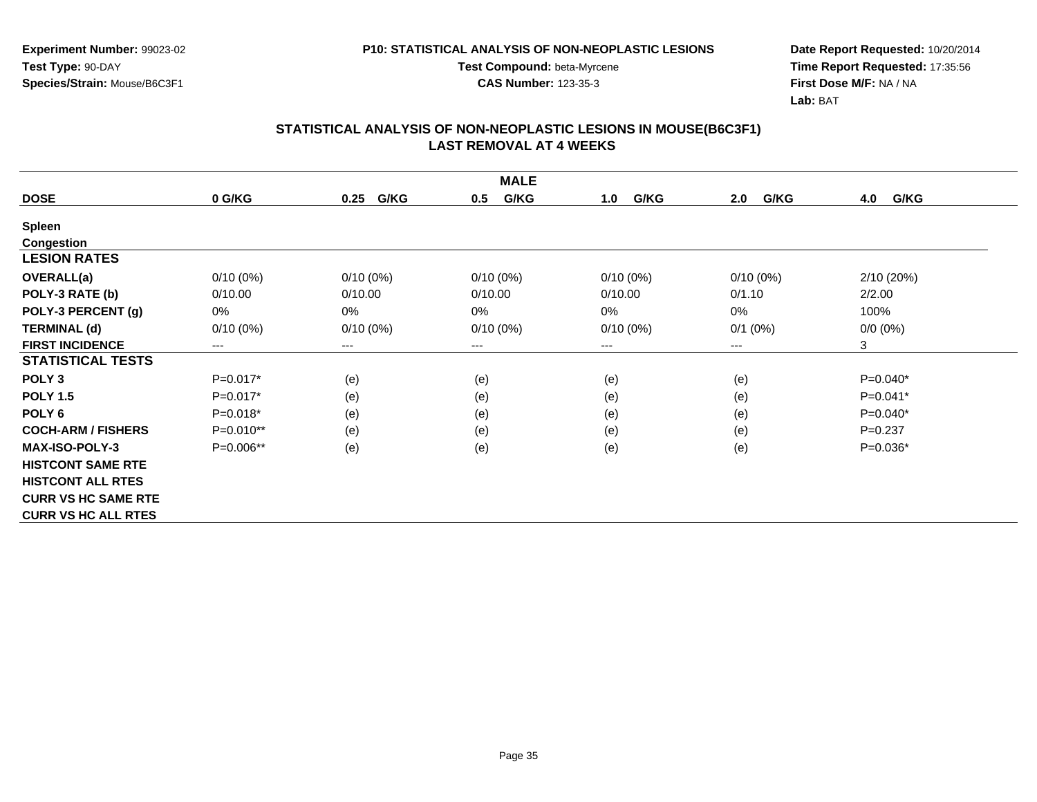**Experiment Number:** 99023-02
**Test Type:** 90-DAY
**Species/Strain:** Mouse/B6C3F1

**P10: STATISTICAL ANALYSIS OF NON-NEOPLASTIC LESIONS**
**Test Compound:** beta-Myrcene
**CAS Number:** 123-35-3

**Date Report Requested:** 10/20/2014
**Time Report Requested:** 17:35:56
**First Dose M/F:** NA / NA
**Lab:** BAT

## STATISTICAL ANALYSIS OF NON-NEOPLASTIC LESIONS IN MOUSE(B6C3F1)
## LAST REMOVAL AT 4 WEEKS

| MALE | | | | | | |
|---|---|---|---|---|---|---|
| **DOSE** | **0 G/KG** | **0.25 G/KG** | **0.5 G/KG** | **1.0 G/KG** | **2.0 G/KG** | **4.0 G/KG** |
| **Spleen** | | | | | | |
| **Congestion** | | | | | | |
| **LESION RATES** | | | | | | |
| **OVERALL(a)** | 0/10 (0%) | 0/10 (0%) | 0/10 (0%) | 0/10 (0%) | 0/10 (0%) | 2/10 (20%) |
| **POLY-3 RATE (b)** | 0/10.00 | 0/10.00 | 0/10.00 | 0/10.00 | 0/1.10 | 2/2.00 |
| **POLY-3 PERCENT (g)** | 0% | 0% | 0% | 0% | 0% | 100% |
| **TERMINAL (d)** | 0/10 (0%) | 0/10 (0%) | 0/10 (0%) | 0/10 (0%) | 0/1 (0%) | 0/0 (0%) |
| **FIRST INCIDENCE** | --- | --- | --- | --- | --- | 3 |
| **STATISTICAL TESTS** | | | | | | |
| **POLY 3** | P=0.017* | (e) | (e) | (e) | (e) | P=0.040* |
| **POLY 1.5** | P=0.017* | (e) | (e) | (e) | (e) | P=0.041* |
| **POLY 6** | P=0.018* | (e) | (e) | (e) | (e) | P=0.040* |
| **COCH-ARM / FISHERS** | P=0.010** | (e) | (e) | (e) | (e) | P=0.237 |
| **MAX-ISO-POLY-3** | P=0.006** | (e) | (e) | (e) | (e) | P=0.036* |
| **HISTCONT SAME RTE** | | | | | | |
| **HISTCONT ALL RTES** | | | | | | |
| **CURR VS HC SAME RTE** | | | | | | |
| **CURR VS HC ALL RTES** | | | | | | |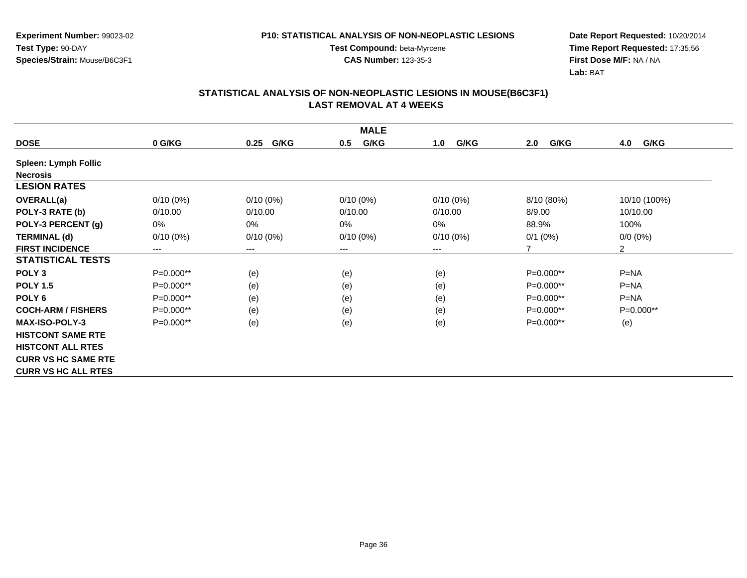**Experiment Number:** 99023-02
**Test Type:** 90-DAY
**Species/Strain:** Mouse/B6C3F1

**P10: STATISTICAL ANALYSIS OF NON-NEOPLASTIC LESIONS**
**Test Compound:** beta-Myrcene
**CAS Number:** 123-35-3

**Date Report Requested:** 10/20/2014
**Time Report Requested:** 17:35:56
**First Dose M/F:** NA / NA
**Lab:** BAT

## STATISTICAL ANALYSIS OF NON-NEOPLASTIC LESIONS IN MOUSE(B6C3F1)
## LAST REMOVAL AT 4 WEEKS

| MALE | | | | | | |
|---|---|---|---|---|---|---|
| **DOSE** | **0 G/KG** | **0.25 G/KG** | **0.5 G/KG** | **1.0 G/KG** | **2.0 G/KG** | **4.0 G/KG** |
| **Spleen: Lymph Follic Necrosis** | | | | | | |
| **LESION RATES** | | | | | | |
| **OVERALL(a)** | 0/10 (0%) | 0/10 (0%) | 0/10 (0%) | 0/10 (0%) | 8/10 (80%) | 10/10 (100%) |
| **POLY-3 RATE (b)** | 0/10.00 | 0/10.00 | 0/10.00 | 0/10.00 | 8/9.00 | 10/10.00 |
| **POLY-3 PERCENT (g)** | 0% | 0% | 0% | 0% | 88.9% | 100% |
| **TERMINAL (d)** | 0/10 (0%) | 0/10 (0%) | 0/10 (0%) | 0/10 (0%) | 0/1 (0%) | 0/0 (0%) |
| **FIRST INCIDENCE** | --- | --- | --- | --- | 7 | 2 |
| **STATISTICAL TESTS** | | | | | | |
| **POLY 3** | P=0.000** | (e) | (e) | (e) | P=0.000** | P=NA |
| **POLY 1.5** | P=0.000** | (e) | (e) | (e) | P=0.000** | P=NA |
| **POLY 6** | P=0.000** | (e) | (e) | (e) | P=0.000** | P=NA |
| **COCH-ARM / FISHERS** | P=0.000** | (e) | (e) | (e) | P=0.000** | P=0.000** |
| **MAX-ISO-POLY-3** | P=0.000** | (e) | (e) | (e) | P=0.000** | (e) |
| **HISTCONT SAME RTE** | | | | | | |
| **HISTCONT ALL RTES** | | | | | | |
| **CURR VS HC SAME RTE** | | | | | | |
| **CURR VS HC ALL RTES** | | | | | | |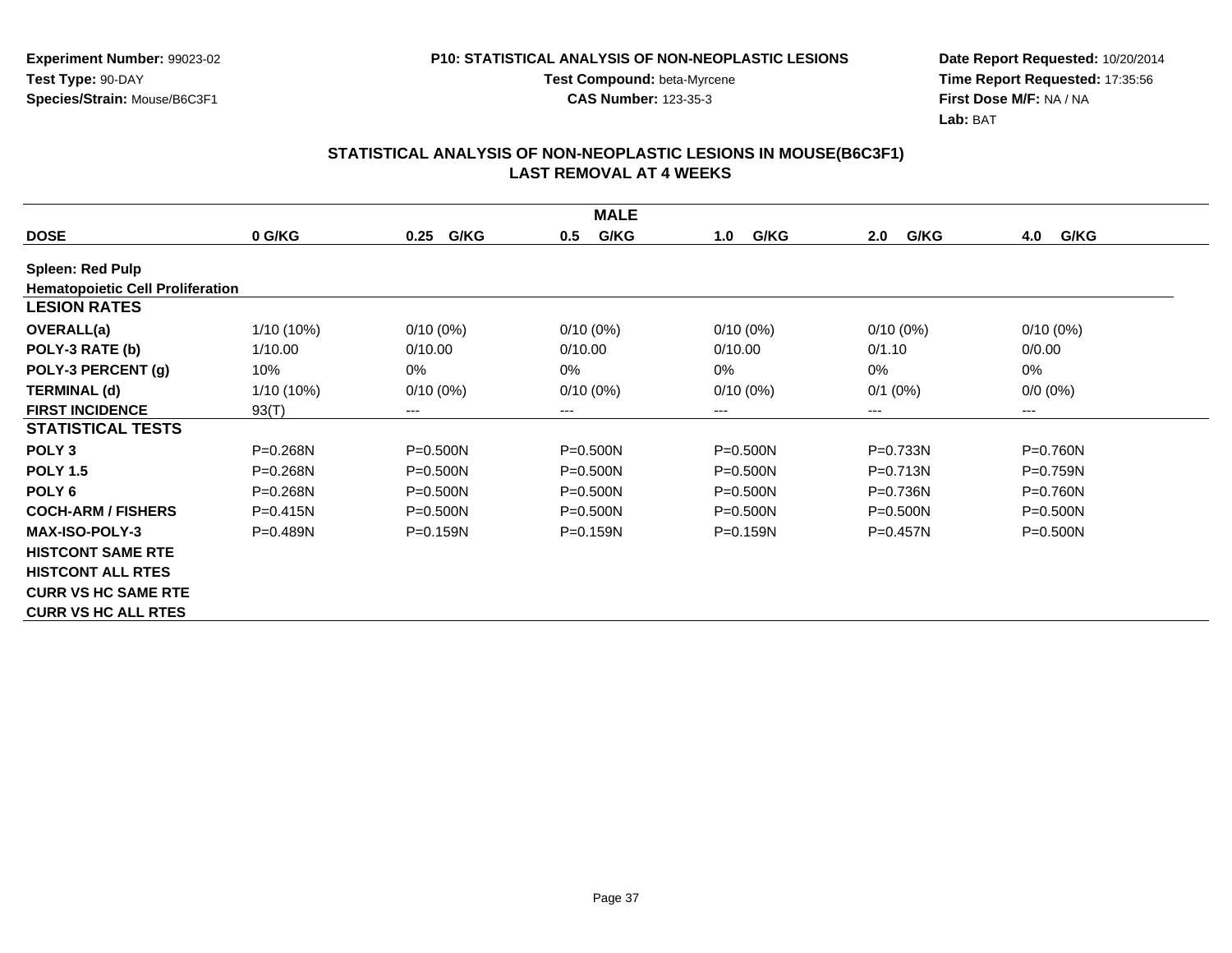**Experiment Number:** 99023-02
**Test Type:** 90-DAY
**Species/Strain:** Mouse/B6C3F1

**P10: STATISTICAL ANALYSIS OF NON-NEOPLASTIC LESIONS**
**Test Compound:** beta-Myrcene
**CAS Number:** 123-35-3

**Date Report Requested:** 10/20/2014
**Time Report Requested:** 17:35:56
**First Dose M/F:** NA / NA
**Lab:** BAT

## STATISTICAL ANALYSIS OF NON-NEOPLASTIC LESIONS IN MOUSE(B6C3F1)
## LAST REMOVAL AT 4 WEEKS

| | MALE | | | | | |
|---|---|---|---|---|---|---|
| **DOSE** | **0 G/KG** | **0.25 G/KG** | **0.5 G/KG** | **1.0 G/KG** | **2.0 G/KG** | **4.0 G/KG** |
| **Spleen: Red Pulp** | | | | | | |
| **Hematopoietic Cell Proliferation** | | | | | | |
| **LESION RATES** | | | | | | |
| **OVERALL(a)** | 1/10 (10%) | 0/10 (0%) | 0/10 (0%) | 0/10 (0%) | 0/10 (0%) | 0/10 (0%) |
| **POLY-3 RATE (b)** | 1/10.00 | 0/10.00 | 0/10.00 | 0/10.00 | 0/1.10 | 0/0.00 |
| **POLY-3 PERCENT (g)** | 10% | 0% | 0% | 0% | 0% | 0% |
| **TERMINAL (d)** | 1/10 (10%) | 0/10 (0%) | 0/10 (0%) | 0/10 (0%) | 0/1 (0%) | 0/0 (0%) |
| **FIRST INCIDENCE** | 93(T) | --- | --- | --- | --- | --- |
| **STATISTICAL TESTS** | | | | | | |
| **POLY 3** | P=0.268N | P=0.500N | P=0.500N | P=0.500N | P=0.733N | P=0.760N |
| **POLY 1.5** | P=0.268N | P=0.500N | P=0.500N | P=0.500N | P=0.713N | P=0.759N |
| **POLY 6** | P=0.268N | P=0.500N | P=0.500N | P=0.500N | P=0.736N | P=0.760N |
| **COCH-ARM / FISHERS** | P=0.415N | P=0.500N | P=0.500N | P=0.500N | P=0.500N | P=0.500N |
| **MAX-ISO-POLY-3** | P=0.489N | P=0.159N | P=0.159N | P=0.159N | P=0.457N | P=0.500N |
| **HISTCONT SAME RTE** | | | | | | |
| **HISTCONT ALL RTES** | | | | | | |
| **CURR VS HC SAME RTE** | | | | | | |
| **CURR VS HC ALL RTES** | | | | | | |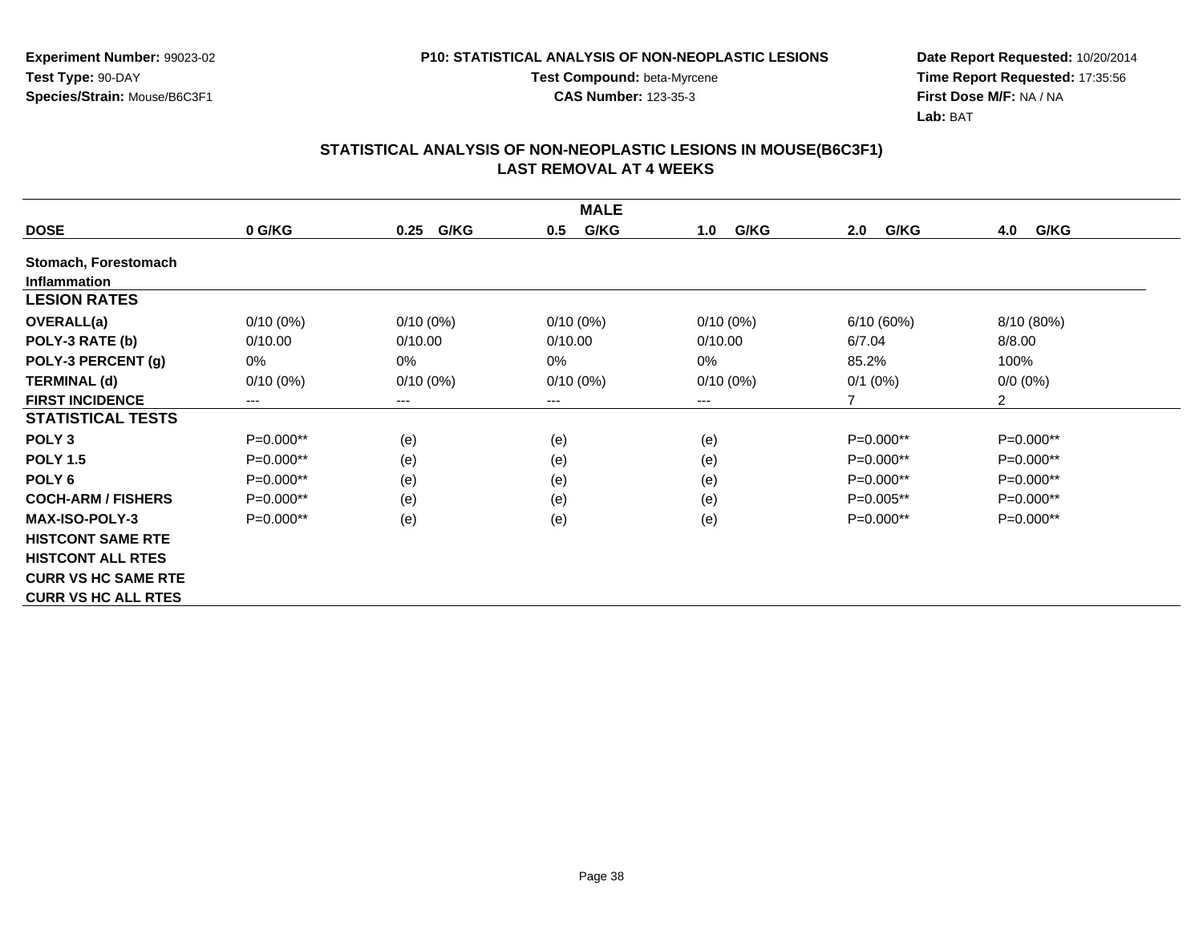**Experiment Number:** 99023-02
**Test Type:** 90-DAY
**Species/Strain:** Mouse/B6C3F1

**P10: STATISTICAL ANALYSIS OF NON-NEOPLASTIC LESIONS**
**Test Compound:** beta-Myrcene
**CAS Number:** 123-35-3

**Date Report Requested:** 10/20/2014
**Time Report Requested:** 17:35:56
**First Dose M/F:** NA / NA
**Lab:** BAT

## STATISTICAL ANALYSIS OF NON-NEOPLASTIC LESIONS IN MOUSE(B6C3F1)
## LAST REMOVAL AT 4 WEEKS

| MALE | | | | | | |
|---|---|---|---|---|---|---|
| **DOSE** | **0 G/KG** | **0.25 G/KG** | **0.5 G/KG** | **1.0 G/KG** | **2.0 G/KG** | **4.0 G/KG** |
| **Stomach, Forestomach** | | | | | | |
| **Inflammation** | | | | | | |
| **LESION RATES** | | | | | | |
| **OVERALL(a)** | 0/10 (0%) | 0/10 (0%) | 0/10 (0%) | 0/10 (0%) | 6/10 (60%) | 8/10 (80%) |
| **POLY-3 RATE (b)** | 0/10.00 | 0/10.00 | 0/10.00 | 0/10.00 | 6/7.04 | 8/8.00 |
| **POLY-3 PERCENT (g)** | 0% | 0% | 0% | 0% | 85.2% | 100% |
| **TERMINAL (d)** | 0/10 (0%) | 0/10 (0%) | 0/10 (0%) | 0/10 (0%) | 0/1 (0%) | 0/0 (0%) |
| **FIRST INCIDENCE** | --- | --- | --- | --- | 7 | 2 |
| **STATISTICAL TESTS** | | | | | | |
| **POLY 3** | P=0.000** | (e) | (e) | (e) | P=0.000** | P=0.000** |
| **POLY 1.5** | P=0.000** | (e) | (e) | (e) | P=0.000** | P=0.000** |
| **POLY 6** | P=0.000** | (e) | (e) | (e) | P=0.000** | P=0.000** |
| **COCH-ARM / FISHERS** | P=0.000** | (e) | (e) | (e) | P=0.005** | P=0.000** |
| **MAX-ISO-POLY-3** | P=0.000** | (e) | (e) | (e) | P=0.000** | P=0.000** |
| **HISTCONT SAME RTE** | | | | | | |
| **HISTCONT ALL RTES** | | | | | | |
| **CURR VS HC SAME RTE** | | | | | | |
| **CURR VS HC ALL RTES** | | | | | | |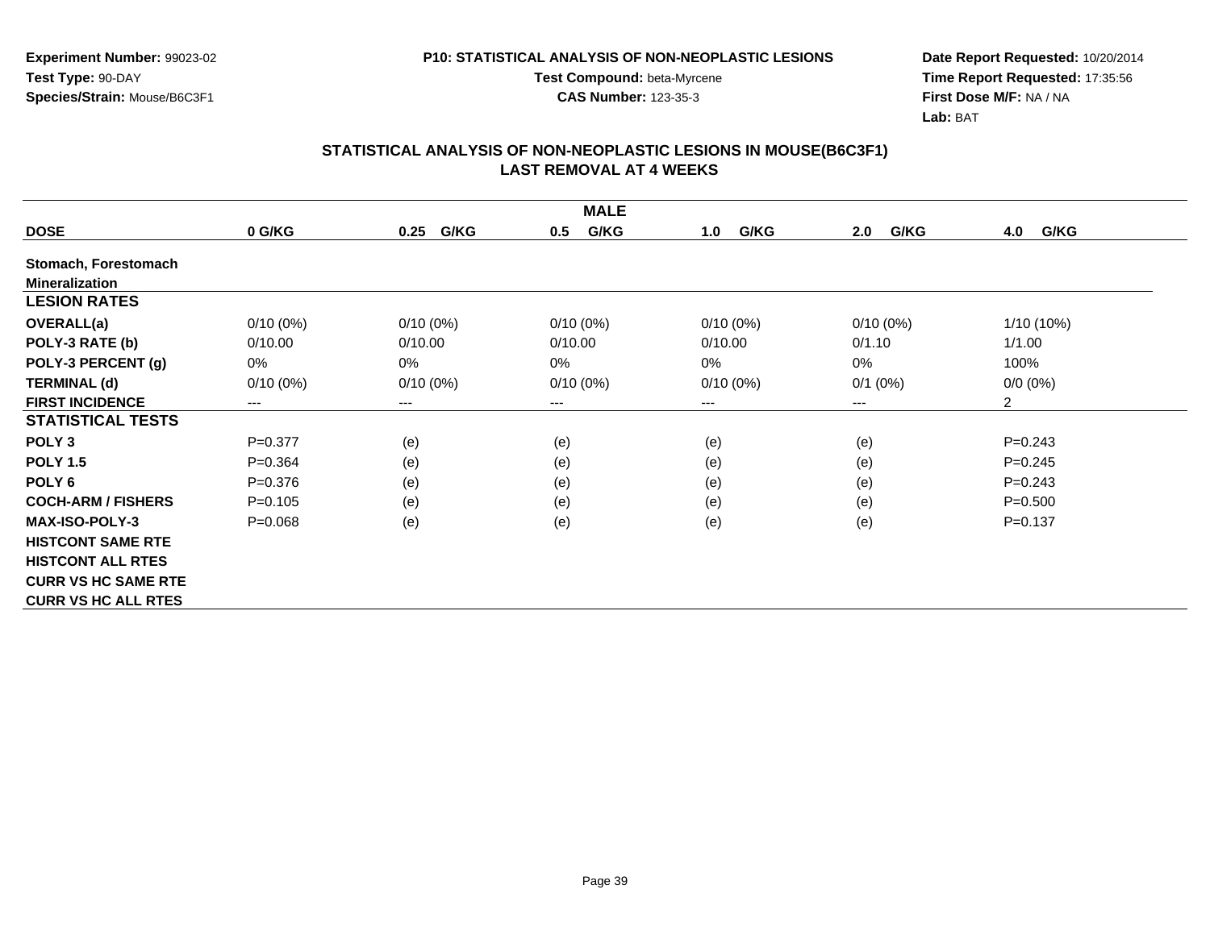Experiment Number: 99023-02
Test Type: 90-DAY
Species/Strain: Mouse/B6C3F1

P10: STATISTICAL ANALYSIS OF NON-NEOPLASTIC LESIONS
Test Compound: beta-Myrcene
CAS Number: 123-35-3

Date Report Requested: 10/20/2014
Time Report Requested: 17:35:56
First Dose M/F: NA / NA
Lab: BAT

## STATISTICAL ANALYSIS OF NON-NEOPLASTIC LESIONS IN MOUSE(B6C3F1)
## LAST REMOVAL AT 4 WEEKS

| MALE | | | | | | |
|---|---|---|---|---|---|---|
| **DOSE** | **0 G/KG** | **0.25 G/KG** | **0.5 G/KG** | **1.0 G/KG** | **2.0 G/KG** | **4.0 G/KG** |
| **Stomach, Forestomach** | | | | | | |
| **Mineralization** | | | | | | |
| **LESION RATES** | | | | | | |
| **OVERALL(a)** | 0/10 (0%) | 0/10 (0%) | 0/10 (0%) | 0/10 (0%) | 0/10 (0%) | 1/10 (10%) |
| **POLY-3 RATE (b)** | 0/10.00 | 0/10.00 | 0/10.00 | 0/10.00 | 0/1.10 | 1/1.00 |
| **POLY-3 PERCENT (g)** | 0% | 0% | 0% | 0% | 0% | 100% |
| **TERMINAL (d)** | 0/10 (0%) | 0/10 (0%) | 0/10 (0%) | 0/10 (0%) | 0/1 (0%) | 0/0 (0%) |
| **FIRST INCIDENCE** | --- | --- | --- | --- | --- | 2 |
| **STATISTICAL TESTS** | | | | | | |
| **POLY 3** | P=0.377 | (e) | (e) | (e) | (e) | P=0.243 |
| **POLY 1.5** | P=0.364 | (e) | (e) | (e) | (e) | P=0.245 |
| **POLY 6** | P=0.376 | (e) | (e) | (e) | (e) | P=0.243 |
| **COCH-ARM / FISHERS** | P=0.105 | (e) | (e) | (e) | (e) | P=0.500 |
| **MAX-ISO-POLY-3** | P=0.068 | (e) | (e) | (e) | (e) | P=0.137 |
| **HISTCONT SAME RTE** | | | | | | |
| **HISTCONT ALL RTES** | | | | | | |
| **CURR VS HC SAME RTE** | | | | | | |
| **CURR VS HC ALL RTES** | | | | | | |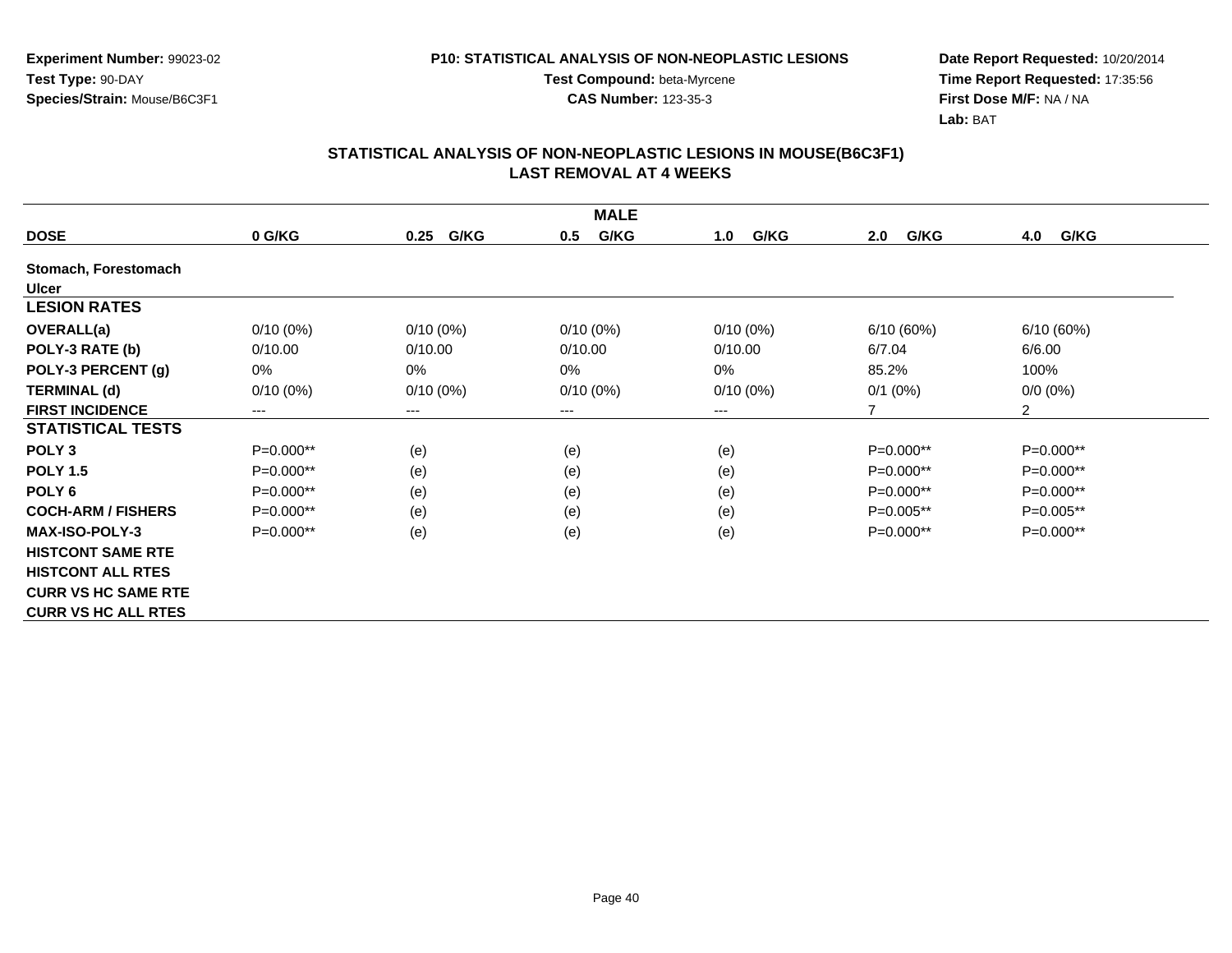**Experiment Number:** 99023-02
**Test Type:** 90-DAY
**Species/Strain:** Mouse/B6C3F1

**P10: STATISTICAL ANALYSIS OF NON-NEOPLASTIC LESIONS**
**Test Compound:** beta-Myrcene
**CAS Number:** 123-35-3

**Date Report Requested:** 10/20/2014
**Time Report Requested:** 17:35:56
**First Dose M/F:** NA / NA
**Lab:** BAT

## STATISTICAL ANALYSIS OF NON-NEOPLASTIC LESIONS IN MOUSE(B6C3F1)
## LAST REMOVAL AT 4 WEEKS

| MALE | | | | | | |
|---|---|---|---|---|---|---|
| **DOSE** | **0 G/KG** | **0.25 G/KG** | **0.5 G/KG** | **1.0 G/KG** | **2.0 G/KG** | **4.0 G/KG** |
| **Stomach, Forestomach** | | | | | | |
| **Ulcer** | | | | | | |
| **LESION RATES** | | | | | | |
| **OVERALL(a)** | 0/10 (0%) | 0/10 (0%) | 0/10 (0%) | 0/10 (0%) | 6/10 (60%) | 6/10 (60%) |
| **POLY-3 RATE (b)** | 0/10.00 | 0/10.00 | 0/10.00 | 0/10.00 | 6/7.04 | 6/6.00 |
| **POLY-3 PERCENT (g)** | 0% | 0% | 0% | 0% | 85.2% | 100% |
| **TERMINAL (d)** | 0/10 (0%) | 0/10 (0%) | 0/10 (0%) | 0/10 (0%) | 0/1 (0%) | 0/0 (0%) |
| **FIRST INCIDENCE** | --- | --- | --- | --- | 7 | 2 |
| **STATISTICAL TESTS** | | | | | | |
| **POLY 3** | P=0.000** | (e) | (e) | (e) | P=0.000** | P=0.000** |
| **POLY 1.5** | P=0.000** | (e) | (e) | (e) | P=0.000** | P=0.000** |
| **POLY 6** | P=0.000** | (e) | (e) | (e) | P=0.000** | P=0.000** |
| **COCH-ARM / FISHERS** | P=0.000** | (e) | (e) | (e) | P=0.005** | P=0.005** |
| **MAX-ISO-POLY-3** | P=0.000** | (e) | (e) | (e) | P=0.000** | P=0.000** |
| **HISTCONT SAME RTE** | | | | | | |
| **HISTCONT ALL RTES** | | | | | | |
| **CURR VS HC SAME RTE** | | | | | | |
| **CURR VS HC ALL RTES** | | | | | | |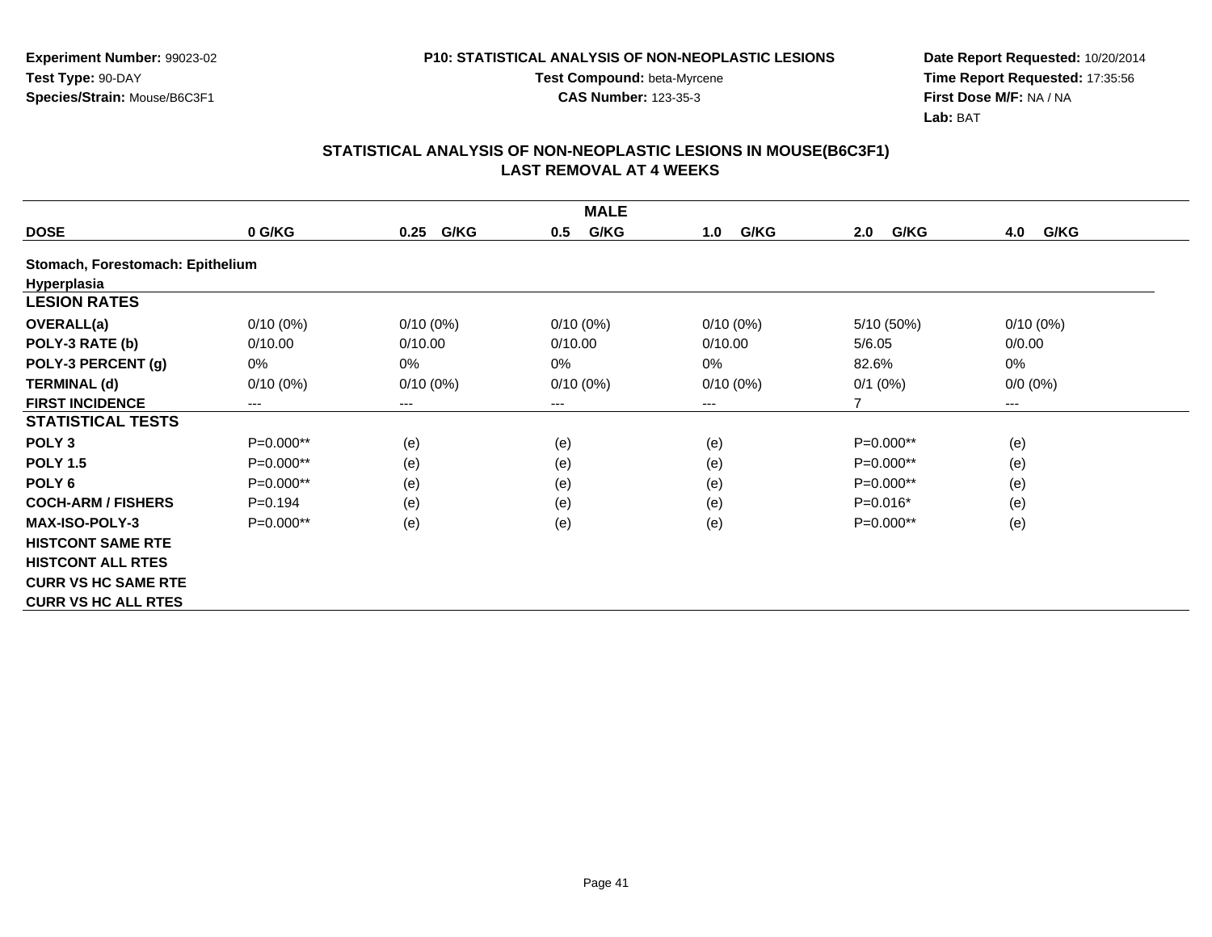**Experiment Number:** 99023-02
**Test Type:** 90-DAY
**Species/Strain:** Mouse/B6C3F1

**P10: STATISTICAL ANALYSIS OF NON-NEOPLASTIC LESIONS**
**Test Compound:** beta-Myrcene
**CAS Number:** 123-35-3

**Date Report Requested:** 10/20/2014
**Time Report Requested:** 17:35:56
**First Dose M/F:** NA / NA
**Lab:** BAT

## STATISTICAL ANALYSIS OF NON-NEOPLASTIC LESIONS IN MOUSE(B6C3F1)
## LAST REMOVAL AT 4 WEEKS

| MALE | | | | | | |
|---|---|---|---|---|---|---|
| **DOSE** | **0 G/KG** | **0.25 G/KG** | **0.5 G/KG** | **1.0 G/KG** | **2.0 G/KG** | **4.0 G/KG** |
| **Stomach, Forestomach: Epithelium** | | | | | | |
| **Hyperplasia** | | | | | | |
| **LESION RATES** | | | | | | |
| **OVERALL(a)** | 0/10 (0%) | 0/10 (0%) | 0/10 (0%) | 0/10 (0%) | 5/10 (50%) | 0/10 (0%) |
| **POLY-3 RATE (b)** | 0/10.00 | 0/10.00 | 0/10.00 | 0/10.00 | 5/6.05 | 0/0.00 |
| **POLY-3 PERCENT (g)** | 0% | 0% | 0% | 0% | 82.6% | 0% |
| **TERMINAL (d)** | 0/10 (0%) | 0/10 (0%) | 0/10 (0%) | 0/10 (0%) | 0/1 (0%) | 0/0 (0%) |
| **FIRST INCIDENCE** | --- | --- | --- | --- | 7 | --- |
| **STATISTICAL TESTS** | | | | | | |
| **POLY 3** | P=0.000** | (e) | (e) | (e) | P=0.000** | (e) |
| **POLY 1.5** | P=0.000** | (e) | (e) | (e) | P=0.000** | (e) |
| **POLY 6** | P=0.000** | (e) | (e) | (e) | P=0.000** | (e) |
| **COCH-ARM / FISHERS** | P=0.194 | (e) | (e) | (e) | P=0.016* | (e) |
| **MAX-ISO-POLY-3** | P=0.000** | (e) | (e) | (e) | P=0.000** | (e) |
| **HISTCONT SAME RTE** | | | | | | |
| **HISTCONT ALL RTES** | | | | | | |
| **CURR VS HC SAME RTE** | | | | | | |
| **CURR VS HC ALL RTES** | | | | | | |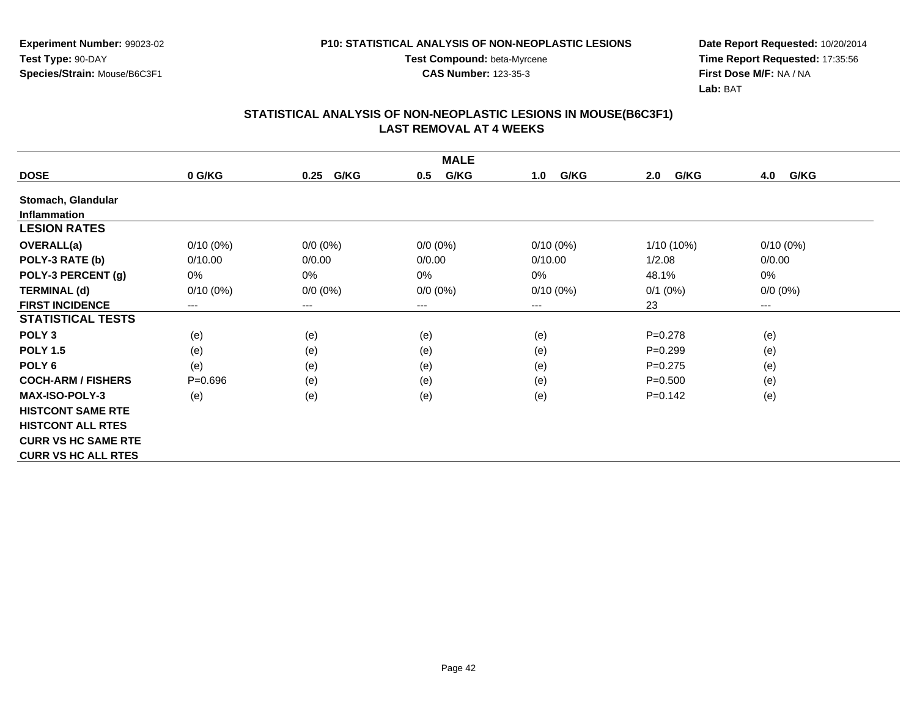Experiment Number: 99023-02
Test Type: 90-DAY
Species/Strain: Mouse/B6C3F1

**P10: STATISTICAL ANALYSIS OF NON-NEOPLASTIC LESIONS**
**Test Compound:** beta-Myrcene
**CAS Number:** 123-35-3

**Date Report Requested:** 10/20/2014
**Time Report Requested:** 17:35:56
**First Dose M/F:** NA / NA
**Lab:** BAT

## STATISTICAL ANALYSIS OF NON-NEOPLASTIC LESIONS IN MOUSE(B6C3F1) LAST REMOVAL AT 4 WEEKS

| MALE | | | | | | |
|---|---|---|---|---|---|---|
| **DOSE** | **0 G/KG** | **0.25 G/KG** | **0.5 G/KG** | **1.0 G/KG** | **2.0 G/KG** | **4.0 G/KG** |
| **Stomach, Glandular** | | | | | | |
| **Inflammation** | | | | | | |
| **LESION RATES** | | | | | | |
| **OVERALL(a)** | 0/10 (0%) | 0/0 (0%) | 0/0 (0%) | 0/10 (0%) | 1/10 (10%) | 0/10 (0%) |
| **POLY-3 RATE (b)** | 0/10.00 | 0/0.00 | 0/0.00 | 0/10.00 | 1/2.08 | 0/0.00 |
| **POLY-3 PERCENT (g)** | 0% | 0% | 0% | 0% | 48.1% | 0% |
| **TERMINAL (d)** | 0/10 (0%) | 0/0 (0%) | 0/0 (0%) | 0/10 (0%) | 0/1 (0%) | 0/0 (0%) |
| **FIRST INCIDENCE** | --- | --- | --- | --- | 23 | --- |
| **STATISTICAL TESTS** | | | | | | |
| **POLY 3** | (e) | (e) | (e) | (e) | P=0.278 | (e) |
| **POLY 1.5** | (e) | (e) | (e) | (e) | P=0.299 | (e) |
| **POLY 6** | (e) | (e) | (e) | (e) | P=0.275 | (e) |
| **COCH-ARM / FISHERS** | P=0.696 | (e) | (e) | (e) | P=0.500 | (e) |
| **MAX-ISO-POLY-3** | (e) | (e) | (e) | (e) | P=0.142 | (e) |
| **HISTCONT SAME RTE** | | | | | | |
| **HISTCONT ALL RTES** | | | | | | |
| **CURR VS HC SAME RTE** | | | | | | |
| **CURR VS HC ALL RTES** | | | | | | |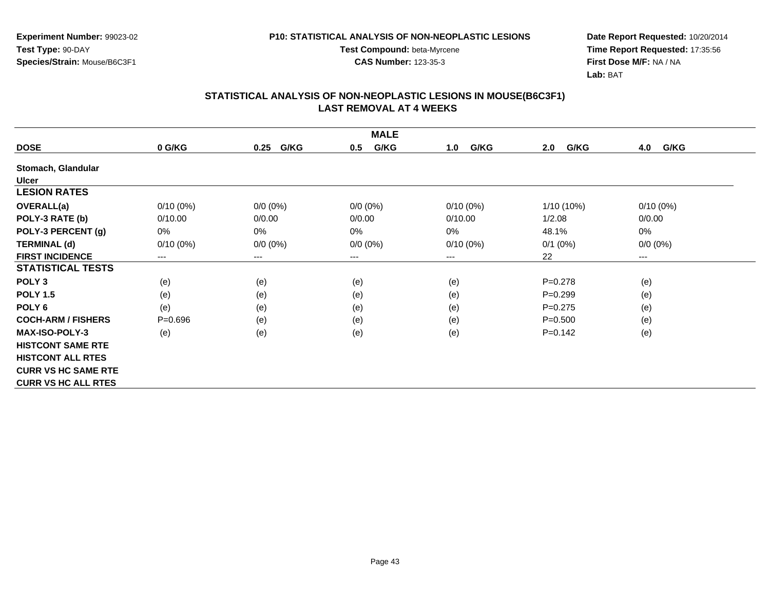**Experiment Number:** 99023-02
**Test Type:** 90-DAY
**Species/Strain:** Mouse/B6C3F1

**P10: STATISTICAL ANALYSIS OF NON-NEOPLASTIC LESIONS**
**Test Compound:** beta-Myrcene
**CAS Number:** 123-35-3

**Date Report Requested:** 10/20/2014
**Time Report Requested:** 17:35:56
**First Dose M/F:** NA / NA
**Lab:** BAT

## STATISTICAL ANALYSIS OF NON-NEOPLASTIC LESIONS IN MOUSE(B6C3F1)
## LAST REMOVAL AT 4 WEEKS

| MALE | | | | | | |
|---|---|---|---|---|---|---|
| **DOSE** | **0 G/KG** | **0.25 G/KG** | **0.5 G/KG** | **1.0 G/KG** | **2.0 G/KG** | **4.0 G/KG** |
| **Stomach, Glandular** | | | | | | |
| **Ulcer** | | | | | | |
| **LESION RATES** | | | | | | |
| **OVERALL(a)** | 0/10 (0%) | 0/0 (0%) | 0/0 (0%) | 0/10 (0%) | 1/10 (10%) | 0/10 (0%) |
| **POLY-3 RATE (b)** | 0/10.00 | 0/0.00 | 0/0.00 | 0/10.00 | 1/2.08 | 0/0.00 |
| **POLY-3 PERCENT (g)** | 0% | 0% | 0% | 0% | 48.1% | 0% |
| **TERMINAL (d)** | 0/10 (0%) | 0/0 (0%) | 0/0 (0%) | 0/10 (0%) | 0/1 (0%) | 0/0 (0%) |
| **FIRST INCIDENCE** | --- | --- | --- | --- | 22 | --- |
| **STATISTICAL TESTS** | | | | | | |
| **POLY 3** | (e) | (e) | (e) | (e) | P=0.278 | (e) |
| **POLY 1.5** | (e) | (e) | (e) | (e) | P=0.299 | (e) |
| **POLY 6** | (e) | (e) | (e) | (e) | P=0.275 | (e) |
| **COCH-ARM / FISHERS** | P=0.696 | (e) | (e) | (e) | P=0.500 | (e) |
| **MAX-ISO-POLY-3** | (e) | (e) | (e) | (e) | P=0.142 | (e) |
| **HISTCONT SAME RTE** | | | | | | |
| **HISTCONT ALL RTES** | | | | | | |
| **CURR VS HC SAME RTE** | | | | | | |
| **CURR VS HC ALL RTES** | | | | | | |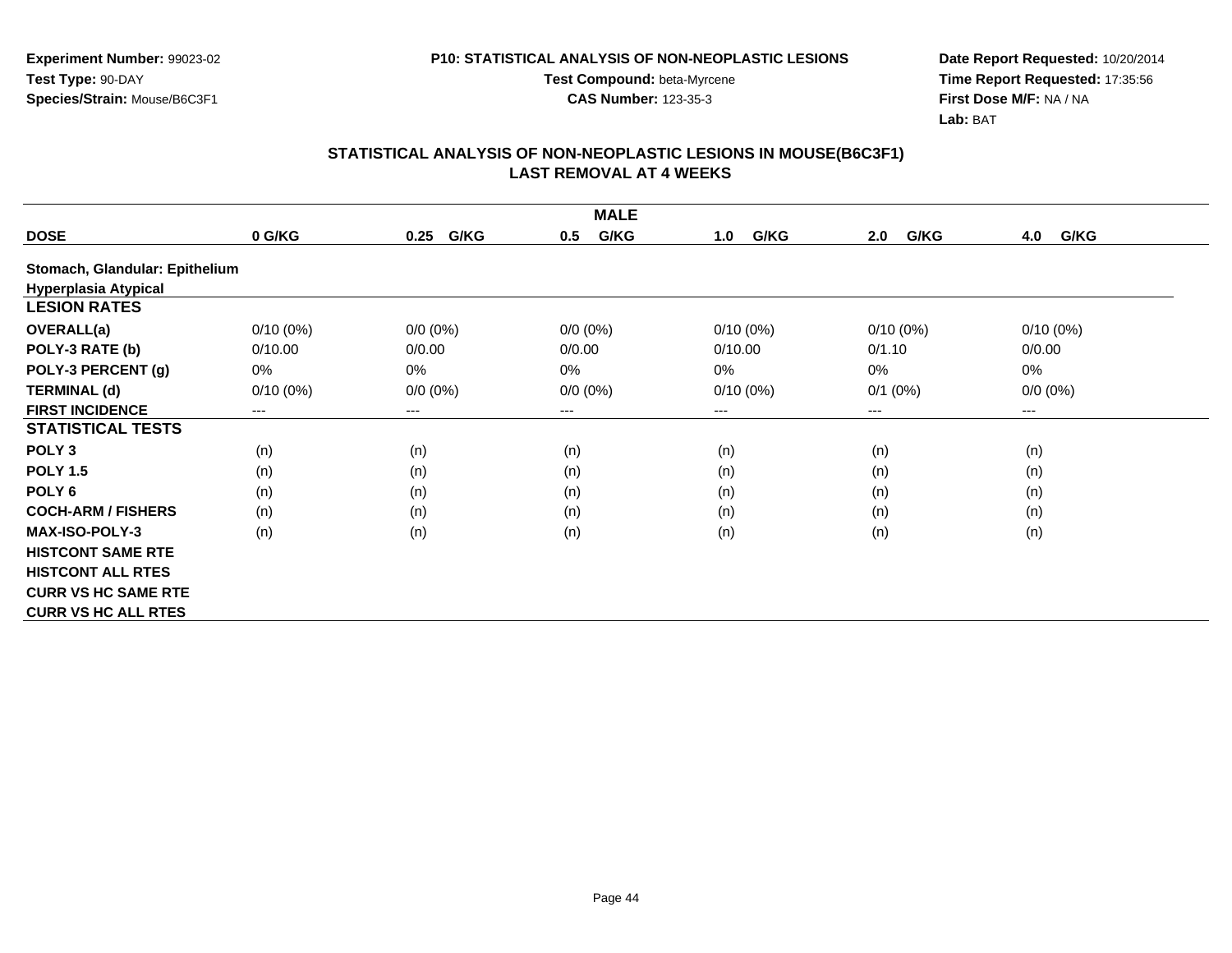**Experiment Number:** 99023-02
**Test Type:** 90-DAY
**Species/Strain:** Mouse/B6C3F1

**P10: STATISTICAL ANALYSIS OF NON-NEOPLASTIC LESIONS**
**Test Compound:** beta-Myrcene
**CAS Number:** 123-35-3

**Date Report Requested:** 10/20/2014
**Time Report Requested:** 17:35:56
**First Dose M/F:** NA / NA
**Lab:** BAT

## STATISTICAL ANALYSIS OF NON-NEOPLASTIC LESIONS IN MOUSE(B6C3F1) LAST REMOVAL AT 4 WEEKS

| MALE | | | | | | |
|---|---|---|---|---|---|---|
| **DOSE** | **0 G/KG** | **0.25 G/KG** | **0.5 G/KG** | **1.0 G/KG** | **2.0 G/KG** | **4.0 G/KG** |
| **Stomach, Glandular: Epithelium Hyperplasia Atypical** | | | | | | |
| **LESION RATES** | | | | | | |
| **OVERALL(a)** | 0/10 (0%) | 0/0 (0%) | 0/0 (0%) | 0/10 (0%) | 0/10 (0%) | 0/10 (0%) |
| **POLY-3 RATE (b)** | 0/10.00 | 0/0.00 | 0/0.00 | 0/10.00 | 0/1.10 | 0/0.00 |
| **POLY-3 PERCENT (g)** | 0% | 0% | 0% | 0% | 0% | 0% |
| **TERMINAL (d)** | 0/10 (0%) | 0/0 (0%) | 0/0 (0%) | 0/10 (0%) | 0/1 (0%) | 0/0 (0%) |
| **FIRST INCIDENCE** | --- | --- | --- | --- | --- | --- |
| **STATISTICAL TESTS** | | | | | | |
| **POLY 3** | (n) | (n) | (n) | (n) | (n) | (n) |
| **POLY 1.5** | (n) | (n) | (n) | (n) | (n) | (n) |
| **POLY 6** | (n) | (n) | (n) | (n) | (n) | (n) |
| **COCH-ARM / FISHERS** | (n) | (n) | (n) | (n) | (n) | (n) |
| **MAX-ISO-POLY-3** | (n) | (n) | (n) | (n) | (n) | (n) |
| **HISTCONT SAME RTE** | | | | | | |
| **HISTCONT ALL RTES** | | | | | | |
| **CURR VS HC SAME RTE** | | | | | | |
| **CURR VS HC ALL RTES** | | | | | | |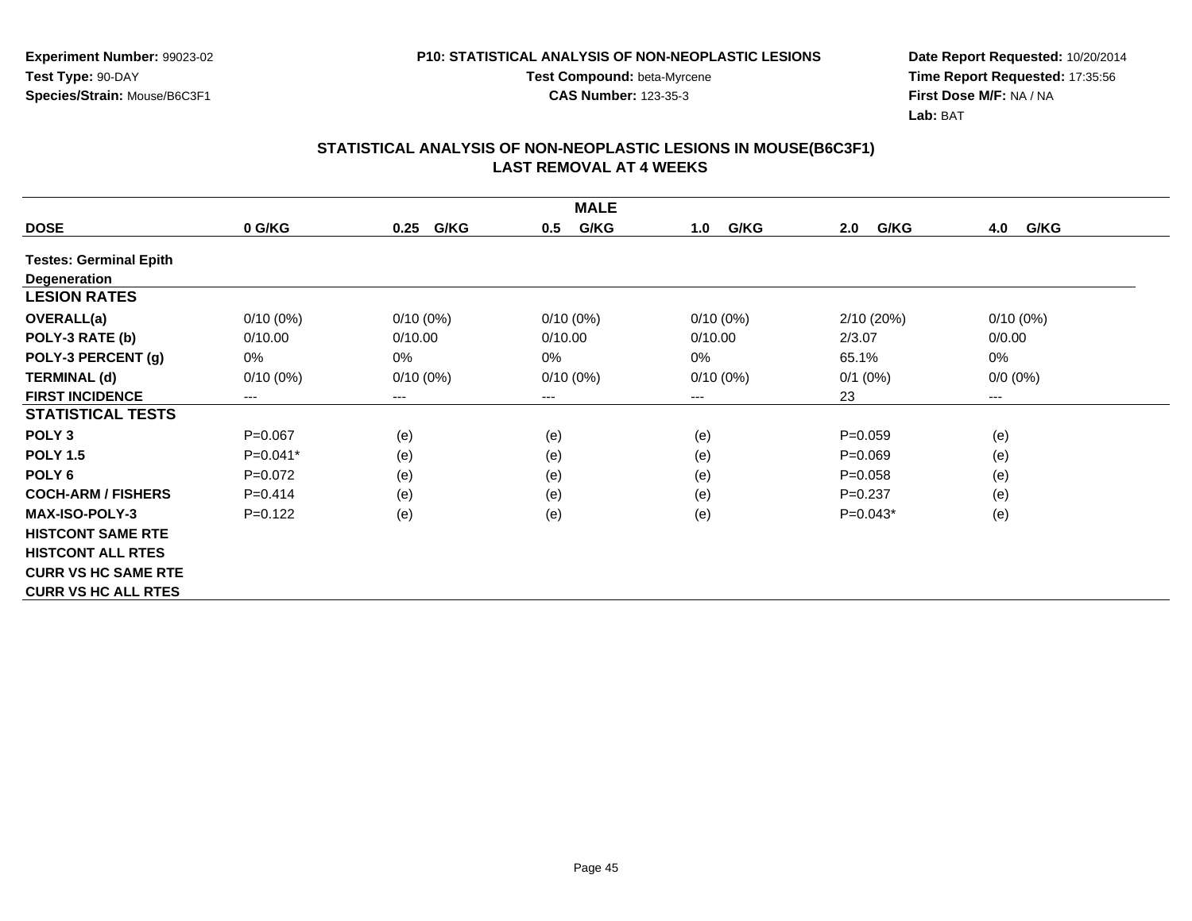**Experiment Number:** 99023-02
**Test Type:** 90-DAY
**Species/Strain:** Mouse/B6C3F1

**P10: STATISTICAL ANALYSIS OF NON-NEOPLASTIC LESIONS**
**Test Compound:** beta-Myrcene
**CAS Number:** 123-35-3

**Date Report Requested:** 10/20/2014
**Time Report Requested:** 17:35:56
**First Dose M/F:** NA / NA
**Lab:** BAT

## STATISTICAL ANALYSIS OF NON-NEOPLASTIC LESIONS IN MOUSE(B6C3F1) LAST REMOVAL AT 4 WEEKS

| MALE | | | | | | |
|---|---|---|---|---|---|---|
| **DOSE** | **0 G/KG** | **0.25 G/KG** | **0.5 G/KG** | **1.0 G/KG** | **2.0 G/KG** | **4.0 G/KG** |
| **Testes: Germinal Epith Degeneration** | | | | | | |
| **LESION RATES** | | | | | | |
| **OVERALL(a)** | 0/10 (0%) | 0/10 (0%) | 0/10 (0%) | 0/10 (0%) | 2/10 (20%) | 0/10 (0%) |
| **POLY-3 RATE (b)** | 0/10.00 | 0/10.00 | 0/10.00 | 0/10.00 | 2/3.07 | 0/0.00 |
| **POLY-3 PERCENT (g)** | 0% | 0% | 0% | 0% | 65.1% | 0% |
| **TERMINAL (d)** | 0/10 (0%) | 0/10 (0%) | 0/10 (0%) | 0/10 (0%) | 0/1 (0%) | 0/0 (0%) |
| **FIRST INCIDENCE** | --- | --- | --- | --- | 23 | --- |
| **STATISTICAL TESTS** | | | | | | |
| **POLY 3** | P=0.067 | (e) | (e) | (e) | P=0.059 | (e) |
| **POLY 1.5** | P=0.041* | (e) | (e) | (e) | P=0.069 | (e) |
| **POLY 6** | P=0.072 | (e) | (e) | (e) | P=0.058 | (e) |
| **COCH-ARM / FISHERS** | P=0.414 | (e) | (e) | (e) | P=0.237 | (e) |
| **MAX-ISO-POLY-3** | P=0.122 | (e) | (e) | (e) | P=0.043* | (e) |
| **HISTCONT SAME RTE** | | | | | | |
| **HISTCONT ALL RTES** | | | | | | |
| **CURR VS HC SAME RTE** | | | | | | |
| **CURR VS HC ALL RTES** | | | | | | |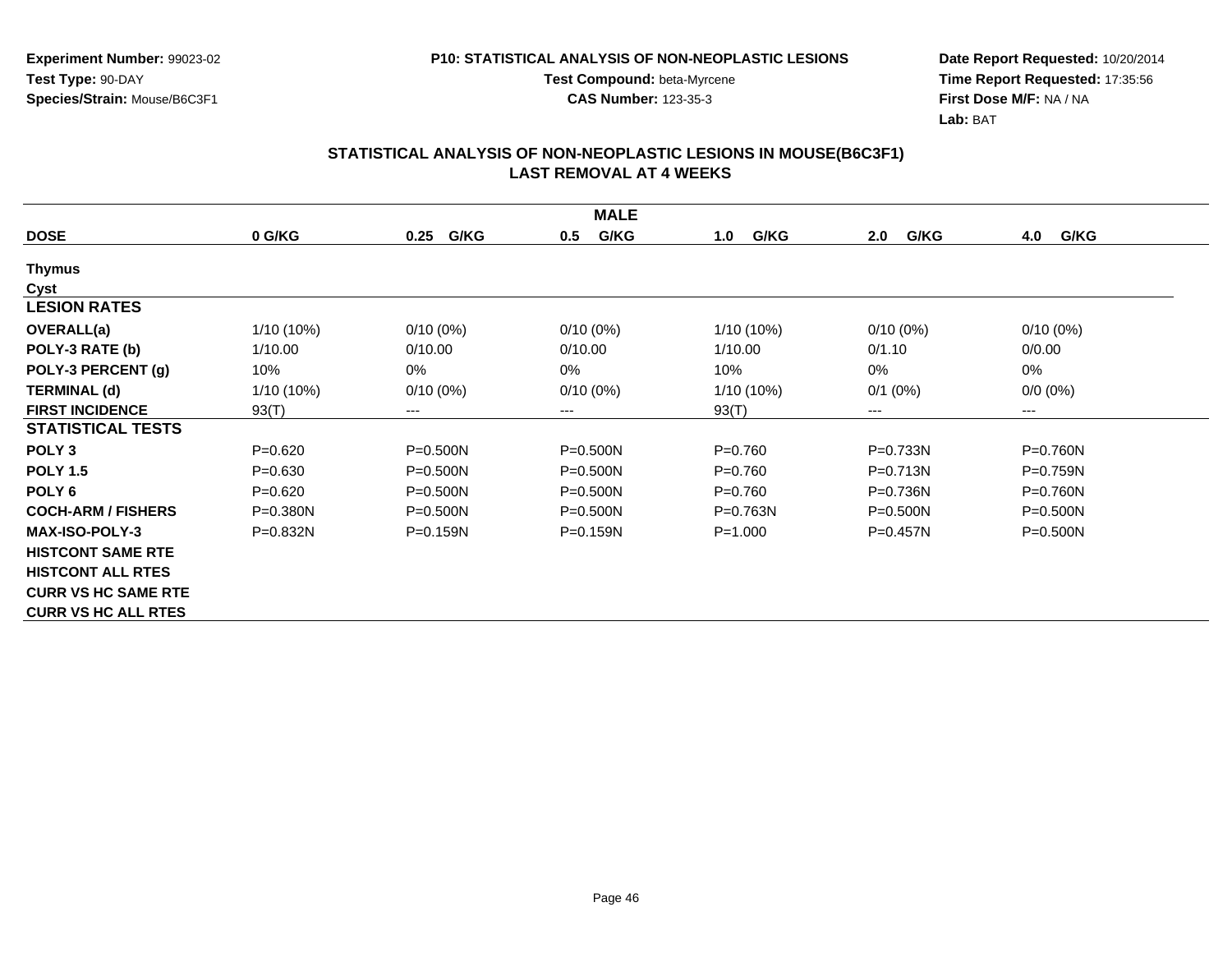Experiment Number: 99023-02
Test Type: 90-DAY
Species/Strain: Mouse/B6C3F1

P10: STATISTICAL ANALYSIS OF NON-NEOPLASTIC LESIONS
Test Compound: beta-Myrcene
CAS Number: 123-35-3

Date Report Requested: 10/20/2014
Time Report Requested: 17:35:56
First Dose M/F: NA / NA
Lab: BAT

## STATISTICAL ANALYSIS OF NON-NEOPLASTIC LESIONS IN MOUSE(B6C3F1)
## LAST REMOVAL AT 4 WEEKS

| MALE | | | | | | |
|---|---|---|---|---|---|---|
| **DOSE** | **0 G/KG** | **0.25 G/KG** | **0.5 G/KG** | **1.0 G/KG** | **2.0 G/KG** | **4.0 G/KG** |
| **Thymus** | | | | | | |
| **Cyst** | | | | | | |
| **LESION RATES** | | | | | | |
| **OVERALL(a)** | 1/10 (10%) | 0/10 (0%) | 0/10 (0%) | 1/10 (10%) | 0/10 (0%) | 0/10 (0%) |
| **POLY-3 RATE (b)** | 1/10.00 | 0/10.00 | 0/10.00 | 1/10.00 | 0/1.10 | 0/0.00 |
| **POLY-3 PERCENT (g)** | 10% | 0% | 0% | 10% | 0% | 0% |
| **TERMINAL (d)** | 1/10 (10%) | 0/10 (0%) | 0/10 (0%) | 1/10 (10%) | 0/1 (0%) | 0/0 (0%) |
| **FIRST INCIDENCE** | 93(T) | --- | --- | 93(T) | --- | --- |
| **STATISTICAL TESTS** | | | | | | |
| **POLY 3** | P=0.620 | P=0.500N | P=0.500N | P=0.760 | P=0.733N | P=0.760N |
| **POLY 1.5** | P=0.630 | P=0.500N | P=0.500N | P=0.760 | P=0.713N | P=0.759N |
| **POLY 6** | P=0.620 | P=0.500N | P=0.500N | P=0.760 | P=0.736N | P=0.760N |
| **COCH-ARM / FISHERS** | P=0.380N | P=0.500N | P=0.500N | P=0.763N | P=0.500N | P=0.500N |
| **MAX-ISO-POLY-3** | P=0.832N | P=0.159N | P=0.159N | P=1.000 | P=0.457N | P=0.500N |
| **HISTCONT SAME RTE** | | | | | | |
| **HISTCONT ALL RTES** | | | | | | |
| **CURR VS HC SAME RTE** | | | | | | |
| **CURR VS HC ALL RTES** | | | | | | |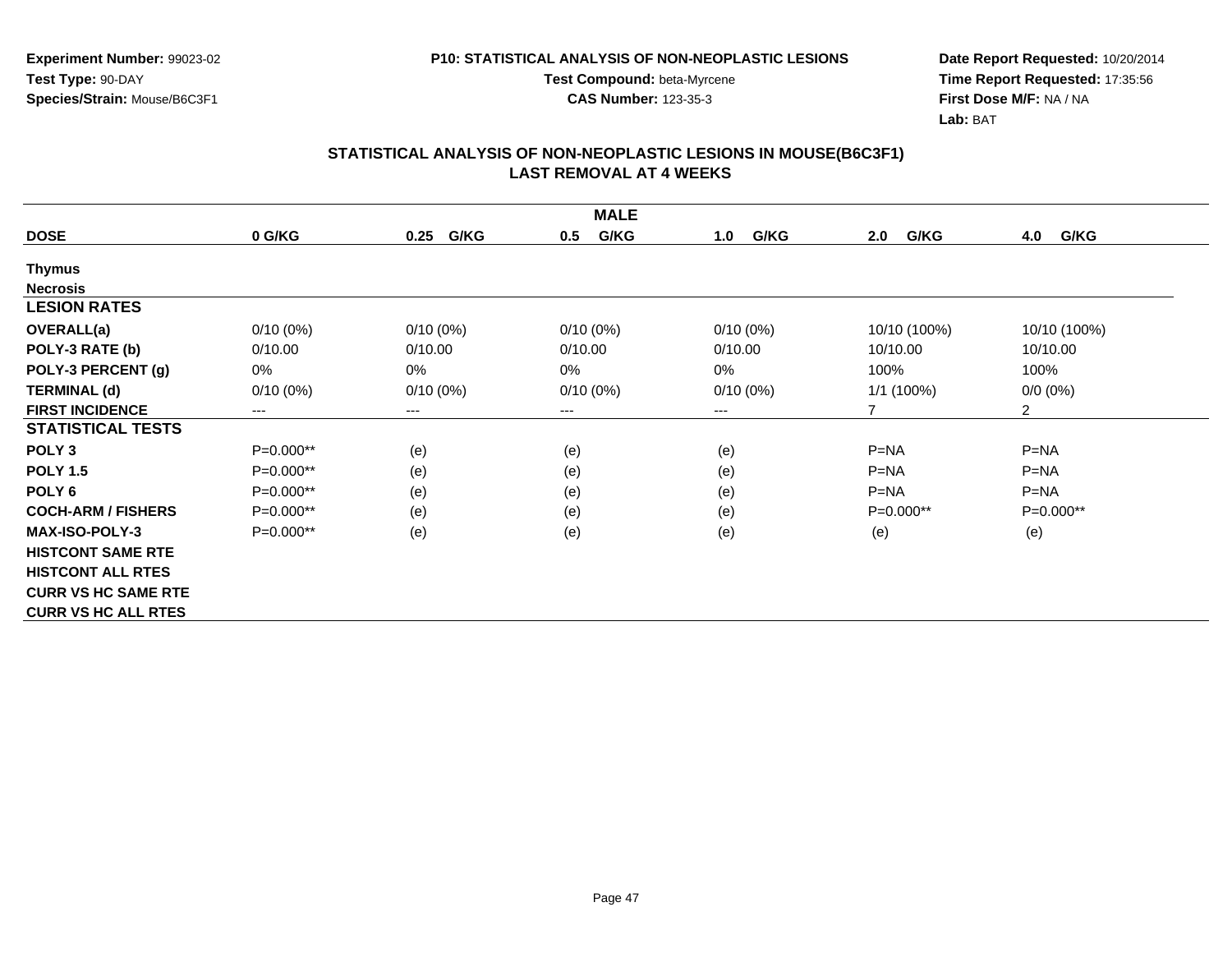**Experiment Number:** 99023-02
**Test Type:** 90-DAY
**Species/Strain:** Mouse/B6C3F1

**P10: STATISTICAL ANALYSIS OF NON-NEOPLASTIC LESIONS**
**Test Compound:** beta-Myrcene
**CAS Number:** 123-35-3

**Date Report Requested:** 10/20/2014
**Time Report Requested:** 17:35:56
**First Dose M/F:** NA / NA
**Lab:** BAT

## STATISTICAL ANALYSIS OF NON-NEOPLASTIC LESIONS IN MOUSE(B6C3F1)
## LAST REMOVAL AT 4 WEEKS

| MALE | | | | | | |
|---|---|---|---|---|---|---|
| **DOSE** | **0 G/KG** | **0.25 G/KG** | **0.5 G/KG** | **1.0 G/KG** | **2.0 G/KG** | **4.0 G/KG** |
| **Thymus** | | | | | | |
| **Necrosis** | | | | | | |
| **LESION RATES** | | | | | | |
| **OVERALL(a)** | 0/10 (0%) | 0/10 (0%) | 0/10 (0%) | 0/10 (0%) | 10/10 (100%) | 10/10 (100%) |
| **POLY-3 RATE (b)** | 0/10.00 | 0/10.00 | 0/10.00 | 0/10.00 | 10/10.00 | 10/10.00 |
| **POLY-3 PERCENT (g)** | 0% | 0% | 0% | 0% | 100% | 100% |
| **TERMINAL (d)** | 0/10 (0%) | 0/10 (0%) | 0/10 (0%) | 0/10 (0%) | 1/1 (100%) | 0/0 (0%) |
| **FIRST INCIDENCE** | --- | --- | --- | --- | 7 | 2 |
| **STATISTICAL TESTS** | | | | | | |
| **POLY 3** | P=0.000** | (e) | (e) | (e) | P=NA | P=NA |
| **POLY 1.5** | P=0.000** | (e) | (e) | (e) | P=NA | P=NA |
| **POLY 6** | P=0.000** | (e) | (e) | (e) | P=NA | P=NA |
| **COCH-ARM / FISHERS** | P=0.000** | (e) | (e) | (e) | P=0.000** | P=0.000** |
| **MAX-ISO-POLY-3** | P=0.000** | (e) | (e) | (e) | (e) | (e) |
| **HISTCONT SAME RTE** | | | | | | |
| **HISTCONT ALL RTES** | | | | | | |
| **CURR VS HC SAME RTE** | | | | | | |
| **CURR VS HC ALL RTES** | | | | | | |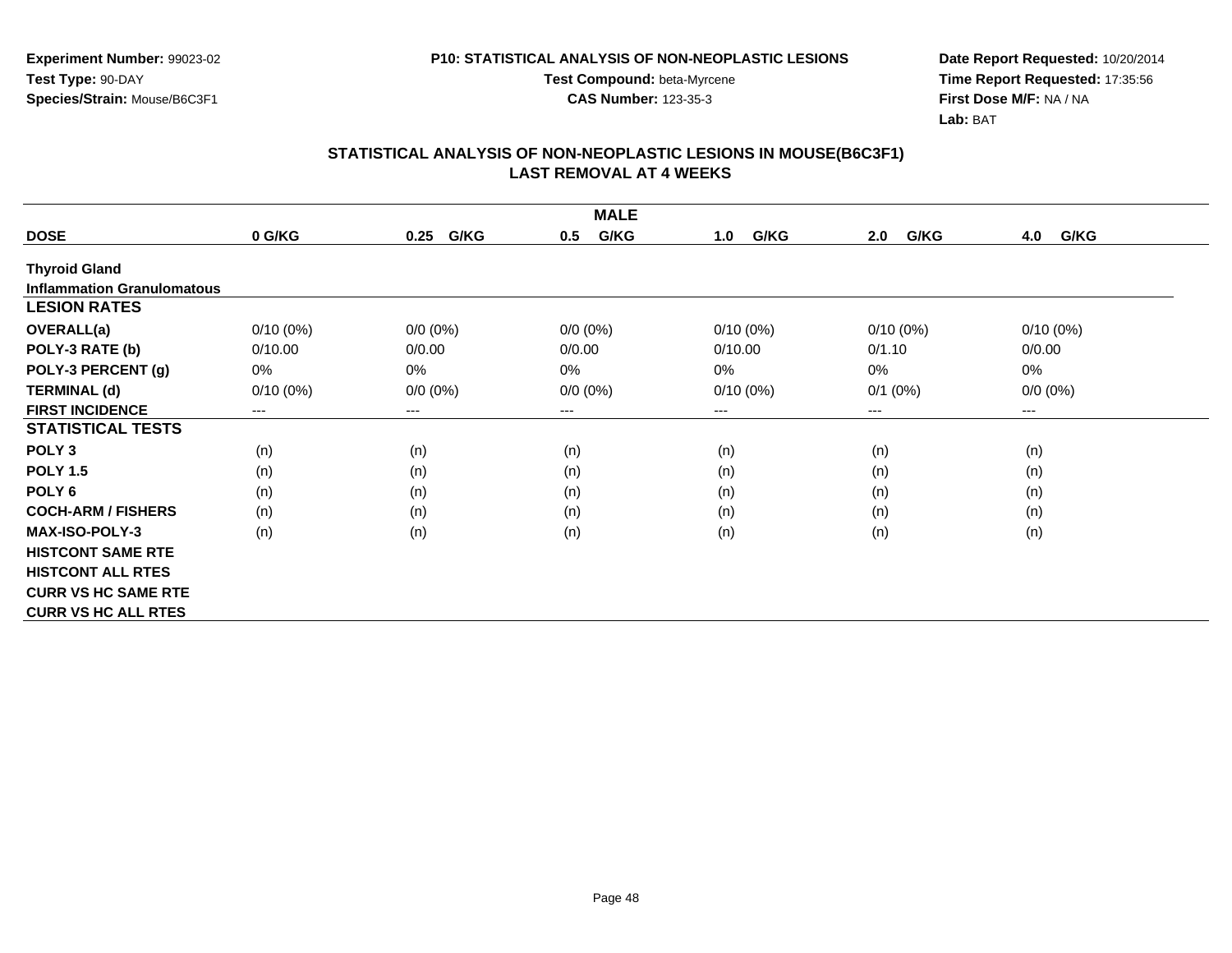Experiment Number: 99023-02
Test Type: 90-DAY
Species/Strain: Mouse/B6C3F1

**P10: STATISTICAL ANALYSIS OF NON-NEOPLASTIC LESIONS**
Test Compound: beta-Myrcene
CAS Number: 123-35-3

Date Report Requested: 10/20/2014
Time Report Requested: 17:35:56
First Dose M/F: NA / NA
Lab: BAT

## STATISTICAL ANALYSIS OF NON-NEOPLASTIC LESIONS IN MOUSE(B6C3F1)
## LAST REMOVAL AT 4 WEEKS

| | MALE | | | | | |
|---|---|---|---|---|---|---|
| **DOSE** | **0 G/KG** | **0.25 G/KG** | **0.5 G/KG** | **1.0 G/KG** | **2.0 G/KG** | **4.0 G/KG** |
| **Thyroid Gland** | | | | | | |
| **Inflammation Granulomatous** | | | | | | |
| **LESION RATES** | | | | | | |
| **OVERALL(a)** | 0/10 (0%) | 0/0 (0%) | 0/0 (0%) | 0/10 (0%) | 0/10 (0%) | 0/10 (0%) |
| **POLY-3 RATE (b)** | 0/10.00 | 0/0.00 | 0/0.00 | 0/10.00 | 0/1.10 | 0/0.00 |
| **POLY-3 PERCENT (g)** | 0% | 0% | 0% | 0% | 0% | 0% |
| **TERMINAL (d)** | 0/10 (0%) | 0/0 (0%) | 0/0 (0%) | 0/10 (0%) | 0/1 (0%) | 0/0 (0%) |
| **FIRST INCIDENCE** | --- | --- | --- | --- | --- | --- |
| **STATISTICAL TESTS** | | | | | | |
| **POLY 3** | (n) | (n) | (n) | (n) | (n) | (n) |
| **POLY 1.5** | (n) | (n) | (n) | (n) | (n) | (n) |
| **POLY 6** | (n) | (n) | (n) | (n) | (n) | (n) |
| **COCH-ARM / FISHERS** | (n) | (n) | (n) | (n) | (n) | (n) |
| **MAX-ISO-POLY-3** | (n) | (n) | (n) | (n) | (n) | (n) |
| **HISTCONT SAME RTE** | | | | | | |
| **HISTCONT ALL RTES** | | | | | | |
| **CURR VS HC SAME RTE** | | | | | | |
| **CURR VS HC ALL RTES** | | | | | | |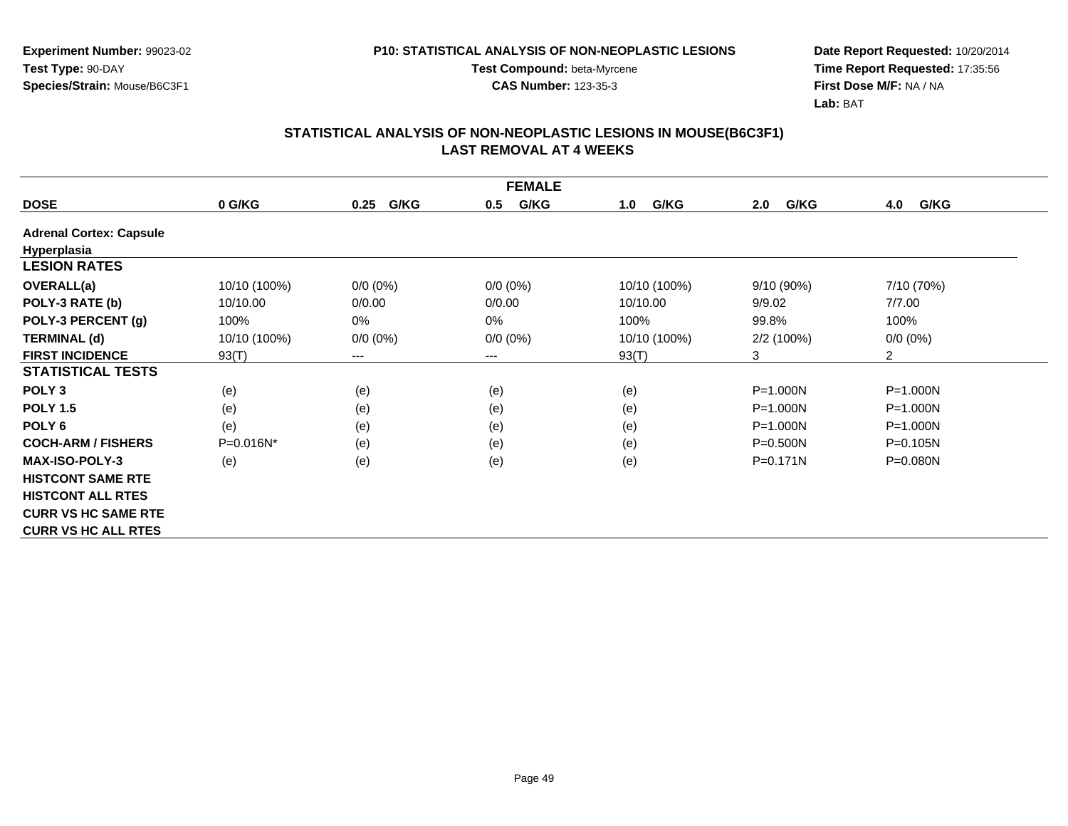**Experiment Number:** 99023-02
**Test Type:** 90-DAY
**Species/Strain:** Mouse/B6C3F1

**P10: STATISTICAL ANALYSIS OF NON-NEOPLASTIC LESIONS**
**Test Compound:** beta-Myrcene
**CAS Number:** 123-35-3

**Date Report Requested:** 10/20/2014
**Time Report Requested:** 17:35:56
**First Dose M/F:** NA / NA
**Lab:** BAT

## STATISTICAL ANALYSIS OF NON-NEOPLASTIC LESIONS IN MOUSE(B6C3F1)
## LAST REMOVAL AT 4 WEEKS

| FEMALE | | | | | | |
|---|---|---|---|---|---|---|
| **DOSE** | **0 G/KG** | **0.25 G/KG** | **0.5 G/KG** | **1.0 G/KG** | **2.0 G/KG** | **4.0 G/KG** |
| **Adrenal Cortex: Capsule** | | | | | | |
| **Hyperplasia** | | | | | | |
| **LESION RATES** | | | | | | |
| **OVERALL(a)** | 10/10 (100%) | 0/0 (0%) | 0/0 (0%) | 10/10 (100%) | 9/10 (90%) | 7/10 (70%) |
| **POLY-3 RATE (b)** | 10/10.00 | 0/0.00 | 0/0.00 | 10/10.00 | 9/9.02 | 7/7.00 |
| **POLY-3 PERCENT (g)** | 100% | 0% | 0% | 100% | 99.8% | 100% |
| **TERMINAL (d)** | 10/10 (100%) | 0/0 (0%) | 0/0 (0%) | 10/10 (100%) | 2/2 (100%) | 0/0 (0%) |
| **FIRST INCIDENCE** | 93(T) | --- | --- | 93(T) | 3 | 2 |
| **STATISTICAL TESTS** | | | | | | |
| **POLY 3** | (e) | (e) | (e) | (e) | P=1.000N | P=1.000N |
| **POLY 1.5** | (e) | (e) | (e) | (e) | P=1.000N | P=1.000N |
| **POLY 6** | (e) | (e) | (e) | (e) | P=1.000N | P=1.000N |
| **COCH-ARM / FISHERS** | P=0.016N* | (e) | (e) | (e) | P=0.500N | P=0.105N |
| **MAX-ISO-POLY-3** | (e) | (e) | (e) | (e) | P=0.171N | P=0.080N |
| **HISTCONT SAME RTE** | | | | | | |
| **HISTCONT ALL RTES** | | | | | | |
| **CURR VS HC SAME RTE** | | | | | | |
| **CURR VS HC ALL RTES** | | | | | | |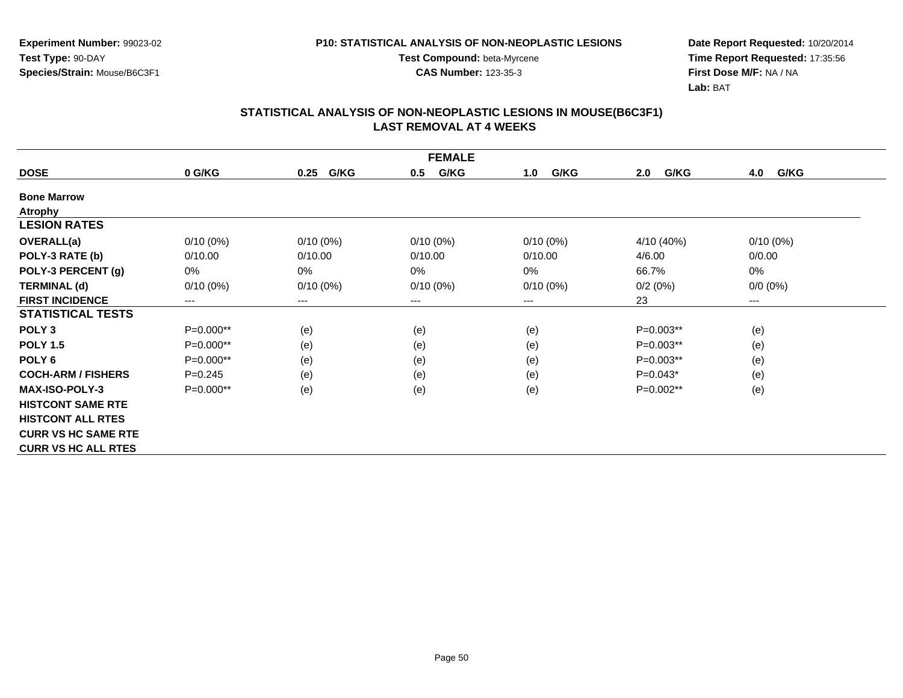Experiment Number: 99023-02
Test Type: 90-DAY
Species/Strain: Mouse/B6C3F1

**P10: STATISTICAL ANALYSIS OF NON-NEOPLASTIC LESIONS**
**Test Compound:** beta-Myrcene
**CAS Number:** 123-35-3

**Date Report Requested:** 10/20/2014
**Time Report Requested:** 17:35:56
**First Dose M/F:** NA / NA
**Lab:** BAT

## STATISTICAL ANALYSIS OF NON-NEOPLASTIC LESIONS IN MOUSE(B6C3F1) LAST REMOVAL AT 4 WEEKS

| FEMALE | | | | | | |
|---|---|---|---|---|---|---|
| **DOSE** | **0 G/KG** | **0.25 G/KG** | **0.5 G/KG** | **1.0 G/KG** | **2.0 G/KG** | **4.0 G/KG** |
| **Bone Marrow** | | | | | | |
| **Atrophy** | | | | | | |
| **LESION RATES** | | | | | | |
| **OVERALL(a)** | 0/10 (0%) | 0/10 (0%) | 0/10 (0%) | 0/10 (0%) | 4/10 (40%) | 0/10 (0%) |
| **POLY-3 RATE (b)** | 0/10.00 | 0/10.00 | 0/10.00 | 0/10.00 | 4/6.00 | 0/0.00 |
| **POLY-3 PERCENT (g)** | 0% | 0% | 0% | 0% | 66.7% | 0% |
| **TERMINAL (d)** | 0/10 (0%) | 0/10 (0%) | 0/10 (0%) | 0/10 (0%) | 0/2 (0%) | 0/0 (0%) |
| **FIRST INCIDENCE** | --- | --- | --- | --- | 23 | --- |
| **STATISTICAL TESTS** | | | | | | |
| **POLY 3** | P=0.000** | (e) | (e) | (e) | P=0.003** | (e) |
| **POLY 1.5** | P=0.000** | (e) | (e) | (e) | P=0.003** | (e) |
| **POLY 6** | P=0.000** | (e) | (e) | (e) | P=0.003** | (e) |
| **COCH-ARM / FISHERS** | P=0.245 | (e) | (e) | (e) | P=0.043* | (e) |
| **MAX-ISO-POLY-3** | P=0.000** | (e) | (e) | (e) | P=0.002** | (e) |
| **HISTCONT SAME RTE** | | | | | | |
| **HISTCONT ALL RTES** | | | | | | |
| **CURR VS HC SAME RTE** | | | | | | |
| **CURR VS HC ALL RTES** | | | | | | |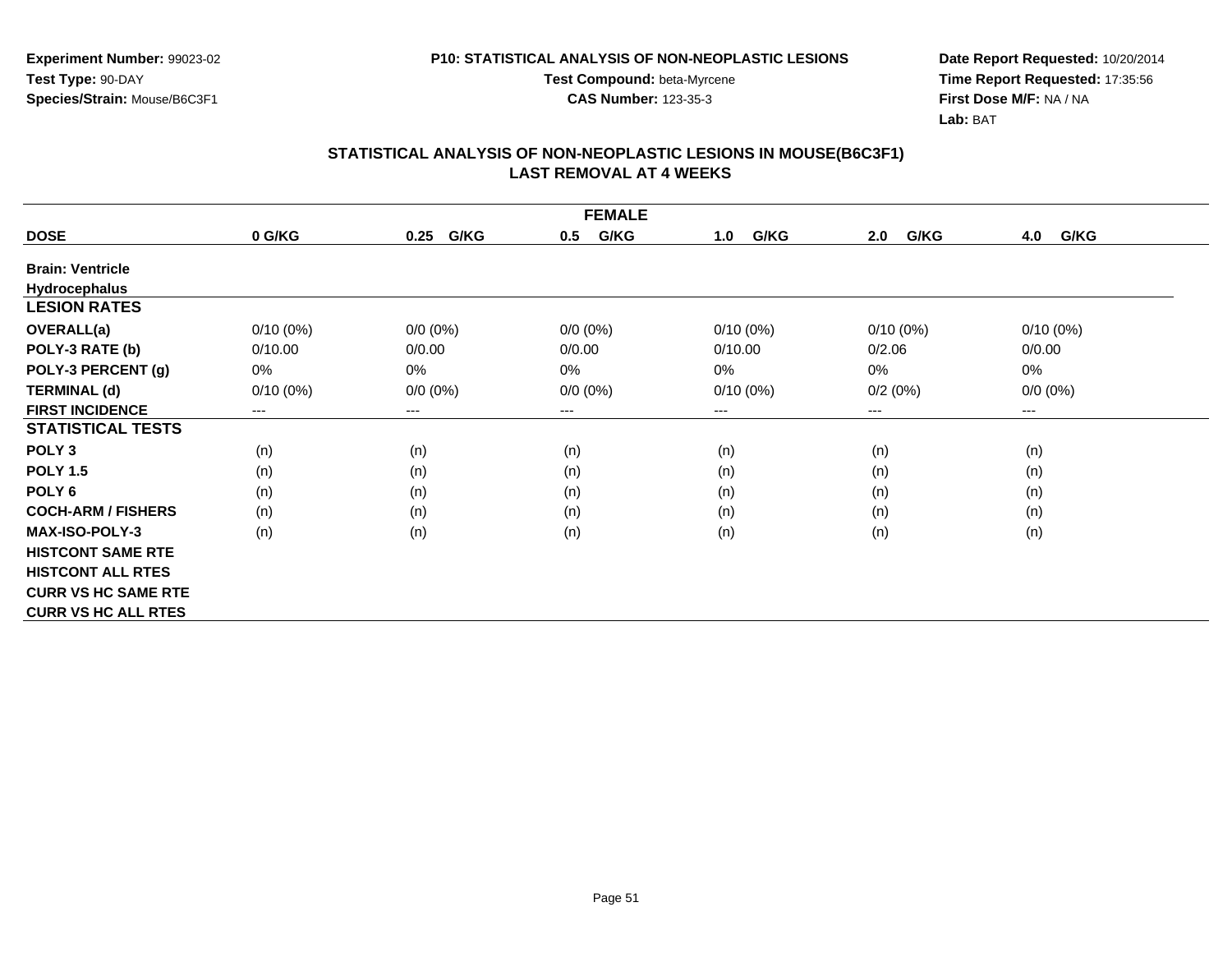Experiment Number: 99023-02
Test Type: 90-DAY
Species/Strain: Mouse/B6C3F1

**P10: STATISTICAL ANALYSIS OF NON-NEOPLASTIC LESIONS**
Test Compound: beta-Myrcene
CAS Number: 123-35-3

Date Report Requested: 10/20/2014
Time Report Requested: 17:35:56
First Dose M/F: NA / NA
Lab: BAT

## STATISTICAL ANALYSIS OF NON-NEOPLASTIC LESIONS IN MOUSE(B6C3F1) LAST REMOVAL AT 4 WEEKS

| FEMALE | | | | | | |
|---|---|---|---|---|---|---|
| **DOSE** | **0 G/KG** | **0.25 G/KG** | **0.5 G/KG** | **1.0 G/KG** | **2.0 G/KG** | **4.0 G/KG** |
| **Brain: Ventricle** | | | | | | |
| **Hydrocephalus** | | | | | | |
| **LESION RATES** | | | | | | |
| **OVERALL(a)** | 0/10 (0%) | 0/0 (0%) | 0/0 (0%) | 0/10 (0%) | 0/10 (0%) | 0/10 (0%) |
| **POLY-3 RATE (b)** | 0/10.00 | 0/0.00 | 0/0.00 | 0/10.00 | 0/2.06 | 0/0.00 |
| **POLY-3 PERCENT (g)** | 0% | 0% | 0% | 0% | 0% | 0% |
| **TERMINAL (d)** | 0/10 (0%) | 0/0 (0%) | 0/0 (0%) | 0/10 (0%) | 0/2 (0%) | 0/0 (0%) |
| **FIRST INCIDENCE** | --- | --- | --- | --- | --- | --- |
| **STATISTICAL TESTS** | | | | | | |
| **POLY 3** | (n) | (n) | (n) | (n) | (n) | (n) |
| **POLY 1.5** | (n) | (n) | (n) | (n) | (n) | (n) |
| **POLY 6** | (n) | (n) | (n) | (n) | (n) | (n) |
| **COCH-ARM / FISHERS** | (n) | (n) | (n) | (n) | (n) | (n) |
| **MAX-ISO-POLY-3** | (n) | (n) | (n) | (n) | (n) | (n) |
| **HISTCONT SAME RTE** | | | | | | |
| **HISTCONT ALL RTES** | | | | | | |
| **CURR VS HC SAME RTE** | | | | | | |
| **CURR VS HC ALL RTES** | | | | | | |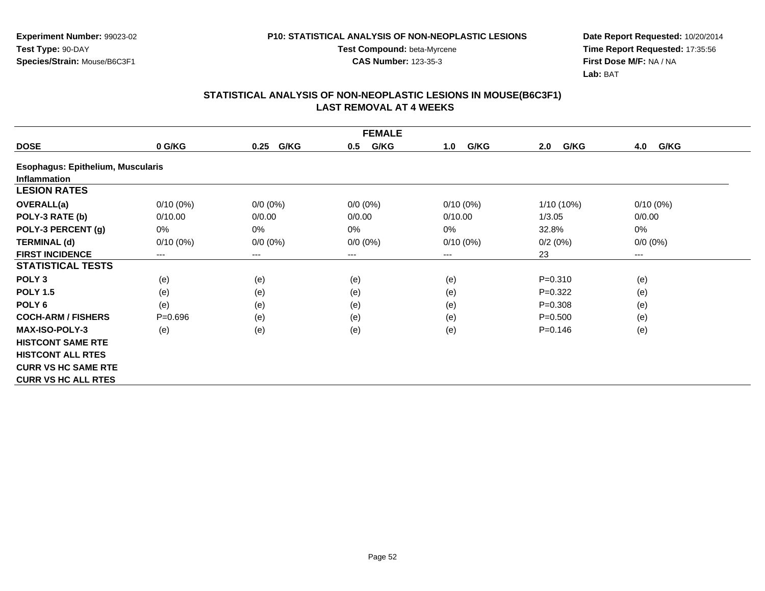Experiment Number: 99023-02
Test Type: 90-DAY
Species/Strain: Mouse/B6C3F1

P10: STATISTICAL ANALYSIS OF NON-NEOPLASTIC LESIONS
Test Compound: beta-Myrcene
CAS Number: 123-35-3

Date Report Requested: 10/20/2014
Time Report Requested: 17:35:56
First Dose M/F: NA / NA
Lab: BAT

## STATISTICAL ANALYSIS OF NON-NEOPLASTIC LESIONS IN MOUSE(B6C3F1)
## LAST REMOVAL AT 4 WEEKS

| FEMALE | | | | | | |
|---|---|---|---|---|---|---|
| **DOSE** | **0 G/KG** | **0.25 G/KG** | **0.5 G/KG** | **1.0 G/KG** | **2.0 G/KG** | **4.0 G/KG** |
| **Esophagus: Epithelium, Muscularis** | | | | | | |
| **Inflammation** | | | | | | |
| **LESION RATES** | | | | | | |
| **OVERALL(a)** | 0/10 (0%) | 0/0 (0%) | 0/0 (0%) | 0/10 (0%) | 1/10 (10%) | 0/10 (0%) |
| **POLY-3 RATE (b)** | 0/10.00 | 0/0.00 | 0/0.00 | 0/10.00 | 1/3.05 | 0/0.00 |
| **POLY-3 PERCENT (g)** | 0% | 0% | 0% | 0% | 32.8% | 0% |
| **TERMINAL (d)** | 0/10 (0%) | 0/0 (0%) | 0/0 (0%) | 0/10 (0%) | 0/2 (0%) | 0/0 (0%) |
| **FIRST INCIDENCE** | --- | --- | --- | --- | 23 | --- |
| **STATISTICAL TESTS** | | | | | | |
| **POLY 3** | (e) | (e) | (e) | (e) | P=0.310 | (e) |
| **POLY 1.5** | (e) | (e) | (e) | (e) | P=0.322 | (e) |
| **POLY 6** | (e) | (e) | (e) | (e) | P=0.308 | (e) |
| **COCH-ARM / FISHERS** | P=0.696 | (e) | (e) | (e) | P=0.500 | (e) |
| **MAX-ISO-POLY-3** | (e) | (e) | (e) | (e) | P=0.146 | (e) |
| **HISTCONT SAME RTE** | | | | | | |
| **HISTCONT ALL RTES** | | | | | | |
| **CURR VS HC SAME RTE** | | | | | | |
| **CURR VS HC ALL RTES** | | | | | | |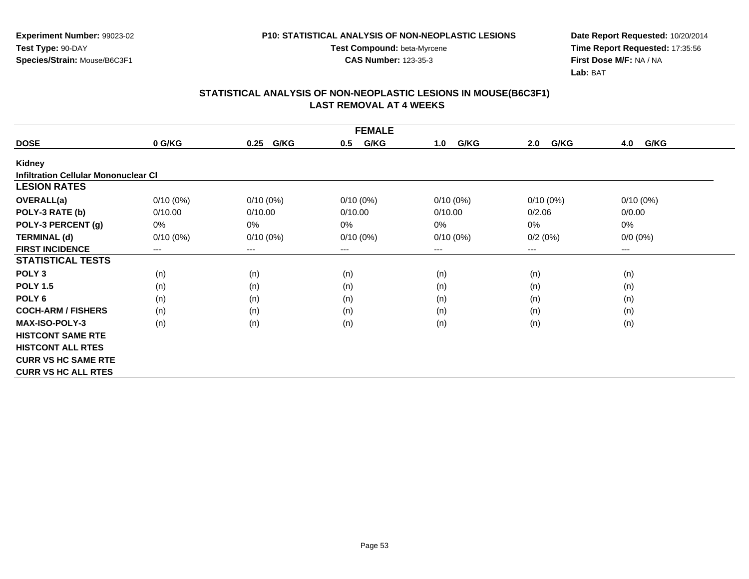**Experiment Number:** 99023-02
**Test Type:** 90-DAY
**Species/Strain:** Mouse/B6C3F1

**P10: STATISTICAL ANALYSIS OF NON-NEOPLASTIC LESIONS**
**Test Compound:** beta-Myrcene
**CAS Number:** 123-35-3

**Date Report Requested:** 10/20/2014
**Time Report Requested:** 17:35:56
**First Dose M/F:** NA / NA
**Lab:** BAT

## STATISTICAL ANALYSIS OF NON-NEOPLASTIC LESIONS IN MOUSE(B6C3F1) LAST REMOVAL AT 4 WEEKS

| FEMALE | | | | | | |
|---|---|---|---|---|---|---|
| **DOSE** | **0 G/KG** | **0.25 G/KG** | **0.5 G/KG** | **1.0 G/KG** | **2.0 G/KG** | **4.0 G/KG** |
| **Kidney** | | | | | | |
| **Infiltration Cellular Mononuclear Cl** | | | | | | |
| **LESION RATES** | | | | | | |
| **OVERALL(a)** | 0/10 (0%) | 0/10 (0%) | 0/10 (0%) | 0/10 (0%) | 0/10 (0%) | 0/10 (0%) |
| **POLY-3 RATE (b)** | 0/10.00 | 0/10.00 | 0/10.00 | 0/10.00 | 0/2.06 | 0/0.00 |
| **POLY-3 PERCENT (g)** | 0% | 0% | 0% | 0% | 0% | 0% |
| **TERMINAL (d)** | 0/10 (0%) | 0/10 (0%) | 0/10 (0%) | 0/10 (0%) | 0/2 (0%) | 0/0 (0%) |
| **FIRST INCIDENCE** | --- | --- | --- | --- | --- | --- |
| **STATISTICAL TESTS** | | | | | | |
| **POLY 3** | (n) | (n) | (n) | (n) | (n) | (n) |
| **POLY 1.5** | (n) | (n) | (n) | (n) | (n) | (n) |
| **POLY 6** | (n) | (n) | (n) | (n) | (n) | (n) |
| **COCH-ARM / FISHERS** | (n) | (n) | (n) | (n) | (n) | (n) |
| **MAX-ISO-POLY-3** | (n) | (n) | (n) | (n) | (n) | (n) |
| **HISTCONT SAME RTE** | | | | | | |
| **HISTCONT ALL RTES** | | | | | | |
| **CURR VS HC SAME RTE** | | | | | | |
| **CURR VS HC ALL RTES** | | | | | | |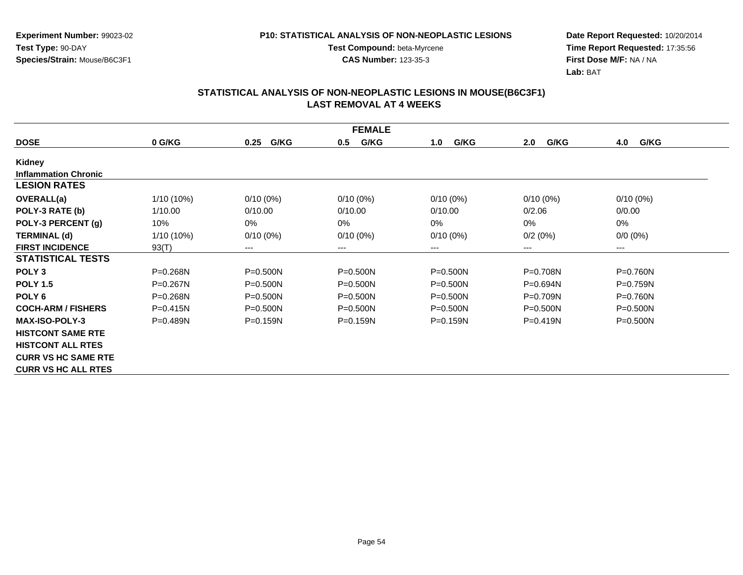**Experiment Number:** 99023-02
**Test Type:** 90-DAY
**Species/Strain:** Mouse/B6C3F1

**P10: STATISTICAL ANALYSIS OF NON-NEOPLASTIC LESIONS**
**Test Compound:** beta-Myrcene
**CAS Number:** 123-35-3

**Date Report Requested:** 10/20/2014
**Time Report Requested:** 17:35:56
**First Dose M/F:** NA / NA
**Lab:** BAT

## STATISTICAL ANALYSIS OF NON-NEOPLASTIC LESIONS IN MOUSE(B6C3F1)
## LAST REMOVAL AT 4 WEEKS

| FEMALE | | | | | | |
|---|---|---|---|---|---|---|
| **DOSE** | **0 G/KG** | **0.25 G/KG** | **0.5 G/KG** | **1.0 G/KG** | **2.0 G/KG** | **4.0 G/KG** |
| **Kidney** | | | | | | |
| **Inflammation Chronic** | | | | | | |
| **LESION RATES** | | | | | | |
| **OVERALL(a)** | 1/10 (10%) | 0/10 (0%) | 0/10 (0%) | 0/10 (0%) | 0/10 (0%) | 0/10 (0%) |
| **POLY-3 RATE (b)** | 1/10.00 | 0/10.00 | 0/10.00 | 0/10.00 | 0/2.06 | 0/0.00 |
| **POLY-3 PERCENT (g)** | 10% | 0% | 0% | 0% | 0% | 0% |
| **TERMINAL (d)** | 1/10 (10%) | 0/10 (0%) | 0/10 (0%) | 0/10 (0%) | 0/2 (0%) | 0/0 (0%) |
| **FIRST INCIDENCE** | 93(T) | --- | --- | --- | --- | --- |
| **STATISTICAL TESTS** | | | | | | |
| **POLY 3** | P=0.268N | P=0.500N | P=0.500N | P=0.500N | P=0.708N | P=0.760N |
| **POLY 1.5** | P=0.267N | P=0.500N | P=0.500N | P=0.500N | P=0.694N | P=0.759N |
| **POLY 6** | P=0.268N | P=0.500N | P=0.500N | P=0.500N | P=0.709N | P=0.760N |
| **COCH-ARM / FISHERS** | P=0.415N | P=0.500N | P=0.500N | P=0.500N | P=0.500N | P=0.500N |
| **MAX-ISO-POLY-3** | P=0.489N | P=0.159N | P=0.159N | P=0.159N | P=0.419N | P=0.500N |
| **HISTCONT SAME RTE** | | | | | | |
| **HISTCONT ALL RTES** | | | | | | |
| **CURR VS HC SAME RTE** | | | | | | |
| **CURR VS HC ALL RTES** | | | | | | |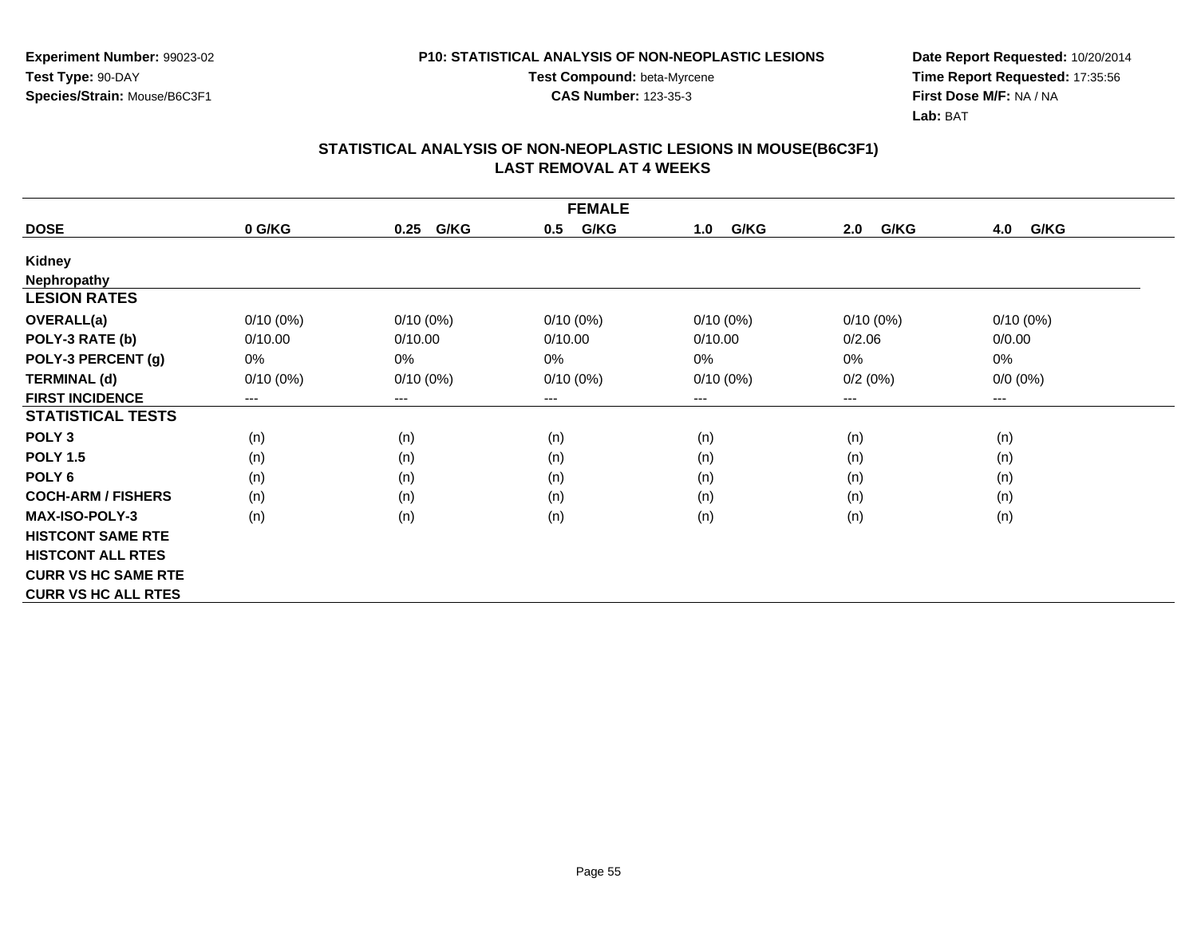**Experiment Number:** 99023-02
**Test Type:** 90-DAY
**Species/Strain:** Mouse/B6C3F1

**P10: STATISTICAL ANALYSIS OF NON-NEOPLASTIC LESIONS**
**Test Compound:** beta-Myrcene
**CAS Number:** 123-35-3

**Date Report Requested:** 10/20/2014
**Time Report Requested:** 17:35:56
**First Dose M/F:** NA / NA
**Lab:** BAT

## STATISTICAL ANALYSIS OF NON-NEOPLASTIC LESIONS IN MOUSE(B6C3F1)
## LAST REMOVAL AT 4 WEEKS

| FEMALE | | | | | | |
|---|---|---|---|---|---|---|
| **DOSE** | **0 G/KG** | **0.25 G/KG** | **0.5 G/KG** | **1.0 G/KG** | **2.0 G/KG** | **4.0 G/KG** |
| **Kidney** | | | | | | |
| **Nephropathy** | | | | | | |
| **LESION RATES** | | | | | | |
| **OVERALL(a)** | 0/10 (0%) | 0/10 (0%) | 0/10 (0%) | 0/10 (0%) | 0/10 (0%) | 0/10 (0%) |
| **POLY-3 RATE (b)** | 0/10.00 | 0/10.00 | 0/10.00 | 0/10.00 | 0/2.06 | 0/0.00 |
| **POLY-3 PERCENT (g)** | 0% | 0% | 0% | 0% | 0% | 0% |
| **TERMINAL (d)** | 0/10 (0%) | 0/10 (0%) | 0/10 (0%) | 0/10 (0%) | 0/2 (0%) | 0/0 (0%) |
| **FIRST INCIDENCE** | --- | --- | --- | --- | --- | --- |
| **STATISTICAL TESTS** | | | | | | |
| **POLY 3** | (n) | (n) | (n) | (n) | (n) | (n) |
| **POLY 1.5** | (n) | (n) | (n) | (n) | (n) | (n) |
| **POLY 6** | (n) | (n) | (n) | (n) | (n) | (n) |
| **COCH-ARM / FISHERS** | (n) | (n) | (n) | (n) | (n) | (n) |
| **MAX-ISO-POLY-3** | (n) | (n) | (n) | (n) | (n) | (n) |
| **HISTCONT SAME RTE** | | | | | | |
| **HISTCONT ALL RTES** | | | | | | |
| **CURR VS HC SAME RTE** | | | | | | |
| **CURR VS HC ALL RTES** | | | | | | |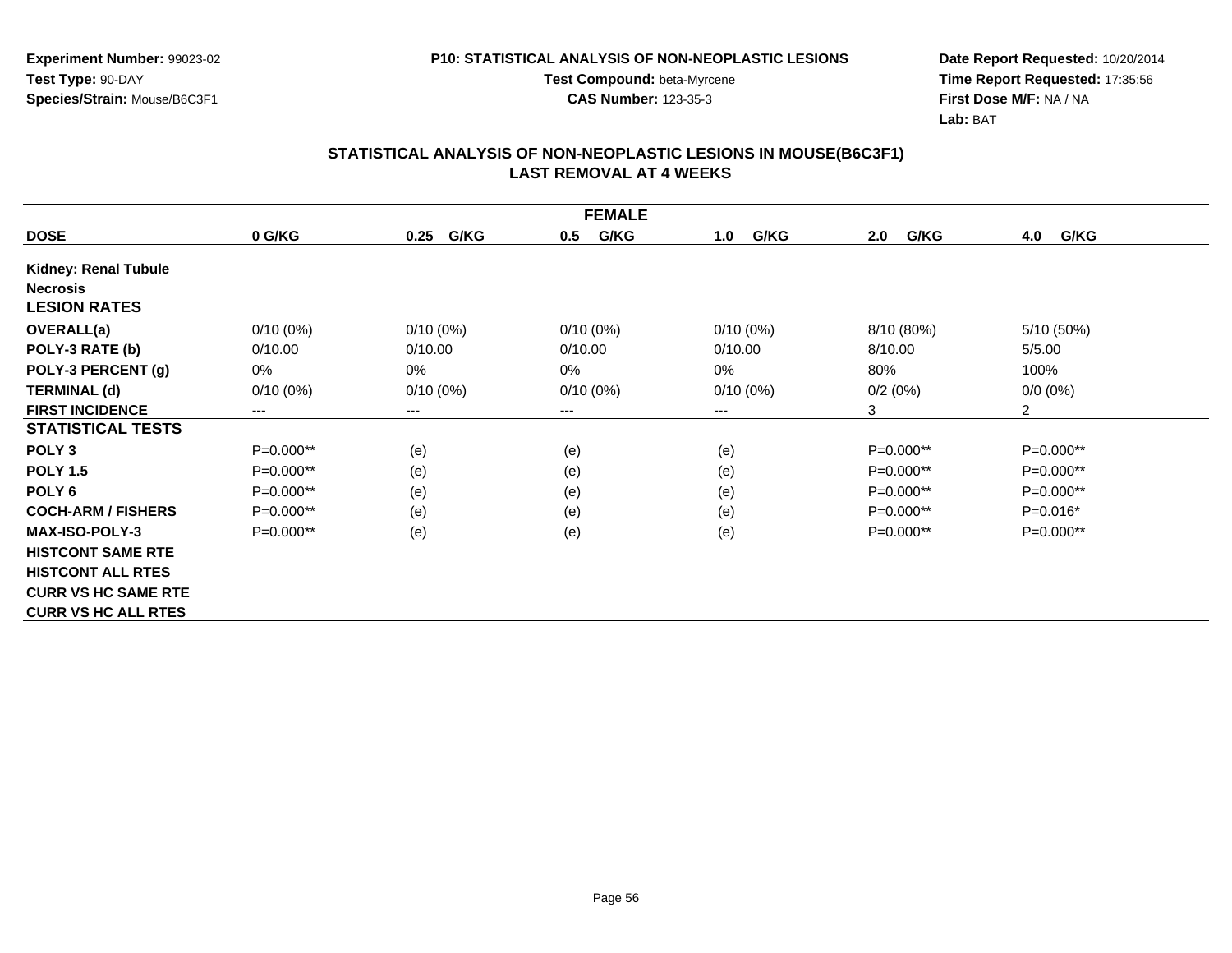**Experiment Number:** 99023-02
**Test Type:** 90-DAY
**Species/Strain:** Mouse/B6C3F1

**P10: STATISTICAL ANALYSIS OF NON-NEOPLASTIC LESIONS**
**Test Compound:** beta-Myrcene
**CAS Number:** 123-35-3

**Date Report Requested:** 10/20/2014
**Time Report Requested:** 17:35:56
**First Dose M/F:** NA / NA
**Lab:** BAT

## STATISTICAL ANALYSIS OF NON-NEOPLASTIC LESIONS IN MOUSE(B6C3F1)
## LAST REMOVAL AT 4 WEEKS

| FEMALE | | | | | | |
|---|---|---|---|---|---|---|
| **DOSE** | **0 G/KG** | **0.25 G/KG** | **0.5 G/KG** | **1.0 G/KG** | **2.0 G/KG** | **4.0 G/KG** |
| **Kidney: Renal Tubule** | | | | | | |
| **Necrosis** | | | | | | |
| **LESION RATES** | | | | | | |
| **OVERALL(a)** | 0/10 (0%) | 0/10 (0%) | 0/10 (0%) | 0/10 (0%) | 8/10 (80%) | 5/10 (50%) |
| **POLY-3 RATE (b)** | 0/10.00 | 0/10.00 | 0/10.00 | 0/10.00 | 8/10.00 | 5/5.00 |
| **POLY-3 PERCENT (g)** | 0% | 0% | 0% | 0% | 80% | 100% |
| **TERMINAL (d)** | 0/10 (0%) | 0/10 (0%) | 0/10 (0%) | 0/10 (0%) | 0/2 (0%) | 0/0 (0%) |
| **FIRST INCIDENCE** | --- | --- | --- | --- | 3 | 2 |
| **STATISTICAL TESTS** | | | | | | |
| **POLY 3** | P=0.000** | (e) | (e) | (e) | P=0.000** | P=0.000** |
| **POLY 1.5** | P=0.000** | (e) | (e) | (e) | P=0.000** | P=0.000** |
| **POLY 6** | P=0.000** | (e) | (e) | (e) | P=0.000** | P=0.000** |
| **COCH-ARM / FISHERS** | P=0.000** | (e) | (e) | (e) | P=0.000** | P=0.016* |
| **MAX-ISO-POLY-3** | P=0.000** | (e) | (e) | (e) | P=0.000** | P=0.000** |
| **HISTCONT SAME RTE** | | | | | | |
| **HISTCONT ALL RTES** | | | | | | |
| **CURR VS HC SAME RTE** | | | | | | |
| **CURR VS HC ALL RTES** | | | | | | |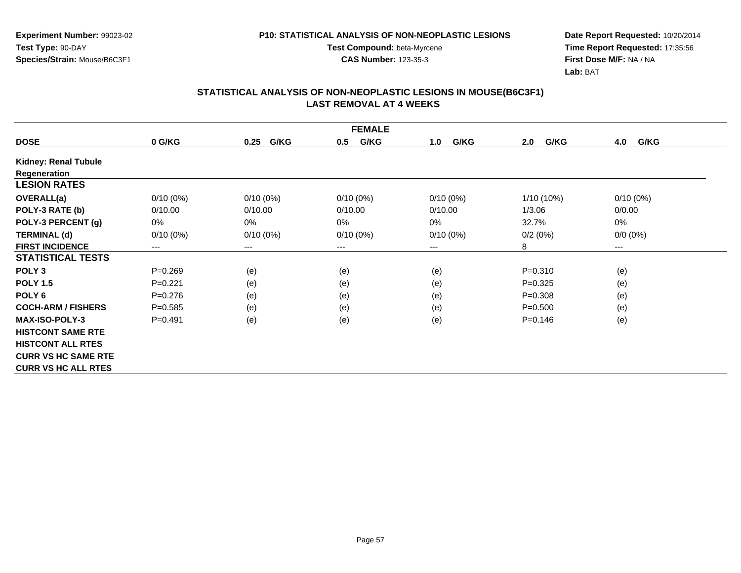**Experiment Number:** 99023-02
**Test Type:** 90-DAY
**Species/Strain:** Mouse/B6C3F1

**P10: STATISTICAL ANALYSIS OF NON-NEOPLASTIC LESIONS**
**Test Compound:** beta-Myrcene
**CAS Number:** 123-35-3

**Date Report Requested:** 10/20/2014
**Time Report Requested:** 17:35:56
**First Dose M/F:** NA / NA
**Lab:** BAT

## STATISTICAL ANALYSIS OF NON-NEOPLASTIC LESIONS IN MOUSE(B6C3F1)
## LAST REMOVAL AT 4 WEEKS

| FEMALE | | | | | | |
|---|---|---|---|---|---|---|
| **DOSE** | **0 G/KG** | **0.25 G/KG** | **0.5 G/KG** | **1.0 G/KG** | **2.0 G/KG** | **4.0 G/KG** |
| **Kidney: Renal Tubule Regeneration** | | | | | | |
| **LESION RATES** | | | | | | |
| **OVERALL(a)** | 0/10 (0%) | 0/10 (0%) | 0/10 (0%) | 0/10 (0%) | 1/10 (10%) | 0/10 (0%) |
| **POLY-3 RATE (b)** | 0/10.00 | 0/10.00 | 0/10.00 | 0/10.00 | 1/3.06 | 0/0.00 |
| **POLY-3 PERCENT (g)** | 0% | 0% | 0% | 0% | 32.7% | 0% |
| **TERMINAL (d)** | 0/10 (0%) | 0/10 (0%) | 0/10 (0%) | 0/10 (0%) | 0/2 (0%) | 0/0 (0%) |
| **FIRST INCIDENCE** | --- | --- | --- | --- | 8 | --- |
| **STATISTICAL TESTS** | | | | | | |
| **POLY 3** | P=0.269 | (e) | (e) | (e) | P=0.310 | (e) |
| **POLY 1.5** | P=0.221 | (e) | (e) | (e) | P=0.325 | (e) |
| **POLY 6** | P=0.276 | (e) | (e) | (e) | P=0.308 | (e) |
| **COCH-ARM / FISHERS** | P=0.585 | (e) | (e) | (e) | P=0.500 | (e) |
| **MAX-ISO-POLY-3** | P=0.491 | (e) | (e) | (e) | P=0.146 | (e) |
| **HISTCONT SAME RTE** | | | | | | |
| **HISTCONT ALL RTES** | | | | | | |
| **CURR VS HC SAME RTE** | | | | | | |
| **CURR VS HC ALL RTES** | | | | | | |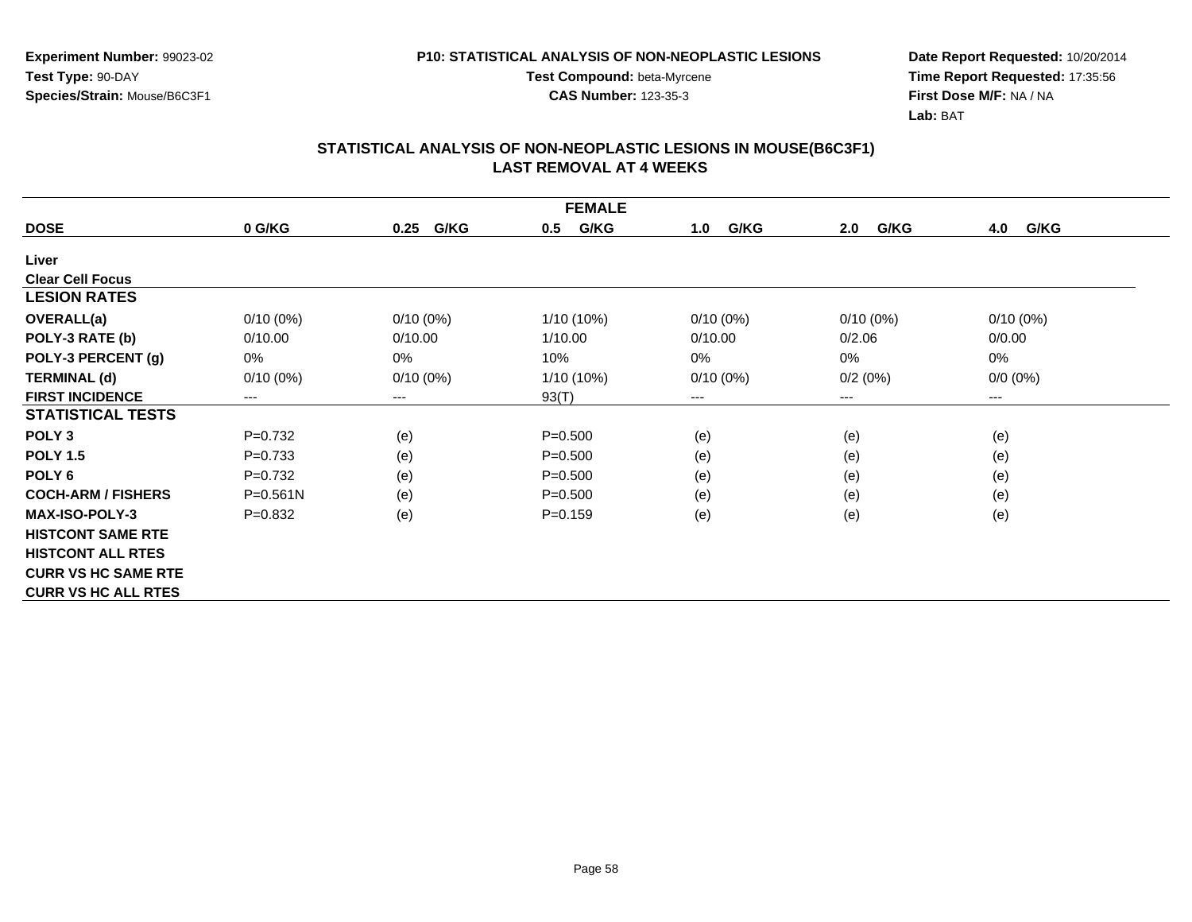**Experiment Number:** 99023-02
**Test Type:** 90-DAY
**Species/Strain:** Mouse/B6C3F1

**P10: STATISTICAL ANALYSIS OF NON-NEOPLASTIC LESIONS**
**Test Compound:** beta-Myrcene
**CAS Number:** 123-35-3

**Date Report Requested:** 10/20/2014
**Time Report Requested:** 17:35:56
**First Dose M/F:** NA / NA
**Lab:** BAT

## STATISTICAL ANALYSIS OF NON-NEOPLASTIC LESIONS IN MOUSE(B6C3F1)
## LAST REMOVAL AT 4 WEEKS

| FEMALE | | | | | | |
|---|---|---|---|---|---|---|
| **DOSE** | **0 G/KG** | **0.25 G/KG** | **0.5 G/KG** | **1.0 G/KG** | **2.0 G/KG** | **4.0 G/KG** |
| **Liver** | | | | | | |
| **Clear Cell Focus** | | | | | | |
| **LESION RATES** | | | | | | |
| **OVERALL(a)** | 0/10 (0%) | 0/10 (0%) | 1/10 (10%) | 0/10 (0%) | 0/10 (0%) | 0/10 (0%) |
| **POLY-3 RATE (b)** | 0/10.00 | 0/10.00 | 1/10.00 | 0/10.00 | 0/2.06 | 0/0.00 |
| **POLY-3 PERCENT (g)** | 0% | 0% | 10% | 0% | 0% | 0% |
| **TERMINAL (d)** | 0/10 (0%) | 0/10 (0%) | 1/10 (10%) | 0/10 (0%) | 0/2 (0%) | 0/0 (0%) |
| **FIRST INCIDENCE** | --- | --- | 93(T) | --- | --- | --- |
| **STATISTICAL TESTS** | | | | | | |
| **POLY 3** | P=0.732 | (e) | P=0.500 | (e) | (e) | (e) |
| **POLY 1.5** | P=0.733 | (e) | P=0.500 | (e) | (e) | (e) |
| **POLY 6** | P=0.732 | (e) | P=0.500 | (e) | (e) | (e) |
| **COCH-ARM / FISHERS** | P=0.561N | (e) | P=0.500 | (e) | (e) | (e) |
| **MAX-ISO-POLY-3** | P=0.832 | (e) | P=0.159 | (e) | (e) | (e) |
| **HISTCONT SAME RTE** | | | | | | |
| **HISTCONT ALL RTES** | | | | | | |
| **CURR VS HC SAME RTE** | | | | | | |
| **CURR VS HC ALL RTES** | | | | | | |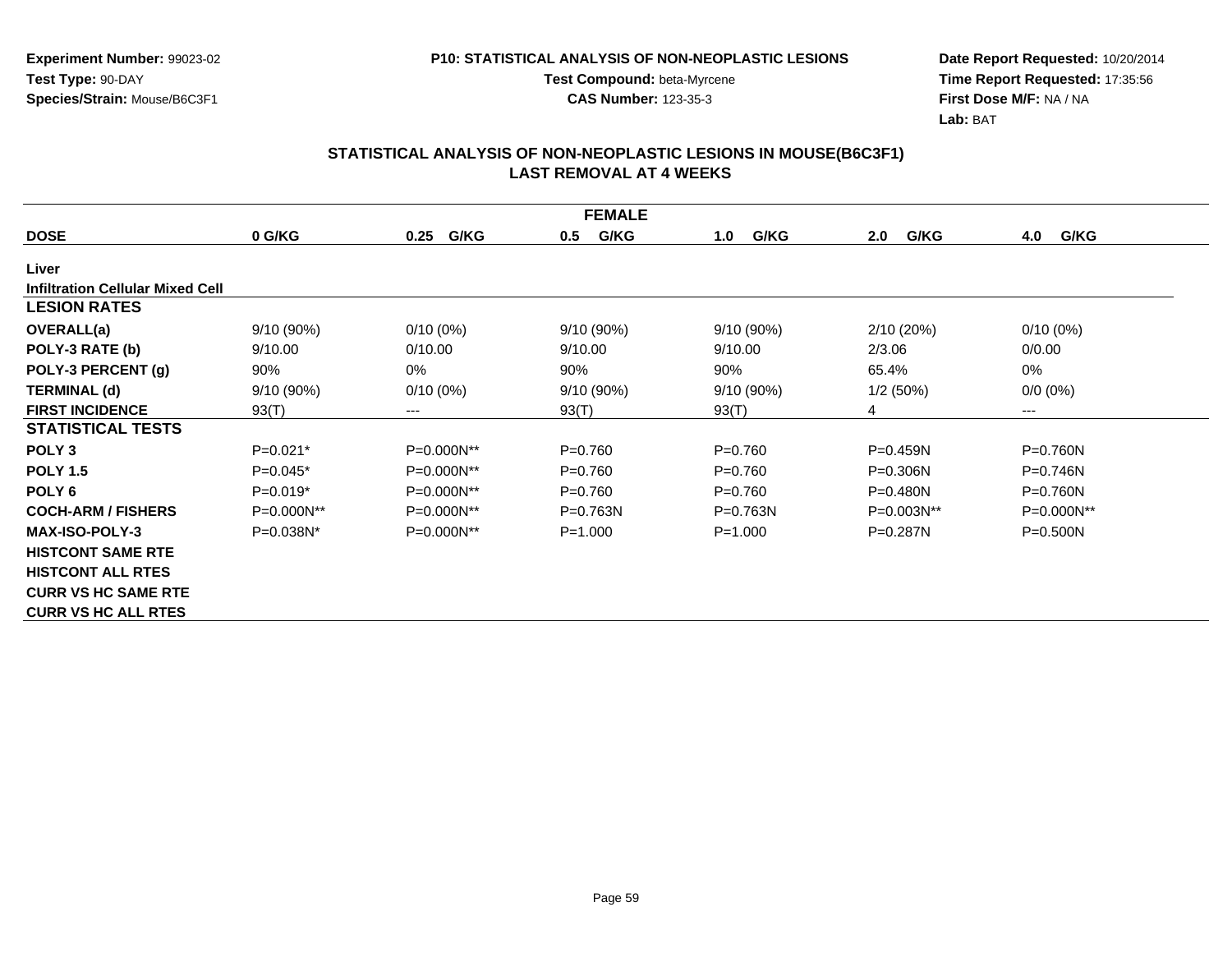**Experiment Number:** 99023-02
**Test Type:** 90-DAY
**Species/Strain:** Mouse/B6C3F1

**P10: STATISTICAL ANALYSIS OF NON-NEOPLASTIC LESIONS**
**Test Compound:** beta-Myrcene
**CAS Number:** 123-35-3

**Date Report Requested:** 10/20/2014
**Time Report Requested:** 17:35:56
**First Dose M/F:** NA / NA
**Lab:** BAT

## STATISTICAL ANALYSIS OF NON-NEOPLASTIC LESIONS IN MOUSE(B6C3F1)
## LAST REMOVAL AT 4 WEEKS

| FEMALE | | | | | | |
|---|---|---|---|---|---|---|
| **DOSE** | **0 G/KG** | **0.25 G/KG** | **0.5 G/KG** | **1.0 G/KG** | **2.0 G/KG** | **4.0 G/KG** |
| **Liver** | | | | | | |
| **Infiltration Cellular Mixed Cell** | | | | | | |
| **LESION RATES** | | | | | | |
| **OVERALL(a)** | 9/10 (90%) | 0/10 (0%) | 9/10 (90%) | 9/10 (90%) | 2/10 (20%) | 0/10 (0%) |
| **POLY-3 RATE (b)** | 9/10.00 | 0/10.00 | 9/10.00 | 9/10.00 | 2/3.06 | 0/0.00 |
| **POLY-3 PERCENT (g)** | 90% | 0% | 90% | 90% | 65.4% | 0% |
| **TERMINAL (d)** | 9/10 (90%) | 0/10 (0%) | 9/10 (90%) | 9/10 (90%) | 1/2 (50%) | 0/0 (0%) |
| **FIRST INCIDENCE** | 93(T) | --- | 93(T) | 93(T) | 4 | --- |
| **STATISTICAL TESTS** | | | | | | |
| **POLY 3** | P=0.021* | P=0.000N** | P=0.760 | P=0.760 | P=0.459N | P=0.760N |
| **POLY 1.5** | P=0.045* | P=0.000N** | P=0.760 | P=0.760 | P=0.306N | P=0.746N |
| **POLY 6** | P=0.019* | P=0.000N** | P=0.760 | P=0.760 | P=0.480N | P=0.760N |
| **COCH-ARM / FISHERS** | P=0.000N** | P=0.000N** | P=0.763N | P=0.763N | P=0.003N** | P=0.000N** |
| **MAX-ISO-POLY-3** | P=0.038N* | P=0.000N** | P=1.000 | P=1.000 | P=0.287N | P=0.500N |
| **HISTCONT SAME RTE** | | | | | | |
| **HISTCONT ALL RTES** | | | | | | |
| **CURR VS HC SAME RTE** | | | | | | |
| **CURR VS HC ALL RTES** | | | | | | |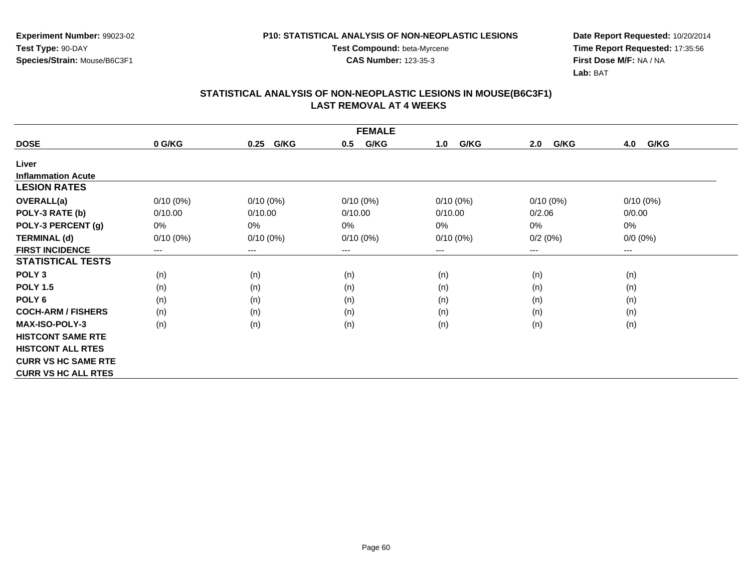**Experiment Number:** 99023-02
**Test Type:** 90-DAY
**Species/Strain:** Mouse/B6C3F1

**P10: STATISTICAL ANALYSIS OF NON-NEOPLASTIC LESIONS**
**Test Compound:** beta-Myrcene
**CAS Number:** 123-35-3

**Date Report Requested:** 10/20/2014
**Time Report Requested:** 17:35:56
**First Dose M/F:** NA / NA
**Lab:** BAT

## STATISTICAL ANALYSIS OF NON-NEOPLASTIC LESIONS IN MOUSE(B6C3F1)
## LAST REMOVAL AT 4 WEEKS

| FEMALE | | | | | | |
|---|---|---|---|---|---|---|
| **DOSE** | **0 G/KG** | **0.25 G/KG** | **0.5 G/KG** | **1.0 G/KG** | **2.0 G/KG** | **4.0 G/KG** |
| **Liver** | | | | | | |
| **Inflammation Acute** | | | | | | |
| **LESION RATES** | | | | | | |
| **OVERALL(a)** | 0/10 (0%) | 0/10 (0%) | 0/10 (0%) | 0/10 (0%) | 0/10 (0%) | 0/10 (0%) |
| **POLY-3 RATE (b)** | 0/10.00 | 0/10.00 | 0/10.00 | 0/10.00 | 0/2.06 | 0/0.00 |
| **POLY-3 PERCENT (g)** | 0% | 0% | 0% | 0% | 0% | 0% |
| **TERMINAL (d)** | 0/10 (0%) | 0/10 (0%) | 0/10 (0%) | 0/10 (0%) | 0/2 (0%) | 0/0 (0%) |
| **FIRST INCIDENCE** | --- | --- | --- | --- | --- | --- |
| **STATISTICAL TESTS** | | | | | | |
| **POLY 3** | (n) | (n) | (n) | (n) | (n) | (n) |
| **POLY 1.5** | (n) | (n) | (n) | (n) | (n) | (n) |
| **POLY 6** | (n) | (n) | (n) | (n) | (n) | (n) |
| **COCH-ARM / FISHERS** | (n) | (n) | (n) | (n) | (n) | (n) |
| **MAX-ISO-POLY-3** | (n) | (n) | (n) | (n) | (n) | (n) |
| **HISTCONT SAME RTE** | | | | | | |
| **HISTCONT ALL RTES** | | | | | | |
| **CURR VS HC SAME RTE** | | | | | | |
| **CURR VS HC ALL RTES** | | | | | | |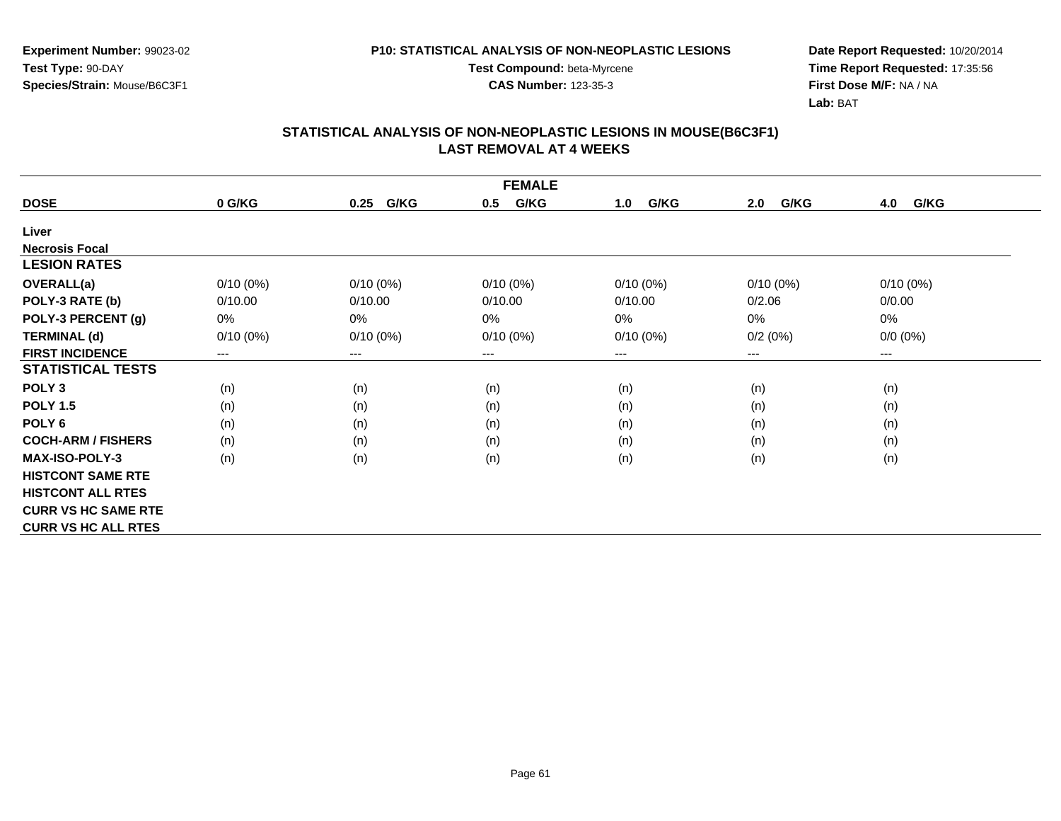**Experiment Number:** 99023-02
**Test Type:** 90-DAY
**Species/Strain:** Mouse/B6C3F1

**P10: STATISTICAL ANALYSIS OF NON-NEOPLASTIC LESIONS**
**Test Compound:** beta-Myrcene
**CAS Number:** 123-35-3

**Date Report Requested:** 10/20/2014
**Time Report Requested:** 17:35:56
**First Dose M/F:** NA / NA
**Lab:** BAT

## STATISTICAL ANALYSIS OF NON-NEOPLASTIC LESIONS IN MOUSE(B6C3F1)
## LAST REMOVAL AT 4 WEEKS

| FEMALE | | | | | | |
|---|---|---|---|---|---|---|
| **DOSE** | **0 G/KG** | **0.25 G/KG** | **0.5 G/KG** | **1.0 G/KG** | **2.0 G/KG** | **4.0 G/KG** |
| **Liver** | | | | | | |
| **Necrosis Focal** | | | | | | |
| **LESION RATES** | | | | | | |
| **OVERALL(a)** | 0/10 (0%) | 0/10 (0%) | 0/10 (0%) | 0/10 (0%) | 0/10 (0%) | 0/10 (0%) |
| **POLY-3 RATE (b)** | 0/10.00 | 0/10.00 | 0/10.00 | 0/10.00 | 0/2.06 | 0/0.00 |
| **POLY-3 PERCENT (g)** | 0% | 0% | 0% | 0% | 0% | 0% |
| **TERMINAL (d)** | 0/10 (0%) | 0/10 (0%) | 0/10 (0%) | 0/10 (0%) | 0/2 (0%) | 0/0 (0%) |
| **FIRST INCIDENCE** | --- | --- | --- | --- | --- | --- |
| **STATISTICAL TESTS** | | | | | | |
| **POLY 3** | (n) | (n) | (n) | (n) | (n) | (n) |
| **POLY 1.5** | (n) | (n) | (n) | (n) | (n) | (n) |
| **POLY 6** | (n) | (n) | (n) | (n) | (n) | (n) |
| **COCH-ARM / FISHERS** | (n) | (n) | (n) | (n) | (n) | (n) |
| **MAX-ISO-POLY-3** | (n) | (n) | (n) | (n) | (n) | (n) |
| **HISTCONT SAME RTE** | | | | | | |
| **HISTCONT ALL RTES** | | | | | | |
| **CURR VS HC SAME RTE** | | | | | | |
| **CURR VS HC ALL RTES** | | | | | | |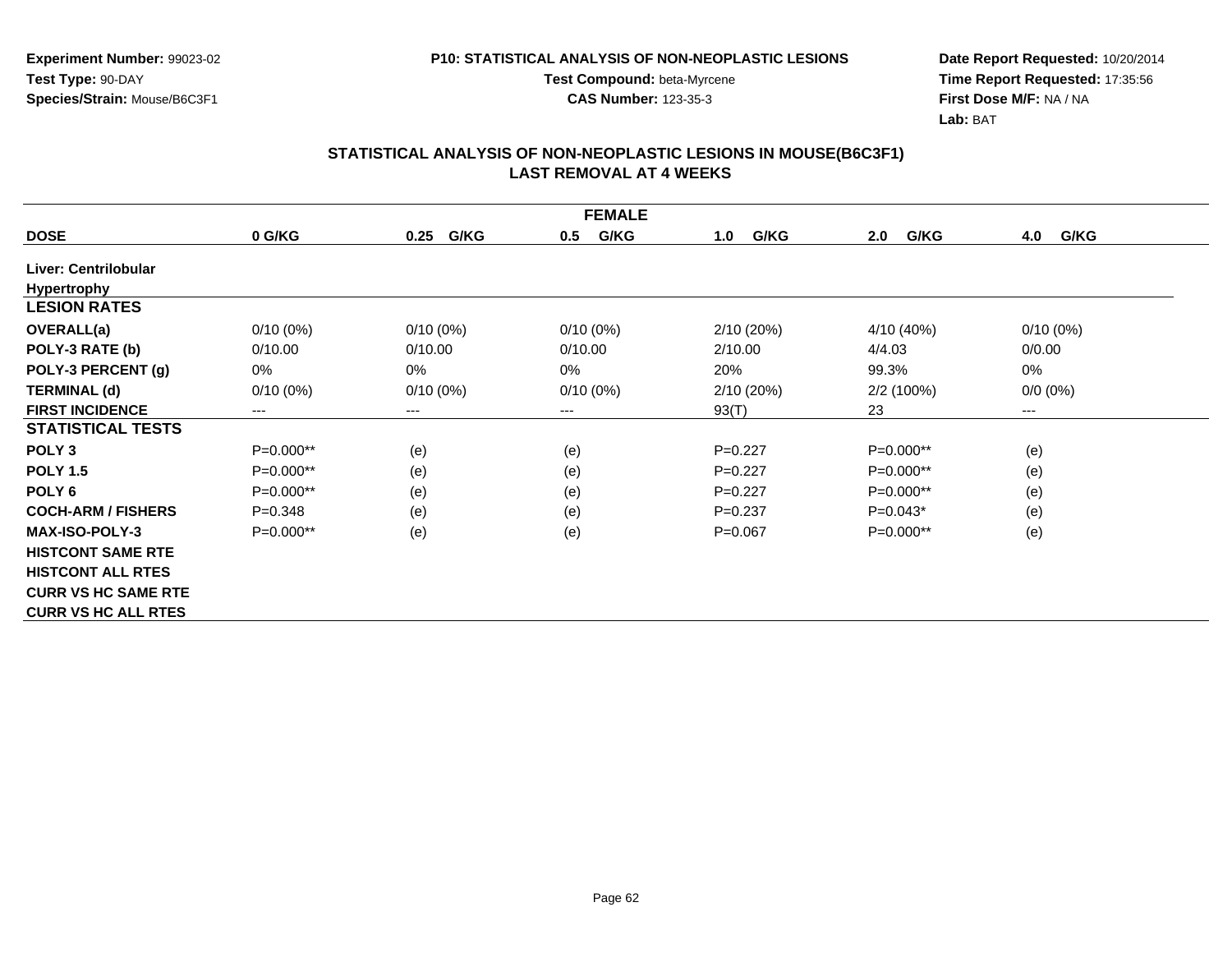Experiment Number: 99023-02
Test Type: 90-DAY
Species/Strain: Mouse/B6C3F1

P10: STATISTICAL ANALYSIS OF NON-NEOPLASTIC LESIONS
Test Compound: beta-Myrcene
CAS Number: 123-35-3

Date Report Requested: 10/20/2014
Time Report Requested: 17:35:56
First Dose M/F: NA / NA
Lab: BAT

## STATISTICAL ANALYSIS OF NON-NEOPLASTIC LESIONS IN MOUSE(B6C3F1) LAST REMOVAL AT 4 WEEKS

| FEMALE | | | | | | |
|---|---|---|---|---|---|---|
| **DOSE** | **0 G/KG** | **0.25 G/KG** | **0.5 G/KG** | **1.0 G/KG** | **2.0 G/KG** | **4.0 G/KG** |
| **Liver: Centrilobular Hypertrophy** | | | | | | |
| **LESION RATES** | | | | | | |
| **OVERALL(a)** | 0/10 (0%) | 0/10 (0%) | 0/10 (0%) | 2/10 (20%) | 4/10 (40%) | 0/10 (0%) |
| **POLY-3 RATE (b)** | 0/10.00 | 0/10.00 | 0/10.00 | 2/10.00 | 4/4.03 | 0/0.00 |
| **POLY-3 PERCENT (g)** | 0% | 0% | 0% | 20% | 99.3% | 0% |
| **TERMINAL (d)** | 0/10 (0%) | 0/10 (0%) | 0/10 (0%) | 2/10 (20%) | 2/2 (100%) | 0/0 (0%) |
| **FIRST INCIDENCE** | --- | --- | --- | 93(T) | 23 | --- |
| **STATISTICAL TESTS** | | | | | | |
| **POLY 3** | P=0.000** | (e) | (e) | P=0.227 | P=0.000** | (e) |
| **POLY 1.5** | P=0.000** | (e) | (e) | P=0.227 | P=0.000** | (e) |
| **POLY 6** | P=0.000** | (e) | (e) | P=0.227 | P=0.000** | (e) |
| **COCH-ARM / FISHERS** | P=0.348 | (e) | (e) | P=0.237 | P=0.043* | (e) |
| **MAX-ISO-POLY-3** | P=0.000** | (e) | (e) | P=0.067 | P=0.000** | (e) |
| **HISTCONT SAME RTE** | | | | | | |
| **HISTCONT ALL RTES** | | | | | | |
| **CURR VS HC SAME RTE** | | | | | | |
| **CURR VS HC ALL RTES** | | | | | | |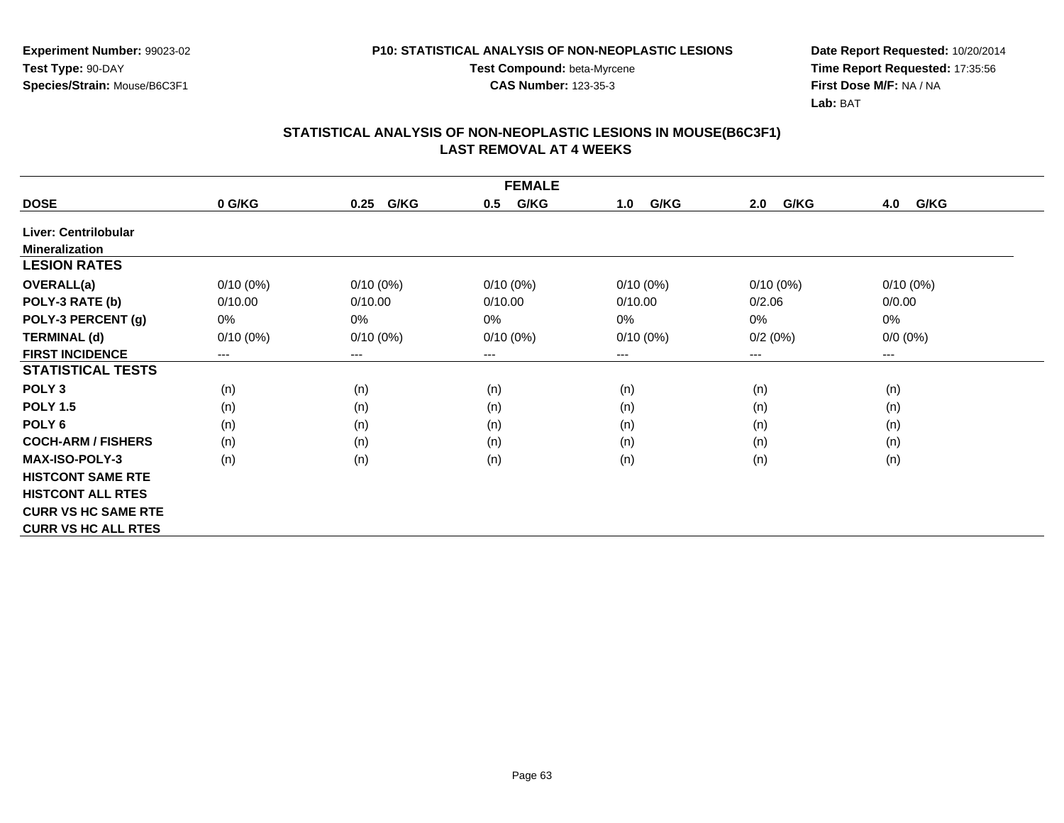**Experiment Number:** 99023-02
**Test Type:** 90-DAY
**Species/Strain:** Mouse/B6C3F1

**P10: STATISTICAL ANALYSIS OF NON-NEOPLASTIC LESIONS**
**Test Compound:** beta-Myrcene
**CAS Number:** 123-35-3

**Date Report Requested:** 10/20/2014
**Time Report Requested:** 17:35:56
**First Dose M/F:** NA / NA
**Lab:** BAT

## STATISTICAL ANALYSIS OF NON-NEOPLASTIC LESIONS IN MOUSE(B6C3F1) LAST REMOVAL AT 4 WEEKS

| FEMALE | | | | | | |
|---|---|---|---|---|---|---|
| **DOSE** | **0 G/KG** | **0.25 G/KG** | **0.5 G/KG** | **1.0 G/KG** | **2.0 G/KG** | **4.0 G/KG** |
| **Liver: Centrilobular Mineralization** | | | | | | |
| **LESION RATES** | | | | | | |
| **OVERALL(a)** | 0/10 (0%) | 0/10 (0%) | 0/10 (0%) | 0/10 (0%) | 0/10 (0%) | 0/10 (0%) |
| **POLY-3 RATE (b)** | 0/10.00 | 0/10.00 | 0/10.00 | 0/10.00 | 0/2.06 | 0/0.00 |
| **POLY-3 PERCENT (g)** | 0% | 0% | 0% | 0% | 0% | 0% |
| **TERMINAL (d)** | 0/10 (0%) | 0/10 (0%) | 0/10 (0%) | 0/10 (0%) | 0/2 (0%) | 0/0 (0%) |
| **FIRST INCIDENCE** | --- | --- | --- | --- | --- | --- |
| **STATISTICAL TESTS** | | | | | | |
| **POLY 3** | (n) | (n) | (n) | (n) | (n) | (n) |
| **POLY 1.5** | (n) | (n) | (n) | (n) | (n) | (n) |
| **POLY 6** | (n) | (n) | (n) | (n) | (n) | (n) |
| **COCH-ARM / FISHERS** | (n) | (n) | (n) | (n) | (n) | (n) |
| **MAX-ISO-POLY-3** | (n) | (n) | (n) | (n) | (n) | (n) |
| **HISTCONT SAME RTE** | | | | | | |
| **HISTCONT ALL RTES** | | | | | | |
| **CURR VS HC SAME RTE** | | | | | | |
| **CURR VS HC ALL RTES** | | | | | | |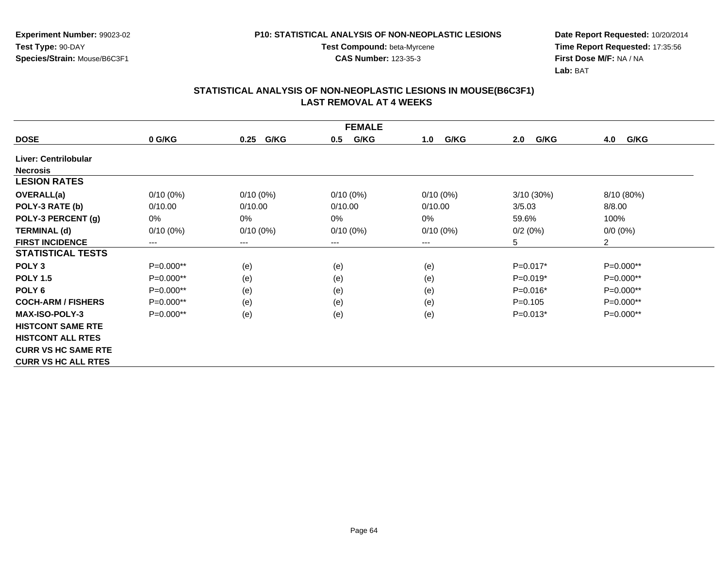**Experiment Number:** 99023-02
**Test Type:** 90-DAY
**Species/Strain:** Mouse/B6C3F1

**P10: STATISTICAL ANALYSIS OF NON-NEOPLASTIC LESIONS**
**Test Compound:** beta-Myrcene
**CAS Number:** 123-35-3

**Date Report Requested:** 10/20/2014
**Time Report Requested:** 17:35:56
**First Dose M/F:** NA / NA
**Lab:** BAT

## STATISTICAL ANALYSIS OF NON-NEOPLASTIC LESIONS IN MOUSE(B6C3F1)
## LAST REMOVAL AT 4 WEEKS

| FEMALE | | | | | | |
|---|---|---|---|---|---|---|
| **DOSE** | **0 G/KG** | **0.25 G/KG** | **0.5 G/KG** | **1.0 G/KG** | **2.0 G/KG** | **4.0 G/KG** |
| **Liver: Centrilobular Necrosis** | | | | | | |
| **LESION RATES** | | | | | | |
| **OVERALL(a)** | 0/10 (0%) | 0/10 (0%) | 0/10 (0%) | 0/10 (0%) | 3/10 (30%) | 8/10 (80%) |
| **POLY-3 RATE (b)** | 0/10.00 | 0/10.00 | 0/10.00 | 0/10.00 | 3/5.03 | 8/8.00 |
| **POLY-3 PERCENT (g)** | 0% | 0% | 0% | 0% | 59.6% | 100% |
| **TERMINAL (d)** | 0/10 (0%) | 0/10 (0%) | 0/10 (0%) | 0/10 (0%) | 0/2 (0%) | 0/0 (0%) |
| **FIRST INCIDENCE** | --- | --- | --- | --- | 5 | 2 |
| **STATISTICAL TESTS** | | | | | | |
| **POLY 3** | P=0.000** | (e) | (e) | (e) | P=0.017* | P=0.000** |
| **POLY 1.5** | P=0.000** | (e) | (e) | (e) | P=0.019* | P=0.000** |
| **POLY 6** | P=0.000** | (e) | (e) | (e) | P=0.016* | P=0.000** |
| **COCH-ARM / FISHERS** | P=0.000** | (e) | (e) | (e) | P=0.105 | P=0.000** |
| **MAX-ISO-POLY-3** | P=0.000** | (e) | (e) | (e) | P=0.013* | P=0.000** |
| **HISTCONT SAME RTE** | | | | | | |
| **HISTCONT ALL RTES** | | | | | | |
| **CURR VS HC SAME RTE** | | | | | | |
| **CURR VS HC ALL RTES** | | | | | | |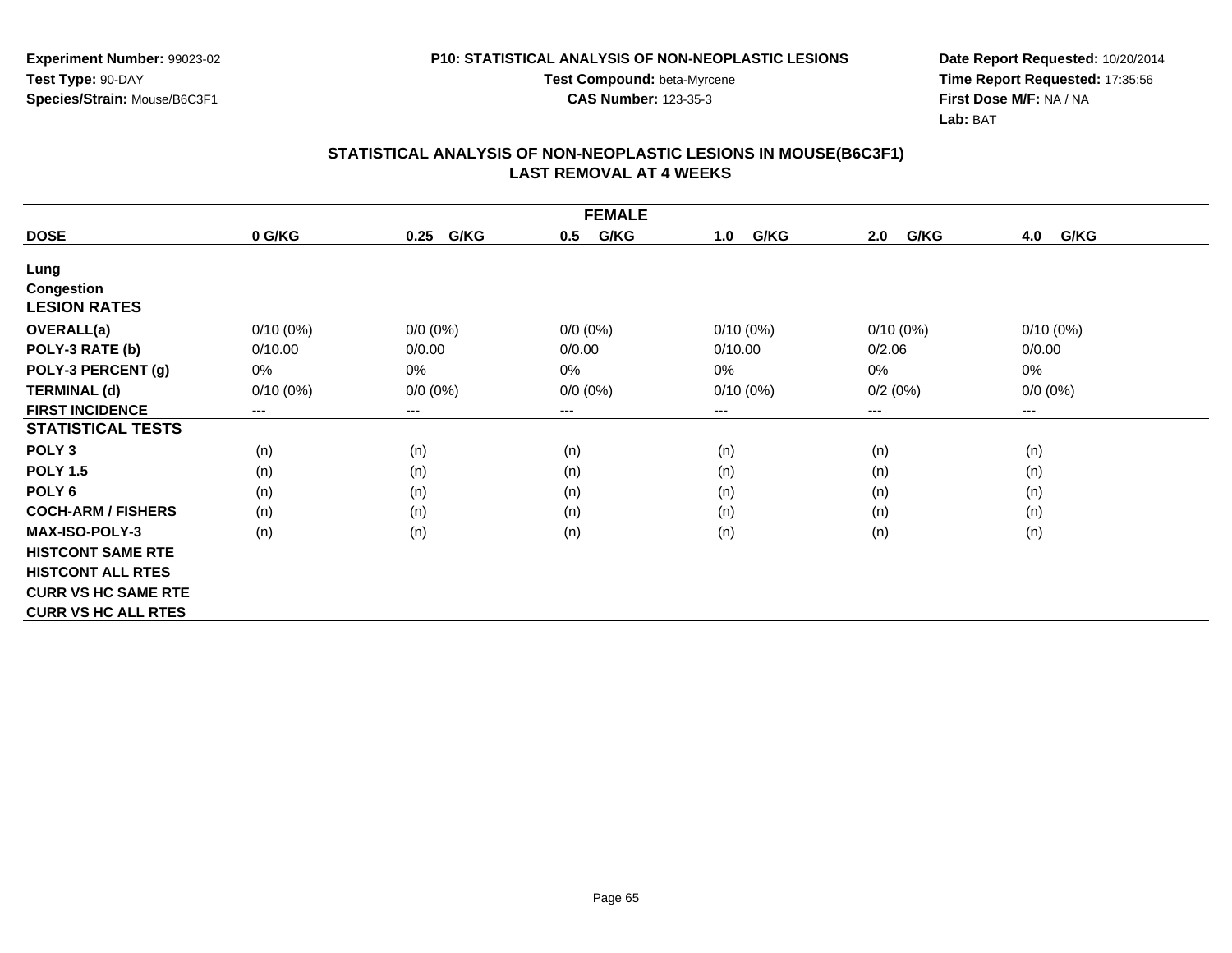Experiment Number: 99023-02
Test Type: 90-DAY
Species/Strain: Mouse/B6C3F1

P10: STATISTICAL ANALYSIS OF NON-NEOPLASTIC LESIONS
Test Compound: beta-Myrcene
CAS Number: 123-35-3

Date Report Requested: 10/20/2014
Time Report Requested: 17:35:56
First Dose M/F: NA / NA
Lab: BAT

## STATISTICAL ANALYSIS OF NON-NEOPLASTIC LESIONS IN MOUSE(B6C3F1) LAST REMOVAL AT 4 WEEKS

| FEMALE | | | | | | |
|---|---|---|---|---|---|---|
| **DOSE** | **0 G/KG** | **0.25 G/KG** | **0.5 G/KG** | **1.0 G/KG** | **2.0 G/KG** | **4.0 G/KG** |
| **Lung** | | | | | | |
| **Congestion** | | | | | | |
| **LESION RATES** | | | | | | |
| **OVERALL(a)** | 0/10 (0%) | 0/0 (0%) | 0/0 (0%) | 0/10 (0%) | 0/10 (0%) | 0/10 (0%) |
| **POLY-3 RATE (b)** | 0/10.00 | 0/0.00 | 0/0.00 | 0/10.00 | 0/2.06 | 0/0.00 |
| **POLY-3 PERCENT (g)** | 0% | 0% | 0% | 0% | 0% | 0% |
| **TERMINAL (d)** | 0/10 (0%) | 0/0 (0%) | 0/0 (0%) | 0/10 (0%) | 0/2 (0%) | 0/0 (0%) |
| **FIRST INCIDENCE** | --- | --- | --- | --- | --- | --- |
| **STATISTICAL TESTS** | | | | | | |
| **POLY 3** | (n) | (n) | (n) | (n) | (n) | (n) |
| **POLY 1.5** | (n) | (n) | (n) | (n) | (n) | (n) |
| **POLY 6** | (n) | (n) | (n) | (n) | (n) | (n) |
| **COCH-ARM / FISHERS** | (n) | (n) | (n) | (n) | (n) | (n) |
| **MAX-ISO-POLY-3** | (n) | (n) | (n) | (n) | (n) | (n) |
| **HISTCONT SAME RTE** | | | | | | |
| **HISTCONT ALL RTES** | | | | | | |
| **CURR VS HC SAME RTE** | | | | | | |
| **CURR VS HC ALL RTES** | | | | | | |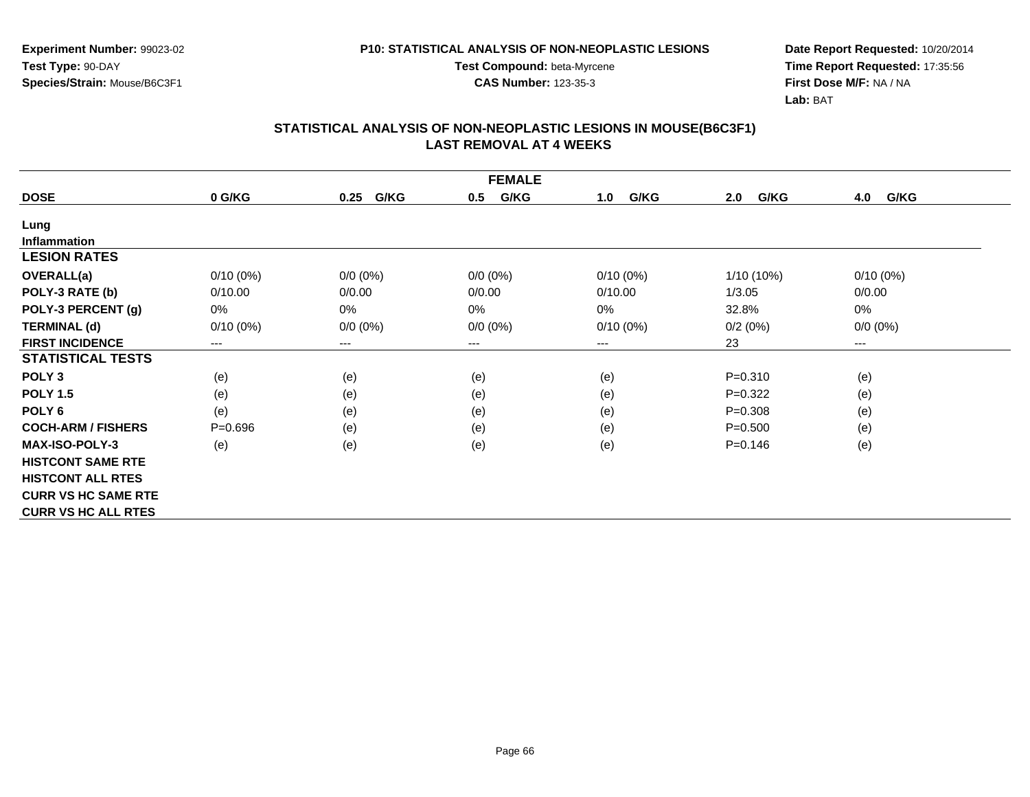**Experiment Number:** 99023-02
**Test Type:** 90-DAY
**Species/Strain:** Mouse/B6C3F1

**P10: STATISTICAL ANALYSIS OF NON-NEOPLASTIC LESIONS**
**Test Compound:** beta-Myrcene
**CAS Number:** 123-35-3

**Date Report Requested:** 10/20/2014
**Time Report Requested:** 17:35:56
**First Dose M/F:** NA / NA
**Lab:** BAT

## STATISTICAL ANALYSIS OF NON-NEOPLASTIC LESIONS IN MOUSE(B6C3F1) LAST REMOVAL AT 4 WEEKS

| FEMALE | | | | | | |
|---|---|---|---|---|---|---|
| **DOSE** | **0 G/KG** | **0.25 G/KG** | **0.5 G/KG** | **1.0 G/KG** | **2.0 G/KG** | **4.0 G/KG** |
| **Lung** | | | | | | |
| **Inflammation** | | | | | | |
| **LESION RATES** | | | | | | |
| **OVERALL(a)** | 0/10 (0%) | 0/0 (0%) | 0/0 (0%) | 0/10 (0%) | 1/10 (10%) | 0/10 (0%) |
| **POLY-3 RATE (b)** | 0/10.00 | 0/0.00 | 0/0.00 | 0/10.00 | 1/3.05 | 0/0.00 |
| **POLY-3 PERCENT (g)** | 0% | 0% | 0% | 0% | 32.8% | 0% |
| **TERMINAL (d)** | 0/10 (0%) | 0/0 (0%) | 0/0 (0%) | 0/10 (0%) | 0/2 (0%) | 0/0 (0%) |
| **FIRST INCIDENCE** | --- | --- | --- | --- | 23 | --- |
| **STATISTICAL TESTS** | | | | | | |
| **POLY 3** | (e) | (e) | (e) | (e) | P=0.310 | (e) |
| **POLY 1.5** | (e) | (e) | (e) | (e) | P=0.322 | (e) |
| **POLY 6** | (e) | (e) | (e) | (e) | P=0.308 | (e) |
| **COCH-ARM / FISHERS** | P=0.696 | (e) | (e) | (e) | P=0.500 | (e) |
| **MAX-ISO-POLY-3** | (e) | (e) | (e) | (e) | P=0.146 | (e) |
| **HISTCONT SAME RTE** | | | | | | |
| **HISTCONT ALL RTES** | | | | | | |
| **CURR VS HC SAME RTE** | | | | | | |
| **CURR VS HC ALL RTES** | | | | | | |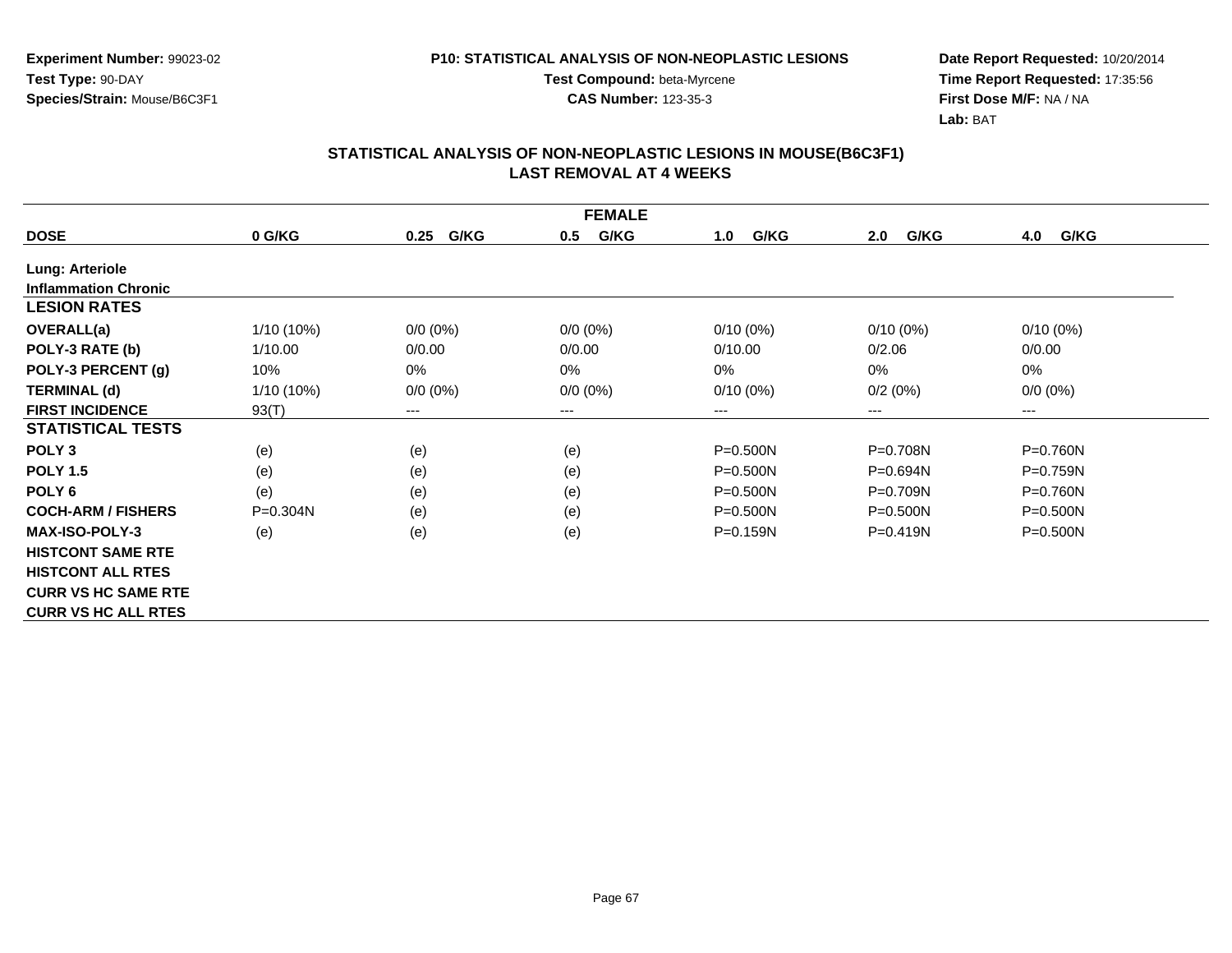**Experiment Number:** 99023-02
**Test Type:** 90-DAY
**Species/Strain:** Mouse/B6C3F1

**P10: STATISTICAL ANALYSIS OF NON-NEOPLASTIC LESIONS**
**Test Compound:** beta-Myrcene
**CAS Number:** 123-35-3

**Date Report Requested:** 10/20/2014
**Time Report Requested:** 17:35:56
**First Dose M/F:** NA / NA
**Lab:** BAT

## STATISTICAL ANALYSIS OF NON-NEOPLASTIC LESIONS IN MOUSE(B6C3F1) LAST REMOVAL AT 4 WEEKS

| FEMALE | | | | | | |
|---|---|---|---|---|---|---|
| **DOSE** | **0 G/KG** | **0.25 G/KG** | **0.5 G/KG** | **1.0 G/KG** | **2.0 G/KG** | **4.0 G/KG** |
| **Lung: Arteriole** | | | | | | |
| **Inflammation Chronic** | | | | | | |
| **LESION RATES** | | | | | | |
| **OVERALL(a)** | 1/10 (10%) | 0/0 (0%) | 0/0 (0%) | 0/10 (0%) | 0/10 (0%) | 0/10 (0%) |
| **POLY-3 RATE (b)** | 1/10.00 | 0/0.00 | 0/0.00 | 0/10.00 | 0/2.06 | 0/0.00 |
| **POLY-3 PERCENT (g)** | 10% | 0% | 0% | 0% | 0% | 0% |
| **TERMINAL (d)** | 1/10 (10%) | 0/0 (0%) | 0/0 (0%) | 0/10 (0%) | 0/2 (0%) | 0/0 (0%) |
| **FIRST INCIDENCE** | 93(T) | --- | --- | --- | --- | --- |
| **STATISTICAL TESTS** | | | | | | |
| **POLY 3** | (e) | (e) | (e) | P=0.500N | P=0.708N | P=0.760N |
| **POLY 1.5** | (e) | (e) | (e) | P=0.500N | P=0.694N | P=0.759N |
| **POLY 6** | (e) | (e) | (e) | P=0.500N | P=0.709N | P=0.760N |
| **COCH-ARM / FISHERS** | P=0.304N | (e) | (e) | P=0.500N | P=0.500N | P=0.500N |
| **MAX-ISO-POLY-3** | (e) | (e) | (e) | P=0.159N | P=0.419N | P=0.500N |
| **HISTCONT SAME RTE** | | | | | | |
| **HISTCONT ALL RTES** | | | | | | |
| **CURR VS HC SAME RTE** | | | | | | |
| **CURR VS HC ALL RTES** | | | | | | |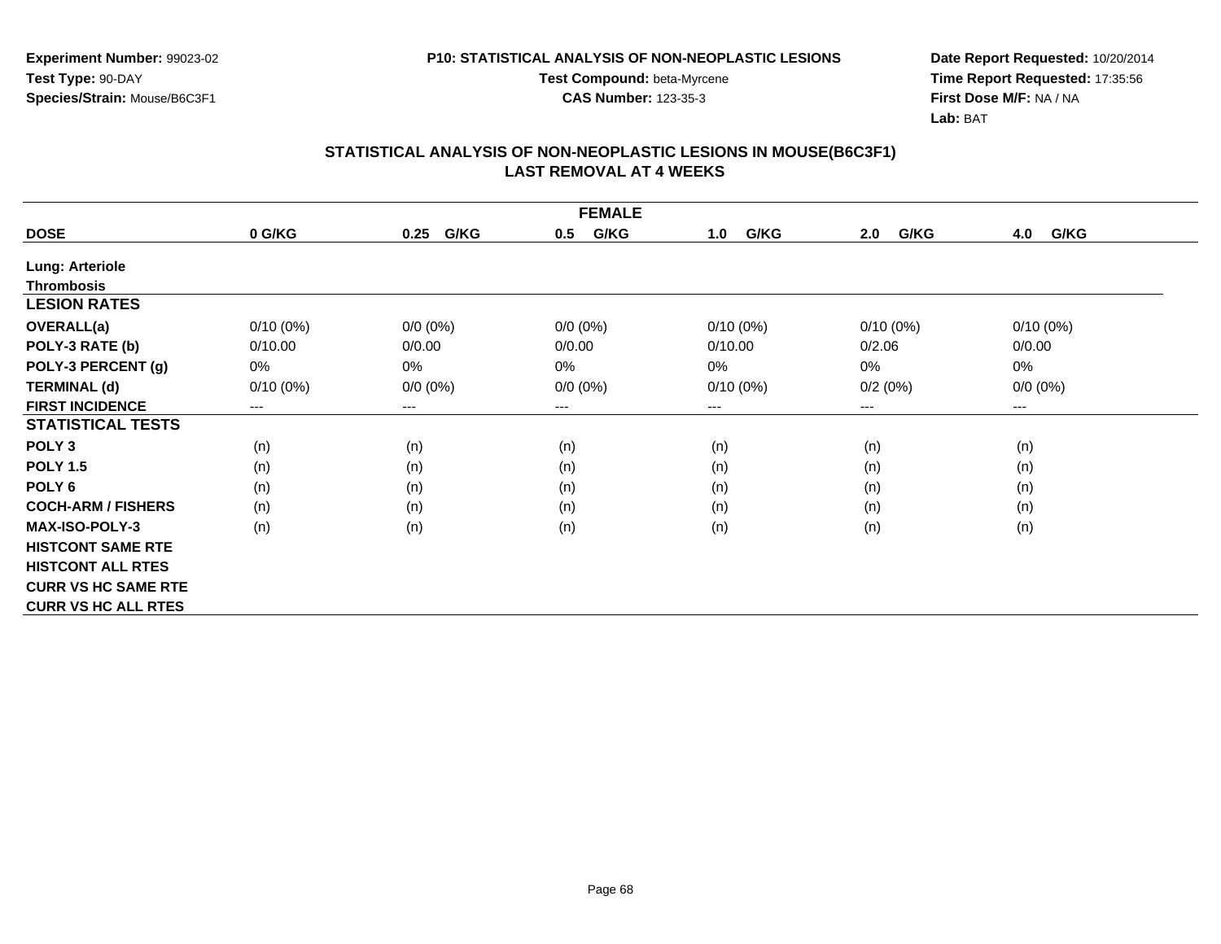**Experiment Number:** 99023-02
**Test Type:** 90-DAY
**Species/Strain:** Mouse/B6C3F1

**P10: STATISTICAL ANALYSIS OF NON-NEOPLASTIC LESIONS**
**Test Compound:** beta-Myrcene
**CAS Number:** 123-35-3

**Date Report Requested:** 10/20/2014
**Time Report Requested:** 17:35:56
**First Dose M/F:** NA / NA
**Lab:** BAT

## STATISTICAL ANALYSIS OF NON-NEOPLASTIC LESIONS IN MOUSE(B6C3F1) LAST REMOVAL AT 4 WEEKS

| FEMALE | | | | | | |
|---|---|---|---|---|---|---|
| **DOSE** | **0 G/KG** | **0.25 G/KG** | **0.5 G/KG** | **1.0 G/KG** | **2.0 G/KG** | **4.0 G/KG** |
| **Lung: Arteriole** | | | | | | |
| **Thrombosis** | | | | | | |
| **LESION RATES** | | | | | | |
| **OVERALL(a)** | 0/10 (0%) | 0/0 (0%) | 0/0 (0%) | 0/10 (0%) | 0/10 (0%) | 0/10 (0%) |
| **POLY-3 RATE (b)** | 0/10.00 | 0/0.00 | 0/0.00 | 0/10.00 | 0/2.06 | 0/0.00 |
| **POLY-3 PERCENT (g)** | 0% | 0% | 0% | 0% | 0% | 0% |
| **TERMINAL (d)** | 0/10 (0%) | 0/0 (0%) | 0/0 (0%) | 0/10 (0%) | 0/2 (0%) | 0/0 (0%) |
| **FIRST INCIDENCE** | --- | --- | --- | --- | --- | --- |
| **STATISTICAL TESTS** | | | | | | |
| **POLY 3** | (n) | (n) | (n) | (n) | (n) | (n) |
| **POLY 1.5** | (n) | (n) | (n) | (n) | (n) | (n) |
| **POLY 6** | (n) | (n) | (n) | (n) | (n) | (n) |
| **COCH-ARM / FISHERS** | (n) | (n) | (n) | (n) | (n) | (n) |
| **MAX-ISO-POLY-3** | (n) | (n) | (n) | (n) | (n) | (n) |
| **HISTCONT SAME RTE** | | | | | | |
| **HISTCONT ALL RTES** | | | | | | |
| **CURR VS HC SAME RTE** | | | | | | |
| **CURR VS HC ALL RTES** | | | | | | |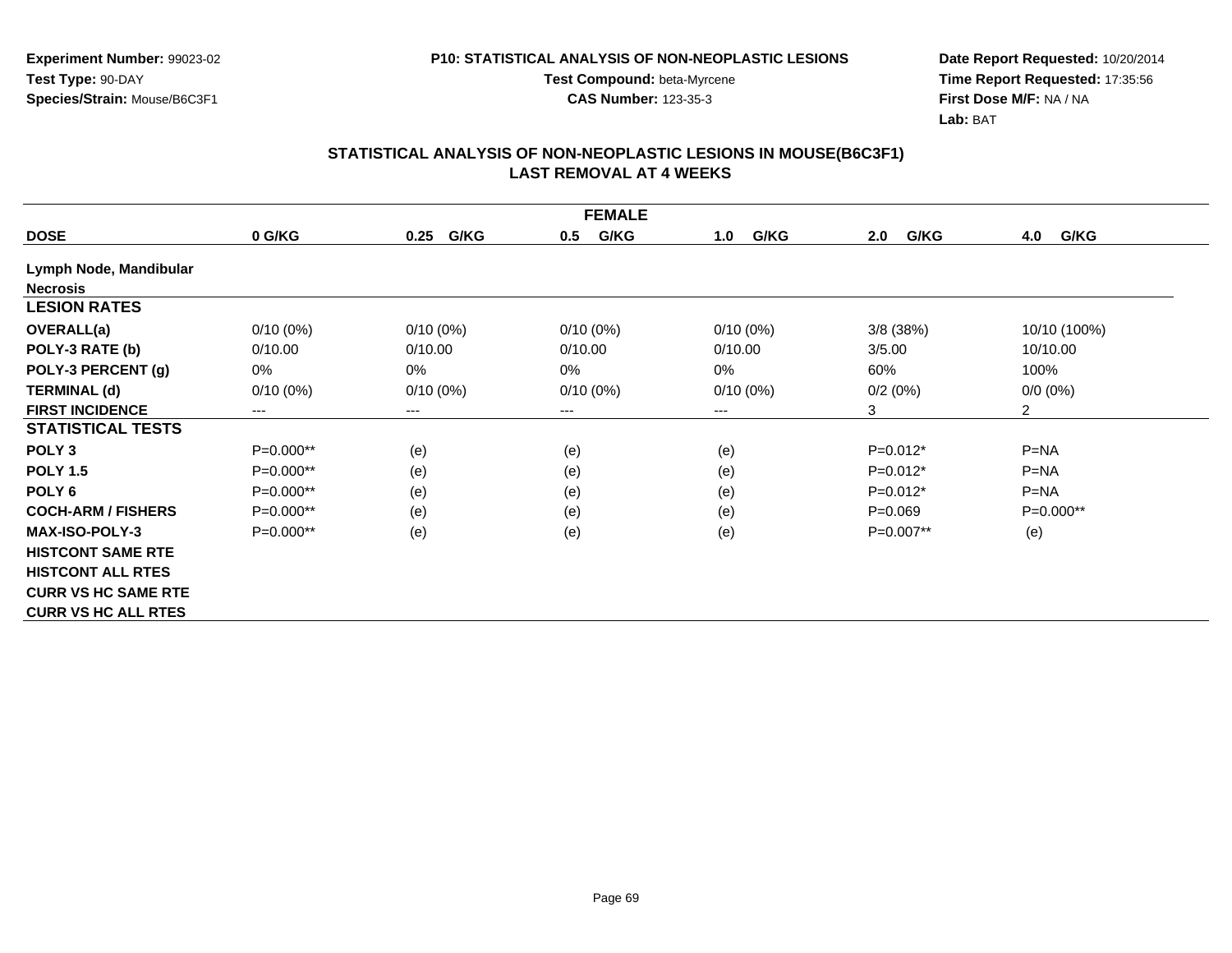**Experiment Number:** 99023-02
**Test Type:** 90-DAY
**Species/Strain:** Mouse/B6C3F1

**P10: STATISTICAL ANALYSIS OF NON-NEOPLASTIC LESIONS**
**Test Compound:** beta-Myrcene
**CAS Number:** 123-35-3

**Date Report Requested:** 10/20/2014
**Time Report Requested:** 17:35:56
**First Dose M/F:** NA / NA
**Lab:** BAT

## STATISTICAL ANALYSIS OF NON-NEOPLASTIC LESIONS IN MOUSE(B6C3F1) LAST REMOVAL AT 4 WEEKS

| FEMALE | | | | | | |
|---|---|---|---|---|---|---|
| **DOSE** | **0 G/KG** | **0.25 G/KG** | **0.5 G/KG** | **1.0 G/KG** | **2.0 G/KG** | **4.0 G/KG** |
| **Lymph Node, Mandibular** | | | | | | |
| **Necrosis** | | | | | | |
| **LESION RATES** | | | | | | |
| **OVERALL(a)** | 0/10 (0%) | 0/10 (0%) | 0/10 (0%) | 0/10 (0%) | 3/8 (38%) | 10/10 (100%) |
| **POLY-3 RATE (b)** | 0/10.00 | 0/10.00 | 0/10.00 | 0/10.00 | 3/5.00 | 10/10.00 |
| **POLY-3 PERCENT (g)** | 0% | 0% | 0% | 0% | 60% | 100% |
| **TERMINAL (d)** | 0/10 (0%) | 0/10 (0%) | 0/10 (0%) | 0/10 (0%) | 0/2 (0%) | 0/0 (0%) |
| **FIRST INCIDENCE** | --- | --- | --- | --- | 3 | 2 |
| **STATISTICAL TESTS** | | | | | | |
| **POLY 3** | P=0.000** | (e) | (e) | (e) | P=0.012* | P=NA |
| **POLY 1.5** | P=0.000** | (e) | (e) | (e) | P=0.012* | P=NA |
| **POLY 6** | P=0.000** | (e) | (e) | (e) | P=0.012* | P=NA |
| **COCH-ARM / FISHERS** | P=0.000** | (e) | (e) | (e) | P=0.069 | P=0.000** |
| **MAX-ISO-POLY-3** | P=0.000** | (e) | (e) | (e) | P=0.007** | (e) |
| **HISTCONT SAME RTE** | | | | | | |
| **HISTCONT ALL RTES** | | | | | | |
| **CURR VS HC SAME RTE** | | | | | | |
| **CURR VS HC ALL RTES** | | | | | | |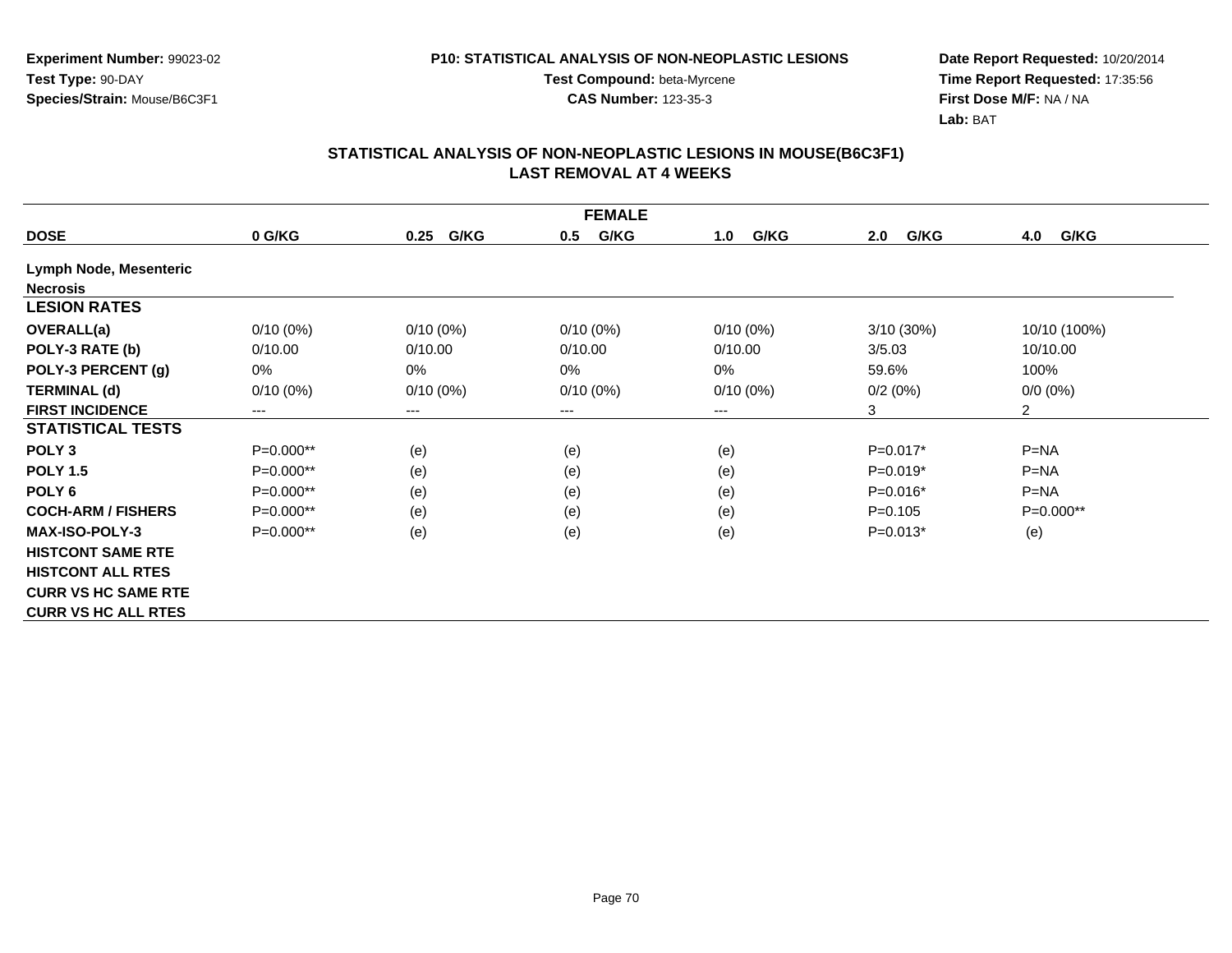**Experiment Number:** 99023-02
**Test Type:** 90-DAY
**Species/Strain:** Mouse/B6C3F1

**P10: STATISTICAL ANALYSIS OF NON-NEOPLASTIC LESIONS**
**Test Compound:** beta-Myrcene
**CAS Number:** 123-35-3

**Date Report Requested:** 10/20/2014
**Time Report Requested:** 17:35:56
**First Dose M/F:** NA / NA
**Lab:** BAT

## STATISTICAL ANALYSIS OF NON-NEOPLASTIC LESIONS IN MOUSE(B6C3F1)
## LAST REMOVAL AT 4 WEEKS

| FEMALE | | | | | | |
|---|---|---|---|---|---|---|
| **DOSE** | **0 G/KG** | **0.25 G/KG** | **0.5 G/KG** | **1.0 G/KG** | **2.0 G/KG** | **4.0 G/KG** |
| **Lymph Node, Mesenteric** | | | | | | |
| **Necrosis** | | | | | | |
| **LESION RATES** | | | | | | |
| **OVERALL(a)** | 0/10 (0%) | 0/10 (0%) | 0/10 (0%) | 0/10 (0%) | 3/10 (30%) | 10/10 (100%) |
| **POLY-3 RATE (b)** | 0/10.00 | 0/10.00 | 0/10.00 | 0/10.00 | 3/5.03 | 10/10.00 |
| **POLY-3 PERCENT (g)** | 0% | 0% | 0% | 0% | 59.6% | 100% |
| **TERMINAL (d)** | 0/10 (0%) | 0/10 (0%) | 0/10 (0%) | 0/10 (0%) | 0/2 (0%) | 0/0 (0%) |
| **FIRST INCIDENCE** | --- | --- | --- | --- | 3 | 2 |
| **STATISTICAL TESTS** | | | | | | |
| **POLY 3** | P=0.000** | (e) | (e) | (e) | P=0.017* | P=NA |
| **POLY 1.5** | P=0.000** | (e) | (e) | (e) | P=0.019* | P=NA |
| **POLY 6** | P=0.000** | (e) | (e) | (e) | P=0.016* | P=NA |
| **COCH-ARM / FISHERS** | P=0.000** | (e) | (e) | (e) | P=0.105 | P=0.000** |
| **MAX-ISO-POLY-3** | P=0.000** | (e) | (e) | (e) | P=0.013* | (e) |
| **HISTCONT SAME RTE** | | | | | | |
| **HISTCONT ALL RTES** | | | | | | |
| **CURR VS HC SAME RTE** | | | | | | |
| **CURR VS HC ALL RTES** | | | | | | |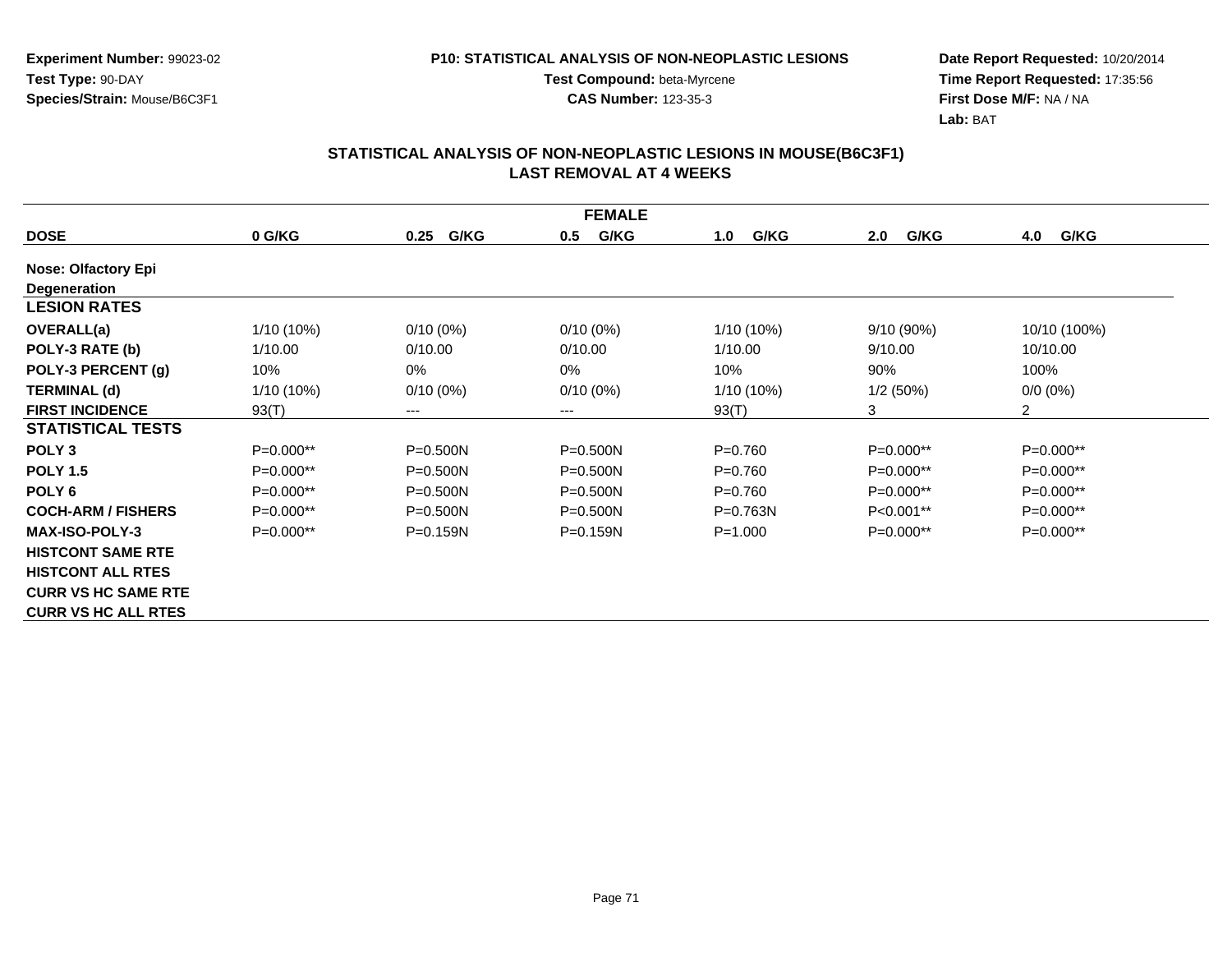**Experiment Number:** 99023-02
**Test Type:** 90-DAY
**Species/Strain:** Mouse/B6C3F1

**P10: STATISTICAL ANALYSIS OF NON-NEOPLASTIC LESIONS**
**Test Compound:** beta-Myrcene
**CAS Number:** 123-35-3

**Date Report Requested:** 10/20/2014
**Time Report Requested:** 17:35:56
**First Dose M/F:** NA / NA
**Lab:** BAT

## STATISTICAL ANALYSIS OF NON-NEOPLASTIC LESIONS IN MOUSE(B6C3F1) LAST REMOVAL AT 4 WEEKS

| FEMALE | | | | | | |
|---|---|---|---|---|---|---|
| **DOSE** | **0 G/KG** | **0.25 G/KG** | **0.5 G/KG** | **1.0 G/KG** | **2.0 G/KG** | **4.0 G/KG** |
| **Nose: Olfactory Epi Degeneration** | | | | | | |
| **LESION RATES** | | | | | | |
| **OVERALL(a)** | 1/10 (10%) | 0/10 (0%) | 0/10 (0%) | 1/10 (10%) | 9/10 (90%) | 10/10 (100%) |
| **POLY-3 RATE (b)** | 1/10.00 | 0/10.00 | 0/10.00 | 1/10.00 | 9/10.00 | 10/10.00 |
| **POLY-3 PERCENT (g)** | 10% | 0% | 0% | 10% | 90% | 100% |
| **TERMINAL (d)** | 1/10 (10%) | 0/10 (0%) | 0/10 (0%) | 1/10 (10%) | 1/2 (50%) | 0/0 (0%) |
| **FIRST INCIDENCE** | 93(T) | --- | --- | 93(T) | 3 | 2 |
| **STATISTICAL TESTS** | | | | | | |
| **POLY 3** | P=0.000** | P=0.500N | P=0.500N | P=0.760 | P=0.000** | P=0.000** |
| **POLY 1.5** | P=0.000** | P=0.500N | P=0.500N | P=0.760 | P=0.000** | P=0.000** |
| **POLY 6** | P=0.000** | P=0.500N | P=0.500N | P=0.760 | P=0.000** | P=0.000** |
| **COCH-ARM / FISHERS** | P=0.000** | P=0.500N | P=0.500N | P=0.763N | P<0.001** | P=0.000** |
| **MAX-ISO-POLY-3** | P=0.000** | P=0.159N | P=0.159N | P=1.000 | P=0.000** | P=0.000** |
| **HISTCONT SAME RTE** | | | | | | |
| **HISTCONT ALL RTES** | | | | | | |
| **CURR VS HC SAME RTE** | | | | | | |
| **CURR VS HC ALL RTES** | | | | | | |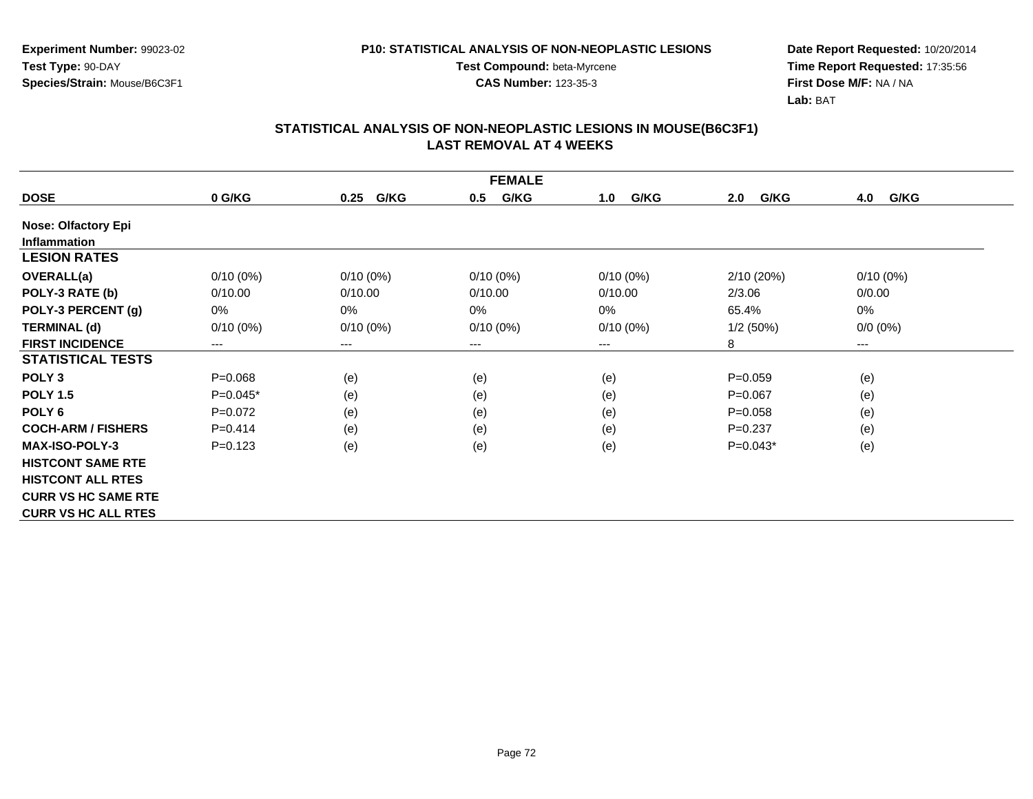**Experiment Number:** 99023-02
**Test Type:** 90-DAY
**Species/Strain:** Mouse/B6C3F1

**P10: STATISTICAL ANALYSIS OF NON-NEOPLASTIC LESIONS**
**Test Compound:** beta-Myrcene
**CAS Number:** 123-35-3

**Date Report Requested:** 10/20/2014
**Time Report Requested:** 17:35:56
**First Dose M/F:** NA / NA
**Lab:** BAT

## STATISTICAL ANALYSIS OF NON-NEOPLASTIC LESIONS IN MOUSE(B6C3F1)
## LAST REMOVAL AT 4 WEEKS

| FEMALE | | | | | | |
|---|---|---|---|---|---|---|
| **DOSE** | **0 G/KG** | **0.25 G/KG** | **0.5 G/KG** | **1.0 G/KG** | **2.0 G/KG** | **4.0 G/KG** |
| **Nose: Olfactory Epi** | | | | | | |
| **Inflammation** | | | | | | |
| **LESION RATES** | | | | | | |
| **OVERALL(a)** | 0/10 (0%) | 0/10 (0%) | 0/10 (0%) | 0/10 (0%) | 2/10 (20%) | 0/10 (0%) |
| **POLY-3 RATE (b)** | 0/10.00 | 0/10.00 | 0/10.00 | 0/10.00 | 2/3.06 | 0/0.00 |
| **POLY-3 PERCENT (g)** | 0% | 0% | 0% | 0% | 65.4% | 0% |
| **TERMINAL (d)** | 0/10 (0%) | 0/10 (0%) | 0/10 (0%) | 0/10 (0%) | 1/2 (50%) | 0/0 (0%) |
| **FIRST INCIDENCE** | --- | --- | --- | --- | 8 | --- |
| **STATISTICAL TESTS** | | | | | | |
| **POLY 3** | P=0.068 | (e) | (e) | (e) | P=0.059 | (e) |
| **POLY 1.5** | P=0.045* | (e) | (e) | (e) | P=0.067 | (e) |
| **POLY 6** | P=0.072 | (e) | (e) | (e) | P=0.058 | (e) |
| **COCH-ARM / FISHERS** | P=0.414 | (e) | (e) | (e) | P=0.237 | (e) |
| **MAX-ISO-POLY-3** | P=0.123 | (e) | (e) | (e) | P=0.043* | (e) |
| **HISTCONT SAME RTE** | | | | | | |
| **HISTCONT ALL RTES** | | | | | | |
| **CURR VS HC SAME RTE** | | | | | | |
| **CURR VS HC ALL RTES** | | | | | | |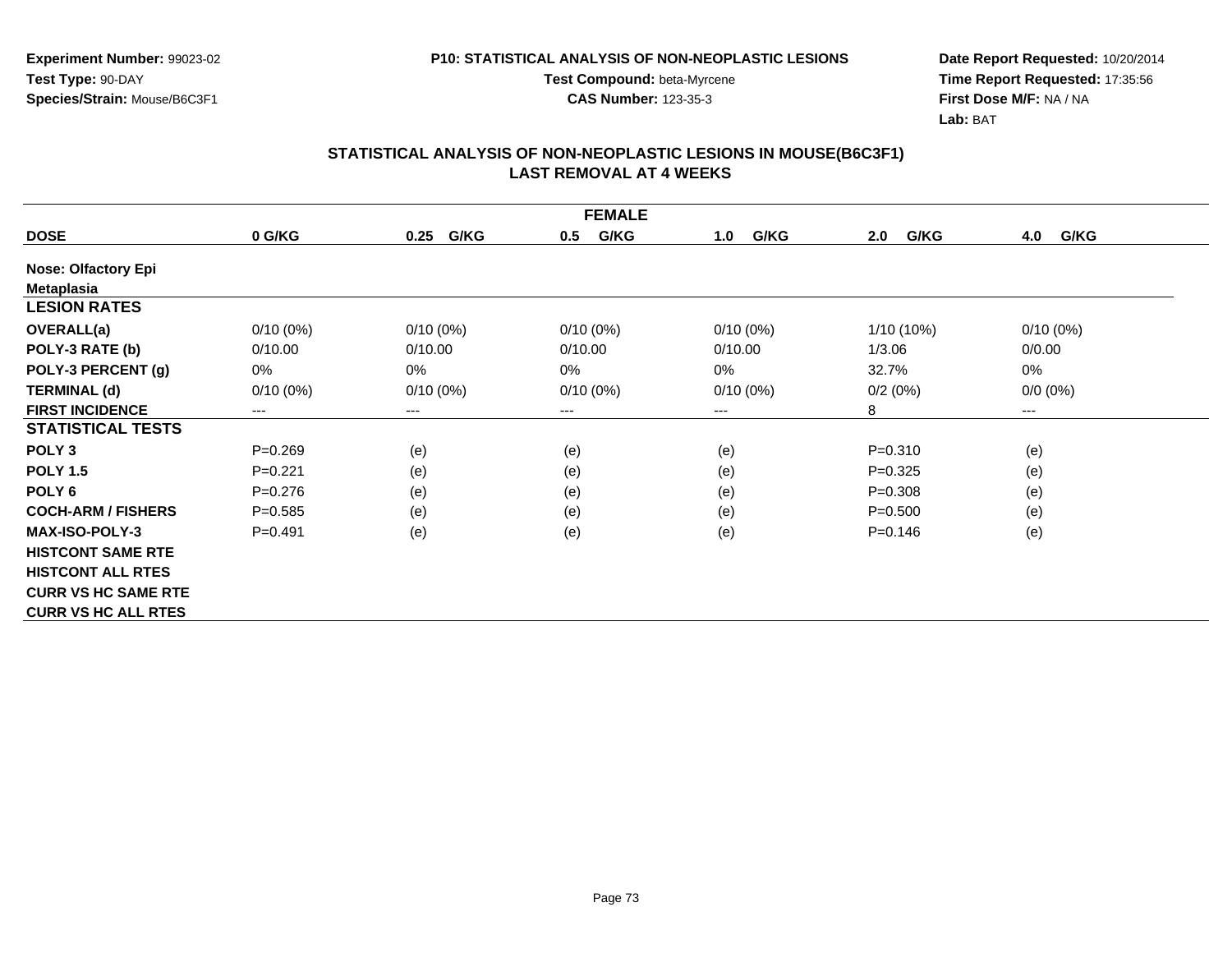**Experiment Number:** 99023-02
**Test Type:** 90-DAY
**Species/Strain:** Mouse/B6C3F1

**P10: STATISTICAL ANALYSIS OF NON-NEOPLASTIC LESIONS**
**Test Compound:** beta-Myrcene
**CAS Number:** 123-35-3

**Date Report Requested:** 10/20/2014
**Time Report Requested:** 17:35:56
**First Dose M/F:** NA / NA
**Lab:** BAT

## STATISTICAL ANALYSIS OF NON-NEOPLASTIC LESIONS IN MOUSE(B6C3F1)
## LAST REMOVAL AT 4 WEEKS

| FEMALE | | | | | | |
|---|---|---|---|---|---|---|
| **DOSE** | **0 G/KG** | **0.25 G/KG** | **0.5 G/KG** | **1.0 G/KG** | **2.0 G/KG** | **4.0 G/KG** |
| **Nose: Olfactory Epi** | | | | | | |
| **Metaplasia** | | | | | | |
| **LESION RATES** | | | | | | |
| **OVERALL(a)** | 0/10 (0%) | 0/10 (0%) | 0/10 (0%) | 0/10 (0%) | 1/10 (10%) | 0/10 (0%) |
| **POLY-3 RATE (b)** | 0/10.00 | 0/10.00 | 0/10.00 | 0/10.00 | 1/3.06 | 0/0.00 |
| **POLY-3 PERCENT (g)** | 0% | 0% | 0% | 0% | 32.7% | 0% |
| **TERMINAL (d)** | 0/10 (0%) | 0/10 (0%) | 0/10 (0%) | 0/10 (0%) | 0/2 (0%) | 0/0 (0%) |
| **FIRST INCIDENCE** | --- | --- | --- | --- | 8 | --- |
| **STATISTICAL TESTS** | | | | | | |
| **POLY 3** | P=0.269 | (e) | (e) | (e) | P=0.310 | (e) |
| **POLY 1.5** | P=0.221 | (e) | (e) | (e) | P=0.325 | (e) |
| **POLY 6** | P=0.276 | (e) | (e) | (e) | P=0.308 | (e) |
| **COCH-ARM / FISHERS** | P=0.585 | (e) | (e) | (e) | P=0.500 | (e) |
| **MAX-ISO-POLY-3** | P=0.491 | (e) | (e) | (e) | P=0.146 | (e) |
| **HISTCONT SAME RTE** | | | | | | |
| **HISTCONT ALL RTES** | | | | | | |
| **CURR VS HC SAME RTE** | | | | | | |
| **CURR VS HC ALL RTES** | | | | | | |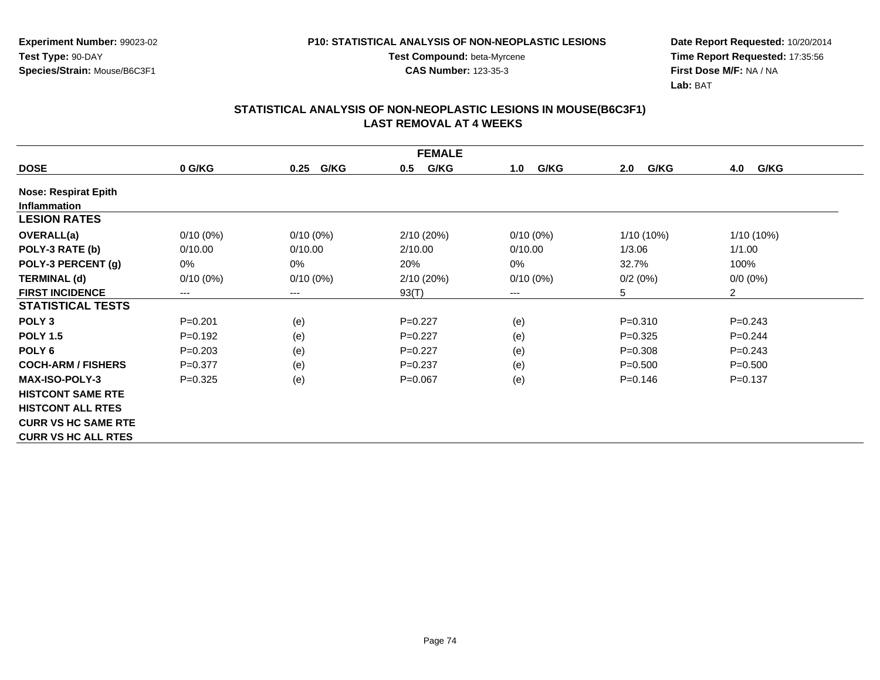**Experiment Number:** 99023-02
**Test Type:** 90-DAY
**Species/Strain:** Mouse/B6C3F1

**P10: STATISTICAL ANALYSIS OF NON-NEOPLASTIC LESIONS**
**Test Compound:** beta-Myrcene
**CAS Number:** 123-35-3

**Date Report Requested:** 10/20/2014
**Time Report Requested:** 17:35:56
**First Dose M/F:** NA / NA
**Lab:** BAT

## STATISTICAL ANALYSIS OF NON-NEOPLASTIC LESIONS IN MOUSE(B6C3F1)
## LAST REMOVAL AT 4 WEEKS

| FEMALE | | | | | | |
|---|---|---|---|---|---|---|
| **DOSE** | **0 G/KG** | **0.25 G/KG** | **0.5 G/KG** | **1.0 G/KG** | **2.0 G/KG** | **4.0 G/KG** |
| **Nose: Respirat Epith Inflammation** | | | | | | |
| **LESION RATES** | | | | | | |
| **OVERALL(a)** | 0/10 (0%) | 0/10 (0%) | 2/10 (20%) | 0/10 (0%) | 1/10 (10%) | 1/10 (10%) |
| **POLY-3 RATE (b)** | 0/10.00 | 0/10.00 | 2/10.00 | 0/10.00 | 1/3.06 | 1/1.00 |
| **POLY-3 PERCENT (g)** | 0% | 0% | 20% | 0% | 32.7% | 100% |
| **TERMINAL (d)** | 0/10 (0%) | 0/10 (0%) | 2/10 (20%) | 0/10 (0%) | 0/2 (0%) | 0/0 (0%) |
| **FIRST INCIDENCE** | --- | --- | 93(T) | --- | 5 | 2 |
| **STATISTICAL TESTS** | | | | | | |
| **POLY 3** | P=0.201 | (e) | P=0.227 | (e) | P=0.310 | P=0.243 |
| **POLY 1.5** | P=0.192 | (e) | P=0.227 | (e) | P=0.325 | P=0.244 |
| **POLY 6** | P=0.203 | (e) | P=0.227 | (e) | P=0.308 | P=0.243 |
| **COCH-ARM / FISHERS** | P=0.377 | (e) | P=0.237 | (e) | P=0.500 | P=0.500 |
| **MAX-ISO-POLY-3** | P=0.325 | (e) | P=0.067 | (e) | P=0.146 | P=0.137 |
| **HISTCONT SAME RTE** | | | | | | |
| **HISTCONT ALL RTES** | | | | | | |
| **CURR VS HC SAME RTE** | | | | | | |
| **CURR VS HC ALL RTES** | | | | | | |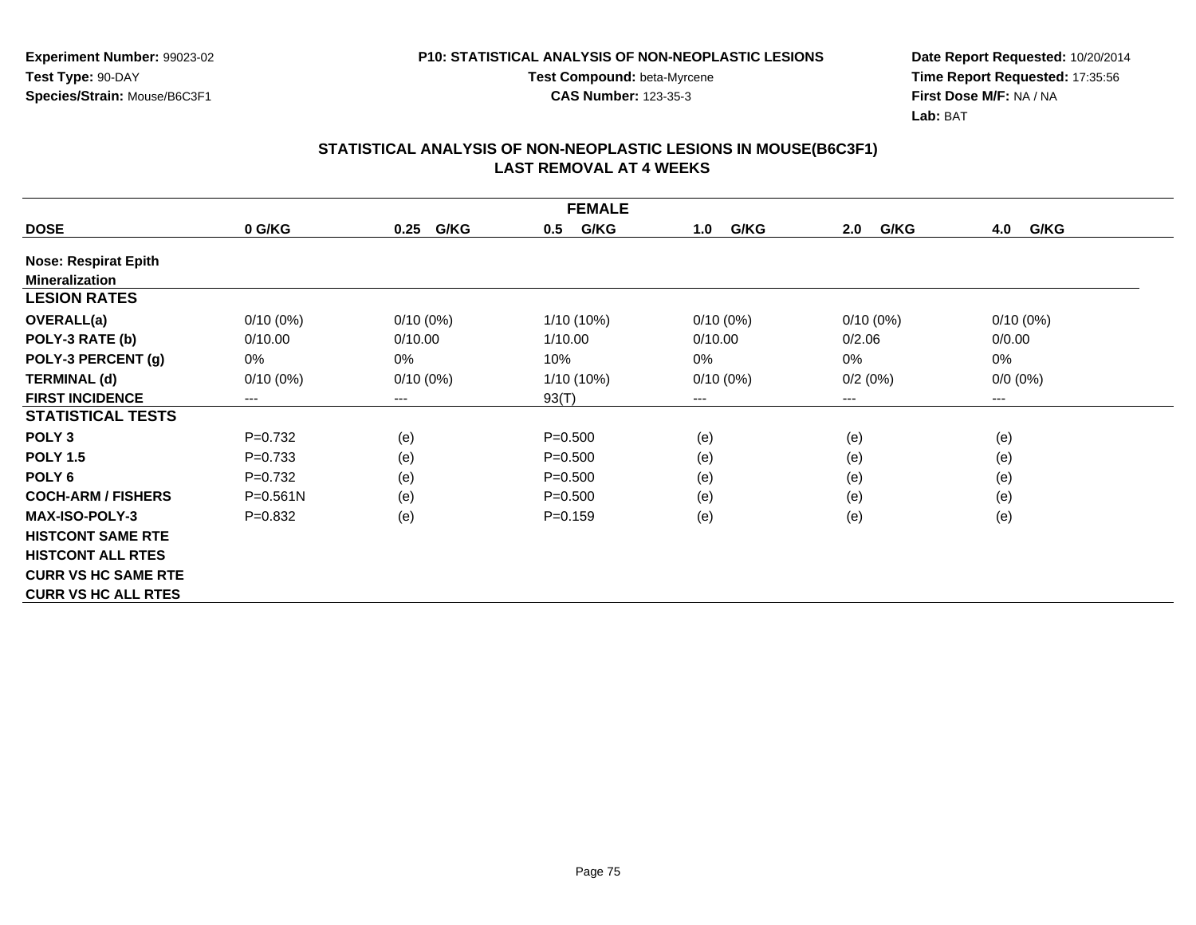**Experiment Number:** 99023-02
**Test Type:** 90-DAY
**Species/Strain:** Mouse/B6C3F1

**P10: STATISTICAL ANALYSIS OF NON-NEOPLASTIC LESIONS**
**Test Compound:** beta-Myrcene
**CAS Number:** 123-35-3

**Date Report Requested:** 10/20/2014
**Time Report Requested:** 17:35:56
**First Dose M/F:** NA / NA
**Lab:** BAT

## STATISTICAL ANALYSIS OF NON-NEOPLASTIC LESIONS IN MOUSE(B6C3F1)
## LAST REMOVAL AT 4 WEEKS

| FEMALE | | | | | | |
|---|---|---|---|---|---|---|
| **DOSE** | **0 G/KG** | **0.25 G/KG** | **0.5 G/KG** | **1.0 G/KG** | **2.0 G/KG** | **4.0 G/KG** |
| **Nose: Respirat Epith** | | | | | | |
| **Mineralization** | | | | | | |
| **LESION RATES** | | | | | | |
| **OVERALL(a)** | 0/10 (0%) | 0/10 (0%) | 1/10 (10%) | 0/10 (0%) | 0/10 (0%) | 0/10 (0%) |
| **POLY-3 RATE (b)** | 0/10.00 | 0/10.00 | 1/10.00 | 0/10.00 | 0/2.06 | 0/0.00 |
| **POLY-3 PERCENT (g)** | 0% | 0% | 10% | 0% | 0% | 0% |
| **TERMINAL (d)** | 0/10 (0%) | 0/10 (0%) | 1/10 (10%) | 0/10 (0%) | 0/2 (0%) | 0/0 (0%) |
| **FIRST INCIDENCE** | --- | --- | 93(T) | --- | --- | --- |
| **STATISTICAL TESTS** | | | | | | |
| **POLY 3** | P=0.732 | (e) | P=0.500 | (e) | (e) | (e) |
| **POLY 1.5** | P=0.733 | (e) | P=0.500 | (e) | (e) | (e) |
| **POLY 6** | P=0.732 | (e) | P=0.500 | (e) | (e) | (e) |
| **COCH-ARM / FISHERS** | P=0.561N | (e) | P=0.500 | (e) | (e) | (e) |
| **MAX-ISO-POLY-3** | P=0.832 | (e) | P=0.159 | (e) | (e) | (e) |
| **HISTCONT SAME RTE** | | | | | | |
| **HISTCONT ALL RTES** | | | | | | |
| **CURR VS HC SAME RTE** | | | | | | |
| **CURR VS HC ALL RTES** | | | | | | |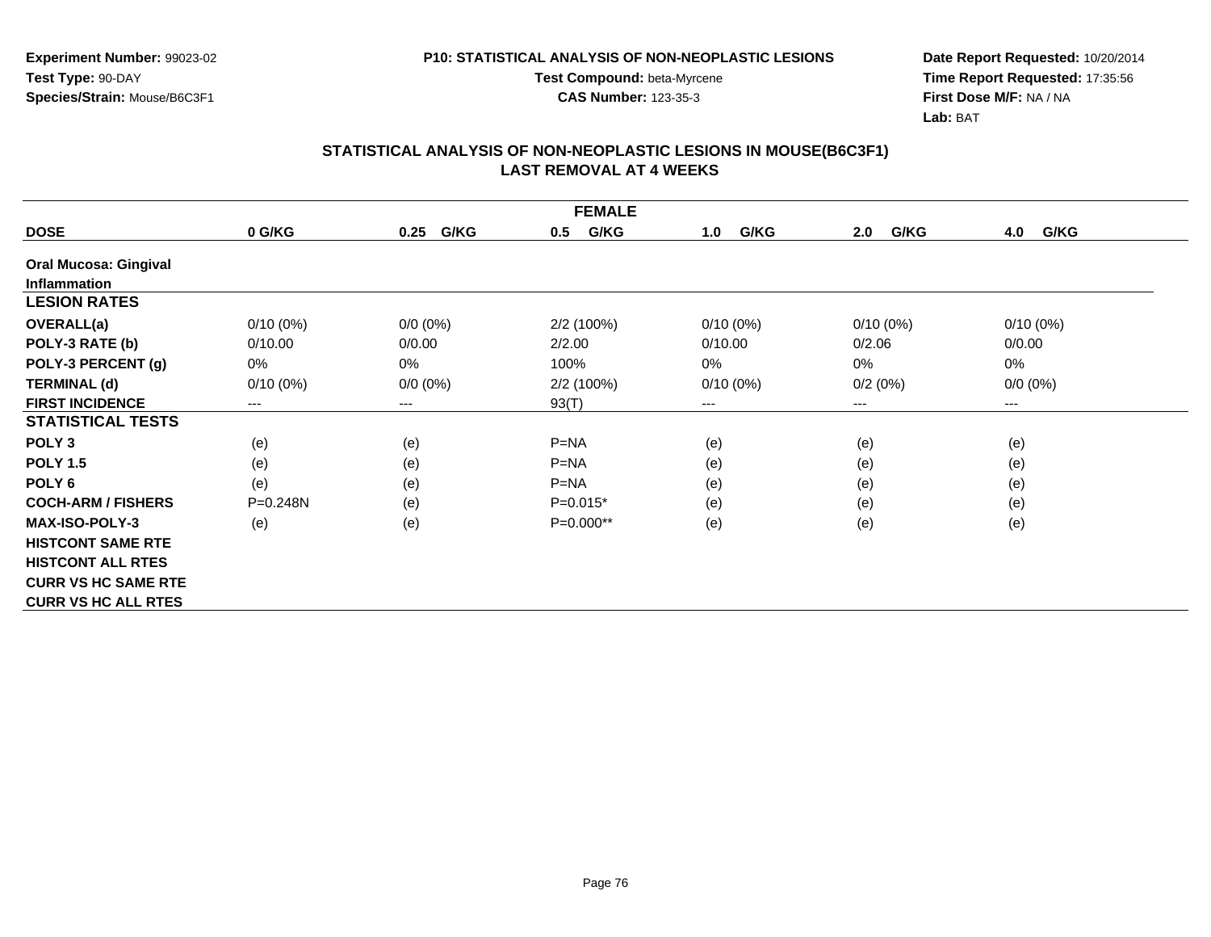**Experiment Number:** 99023-02
**Test Type:** 90-DAY
**Species/Strain:** Mouse/B6C3F1

**P10: STATISTICAL ANALYSIS OF NON-NEOPLASTIC LESIONS**
**Test Compound:** beta-Myrcene
**CAS Number:** 123-35-3

**Date Report Requested:** 10/20/2014
**Time Report Requested:** 17:35:56
**First Dose M/F:** NA / NA
**Lab:** BAT

## STATISTICAL ANALYSIS OF NON-NEOPLASTIC LESIONS IN MOUSE(B6C3F1) LAST REMOVAL AT 4 WEEKS

| FEMALE | | | | | | |
|---|---|---|---|---|---|---|
| **DOSE** | **0 G/KG** | **0.25 G/KG** | **0.5 G/KG** | **1.0 G/KG** | **2.0 G/KG** | **4.0 G/KG** |
| **Oral Mucosa: Gingival Inflammation** | | | | | | |
| **LESION RATES** | | | | | | |
| **OVERALL(a)** | 0/10 (0%) | 0/0 (0%) | 2/2 (100%) | 0/10 (0%) | 0/10 (0%) | 0/10 (0%) |
| **POLY-3 RATE (b)** | 0/10.00 | 0/0.00 | 2/2.00 | 0/10.00 | 0/2.06 | 0/0.00 |
| **POLY-3 PERCENT (g)** | 0% | 0% | 100% | 0% | 0% | 0% |
| **TERMINAL (d)** | 0/10 (0%) | 0/0 (0%) | 2/2 (100%) | 0/10 (0%) | 0/2 (0%) | 0/0 (0%) |
| **FIRST INCIDENCE** | --- | --- | 93(T) | --- | --- | --- |
| **STATISTICAL TESTS** | | | | | | |
| **POLY 3** | (e) | (e) | P=NA | (e) | (e) | (e) |
| **POLY 1.5** | (e) | (e) | P=NA | (e) | (e) | (e) |
| **POLY 6** | (e) | (e) | P=NA | (e) | (e) | (e) |
| **COCH-ARM / FISHERS** | P=0.248N | (e) | P=0.015* | (e) | (e) | (e) |
| **MAX-ISO-POLY-3** | (e) | (e) | P=0.000** | (e) | (e) | (e) |
| **HISTCONT SAME RTE** | | | | | | |
| **HISTCONT ALL RTES** | | | | | | |
| **CURR VS HC SAME RTE** | | | | | | |
| **CURR VS HC ALL RTES** | | | | | | |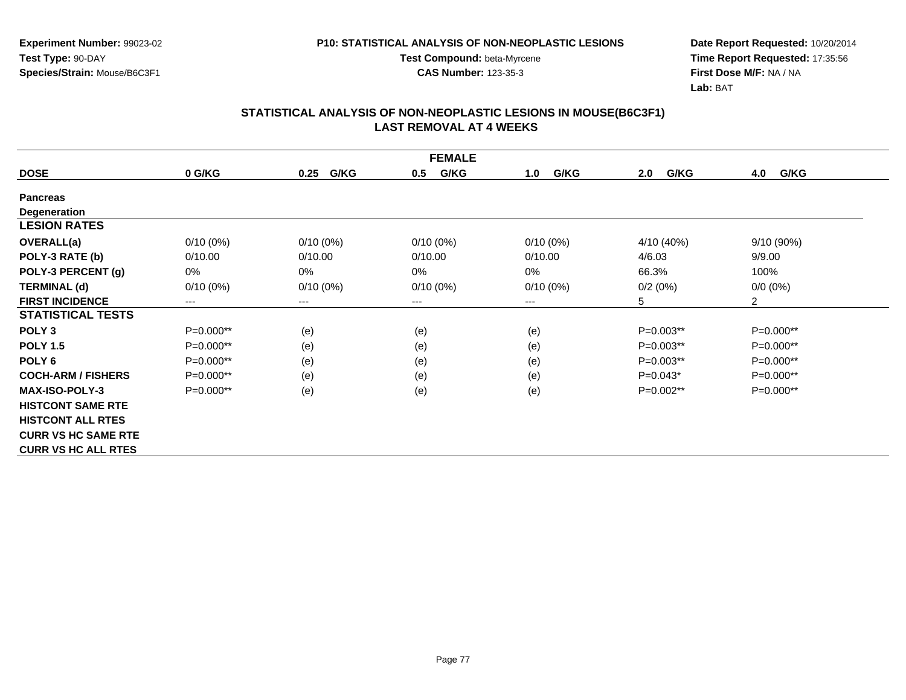**Experiment Number:** 99023-02
**Test Type:** 90-DAY
**Species/Strain:** Mouse/B6C3F1

**P10: STATISTICAL ANALYSIS OF NON-NEOPLASTIC LESIONS**
**Test Compound:** beta-Myrcene
**CAS Number:** 123-35-3

**Date Report Requested:** 10/20/2014
**Time Report Requested:** 17:35:56
**First Dose M/F:** NA / NA
**Lab:** BAT

## STATISTICAL ANALYSIS OF NON-NEOPLASTIC LESIONS IN MOUSE(B6C3F1)
## LAST REMOVAL AT 4 WEEKS

| FEMALE | | | | | | |
|---|---|---|---|---|---|---|
| **DOSE** | **0 G/KG** | **0.25 G/KG** | **0.5 G/KG** | **1.0 G/KG** | **2.0 G/KG** | **4.0 G/KG** |
| **Pancreas** | | | | | | |
| **Degeneration** | | | | | | |
| **LESION RATES** | | | | | | |
| **OVERALL(a)** | 0/10 (0%) | 0/10 (0%) | 0/10 (0%) | 0/10 (0%) | 4/10 (40%) | 9/10 (90%) |
| **POLY-3 RATE (b)** | 0/10.00 | 0/10.00 | 0/10.00 | 0/10.00 | 4/6.03 | 9/9.00 |
| **POLY-3 PERCENT (g)** | 0% | 0% | 0% | 0% | 66.3% | 100% |
| **TERMINAL (d)** | 0/10 (0%) | 0/10 (0%) | 0/10 (0%) | 0/10 (0%) | 0/2 (0%) | 0/0 (0%) |
| **FIRST INCIDENCE** | --- | --- | --- | --- | 5 | 2 |
| **STATISTICAL TESTS** | | | | | | |
| **POLY 3** | P=0.000** | (e) | (e) | (e) | P=0.003** | P=0.000** |
| **POLY 1.5** | P=0.000** | (e) | (e) | (e) | P=0.003** | P=0.000** |
| **POLY 6** | P=0.000** | (e) | (e) | (e) | P=0.003** | P=0.000** |
| **COCH-ARM / FISHERS** | P=0.000** | (e) | (e) | (e) | P=0.043* | P=0.000** |
| **MAX-ISO-POLY-3** | P=0.000** | (e) | (e) | (e) | P=0.002** | P=0.000** |
| **HISTCONT SAME RTE** | | | | | | |
| **HISTCONT ALL RTES** | | | | | | |
| **CURR VS HC SAME RTE** | | | | | | |
| **CURR VS HC ALL RTES** | | | | | | |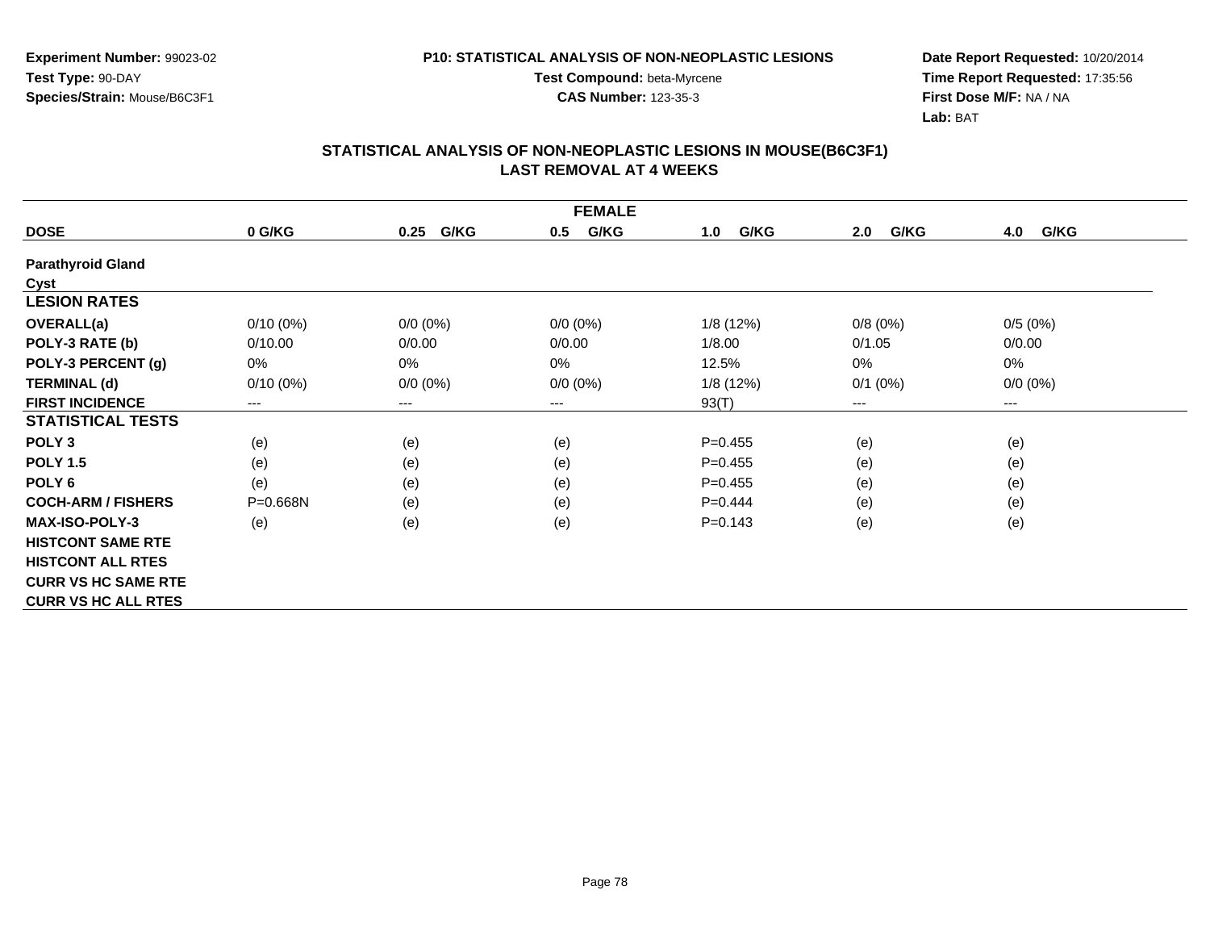**Experiment Number:** 99023-02
**Test Type:** 90-DAY
**Species/Strain:** Mouse/B6C3F1

**P10: STATISTICAL ANALYSIS OF NON-NEOPLASTIC LESIONS**
**Test Compound:** beta-Myrcene
**CAS Number:** 123-35-3

**Date Report Requested:** 10/20/2014
**Time Report Requested:** 17:35:56
**First Dose M/F:** NA / NA
**Lab:** BAT

## STATISTICAL ANALYSIS OF NON-NEOPLASTIC LESIONS IN MOUSE(B6C3F1) LAST REMOVAL AT 4 WEEKS

| FEMALE | | | | | | |
|---|---|---|---|---|---|---|
| **DOSE** | **0 G/KG** | **0.25 G/KG** | **0.5 G/KG** | **1.0 G/KG** | **2.0 G/KG** | **4.0 G/KG** |
| **Parathyroid Gland** | | | | | | |
| **Cyst** | | | | | | |
| **LESION RATES** | | | | | | |
| **OVERALL(a)** | 0/10 (0%) | 0/0 (0%) | 0/0 (0%) | 1/8 (12%) | 0/8 (0%) | 0/5 (0%) |
| **POLY-3 RATE (b)** | 0/10.00 | 0/0.00 | 0/0.00 | 1/8.00 | 0/1.05 | 0/0.00 |
| **POLY-3 PERCENT (g)** | 0% | 0% | 0% | 12.5% | 0% | 0% |
| **TERMINAL (d)** | 0/10 (0%) | 0/0 (0%) | 0/0 (0%) | 1/8 (12%) | 0/1 (0%) | 0/0 (0%) |
| **FIRST INCIDENCE** | --- | --- | --- | 93(T) | --- | --- |
| **STATISTICAL TESTS** | | | | | | |
| **POLY 3** | (e) | (e) | (e) | P=0.455 | (e) | (e) |
| **POLY 1.5** | (e) | (e) | (e) | P=0.455 | (e) | (e) |
| **POLY 6** | (e) | (e) | (e) | P=0.455 | (e) | (e) |
| **COCH-ARM / FISHERS** | P=0.668N | (e) | (e) | P=0.444 | (e) | (e) |
| **MAX-ISO-POLY-3** | (e) | (e) | (e) | P=0.143 | (e) | (e) |
| **HISTCONT SAME RTE** | | | | | | |
| **HISTCONT ALL RTES** | | | | | | |
| **CURR VS HC SAME RTE** | | | | | | |
| **CURR VS HC ALL RTES** | | | | | | |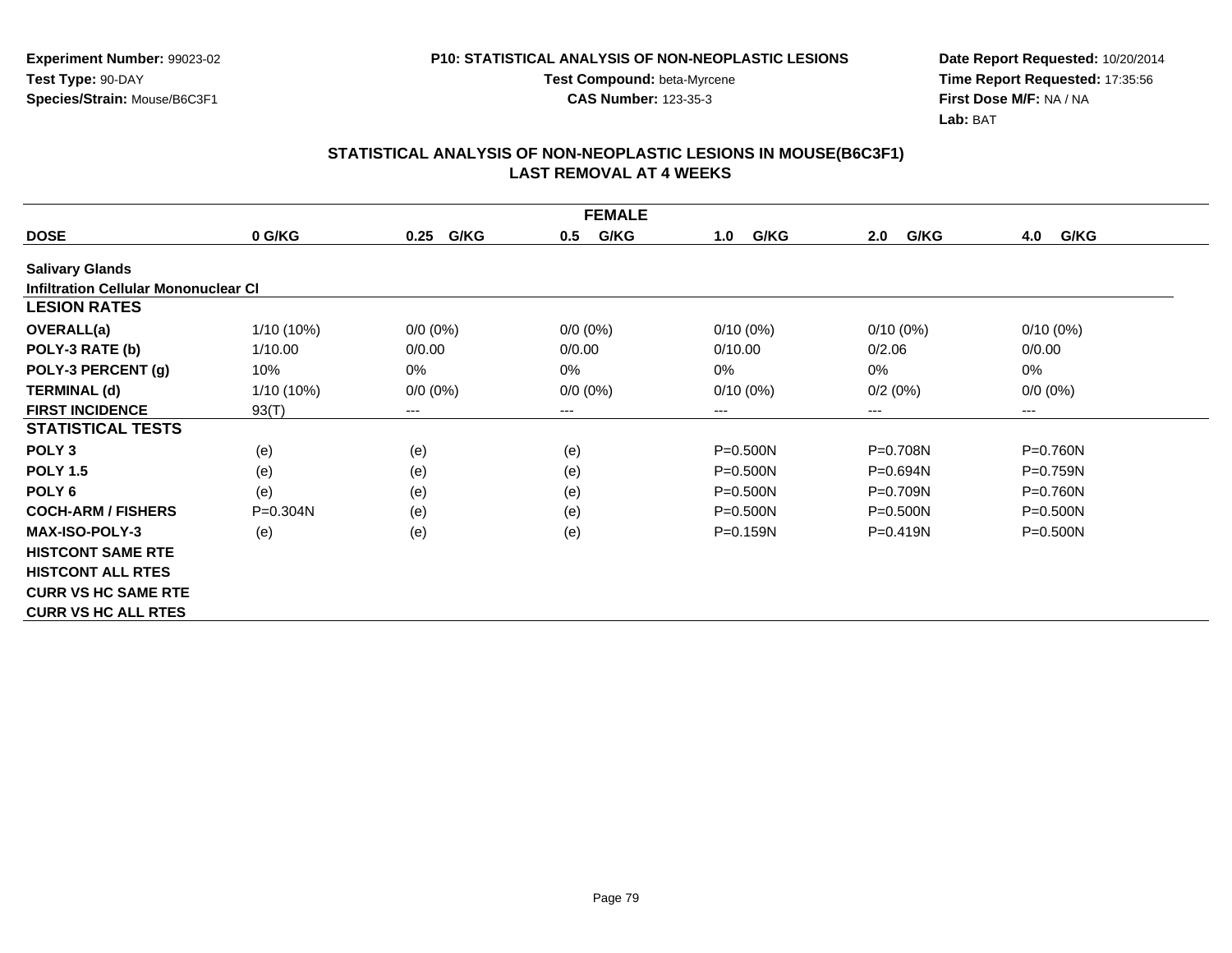Experiment Number: 99023-02
Test Type: 90-DAY
Species/Strain: Mouse/B6C3F1

P10: STATISTICAL ANALYSIS OF NON-NEOPLASTIC LESIONS
Test Compound: beta-Myrcene
CAS Number: 123-35-3

Date Report Requested: 10/20/2014
Time Report Requested: 17:35:56
First Dose M/F: NA / NA
Lab: BAT

## STATISTICAL ANALYSIS OF NON-NEOPLASTIC LESIONS IN MOUSE(B6C3F1)
## LAST REMOVAL AT 4 WEEKS

| FEMALE | | | | | | |
|---|---|---|---|---|---|---|
| **DOSE** | **0 G/KG** | **0.25 G/KG** | **0.5 G/KG** | **1.0 G/KG** | **2.0 G/KG** | **4.0 G/KG** |
| **Salivary Glands** | | | | | | |
| **Infiltration Cellular Mononuclear Cl** | | | | | | |
| **LESION RATES** | | | | | | |
| **OVERALL(a)** | 1/10 (10%) | 0/0 (0%) | 0/0 (0%) | 0/10 (0%) | 0/10 (0%) | 0/10 (0%) |
| **POLY-3 RATE (b)** | 1/10.00 | 0/0.00 | 0/0.00 | 0/10.00 | 0/2.06 | 0/0.00 |
| **POLY-3 PERCENT (g)** | 10% | 0% | 0% | 0% | 0% | 0% |
| **TERMINAL (d)** | 1/10 (10%) | 0/0 (0%) | 0/0 (0%) | 0/10 (0%) | 0/2 (0%) | 0/0 (0%) |
| **FIRST INCIDENCE** | 93(T) | --- | --- | --- | --- | --- |
| **STATISTICAL TESTS** | | | | | | |
| **POLY 3** | (e) | (e) | (e) | P=0.500N | P=0.708N | P=0.760N |
| **POLY 1.5** | (e) | (e) | (e) | P=0.500N | P=0.694N | P=0.759N |
| **POLY 6** | (e) | (e) | (e) | P=0.500N | P=0.709N | P=0.760N |
| **COCH-ARM / FISHERS** | P=0.304N | (e) | (e) | P=0.500N | P=0.500N | P=0.500N |
| **MAX-ISO-POLY-3** | (e) | (e) | (e) | P=0.159N | P=0.419N | P=0.500N |
| **HISTCONT SAME RTE** | | | | | | |
| **HISTCONT ALL RTES** | | | | | | |
| **CURR VS HC SAME RTE** | | | | | | |
| **CURR VS HC ALL RTES** | | | | | | |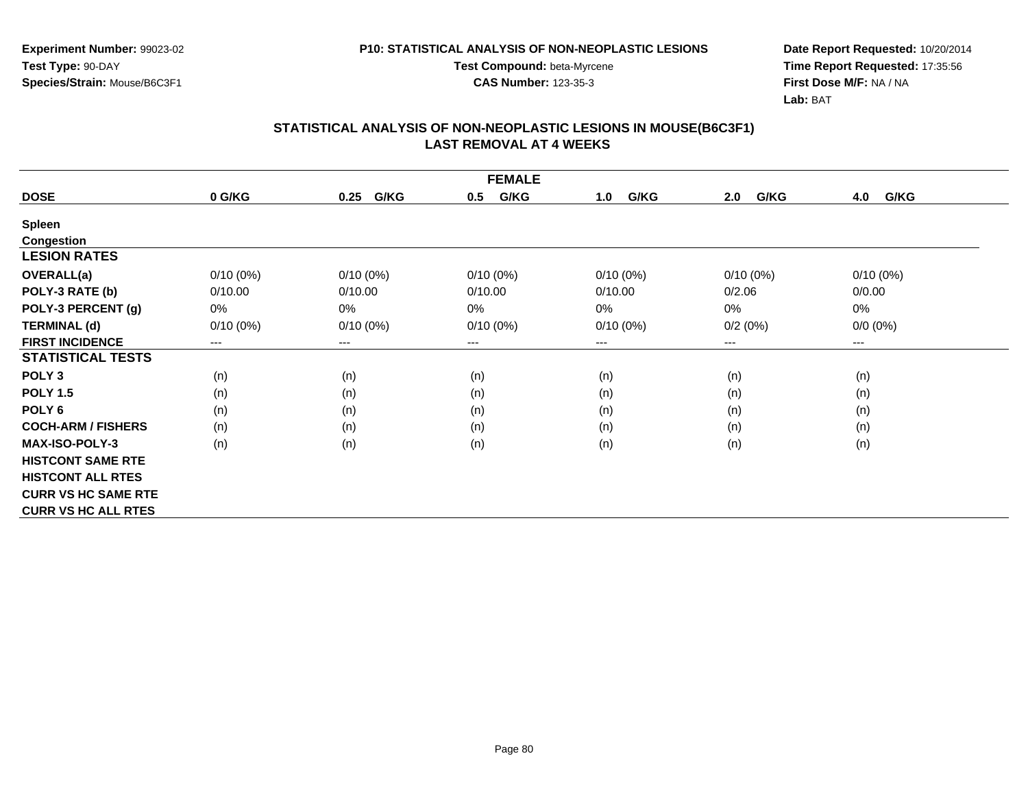Experiment Number: 99023-02
Test Type: 90-DAY
Species/Strain: Mouse/B6C3F1

P10: STATISTICAL ANALYSIS OF NON-NEOPLASTIC LESIONS
Test Compound: beta-Myrcene
CAS Number: 123-35-3

Date Report Requested: 10/20/2014
Time Report Requested: 17:35:56
First Dose M/F: NA / NA
Lab: BAT

## STATISTICAL ANALYSIS OF NON-NEOPLASTIC LESIONS IN MOUSE(B6C3F1)
## LAST REMOVAL AT 4 WEEKS

| FEMALE | | | | | | |
|---|---|---|---|---|---|---|
| **DOSE** | **0 G/KG** | **0.25 G/KG** | **0.5 G/KG** | **1.0 G/KG** | **2.0 G/KG** | **4.0 G/KG** |
| **Spleen** | | | | | | |
| **Congestion** | | | | | | |
| **LESION RATES** | | | | | | |
| **OVERALL(a)** | 0/10 (0%) | 0/10 (0%) | 0/10 (0%) | 0/10 (0%) | 0/10 (0%) | 0/10 (0%) |
| **POLY-3 RATE (b)** | 0/10.00 | 0/10.00 | 0/10.00 | 0/10.00 | 0/2.06 | 0/0.00 |
| **POLY-3 PERCENT (g)** | 0% | 0% | 0% | 0% | 0% | 0% |
| **TERMINAL (d)** | 0/10 (0%) | 0/10 (0%) | 0/10 (0%) | 0/10 (0%) | 0/2 (0%) | 0/0 (0%) |
| **FIRST INCIDENCE** | --- | --- | --- | --- | --- | --- |
| **STATISTICAL TESTS** | | | | | | |
| **POLY 3** | (n) | (n) | (n) | (n) | (n) | (n) |
| **POLY 1.5** | (n) | (n) | (n) | (n) | (n) | (n) |
| **POLY 6** | (n) | (n) | (n) | (n) | (n) | (n) |
| **COCH-ARM / FISHERS** | (n) | (n) | (n) | (n) | (n) | (n) |
| **MAX-ISO-POLY-3** | (n) | (n) | (n) | (n) | (n) | (n) |
| **HISTCONT SAME RTE** | | | | | | |
| **HISTCONT ALL RTES** | | | | | | |
| **CURR VS HC SAME RTE** | | | | | | |
| **CURR VS HC ALL RTES** | | | | | | |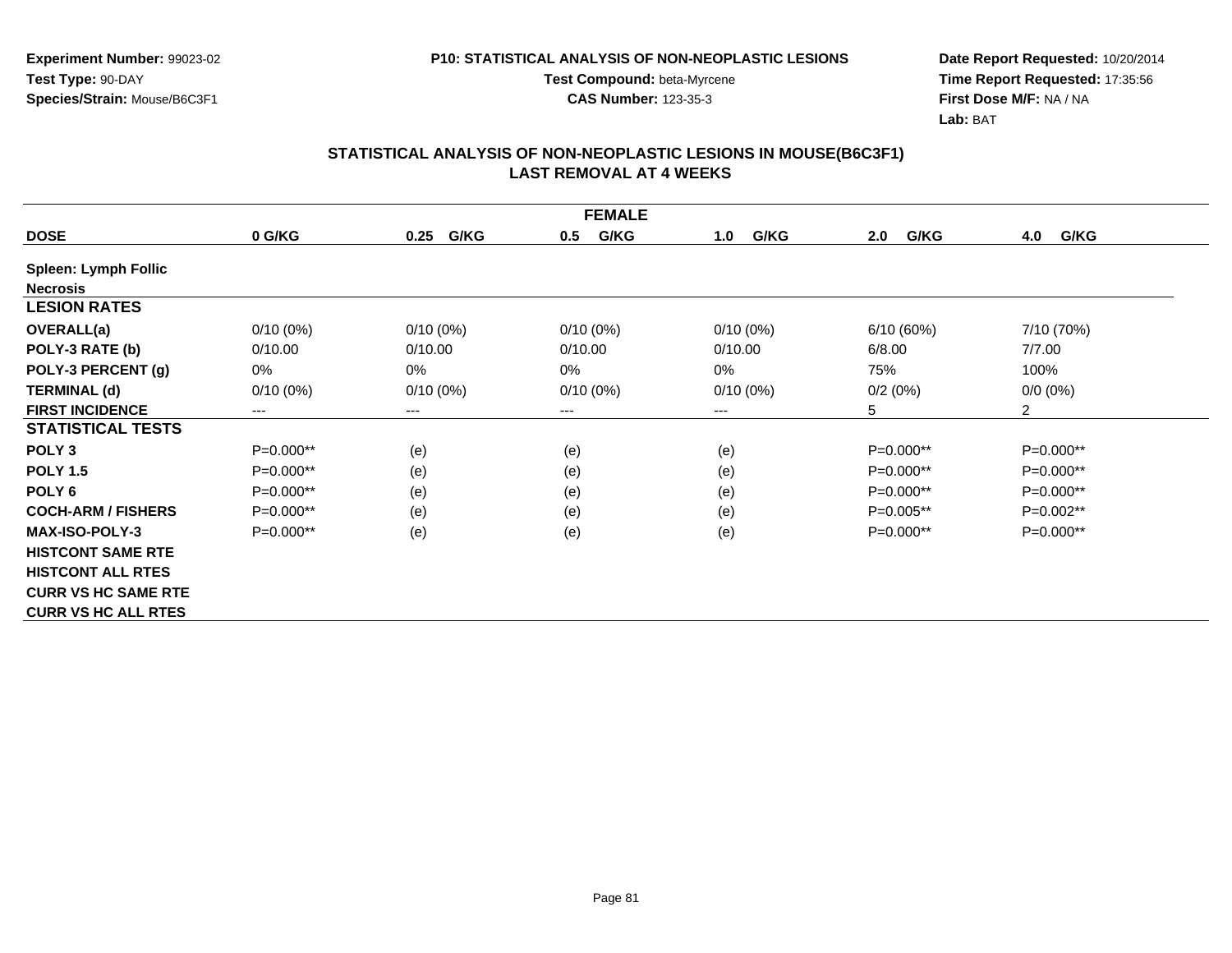**Experiment Number:** 99023-02
**Test Type:** 90-DAY
**Species/Strain:** Mouse/B6C3F1

**P10: STATISTICAL ANALYSIS OF NON-NEOPLASTIC LESIONS**
**Test Compound:** beta-Myrcene
**CAS Number:** 123-35-3

**Date Report Requested:** 10/20/2014
**Time Report Requested:** 17:35:56
**First Dose M/F:** NA / NA
**Lab:** BAT

## STATISTICAL ANALYSIS OF NON-NEOPLASTIC LESIONS IN MOUSE(B6C3F1)
## LAST REMOVAL AT 4 WEEKS

| FEMALE | | | | | | |
|---|---|---|---|---|---|---|
| **DOSE** | **0 G/KG** | **0.25 G/KG** | **0.5 G/KG** | **1.0 G/KG** | **2.0 G/KG** | **4.0 G/KG** |
| **Spleen: Lymph Follic Necrosis** | | | | | | |
| **LESION RATES** | | | | | | |
| **OVERALL(a)** | 0/10 (0%) | 0/10 (0%) | 0/10 (0%) | 0/10 (0%) | 6/10 (60%) | 7/10 (70%) |
| **POLY-3 RATE (b)** | 0/10.00 | 0/10.00 | 0/10.00 | 0/10.00 | 6/8.00 | 7/7.00 |
| **POLY-3 PERCENT (g)** | 0% | 0% | 0% | 0% | 75% | 100% |
| **TERMINAL (d)** | 0/10 (0%) | 0/10 (0%) | 0/10 (0%) | 0/10 (0%) | 0/2 (0%) | 0/0 (0%) |
| **FIRST INCIDENCE** | --- | --- | --- | --- | 5 | 2 |
| **STATISTICAL TESTS** | | | | | | |
| **POLY 3** | P=0.000** | (e) | (e) | (e) | P=0.000** | P=0.000** |
| **POLY 1.5** | P=0.000** | (e) | (e) | (e) | P=0.000** | P=0.000** |
| **POLY 6** | P=0.000** | (e) | (e) | (e) | P=0.000** | P=0.000** |
| **COCH-ARM / FISHERS** | P=0.000** | (e) | (e) | (e) | P=0.005** | P=0.002** |
| **MAX-ISO-POLY-3** | P=0.000** | (e) | (e) | (e) | P=0.000** | P=0.000** |
| **HISTCONT SAME RTE** | | | | | | |
| **HISTCONT ALL RTES** | | | | | | |
| **CURR VS HC SAME RTE** | | | | | | |
| **CURR VS HC ALL RTES** | | | | | | |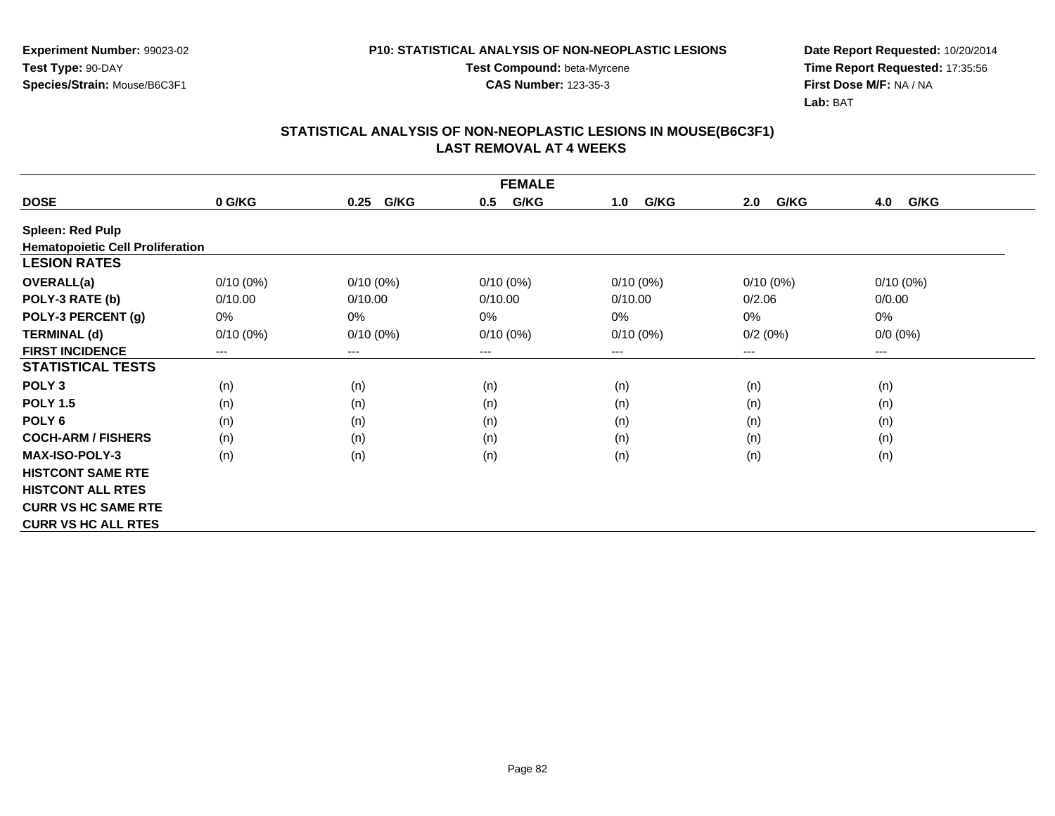**Experiment Number:** 99023-02
**Test Type:** 90-DAY
**Species/Strain:** Mouse/B6C3F1

**P10: STATISTICAL ANALYSIS OF NON-NEOPLASTIC LESIONS**
**Test Compound:** beta-Myrcene
**CAS Number:** 123-35-3

**Date Report Requested:** 10/20/2014
**Time Report Requested:** 17:35:56
**First Dose M/F:** NA / NA
**Lab:** BAT

## STATISTICAL ANALYSIS OF NON-NEOPLASTIC LESIONS IN MOUSE(B6C3F1) LAST REMOVAL AT 4 WEEKS

| FEMALE | | | | | | |
|---|---|---|---|---|---|---|
| **DOSE** | **0 G/KG** | **0.25 G/KG** | **0.5 G/KG** | **1.0 G/KG** | **2.0 G/KG** | **4.0 G/KG** |
| **Spleen: Red Pulp** | | | | | | |
| **Hematopoietic Cell Proliferation** | | | | | | |
| **LESION RATES** | | | | | | |
| **OVERALL(a)** | 0/10 (0%) | 0/10 (0%) | 0/10 (0%) | 0/10 (0%) | 0/10 (0%) | 0/10 (0%) |
| **POLY-3 RATE (b)** | 0/10.00 | 0/10.00 | 0/10.00 | 0/10.00 | 0/2.06 | 0/0.00 |
| **POLY-3 PERCENT (g)** | 0% | 0% | 0% | 0% | 0% | 0% |
| **TERMINAL (d)** | 0/10 (0%) | 0/10 (0%) | 0/10 (0%) | 0/10 (0%) | 0/2 (0%) | 0/0 (0%) |
| **FIRST INCIDENCE** | --- | --- | --- | --- | --- | --- |
| **STATISTICAL TESTS** | | | | | | |
| **POLY 3** | (n) | (n) | (n) | (n) | (n) | (n) |
| **POLY 1.5** | (n) | (n) | (n) | (n) | (n) | (n) |
| **POLY 6** | (n) | (n) | (n) | (n) | (n) | (n) |
| **COCH-ARM / FISHERS** | (n) | (n) | (n) | (n) | (n) | (n) |
| **MAX-ISO-POLY-3** | (n) | (n) | (n) | (n) | (n) | (n) |
| **HISTCONT SAME RTE** | | | | | | |
| **HISTCONT ALL RTES** | | | | | | |
| **CURR VS HC SAME RTE** | | | | | | |
| **CURR VS HC ALL RTES** | | | | | | |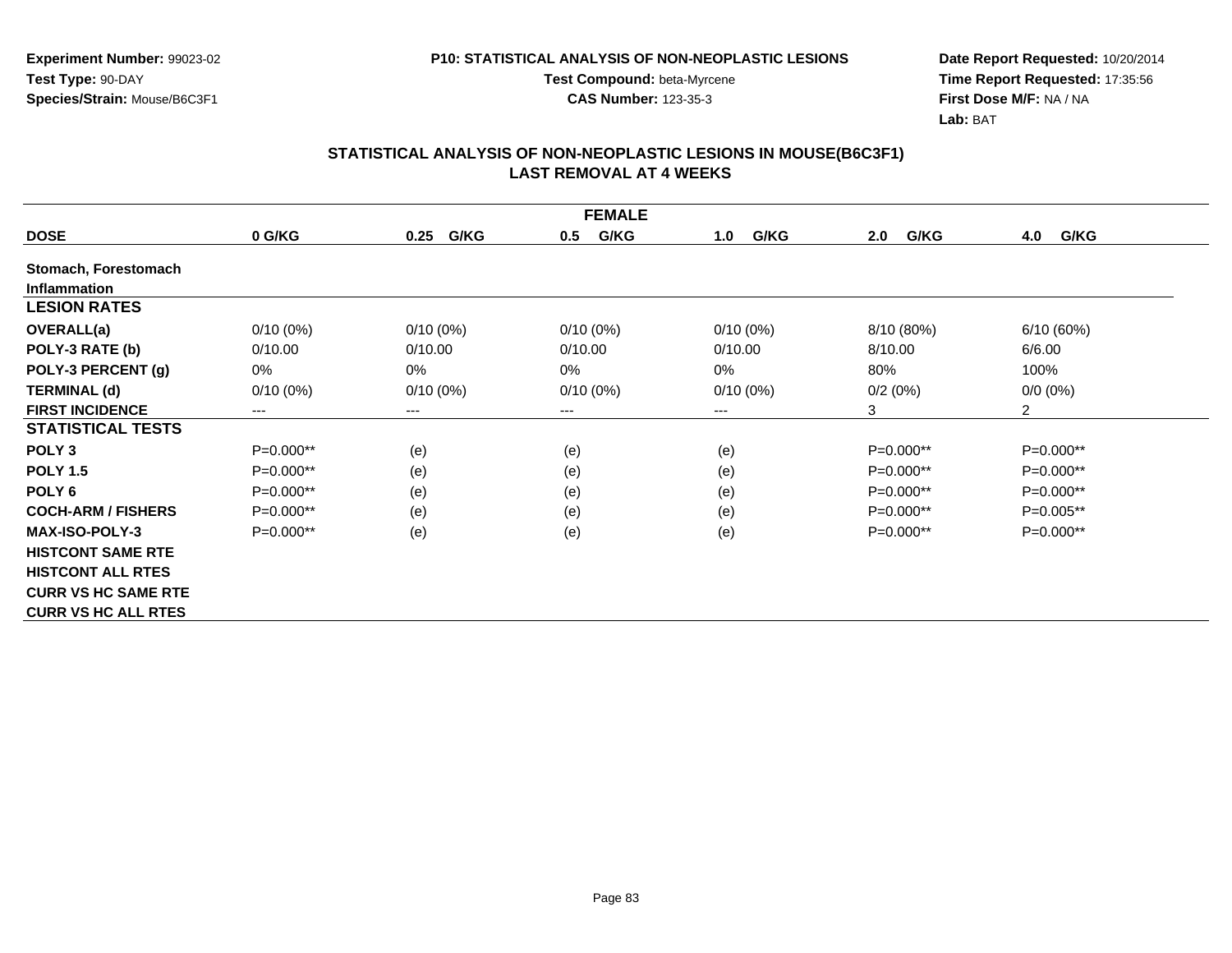**Experiment Number:** 99023-02
**Test Type:** 90-DAY
**Species/Strain:** Mouse/B6C3F1

**P10: STATISTICAL ANALYSIS OF NON-NEOPLASTIC LESIONS**
**Test Compound:** beta-Myrcene
**CAS Number:** 123-35-3

**Date Report Requested:** 10/20/2014
**Time Report Requested:** 17:35:56
**First Dose M/F:** NA / NA
**Lab:** BAT

## STATISTICAL ANALYSIS OF NON-NEOPLASTIC LESIONS IN MOUSE(B6C3F1) LAST REMOVAL AT 4 WEEKS

| FEMALE | | | | | | |
|---|---|---|---|---|---|---|
| **DOSE** | **0 G/KG** | **0.25 G/KG** | **0.5 G/KG** | **1.0 G/KG** | **2.0 G/KG** | **4.0 G/KG** |
| **Stomach, Forestomach** | | | | | | |
| **Inflammation** | | | | | | |
| **LESION RATES** | | | | | | |
| **OVERALL(a)** | 0/10 (0%) | 0/10 (0%) | 0/10 (0%) | 0/10 (0%) | 8/10 (80%) | 6/10 (60%) |
| **POLY-3 RATE (b)** | 0/10.00 | 0/10.00 | 0/10.00 | 0/10.00 | 8/10.00 | 6/6.00 |
| **POLY-3 PERCENT (g)** | 0% | 0% | 0% | 0% | 80% | 100% |
| **TERMINAL (d)** | 0/10 (0%) | 0/10 (0%) | 0/10 (0%) | 0/10 (0%) | 0/2 (0%) | 0/0 (0%) |
| **FIRST INCIDENCE** | --- | --- | --- | --- | 3 | 2 |
| **STATISTICAL TESTS** | | | | | | |
| **POLY 3** | P=0.000** | (e) | (e) | (e) | P=0.000** | P=0.000** |
| **POLY 1.5** | P=0.000** | (e) | (e) | (e) | P=0.000** | P=0.000** |
| **POLY 6** | P=0.000** | (e) | (e) | (e) | P=0.000** | P=0.000** |
| **COCH-ARM / FISHERS** | P=0.000** | (e) | (e) | (e) | P=0.000** | P=0.005** |
| **MAX-ISO-POLY-3** | P=0.000** | (e) | (e) | (e) | P=0.000** | P=0.000** |
| **HISTCONT SAME RTE** | | | | | | |
| **HISTCONT ALL RTES** | | | | | | |
| **CURR VS HC SAME RTE** | | | | | | |
| **CURR VS HC ALL RTES** | | | | | | |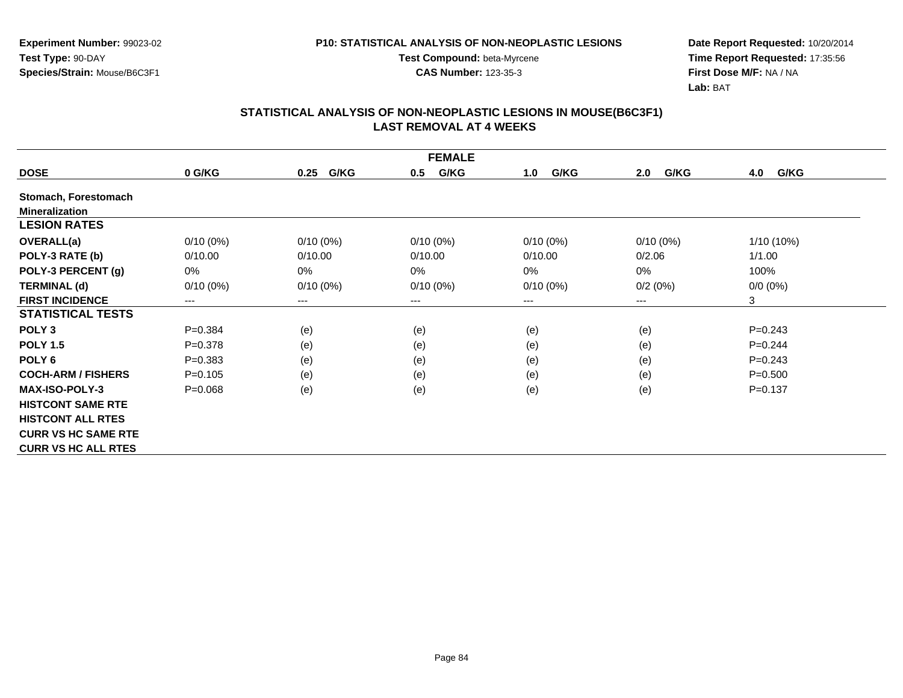**Experiment Number:** 99023-02
**Test Type:** 90-DAY
**Species/Strain:** Mouse/B6C3F1

**P10: STATISTICAL ANALYSIS OF NON-NEOPLASTIC LESIONS**
**Test Compound:** beta-Myrcene
**CAS Number:** 123-35-3

**Date Report Requested:** 10/20/2014
**Time Report Requested:** 17:35:56
**First Dose M/F:** NA / NA
**Lab:** BAT

## STATISTICAL ANALYSIS OF NON-NEOPLASTIC LESIONS IN MOUSE(B6C3F1)
## LAST REMOVAL AT 4 WEEKS

| FEMALE | | | | | | |
|---|---|---|---|---|---|---|
| **DOSE** | **0 G/KG** | **0.25 G/KG** | **0.5 G/KG** | **1.0 G/KG** | **2.0 G/KG** | **4.0 G/KG** |
| **Stomach, Forestomach** | | | | | | |
| **Mineralization** | | | | | | |
| **LESION RATES** | | | | | | |
| **OVERALL(a)** | 0/10 (0%) | 0/10 (0%) | 0/10 (0%) | 0/10 (0%) | 0/10 (0%) | 1/10 (10%) |
| **POLY-3 RATE (b)** | 0/10.00 | 0/10.00 | 0/10.00 | 0/10.00 | 0/2.06 | 1/1.00 |
| **POLY-3 PERCENT (g)** | 0% | 0% | 0% | 0% | 0% | 100% |
| **TERMINAL (d)** | 0/10 (0%) | 0/10 (0%) | 0/10 (0%) | 0/10 (0%) | 0/2 (0%) | 0/0 (0%) |
| **FIRST INCIDENCE** | --- | --- | --- | --- | --- | 3 |
| **STATISTICAL TESTS** | | | | | | |
| **POLY 3** | P=0.384 | (e) | (e) | (e) | (e) | P=0.243 |
| **POLY 1.5** | P=0.378 | (e) | (e) | (e) | (e) | P=0.244 |
| **POLY 6** | P=0.383 | (e) | (e) | (e) | (e) | P=0.243 |
| **COCH-ARM / FISHERS** | P=0.105 | (e) | (e) | (e) | (e) | P=0.500 |
| **MAX-ISO-POLY-3** | P=0.068 | (e) | (e) | (e) | (e) | P=0.137 |
| **HISTCONT SAME RTE** | | | | | | |
| **HISTCONT ALL RTES** | | | | | | |
| **CURR VS HC SAME RTE** | | | | | | |
| **CURR VS HC ALL RTES** | | | | | | |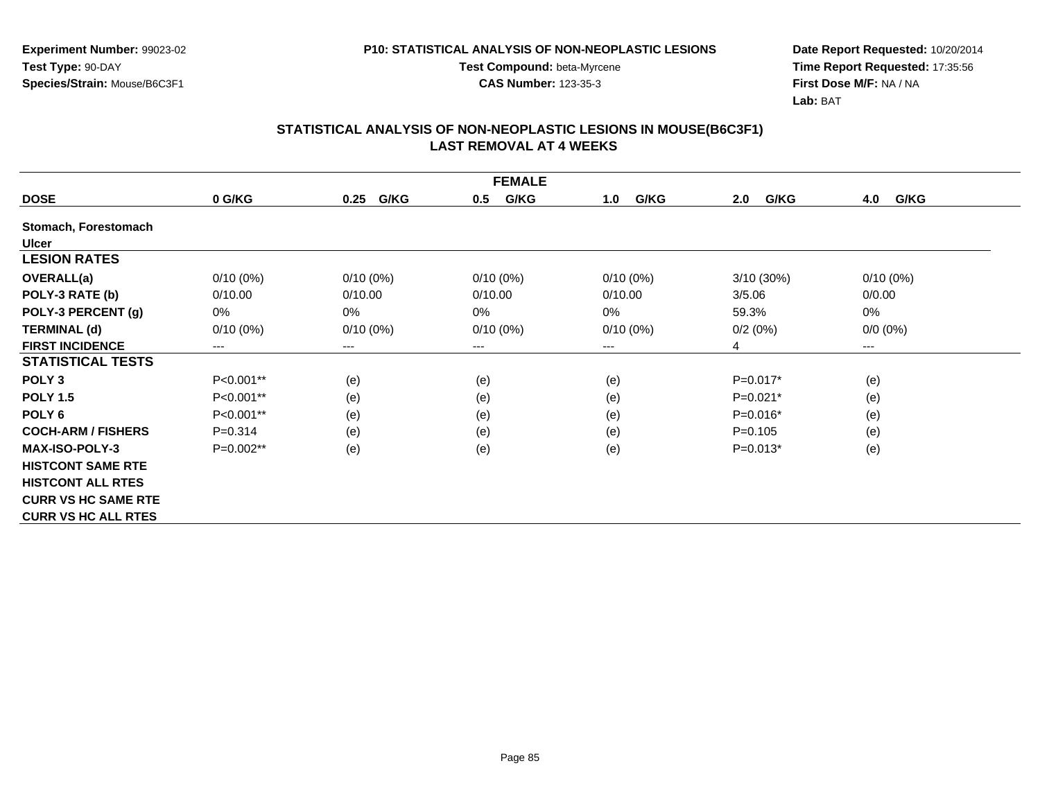**Experiment Number:** 99023-02
**Test Type:** 90-DAY
**Species/Strain:** Mouse/B6C3F1

**P10: STATISTICAL ANALYSIS OF NON-NEOPLASTIC LESIONS**
**Test Compound:** beta-Myrcene
**CAS Number:** 123-35-3

**Date Report Requested:** 10/20/2014
**Time Report Requested:** 17:35:56
**First Dose M/F:** NA / NA
**Lab:** BAT

## STATISTICAL ANALYSIS OF NON-NEOPLASTIC LESIONS IN MOUSE(B6C3F1)
## LAST REMOVAL AT 4 WEEKS

| FEMALE | | | | | | |
|---|---|---|---|---|---|---|
| **DOSE** | **0 G/KG** | **0.25 G/KG** | **0.5 G/KG** | **1.0 G/KG** | **2.0 G/KG** | **4.0 G/KG** |
| **Stomach, Forestomach** | | | | | | |
| **Ulcer** | | | | | | |
| **LESION RATES** | | | | | | |
| **OVERALL(a)** | 0/10 (0%) | 0/10 (0%) | 0/10 (0%) | 0/10 (0%) | 3/10 (30%) | 0/10 (0%) |
| **POLY-3 RATE (b)** | 0/10.00 | 0/10.00 | 0/10.00 | 0/10.00 | 3/5.06 | 0/0.00 |
| **POLY-3 PERCENT (g)** | 0% | 0% | 0% | 0% | 59.3% | 0% |
| **TERMINAL (d)** | 0/10 (0%) | 0/10 (0%) | 0/10 (0%) | 0/10 (0%) | 0/2 (0%) | 0/0 (0%) |
| **FIRST INCIDENCE** | --- | --- | --- | --- | 4 | --- |
| **STATISTICAL TESTS** | | | | | | |
| **POLY 3** | P<0.001** | (e) | (e) | (e) | P=0.017* | (e) |
| **POLY 1.5** | P<0.001** | (e) | (e) | (e) | P=0.021* | (e) |
| **POLY 6** | P<0.001** | (e) | (e) | (e) | P=0.016* | (e) |
| **COCH-ARM / FISHERS** | P=0.314 | (e) | (e) | (e) | P=0.105 | (e) |
| **MAX-ISO-POLY-3** | P=0.002** | (e) | (e) | (e) | P=0.013* | (e) |
| **HISTCONT SAME RTE** | | | | | | |
| **HISTCONT ALL RTES** | | | | | | |
| **CURR VS HC SAME RTE** | | | | | | |
| **CURR VS HC ALL RTES** | | | | | | |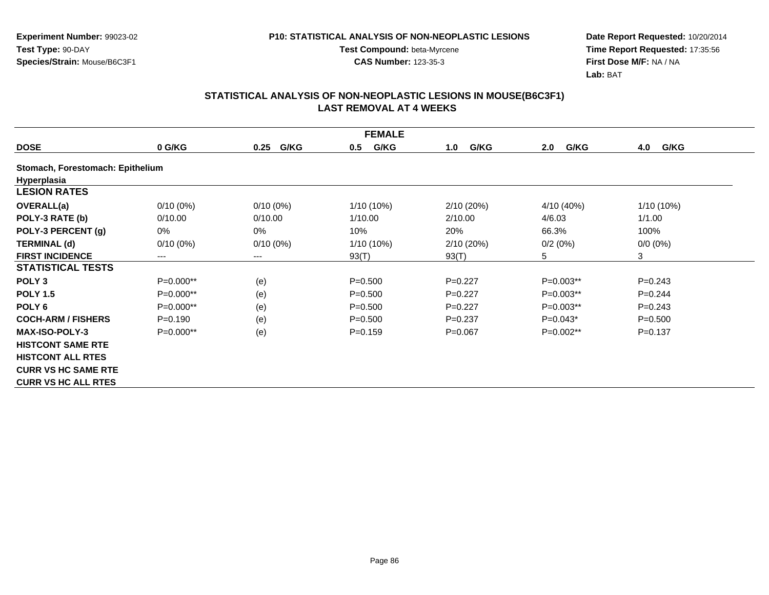**Experiment Number:** 99023-02
**Test Type:** 90-DAY
**Species/Strain:** Mouse/B6C3F1

**P10: STATISTICAL ANALYSIS OF NON-NEOPLASTIC LESIONS**
**Test Compound:** beta-Myrcene
**CAS Number:** 123-35-3

**Date Report Requested:** 10/20/2014
**Time Report Requested:** 17:35:56
**First Dose M/F:** NA / NA
**Lab:** BAT

## STATISTICAL ANALYSIS OF NON-NEOPLASTIC LESIONS IN MOUSE(B6C3F1) LAST REMOVAL AT 4 WEEKS

| FEMALE | | | | | | |
|---|---|---|---|---|---|---|
| **DOSE** | **0 G/KG** | **0.25 G/KG** | **0.5 G/KG** | **1.0 G/KG** | **2.0 G/KG** | **4.0 G/KG** |
| **Stomach, Forestomach: Epithelium** | | | | | | |
| **Hyperplasia** | | | | | | |
| **LESION RATES** | | | | | | |
| **OVERALL(a)** | 0/10 (0%) | 0/10 (0%) | 1/10 (10%) | 2/10 (20%) | 4/10 (40%) | 1/10 (10%) |
| **POLY-3 RATE (b)** | 0/10.00 | 0/10.00 | 1/10.00 | 2/10.00 | 4/6.03 | 1/1.00 |
| **POLY-3 PERCENT (g)** | 0% | 0% | 10% | 20% | 66.3% | 100% |
| **TERMINAL (d)** | 0/10 (0%) | 0/10 (0%) | 1/10 (10%) | 2/10 (20%) | 0/2 (0%) | 0/0 (0%) |
| **FIRST INCIDENCE** | --- | --- | 93(T) | 93(T) | 5 | 3 |
| **STATISTICAL TESTS** | | | | | | |
| **POLY 3** | P=0.000** | (e) | P=0.500 | P=0.227 | P=0.003** | P=0.243 |
| **POLY 1.5** | P=0.000** | (e) | P=0.500 | P=0.227 | P=0.003** | P=0.244 |
| **POLY 6** | P=0.000** | (e) | P=0.500 | P=0.227 | P=0.003** | P=0.243 |
| **COCH-ARM / FISHERS** | P=0.190 | (e) | P=0.500 | P=0.237 | P=0.043* | P=0.500 |
| **MAX-ISO-POLY-3** | P=0.000** | (e) | P=0.159 | P=0.067 | P=0.002** | P=0.137 |
| **HISTCONT SAME RTE** | | | | | | |
| **HISTCONT ALL RTES** | | | | | | |
| **CURR VS HC SAME RTE** | | | | | | |
| **CURR VS HC ALL RTES** | | | | | | |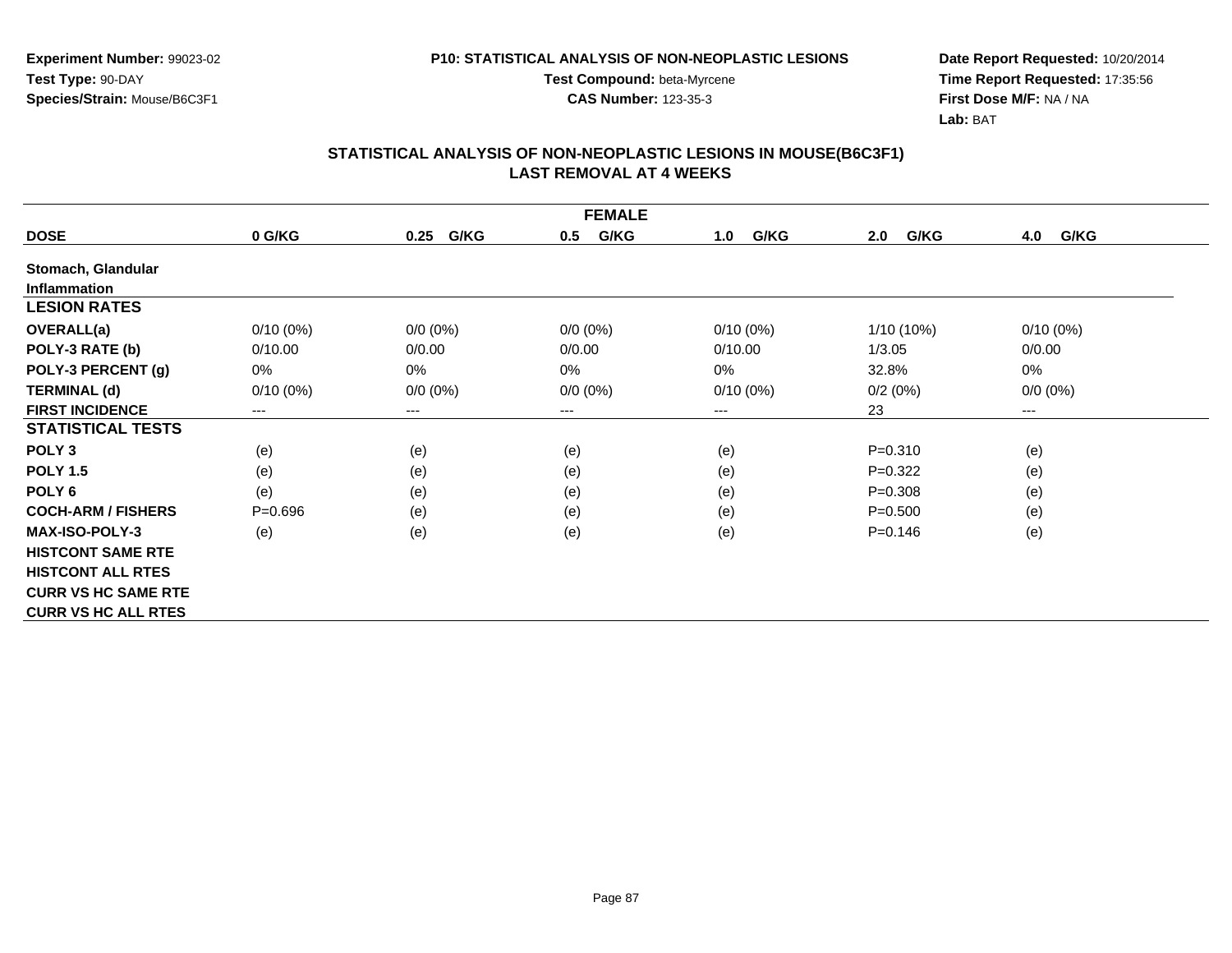**Experiment Number:** 99023-02
**Test Type:** 90-DAY
**Species/Strain:** Mouse/B6C3F1

**P10: STATISTICAL ANALYSIS OF NON-NEOPLASTIC LESIONS**
**Test Compound:** beta-Myrcene
**CAS Number:** 123-35-3

**Date Report Requested:** 10/20/2014
**Time Report Requested:** 17:35:56
**First Dose M/F:** NA / NA
**Lab:** BAT

## STATISTICAL ANALYSIS OF NON-NEOPLASTIC LESIONS IN MOUSE(B6C3F1)
## LAST REMOVAL AT 4 WEEKS

| FEMALE | | | | | | |
|---|---|---|---|---|---|---|
| **DOSE** | **0 G/KG** | **0.25 G/KG** | **0.5 G/KG** | **1.0 G/KG** | **2.0 G/KG** | **4.0 G/KG** |
| **Stomach, Glandular** | | | | | | |
| **Inflammation** | | | | | | |
| **LESION RATES** | | | | | | |
| **OVERALL(a)** | 0/10 (0%) | 0/0 (0%) | 0/0 (0%) | 0/10 (0%) | 1/10 (10%) | 0/10 (0%) |
| **POLY-3 RATE (b)** | 0/10.00 | 0/0.00 | 0/0.00 | 0/10.00 | 1/3.05 | 0/0.00 |
| **POLY-3 PERCENT (g)** | 0% | 0% | 0% | 0% | 32.8% | 0% |
| **TERMINAL (d)** | 0/10 (0%) | 0/0 (0%) | 0/0 (0%) | 0/10 (0%) | 0/2 (0%) | 0/0 (0%) |
| **FIRST INCIDENCE** | --- | --- | --- | --- | 23 | --- |
| **STATISTICAL TESTS** | | | | | | |
| **POLY 3** | (e) | (e) | (e) | (e) | P=0.310 | (e) |
| **POLY 1.5** | (e) | (e) | (e) | (e) | P=0.322 | (e) |
| **POLY 6** | (e) | (e) | (e) | (e) | P=0.308 | (e) |
| **COCH-ARM / FISHERS** | P=0.696 | (e) | (e) | (e) | P=0.500 | (e) |
| **MAX-ISO-POLY-3** | (e) | (e) | (e) | (e) | P=0.146 | (e) |
| **HISTCONT SAME RTE** | | | | | | |
| **HISTCONT ALL RTES** | | | | | | |
| **CURR VS HC SAME RTE** | | | | | | |
| **CURR VS HC ALL RTES** | | | | | | |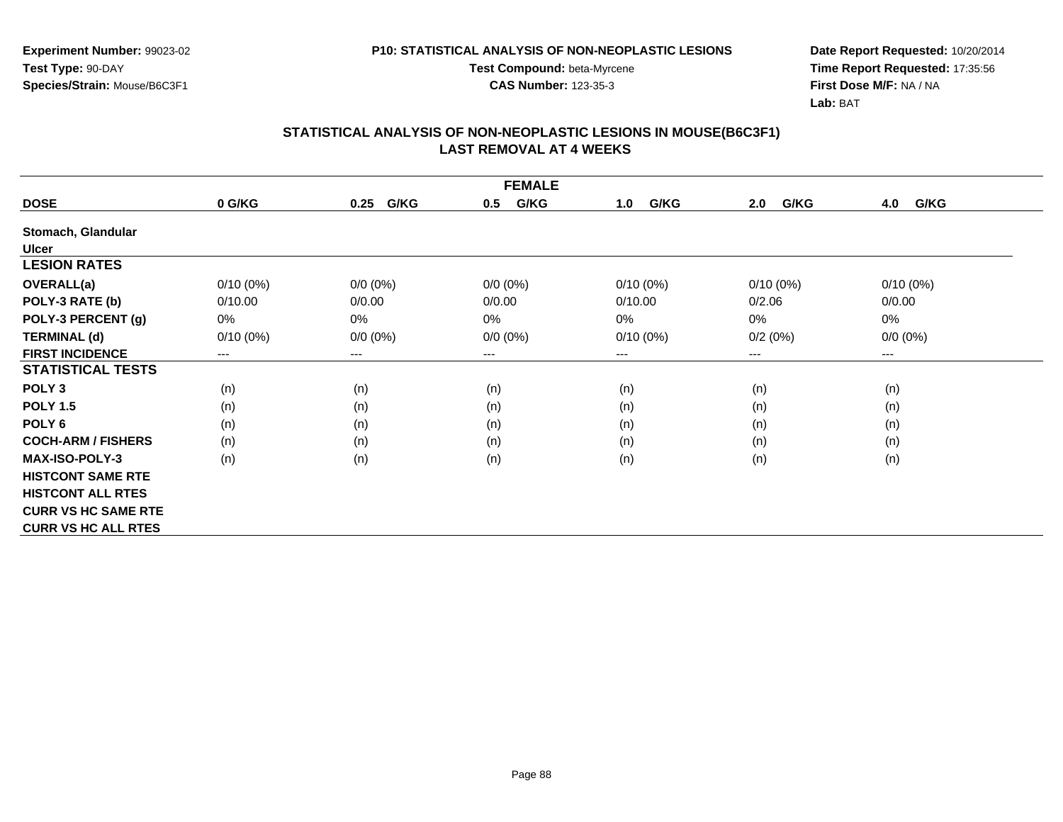**Experiment Number:** 99023-02
**Test Type:** 90-DAY
**Species/Strain:** Mouse/B6C3F1

**P10: STATISTICAL ANALYSIS OF NON-NEOPLASTIC LESIONS**
**Test Compound:** beta-Myrcene
**CAS Number:** 123-35-3

**Date Report Requested:** 10/20/2014
**Time Report Requested:** 17:35:56
**First Dose M/F:** NA / NA
**Lab:** BAT

## STATISTICAL ANALYSIS OF NON-NEOPLASTIC LESIONS IN MOUSE(B6C3F1) LAST REMOVAL AT 4 WEEKS

| FEMALE | | | | | | |
|---|---|---|---|---|---|---|
| **DOSE** | **0 G/KG** | **0.25 G/KG** | **0.5 G/KG** | **1.0 G/KG** | **2.0 G/KG** | **4.0 G/KG** |
| **Stomach, Glandular** | | | | | | |
| **Ulcer** | | | | | | |
| **LESION RATES** | | | | | | |
| **OVERALL(a)** | 0/10 (0%) | 0/0 (0%) | 0/0 (0%) | 0/10 (0%) | 0/10 (0%) | 0/10 (0%) |
| **POLY-3 RATE (b)** | 0/10.00 | 0/0.00 | 0/0.00 | 0/10.00 | 0/2.06 | 0/0.00 |
| **POLY-3 PERCENT (g)** | 0% | 0% | 0% | 0% | 0% | 0% |
| **TERMINAL (d)** | 0/10 (0%) | 0/0 (0%) | 0/0 (0%) | 0/10 (0%) | 0/2 (0%) | 0/0 (0%) |
| **FIRST INCIDENCE** | --- | --- | --- | --- | --- | --- |
| **STATISTICAL TESTS** | | | | | | |
| **POLY 3** | (n) | (n) | (n) | (n) | (n) | (n) |
| **POLY 1.5** | (n) | (n) | (n) | (n) | (n) | (n) |
| **POLY 6** | (n) | (n) | (n) | (n) | (n) | (n) |
| **COCH-ARM / FISHERS** | (n) | (n) | (n) | (n) | (n) | (n) |
| **MAX-ISO-POLY-3** | (n) | (n) | (n) | (n) | (n) | (n) |
| **HISTCONT SAME RTE** | | | | | | |
| **HISTCONT ALL RTES** | | | | | | |
| **CURR VS HC SAME RTE** | | | | | | |
| **CURR VS HC ALL RTES** | | | | | | |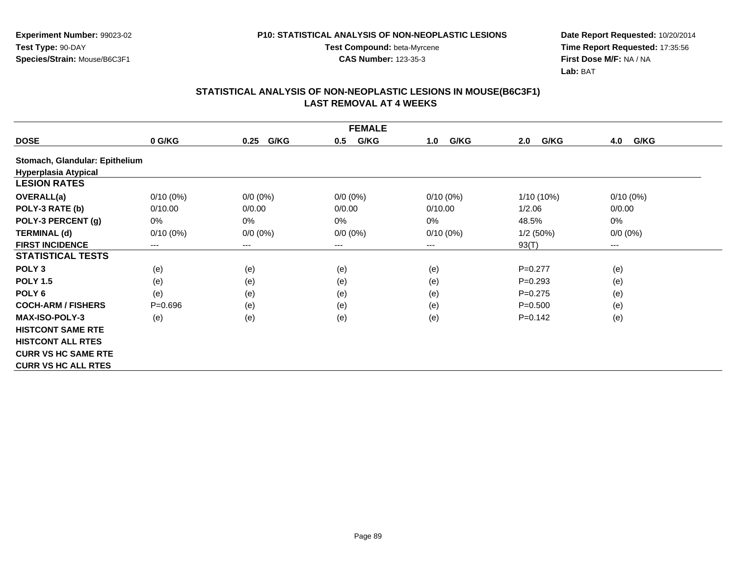**Experiment Number:** 99023-02
**Test Type:** 90-DAY
**Species/Strain:** Mouse/B6C3F1

**P10: STATISTICAL ANALYSIS OF NON-NEOPLASTIC LESIONS**
**Test Compound:** beta-Myrcene
**CAS Number:** 123-35-3

**Date Report Requested:** 10/20/2014
**Time Report Requested:** 17:35:56
**First Dose M/F:** NA / NA
**Lab:** BAT

## STATISTICAL ANALYSIS OF NON-NEOPLASTIC LESIONS IN MOUSE(B6C3F1)
## LAST REMOVAL AT 4 WEEKS

| FEMALE | | | | | | |
|---|---|---|---|---|---|---|
| **DOSE** | **0 G/KG** | **0.25 G/KG** | **0.5 G/KG** | **1.0 G/KG** | **2.0 G/KG** | **4.0 G/KG** |
| **Stomach, Glandular: Epithelium** | | | | | | |
| **Hyperplasia Atypical** | | | | | | |
| **LESION RATES** | | | | | | |
| **OVERALL(a)** | 0/10 (0%) | 0/0 (0%) | 0/0 (0%) | 0/10 (0%) | 1/10 (10%) | 0/10 (0%) |
| **POLY-3 RATE (b)** | 0/10.00 | 0/0.00 | 0/0.00 | 0/10.00 | 1/2.06 | 0/0.00 |
| **POLY-3 PERCENT (g)** | 0% | 0% | 0% | 0% | 48.5% | 0% |
| **TERMINAL (d)** | 0/10 (0%) | 0/0 (0%) | 0/0 (0%) | 0/10 (0%) | 1/2 (50%) | 0/0 (0%) |
| **FIRST INCIDENCE** | --- | --- | --- | --- | 93(T) | --- |
| **STATISTICAL TESTS** | | | | | | |
| **POLY 3** | (e) | (e) | (e) | (e) | P=0.277 | (e) |
| **POLY 1.5** | (e) | (e) | (e) | (e) | P=0.293 | (e) |
| **POLY 6** | (e) | (e) | (e) | (e) | P=0.275 | (e) |
| **COCH-ARM / FISHERS** | P=0.696 | (e) | (e) | (e) | P=0.500 | (e) |
| **MAX-ISO-POLY-3** | (e) | (e) | (e) | (e) | P=0.142 | (e) |
| **HISTCONT SAME RTE** | | | | | | |
| **HISTCONT ALL RTES** | | | | | | |
| **CURR VS HC SAME RTE** | | | | | | |
| **CURR VS HC ALL RTES** | | | | | | |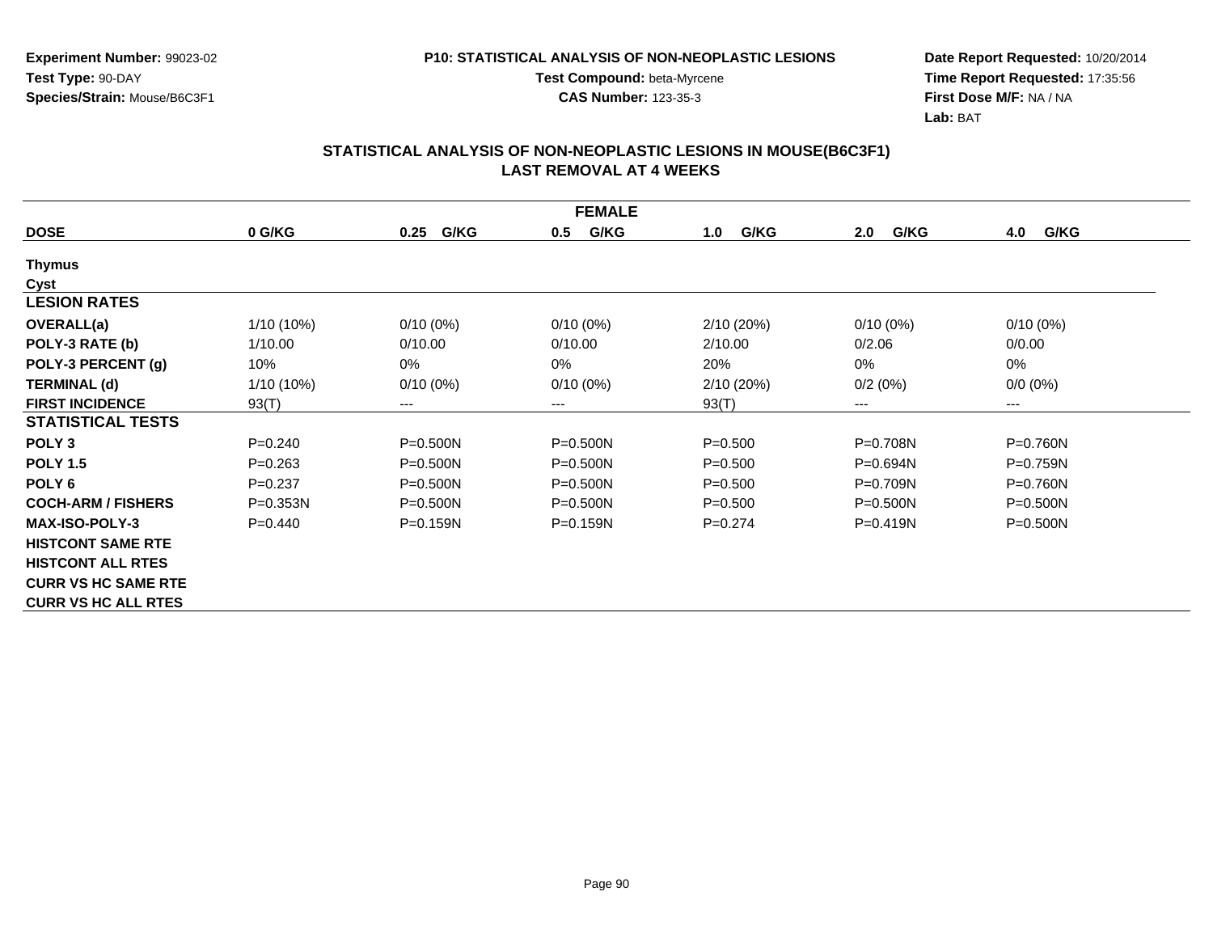Experiment Number: 99023-02
Test Type: 90-DAY
Species/Strain: Mouse/B6C3F1

P10: STATISTICAL ANALYSIS OF NON-NEOPLASTIC LESIONS
Test Compound: beta-Myrcene
CAS Number: 123-35-3

Date Report Requested: 10/20/2014
Time Report Requested: 17:35:56
First Dose M/F: NA / NA
Lab: BAT

## STATISTICAL ANALYSIS OF NON-NEOPLASTIC LESIONS IN MOUSE(B6C3F1) LAST REMOVAL AT 4 WEEKS

| FEMALE | | | | | | |
|---|---|---|---|---|---|---|
| **DOSE** | **0 G/KG** | **0.25 G/KG** | **0.5 G/KG** | **1.0 G/KG** | **2.0 G/KG** | **4.0 G/KG** |
| **Thymus** | | | | | | |
| **Cyst** | | | | | | |
| **LESION RATES** | | | | | | |
| **OVERALL(a)** | 1/10 (10%) | 0/10 (0%) | 0/10 (0%) | 2/10 (20%) | 0/10 (0%) | 0/10 (0%) |
| **POLY-3 RATE (b)** | 1/10.00 | 0/10.00 | 0/10.00 | 2/10.00 | 0/2.06 | 0/0.00 |
| **POLY-3 PERCENT (g)** | 10% | 0% | 0% | 20% | 0% | 0% |
| **TERMINAL (d)** | 1/10 (10%) | 0/10 (0%) | 0/10 (0%) | 2/10 (20%) | 0/2 (0%) | 0/0 (0%) |
| **FIRST INCIDENCE** | 93(T) | --- | --- | 93(T) | --- | --- |
| **STATISTICAL TESTS** | | | | | | |
| **POLY 3** | P=0.240 | P=0.500N | P=0.500N | P=0.500 | P=0.708N | P=0.760N |
| **POLY 1.5** | P=0.263 | P=0.500N | P=0.500N | P=0.500 | P=0.694N | P=0.759N |
| **POLY 6** | P=0.237 | P=0.500N | P=0.500N | P=0.500 | P=0.709N | P=0.760N |
| **COCH-ARM / FISHERS** | P=0.353N | P=0.500N | P=0.500N | P=0.500 | P=0.500N | P=0.500N |
| **MAX-ISO-POLY-3** | P=0.440 | P=0.159N | P=0.159N | P=0.274 | P=0.419N | P=0.500N |
| **HISTCONT SAME RTE** | | | | | | |
| **HISTCONT ALL RTES** | | | | | | |
| **CURR VS HC SAME RTE** | | | | | | |
| **CURR VS HC ALL RTES** | | | | | | |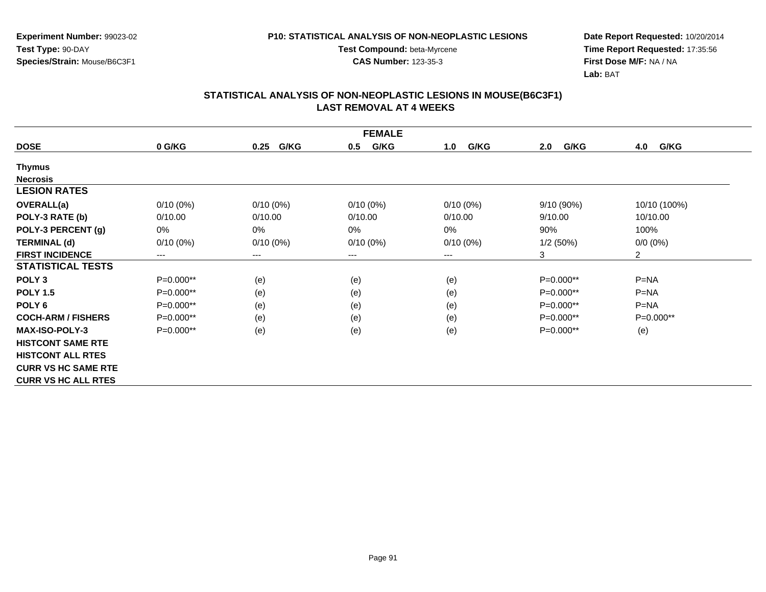**Experiment Number:** 99023-02
**Test Type:** 90-DAY
**Species/Strain:** Mouse/B6C3F1

**P10: STATISTICAL ANALYSIS OF NON-NEOPLASTIC LESIONS**
**Test Compound:** beta-Myrcene
**CAS Number:** 123-35-3

**Date Report Requested:** 10/20/2014
**Time Report Requested:** 17:35:56
**First Dose M/F:** NA / NA
**Lab:** BAT

## STATISTICAL ANALYSIS OF NON-NEOPLASTIC LESIONS IN MOUSE(B6C3F1)
## LAST REMOVAL AT 4 WEEKS

| FEMALE | | | | | | |
|---|---|---|---|---|---|---|
| **DOSE** | **0 G/KG** | **0.25 G/KG** | **0.5 G/KG** | **1.0 G/KG** | **2.0 G/KG** | **4.0 G/KG** |
| **Thymus** | | | | | | |
| **Necrosis** | | | | | | |
| **LESION RATES** | | | | | | |
| **OVERALL(a)** | 0/10 (0%) | 0/10 (0%) | 0/10 (0%) | 0/10 (0%) | 9/10 (90%) | 10/10 (100%) |
| **POLY-3 RATE (b)** | 0/10.00 | 0/10.00 | 0/10.00 | 0/10.00 | 9/10.00 | 10/10.00 |
| **POLY-3 PERCENT (g)** | 0% | 0% | 0% | 0% | 90% | 100% |
| **TERMINAL (d)** | 0/10 (0%) | 0/10 (0%) | 0/10 (0%) | 0/10 (0%) | 1/2 (50%) | 0/0 (0%) |
| **FIRST INCIDENCE** | --- | --- | --- | --- | 3 | 2 |
| **STATISTICAL TESTS** | | | | | | |
| **POLY 3** | P=0.000** | (e) | (e) | (e) | P=0.000** | P=NA |
| **POLY 1.5** | P=0.000** | (e) | (e) | (e) | P=0.000** | P=NA |
| **POLY 6** | P=0.000** | (e) | (e) | (e) | P=0.000** | P=NA |
| **COCH-ARM / FISHERS** | P=0.000** | (e) | (e) | (e) | P=0.000** | P=0.000** |
| **MAX-ISO-POLY-3** | P=0.000** | (e) | (e) | (e) | P=0.000** | (e) |
| **HISTCONT SAME RTE** | | | | | | |
| **HISTCONT ALL RTES** | | | | | | |
| **CURR VS HC SAME RTE** | | | | | | |
| **CURR VS HC ALL RTES** | | | | | | |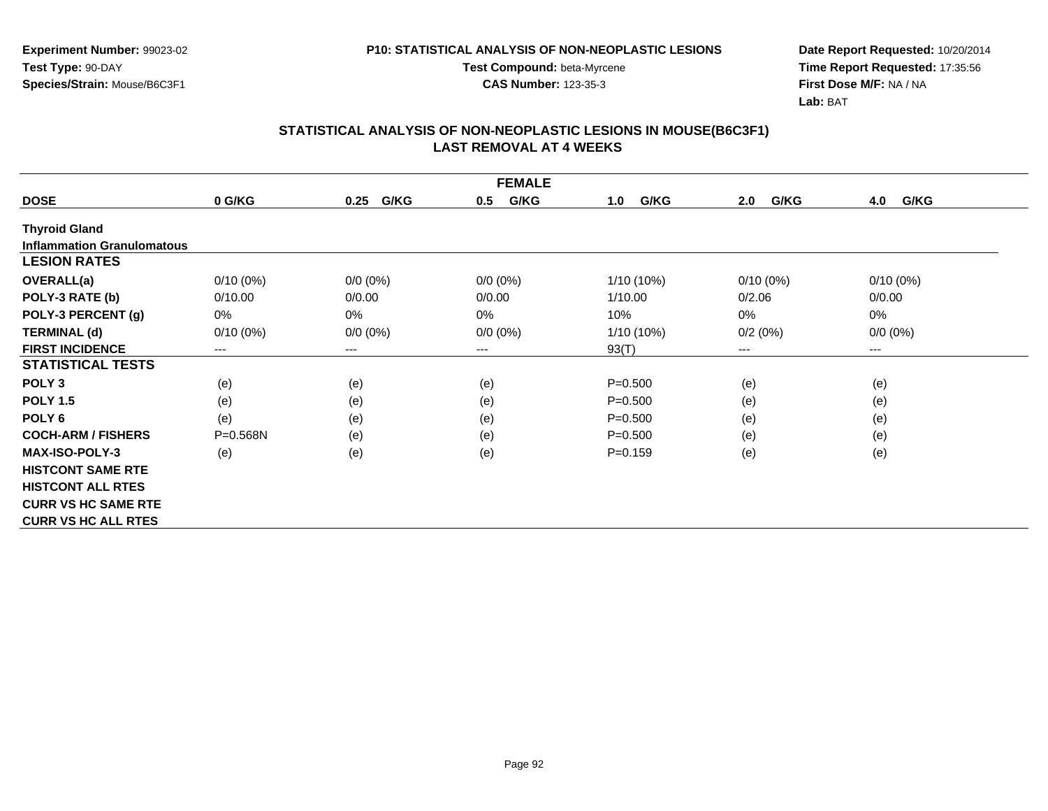**Experiment Number:** 99023-02
**Test Type:** 90-DAY
**Species/Strain:** Mouse/B6C3F1

**P10: STATISTICAL ANALYSIS OF NON-NEOPLASTIC LESIONS**
**Test Compound:** beta-Myrcene
**CAS Number:** 123-35-3

**Date Report Requested:** 10/20/2014
**Time Report Requested:** 17:35:56
**First Dose M/F:** NA / NA
**Lab:** BAT

## STATISTICAL ANALYSIS OF NON-NEOPLASTIC LESIONS IN MOUSE(B6C3F1)
## LAST REMOVAL AT 4 WEEKS

| FEMALE | | | | | | |
|---|---|---|---|---|---|---|
| **DOSE** | **0 G/KG** | **0.25 G/KG** | **0.5 G/KG** | **1.0 G/KG** | **2.0 G/KG** | **4.0 G/KG** |
| **Thyroid Gland** | | | | | | |
| **Inflammation Granulomatous** | | | | | | |
| **LESION RATES** | | | | | | |
| **OVERALL(a)** | 0/10 (0%) | 0/0 (0%) | 0/0 (0%) | 1/10 (10%) | 0/10 (0%) | 0/10 (0%) |
| **POLY-3 RATE (b)** | 0/10.00 | 0/0.00 | 0/0.00 | 1/10.00 | 0/2.06 | 0/0.00 |
| **POLY-3 PERCENT (g)** | 0% | 0% | 0% | 10% | 0% | 0% |
| **TERMINAL (d)** | 0/10 (0%) | 0/0 (0%) | 0/0 (0%) | 1/10 (10%) | 0/2 (0%) | 0/0 (0%) |
| **FIRST INCIDENCE** | --- | --- | --- | 93(T) | --- | --- |
| **STATISTICAL TESTS** | | | | | | |
| **POLY 3** | (e) | (e) | (e) | P=0.500 | (e) | (e) |
| **POLY 1.5** | (e) | (e) | (e) | P=0.500 | (e) | (e) |
| **POLY 6** | (e) | (e) | (e) | P=0.500 | (e) | (e) |
| **COCH-ARM / FISHERS** | P=0.568N | (e) | (e) | P=0.500 | (e) | (e) |
| **MAX-ISO-POLY-3** | (e) | (e) | (e) | P=0.159 | (e) | (e) |
| **HISTCONT SAME RTE** | | | | | | |
| **HISTCONT ALL RTES** | | | | | | |
| **CURR VS HC SAME RTE** | | | | | | |
| **CURR VS HC ALL RTES** | | | | | | |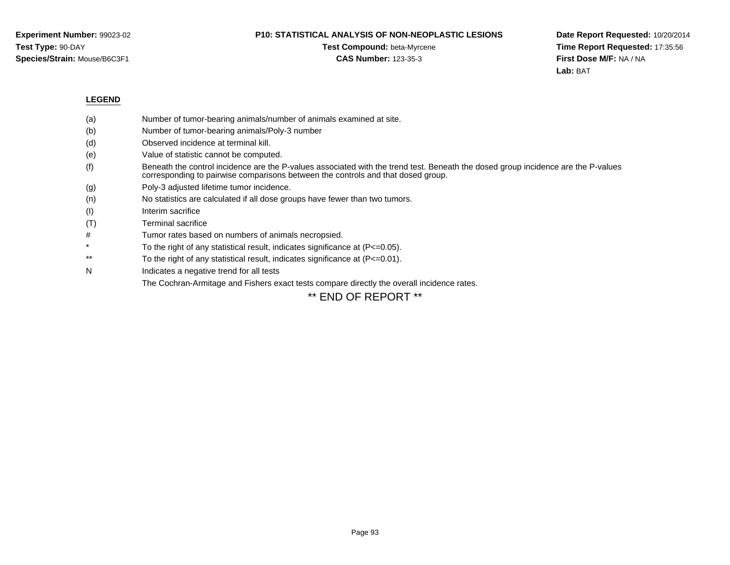**Experiment Number:** 99023-02
**Test Type:** 90-DAY
**Species/Strain:** Mouse/B6C3F1

**P10: STATISTICAL ANALYSIS OF NON-NEOPLASTIC LESIONS**
**Test Compound:** beta-Myrcene
**CAS Number:** 123-35-3

**Date Report Requested:** 10/20/2014
**Time Report Requested:** 17:35:56
**First Dose M/F:** NA / NA
**Lab:** BAT

## LEGEND

| | |
|---|---|
| (a) | Number of tumor-bearing animals/number of animals examined at site. |
| (b) | Number of tumor-bearing animals/Poly-3 number |
| (d) | Observed incidence at terminal kill. |
| (e) | Value of statistic cannot be computed. |
| (f) | Beneath the control incidence are the P-values associated with the trend test. Beneath the dosed group incidence are the P-values corresponding to pairwise comparisons between the controls and that dosed group. |
| (g) | Poly-3 adjusted lifetime tumor incidence. |
| (n) | No statistics are calculated if all dose groups have fewer than two tumors. |
| (I) | Interim sacrifice |
| (T) | Terminal sacrifice |
| # | Tumor rates based on numbers of animals necropsied. |
| * | To the right of any statistical result, indicates significance at (P<=0.05). |
| ** | To the right of any statistical result, indicates significance at (P<=0.01). |
| N | Indicates a negative trend for all tests |
| | The Cochran-Armitage and Fishers exact tests compare directly the overall incidence rates. |

** END OF REPORT **